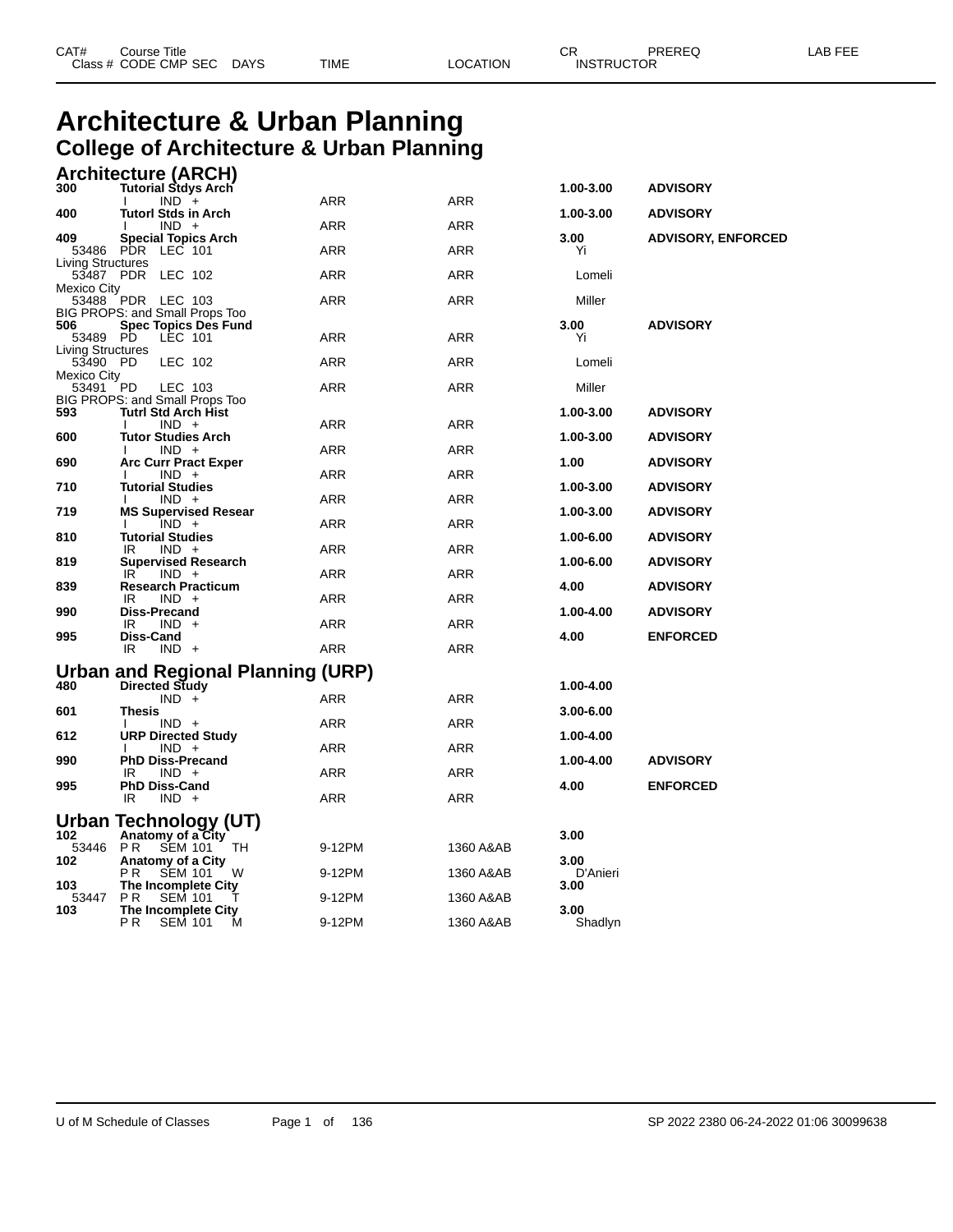| CAT# Class # | Course Title CODE CMP SEC | DAYS | TIME | LOCATION | CR INSTRUCTOR | PREREQ | LAB FEE |
|---|---|---|---|---|---|---|---|

# Architecture & Urban Planning

## College of Architecture & Urban Planning

### Architecture (ARCH)

| CAT# / Class # | Course Title / CODE CMP SEC | DAYS | TIME | LOCATION | CR / INSTRUCTOR | PREREQ | LAB FEE |
|---|---|---|---|---|---|---|---|
| **300** | **Tutorial Stdys Arch** | | | | **1.00-3.00** | **ADVISORY** | |
| | I IND + | | ARR | ARR | | | |
| **400** | **Tutorl Stds in Arch** | | | | **1.00-3.00** | **ADVISORY** | |
| | I IND + | | ARR | ARR | | | |
| **409** | **Special Topics Arch** | | | | **3.00** | **ADVISORY, ENFORCED** | |
| 53486 | PDR LEC 101 | | ARR | ARR | Yi | | |
| Living Structures | | | | | | | |
| 53487 | PDR LEC 102 | | ARR | ARR | Lomeli | | |
| Mexico City | | | | | | | |
| 53488 | PDR LEC 103 | | ARR | ARR | Miller | | |
| BIG PROPS: and Small Props Too | | | | | | | |
| **506** | **Spec Topics Des Fund** | | | | **3.00** | **ADVISORY** | |
| 53489 | PD LEC 101 | | ARR | ARR | Yi | | |
| Living Structures | | | | | | | |
| 53490 | PD LEC 102 | | ARR | ARR | Lomeli | | |
| Mexico City | | | | | | | |
| 53491 | PD LEC 103 | | ARR | ARR | Miller | | |
| BIG PROPS: and Small Props Too | | | | | | | |
| **593** | **Tutrl Std Arch Hist** | | | | **1.00-3.00** | **ADVISORY** | |
| | I IND + | | ARR | ARR | | | |
| **600** | **Tutor Studies Arch** | | | | **1.00-3.00** | **ADVISORY** | |
| | I IND + | | ARR | ARR | | | |
| **690** | **Arc Curr Pract Exper** | | | | **1.00** | **ADVISORY** | |
| | I IND + | | ARR | ARR | | | |
| **710** | **Tutorial Studies** | | | | **1.00-3.00** | **ADVISORY** | |
| | I IND + | | ARR | ARR | | | |
| **719** | **MS Supervised Resear** | | | | **1.00-3.00** | **ADVISORY** | |
| | I IND + | | ARR | ARR | | | |
| **810** | **Tutorial Studies** | | | | **1.00-6.00** | **ADVISORY** | |
| | IR IND + | | ARR | ARR | | | |
| **819** | **Supervised Research** | | | | **1.00-6.00** | **ADVISORY** | |
| | IR IND + | | ARR | ARR | | | |
| **839** | **Research Practicum** | | | | **4.00** | **ADVISORY** | |
| | IR IND + | | ARR | ARR | | | |
| **990** | **Diss-Precand** | | | | **1.00-4.00** | **ADVISORY** | |
| | IR IND + | | ARR | ARR | | | |
| **995** | **Diss-Cand** | | | | **4.00** | **ENFORCED** | |
| | IR IND + | | ARR | ARR | | | |

### Urban and Regional Planning (URP)

| CAT# / Class # | Course Title / CODE CMP SEC | DAYS | TIME | LOCATION | CR / INSTRUCTOR | PREREQ | LAB FEE |
|---|---|---|---|---|---|---|---|
| **480** | **Directed Study** | | | | **1.00-4.00** | | |
| | IND + | | ARR | ARR | | | |
| **601** | **Thesis** | | | | **3.00-6.00** | | |
| | I IND + | | ARR | ARR | | | |
| **612** | **URP Directed Study** | | | | **1.00-4.00** | | |
| | I IND + | | ARR | ARR | | | |
| **990** | **PhD Diss-Precand** | | | | **1.00-4.00** | **ADVISORY** | |
| | IR IND + | | ARR | ARR | | | |
| **995** | **PhD Diss-Cand** | | | | **4.00** | **ENFORCED** | |
| | IR IND + | | ARR | ARR | | | |

### Urban Technology (UT)

| CAT# / Class # | Course Title / CODE CMP SEC | DAYS | TIME | LOCATION | CR / INSTRUCTOR | PREREQ | LAB FEE |
|---|---|---|---|---|---|---|---|
| **102** | **Anatomy of a City** | | | | **3.00** | | |
| 53446 | P R SEM 101 | TH | 9-12PM | 1360 A&AB | | | |
| **102** | **Anatomy of a City** | | | | **3.00** | | |
| | P R SEM 101 | W | 9-12PM | 1360 A&AB | D'Anieri | | |
| **103** | **The Incomplete City** | | | | **3.00** | | |
| 53447 | P R SEM 101 | T | 9-12PM | 1360 A&AB | | | |
| **103** | **The Incomplete City** | | | | **3.00** | | |
| | P R SEM 101 | M | 9-12PM | 1360 A&AB | Shadlyn | | |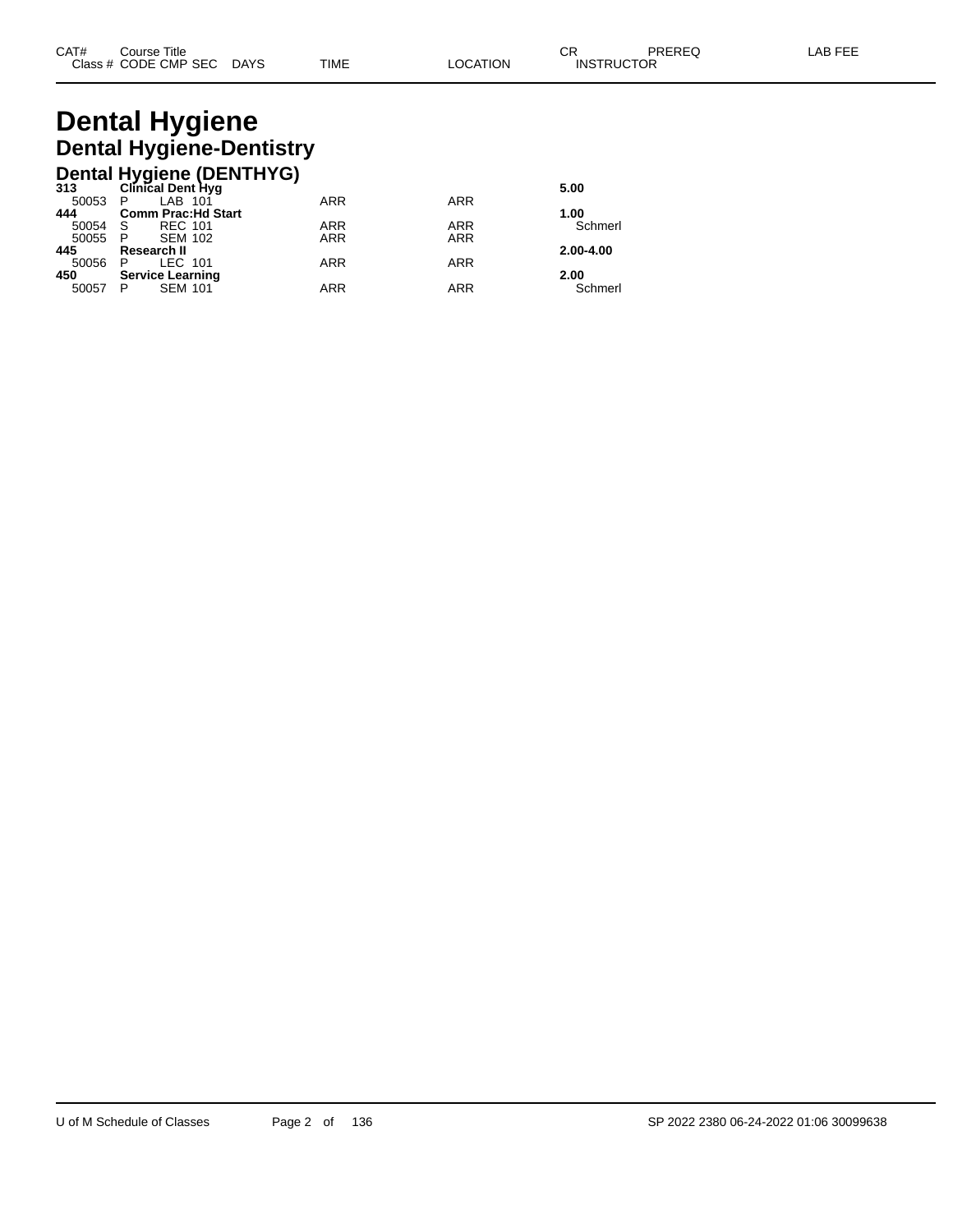# Dental Hygiene

## Dental Hygiene-Dentistry

### Dental Hygiene (DENTHYG)

| CAT# / Class # | Course Title / CODE CMP SEC | DAYS | TIME | LOCATION | CR / INSTRUCTOR | PREREQ | LAB FEE |
|---|---|---|---|---|---|---|---|
| **313** | **Clinical Dent Hyg** | | | | **5.00** | | |
| 50053 | P LAB 101 | | ARR | ARR | | | |
| **444** | **Comm Prac:Hd Start** | | | | **1.00** | | |
| 50054 | S REC 101 | | ARR | ARR | Schmerl | | |
| 50055 | P SEM 102 | | ARR | ARR | | | |
| **445** | **Research II** | | | | **2.00-4.00** | | |
| 50056 | P LEC 101 | | ARR | ARR | | | |
| **450** | **Service Learning** | | | | **2.00** | | |
| 50057 | P SEM 101 | | ARR | ARR | Schmerl | | |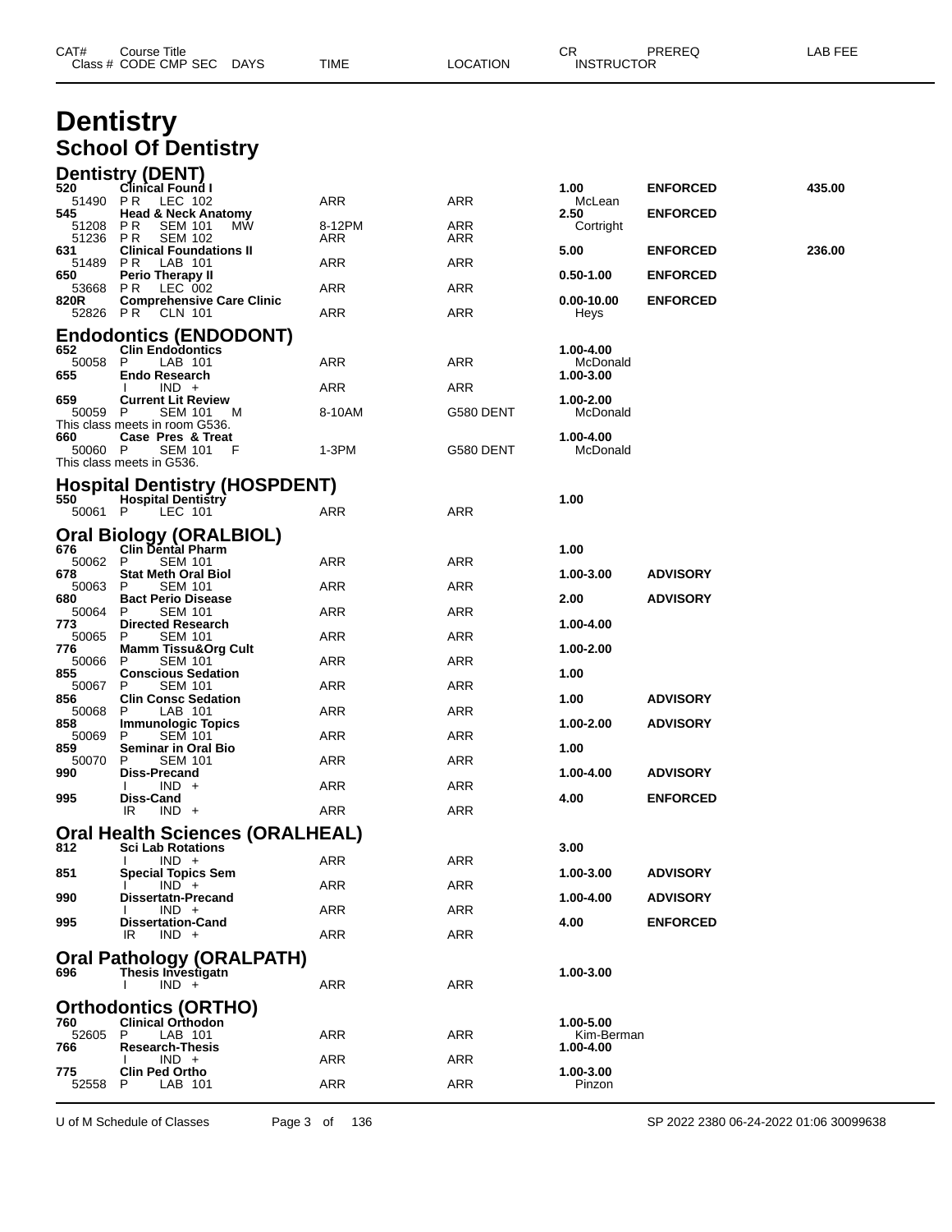# Dentistry

## School Of Dentistry

### Dentistry (DENT)

| CAT# | Class # | CODE | CMP | SEC | DAYS | TIME | LOCATION | CR / INSTRUCTOR | PREREQ | LAB FEE |
|---|---|---|---|---|---|---|---|---|---|---|
| 520 | Clinical Found I | | | | | | | 1.00 | ENFORCED | 435.00 |
| | 51490 | P R | LEC | 102 | | ARR | ARR | McLean | | |
| 545 | Head & Neck Anatomy | | | | | | | 2.50 | ENFORCED | |
| | 51208 | P R | SEM | 101 | MW | 8-12PM | ARR | Cortright | | |
| | 51236 | P R | SEM | 102 | | ARR | ARR | | | |
| 631 | Clinical Foundations II | | | | | | | 5.00 | ENFORCED | 236.00 |
| | 51489 | P R | LAB | 101 | | ARR | ARR | | | |
| 650 | Perio Therapy II | | | | | | | 0.50-1.00 | ENFORCED | |
| | 53668 | P R | LEC | 002 | | ARR | ARR | | | |
| 820R | Comprehensive Care Clinic | | | | | | | 0.00-10.00 | ENFORCED | |
| | 52826 | P R | CLN | 101 | | ARR | ARR | Heys | | |

### Endodontics (ENDODONT)

| CAT# | Class # | CODE | CMP | SEC | DAYS | TIME | LOCATION | CR / INSTRUCTOR | PREREQ | LAB FEE |
|---|---|---|---|---|---|---|---|---|---|---|
| 652 | Clin Endodontics | | | | | | | 1.00-4.00 | | |
| | 50058 | P | LAB | 101 | | ARR | ARR | McDonald | | |
| 655 | Endo Research | | | | | | | 1.00-3.00 | | |
| | | I | IND | + | | ARR | ARR | | | |
| 659 | Current Lit Review | | | | | | | 1.00-2.00 | | |
| | 50059 | P | SEM | 101 | M | 8-10AM | G580 DENT | McDonald | | |

This class meets in room G536.

| CAT# | Class # | CODE | CMP | SEC | DAYS | TIME | LOCATION | CR / INSTRUCTOR | PREREQ | LAB FEE |
|---|---|---|---|---|---|---|---|---|---|---|
| 660 | Case Pres & Treat | | | | | | | 1.00-4.00 | | |
| | 50060 | P | SEM | 101 | F | 1-3PM | G580 DENT | McDonald | | |

This class meets in G536.

### Hospital Dentistry (HOSPDENT)

| CAT# | Class # | CODE | CMP | SEC | DAYS | TIME | LOCATION | CR / INSTRUCTOR | PREREQ | LAB FEE |
|---|---|---|---|---|---|---|---|---|---|---|
| 550 | Hospital Dentistry | | | | | | | 1.00 | | |
| | 50061 | P | LEC | 101 | | ARR | ARR | | | |

### Oral Biology (ORALBIOL)

| CAT# | Class # | CODE | CMP | SEC | DAYS | TIME | LOCATION | CR / INSTRUCTOR | PREREQ | LAB FEE |
|---|---|---|---|---|---|---|---|---|---|---|
| 676 | Clin Dental Pharm | | | | | | | 1.00 | | |
| | 50062 | P | SEM | 101 | | ARR | ARR | | | |
| 678 | Stat Meth Oral Biol | | | | | | | 1.00-3.00 | ADVISORY | |
| | 50063 | P | SEM | 101 | | ARR | ARR | | | |
| 680 | Bact Perio Disease | | | | | | | 2.00 | ADVISORY | |
| | 50064 | P | SEM | 101 | | ARR | ARR | | | |
| 773 | Directed Research | | | | | | | 1.00-4.00 | | |
| | 50065 | P | SEM | 101 | | ARR | ARR | | | |
| 776 | Mamm Tissu&Org Cult | | | | | | | 1.00-2.00 | | |
| | 50066 | P | SEM | 101 | | ARR | ARR | | | |
| 855 | Conscious Sedation | | | | | | | 1.00 | | |
| | 50067 | P | SEM | 101 | | ARR | ARR | | | |
| 856 | Clin Consc Sedation | | | | | | | 1.00 | ADVISORY | |
| | 50068 | P | LAB | 101 | | ARR | ARR | | | |
| 858 | Immunologic Topics | | | | | | | 1.00-2.00 | ADVISORY | |
| | 50069 | P | SEM | 101 | | ARR | ARR | | | |
| 859 | Seminar in Oral Bio | | | | | | | 1.00 | | |
| | 50070 | P | SEM | 101 | | ARR | ARR | | | |
| 990 | Diss-Precand | | | | | | | 1.00-4.00 | ADVISORY | |
| | | I | IND | + | | ARR | ARR | | | |
| 995 | Diss-Cand | | | | | | | 4.00 | ENFORCED | |
| | | IR | IND | + | | ARR | ARR | | | |

### Oral Health Sciences (ORALHEAL)

| CAT# | Class # | CODE | CMP | SEC | DAYS | TIME | LOCATION | CR / INSTRUCTOR | PREREQ | LAB FEE |
|---|---|---|---|---|---|---|---|---|---|---|
| 812 | Sci Lab Rotations | | | | | | | 3.00 | | |
| | | I | IND | + | | ARR | ARR | | | |
| 851 | Special Topics Sem | | | | | | | 1.00-3.00 | ADVISORY | |
| | | I | IND | + | | ARR | ARR | | | |
| 990 | Dissertatn-Precand | | | | | | | 1.00-4.00 | ADVISORY | |
| | | I | IND | + | | ARR | ARR | | | |
| 995 | Dissertation-Cand | | | | | | | 4.00 | ENFORCED | |
| | | IR | IND | + | | ARR | ARR | | | |

### Oral Pathology (ORALPATH)

| CAT# | Class # | CODE | CMP | SEC | DAYS | TIME | LOCATION | CR / INSTRUCTOR | PREREQ | LAB FEE |
|---|---|---|---|---|---|---|---|---|---|---|
| 696 | Thesis Investigatn | | | | | | | 1.00-3.00 | | |
| | | I | IND | + | | ARR | ARR | | | |

### Orthodontics (ORTHO)

| CAT# | Class # | CODE | CMP | SEC | DAYS | TIME | LOCATION | CR / INSTRUCTOR | PREREQ | LAB FEE |
|---|---|---|---|---|---|---|---|---|---|---|
| 760 | Clinical Orthodon | | | | | | | 1.00-5.00 | | |
| | 52605 | P | LAB | 101 | | ARR | ARR | Kim-Berman | | |
| 766 | Research-Thesis | | | | | | | 1.00-4.00 | | |
| | | I | IND | + | | ARR | ARR | | | |
| 775 | Clin Ped Ortho | | | | | | | 1.00-3.00 | | |
| | 52558 | P | LAB | 101 | | ARR | ARR | Pinzon | | |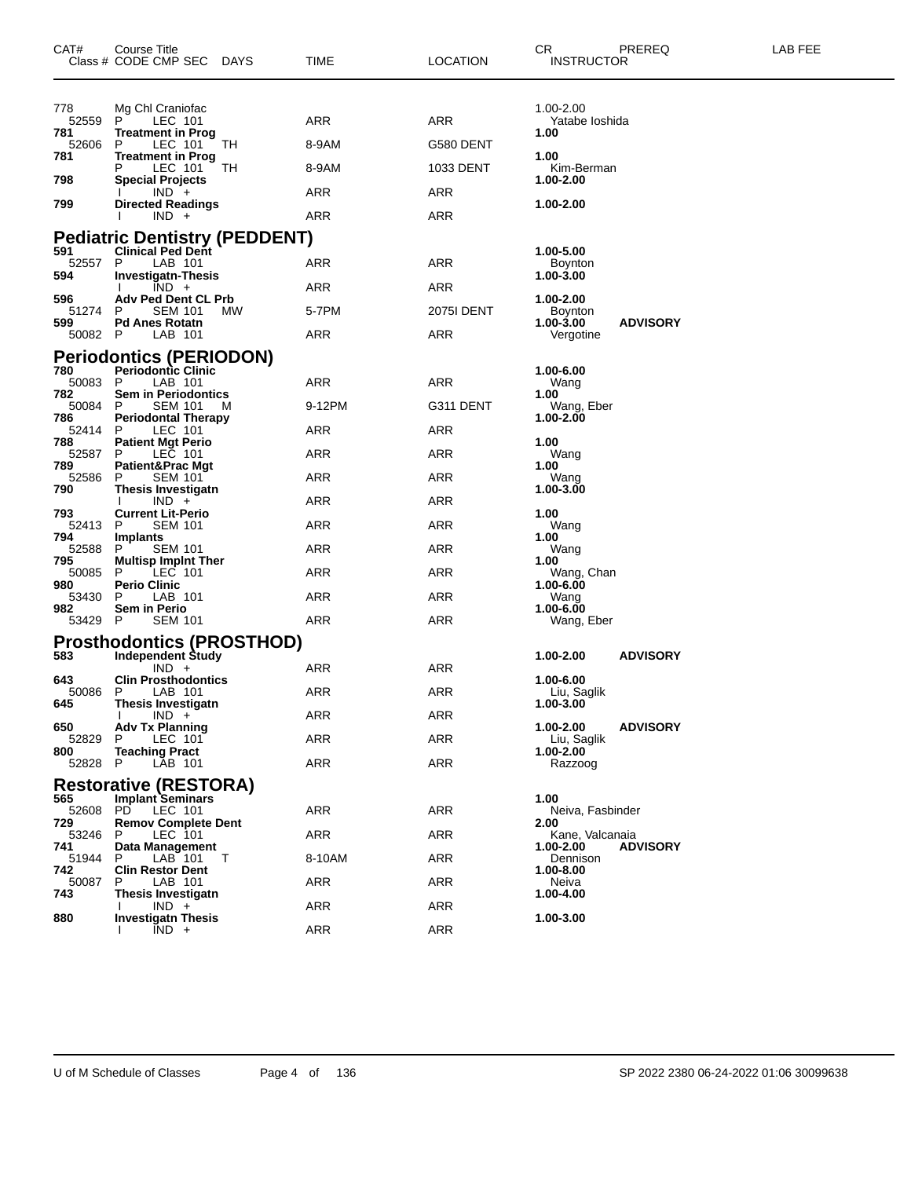| CAT# | Course Title | | | | | | | | |
|---|---|---|---|---|---|---|---|---|---|
| Class # | CODE | CMP | SEC | DAYS | TIME | LOCATION | CR / INSTRUCTOR | PREREQ | LAB FEE |
| 778 | Mg Chl Craniofac | | | | | | 1.00-2.00 | | |
| 52559 | P | LEC | 101 | | ARR | ARR | Yatabe Ioshida | | |
| **781** | **Treatment in Prog** | | | | | | **1.00** | | |
| 52606 | P | LEC | 101 | TH | 8-9AM | G580 DENT | | | |
| **781** | **Treatment in Prog** | | | | | | **1.00** | | |
| | P | LEC | 101 | TH | 8-9AM | 1033 DENT | Kim-Berman | | |
| **798** | **Special Projects** | | | | | | **1.00-2.00** | | |
| | I | IND | + | | ARR | ARR | | | |
| **799** | **Directed Readings** | | | | | | **1.00-2.00** | | |
| | I | IND | + | | ARR | ARR | | | |

## Pediatric Dentistry (PEDDENT)

| CAT# | Course Title | | | | | | | | |
|---|---|---|---|---|---|---|---|---|---|
| **591** | **Clinical Ped Dent** | | | | | | **1.00-5.00** | | |
| 52557 | P | LAB | 101 | | ARR | ARR | Boynton | | |
| **594** | **Investigatn-Thesis** | | | | | | **1.00-3.00** | | |
| | I | IND | + | | ARR | ARR | | | |
| **596** | **Adv Ped Dent CL Prb** | | | | | | **1.00-2.00** | | |
| 51274 | P | SEM | 101 | MW | 5-7PM | 2075I DENT | Boynton | | |
| **599** | **Pd Anes Rotatn** | | | | | | **1.00-3.00** | **ADVISORY** | |
| 50082 | P | LAB | 101 | | ARR | ARR | Vergotine | | |

## Periodontics (PERIODON)

| CAT# | Course Title | | | | | | | | |
|---|---|---|---|---|---|---|---|---|---|
| **780** | **Periodontic Clinic** | | | | | | **1.00-6.00** | | |
| 50083 | P | LAB | 101 | | ARR | ARR | Wang | | |
| **782** | **Sem in Periodontics** | | | | | | **1.00** | | |
| 50084 | P | SEM | 101 | M | 9-12PM | G311 DENT | Wang, Eber | | |
| **786** | **Periodontal Therapy** | | | | | | **1.00-2.00** | | |
| 52414 | P | LEC | 101 | | ARR | ARR | | | |
| **788** | **Patient Mgt Perio** | | | | | | **1.00** | | |
| 52587 | P | LEC | 101 | | ARR | ARR | Wang | | |
| **789** | **Patient&Prac Mgt** | | | | | | **1.00** | | |
| 52586 | P | SEM | 101 | | ARR | ARR | Wang | | |
| **790** | **Thesis Investigatn** | | | | | | **1.00-3.00** | | |
| | I | IND | + | | ARR | ARR | | | |
| **793** | **Current Lit-Perio** | | | | | | **1.00** | | |
| 52413 | P | SEM | 101 | | ARR | ARR | Wang | | |
| **794** | **Implants** | | | | | | **1.00** | | |
| 52588 | P | SEM | 101 | | ARR | ARR | Wang | | |
| **795** | **Multisp Implnt Ther** | | | | | | **1.00** | | |
| 50085 | P | LEC | 101 | | ARR | ARR | Wang, Chan | | |
| **980** | **Perio Clinic** | | | | | | **1.00-6.00** | | |
| 53430 | P | LAB | 101 | | ARR | ARR | Wang | | |
| **982** | **Sem in Perio** | | | | | | **1.00-6.00** | | |
| 53429 | P | SEM | 101 | | ARR | ARR | Wang, Eber | | |

## Prosthodontics (PROSTHOD)

| CAT# | Course Title | | | | | | | | |
|---|---|---|---|---|---|---|---|---|---|
| **583** | **Independent Study** | | | | | | **1.00-2.00** | **ADVISORY** | |
| | | IND | + | | ARR | ARR | | | |
| **643** | **Clin Prosthodontics** | | | | | | **1.00-6.00** | | |
| 50086 | P | LAB | 101 | | ARR | ARR | Liu, Saglik | | |
| **645** | **Thesis Investigatn** | | | | | | **1.00-3.00** | | |
| | I | IND | + | | ARR | ARR | | | |
| **650** | **Adv Tx Planning** | | | | | | **1.00-2.00** | **ADVISORY** | |
| 52829 | P | LEC | 101 | | ARR | ARR | Liu, Saglik | | |
| **800** | **Teaching Pract** | | | | | | **1.00-2.00** | | |
| 52828 | P | LAB | 101 | | ARR | ARR | Razzoog | | |

## Restorative (RESTORA)

| CAT# | Course Title | | | | | | | | |
|---|---|---|---|---|---|---|---|---|---|
| **565** | **Implant Seminars** | | | | | | **1.00** | | |
| 52608 | PD | LEC | 101 | | ARR | ARR | Neiva, Fasbinder | | |
| **729** | **Remov Complete Dent** | | | | | | **2.00** | | |
| 53246 | P | LEC | 101 | | ARR | ARR | Kane, Valcanaia | | |
| **741** | **Data Management** | | | | | | **1.00-2.00** | **ADVISORY** | |
| 51944 | P | LAB | 101 | T | 8-10AM | ARR | Dennison | | |
| **742** | **Clin Restor Dent** | | | | | | **1.00-8.00** | | |
| 50087 | P | LAB | 101 | | ARR | ARR | Neiva | | |
| **743** | **Thesis Investigatn** | | | | | | **1.00-4.00** | | |
| | I | IND | + | | ARR | ARR | | | |
| **880** | **Investigatn Thesis** | | | | | | **1.00-3.00** | | |
| | I | IND | + | | ARR | ARR | | | |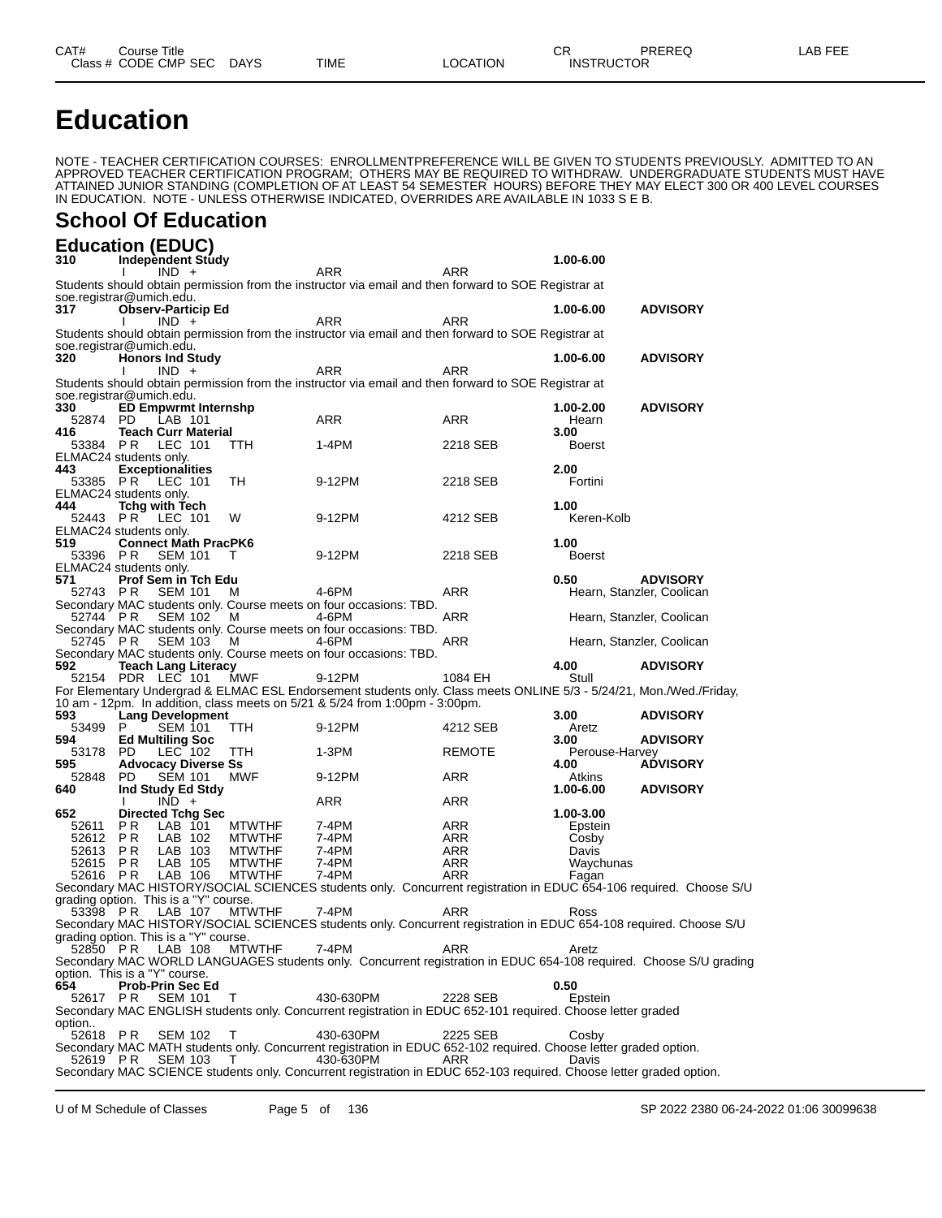# Education

NOTE - TEACHER CERTIFICATION COURSES: ENROLLMENTPREFERENCE WILL BE GIVEN TO STUDENTS PREVIOUSLY. ADMITTED TO AN APPROVED TEACHER CERTIFICATION PROGRAM; OTHERS MAY BE REQUIRED TO WITHDRAW. UNDERGRADUATE STUDENTS MUST HAVE ATTAINED JUNIOR STANDING (COMPLETION OF AT LEAST 54 SEMESTER HOURS) BEFORE THEY MAY ELECT 300 OR 400 LEVEL COURSES IN EDUCATION. NOTE - UNLESS OTHERWISE INDICATED, OVERRIDES ARE AVAILABLE IN 1033 S E B.

## School Of Education

### Education (EDUC)

| CAT# / Class # | Course Title / CODE CMP SEC | DAYS | TIME | LOCATION | CR / INSTRUCTOR | PREREQ | LAB FEE |
|---|---|---|---|---|---|---|---|
| **310** | **Independent Study** | | | | **1.00-6.00** | | |
| | I IND + | | ARR | ARR | | | |
| Students should obtain permission from the instructor via email and then forward to SOE Registrar at soe.registrar@umich.edu. | | | | | | | |
| **317** | **Observ-Particip Ed** | | | | **1.00-6.00** | **ADVISORY** | |
| | I IND + | | ARR | ARR | | | |
| Students should obtain permission from the instructor via email and then forward to SOE Registrar at soe.registrar@umich.edu. | | | | | | | |
| **320** | **Honors Ind Study** | | | | **1.00-6.00** | **ADVISORY** | |
| | I IND + | | ARR | ARR | | | |
| Students should obtain permission from the instructor via email and then forward to SOE Registrar at soe.registrar@umich.edu. | | | | | | | |
| **330** | **ED Empwrmt Internshp** | | | | **1.00-2.00** | **ADVISORY** | |
| 52874 | PD LAB 101 | | ARR | ARR | Hearn | | |
| **416** | **Teach Curr Material** | | | | **3.00** | | |
| 53384 | P R LEC 101 | TTH | 1-4PM | 2218 SEB | Boerst | | |
| ELMAC24 students only. | | | | | | | |
| **443** | **Exceptionalities** | | | | **2.00** | | |
| 53385 | P R LEC 101 | TH | 9-12PM | 2218 SEB | Fortini | | |
| ELMAC24 students only. | | | | | | | |
| **444** | **Tchg with Tech** | | | | **1.00** | | |
| 52443 | P R LEC 101 | W | 9-12PM | 4212 SEB | Keren-Kolb | | |
| ELMAC24 students only. | | | | | | | |
| **519** | **Connect Math PracPK6** | | | | **1.00** | | |
| 53396 | P R SEM 101 | T | 9-12PM | 2218 SEB | Boerst | | |
| ELMAC24 students only. | | | | | | | |
| **571** | **Prof Sem in Tch Edu** | | | | **0.50** | **ADVISORY** | |
| 52743 | P R SEM 101 | M | 4-6PM | ARR | Hearn, Stanzler, Coolican | | |
| Secondary MAC students only. Course meets on four occasions: TBD. | | | | | | | |
| 52744 | P R SEM 102 | M | 4-6PM | ARR | Hearn, Stanzler, Coolican | | |
| Secondary MAC students only. Course meets on four occasions: TBD. | | | | | | | |
| 52745 | P R SEM 103 | M | 4-6PM | ARR | Hearn, Stanzler, Coolican | | |
| Secondary MAC students only. Course meets on four occasions: TBD. | | | | | | | |
| **592** | **Teach Lang Literacy** | | | | **4.00** | **ADVISORY** | |
| 52154 | PDR LEC 101 | MWF | 9-12PM | 1084 EH | Stull | | |
| For Elementary Undergrad & ELMAC ESL Endorsement students only. Class meets ONLINE 5/3 - 5/24/21, Mon./Wed./Friday, 10 am - 12pm. In addition, class meets on 5/21 & 5/24 from 1:00pm - 3:00pm. | | | | | | | |
| **593** | **Lang Development** | | | | **3.00** | **ADVISORY** | |
| 53499 | P SEM 101 | TTH | 9-12PM | 4212 SEB | Aretz | | |
| **594** | **Ed Multiling Soc** | | | | **3.00** | **ADVISORY** | |
| 53178 | PD LEC 102 | TTH | 1-3PM | REMOTE | Perouse-Harvey | | |
| **595** | **Advocacy Diverse Ss** | | | | **4.00** | **ADVISORY** | |
| 52848 | PD SEM 101 | MWF | 9-12PM | ARR | Atkins | | |
| **640** | **Ind Study Ed Stdy** | | | | **1.00-6.00** | **ADVISORY** | |
| | I IND + | | ARR | ARR | | | |
| **652** | **Directed Tchg Sec** | | | | **1.00-3.00** | | |
| 52611 | P R LAB 101 | MTWTHF | 7-4PM | ARR | Epstein | | |
| 52612 | P R LAB 102 | MTWTHF | 7-4PM | ARR | Cosby | | |
| 52613 | P R LAB 103 | MTWTHF | 7-4PM | ARR | Davis | | |
| 52615 | P R LAB 105 | MTWTHF | 7-4PM | ARR | Waychunas | | |
| 52616 | P R LAB 106 | MTWTHF | 7-4PM | ARR | Fagan | | |
| Secondary MAC HISTORY/SOCIAL SCIENCES students only. Concurrent registration in EDUC 654-106 required. Choose S/U grading option. This is a "Y" course. | | | | | | | |
| 53398 | P R LAB 107 | MTWTHF | 7-4PM | ARR | Ross | | |
| Secondary MAC HISTORY/SOCIAL SCIENCES students only. Concurrent registration in EDUC 654-108 required. Choose S/U grading option. This is a "Y" course. | | | | | | | |
| 52850 | P R LAB 108 | MTWTHF | 7-4PM | ARR | Aretz | | |
| Secondary MAC WORLD LANGUAGES students only. Concurrent registration in EDUC 654-108 required. Choose S/U grading option. This is a "Y" course. | | | | | | | |
| **654** | **Prob-Prin Sec Ed** | | | | **0.50** | | |
| 52617 | P R SEM 101 | T | 430-630PM | 2228 SEB | Epstein | | |
| Secondary MAC ENGLISH students only. Concurrent registration in EDUC 652-101 required. Choose letter graded option.. | | | | | | | |
| 52618 | P R SEM 102 | T | 430-630PM | 2225 SEB | Cosby | | |
| Secondary MAC MATH students only. Concurrent registration in EDUC 652-102 required. Choose letter graded option. | | | | | | | |
| 52619 | P R SEM 103 | T | 430-630PM | ARR | Davis | | |
| Secondary MAC SCIENCE students only. Concurrent registration in EDUC 652-103 required. Choose letter graded option. | | | | | | | |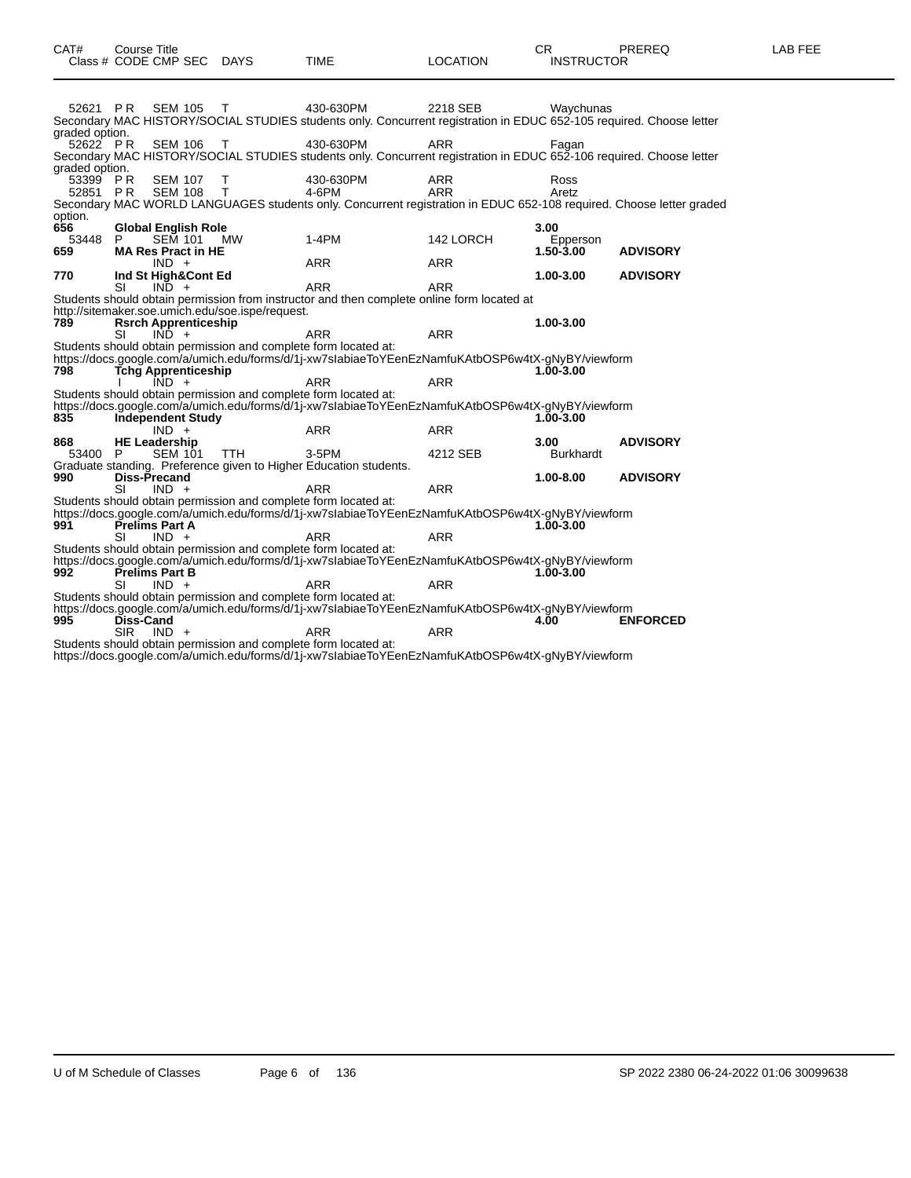| CAT# | Course Title | | | | | | CR | PREREQ | LAB FEE |
|---|---|---|---|---|---|---|---|---|---|
| Class # | CODE | CMP SEC | DAYS | TIME | LOCATION | INSTRUCTOR | | | |
| 52621 | P R | SEM 105 | T | 430-630PM | 2218 SEB | Waychunas | | | |

Secondary MAC HISTORY/SOCIAL STUDIES students only. Concurrent registration in EDUC 652-105 required. Choose letter graded option.

| Class # | CODE | CMP SEC | DAYS | TIME | LOCATION | INSTRUCTOR |
|---|---|---|---|---|---|---|
| 52622 | P R | SEM 106 | T | 430-630PM | ARR | Fagan |

Secondary MAC HISTORY/SOCIAL STUDIES students only. Concurrent registration in EDUC 652-106 required. Choose letter graded option.

| Class # | CODE | CMP SEC | DAYS | TIME | LOCATION | INSTRUCTOR |
|---|---|---|---|---|---|---|
| 53399 | P R | SEM 107 | T | 430-630PM | ARR | Ross |
| 52851 | P R | SEM 108 | T | 4-6PM | ARR | Aretz |

Secondary MAC WORLD LANGUAGES students only. Concurrent registration in EDUC 652-108 required. Choose letter graded option.

**656 Global English Role** — 3.00

| Class # | CODE | CMP SEC | DAYS | TIME | LOCATION | INSTRUCTOR |
|---|---|---|---|---|---|---|
| 53448 | P | SEM 101 | MW | 1-4PM | 142 LORCH | Epperson |

**659 MA Res Pract in HE** — 1.50-3.00 — **ADVISORY**

| CODE | CMP SEC | TIME | LOCATION |
|---|---|---|---|
| | IND + | ARR | ARR |

**770 Ind St High&Cont Ed** — 1.00-3.00 — **ADVISORY**

| CODE | CMP SEC | TIME | LOCATION |
|---|---|---|---|
| SI | IND + | ARR | ARR |

Students should obtain permission from instructor and then complete online form located at http://sitemaker.soe.umich.edu/soe.ispe/request.

**789 Rsrch Apprenticeship** — 1.00-3.00

| CODE | CMP SEC | TIME | LOCATION |
|---|---|---|---|
| SI | IND + | ARR | ARR |

Students should obtain permission and complete form located at:
https://docs.google.com/a/umich.edu/forms/d/1j-xw7sIabiaeToYEenEzNamfuKAtbOSP6w4tX-gNyBY/viewform

**798 Tchg Apprenticeship** — 1.00-3.00

| CODE | CMP SEC | TIME | LOCATION |
|---|---|---|---|
| I | IND + | ARR | ARR |

Students should obtain permission and complete form located at:
https://docs.google.com/a/umich.edu/forms/d/1j-xw7sIabiaeToYEenEzNamfuKAtbOSP6w4tX-gNyBY/viewform

**835 Independent Study** — 1.00-3.00

| CODE | CMP SEC | TIME | LOCATION |
|---|---|---|---|
| | IND + | ARR | ARR |

**868 HE Leadership** — 3.00 — **ADVISORY**

| Class # | CODE | CMP SEC | DAYS | TIME | LOCATION | INSTRUCTOR |
|---|---|---|---|---|---|---|
| 53400 | P | SEM 101 | TTH | 3-5PM | 4212 SEB | Burkhardt |

Graduate standing. Preference given to Higher Education students.

**990 Diss-Precand** — 1.00-8.00 — **ADVISORY**

| CODE | CMP SEC | TIME | LOCATION |
|---|---|---|---|
| SI | IND + | ARR | ARR |

Students should obtain permission and complete form located at:
https://docs.google.com/a/umich.edu/forms/d/1j-xw7sIabiaeToYEenEzNamfuKAtbOSP6w4tX-gNyBY/viewform

**991 Prelims Part A** — 1.00-3.00

| CODE | CMP SEC | TIME | LOCATION |
|---|---|---|---|
| SI | IND + | ARR | ARR |

Students should obtain permission and complete form located at:
https://docs.google.com/a/umich.edu/forms/d/1j-xw7sIabiaeToYEenEzNamfuKAtbOSP6w4tX-gNyBY/viewform

**992 Prelims Part B** — 1.00-3.00

| CODE | CMP SEC | TIME | LOCATION |
|---|---|---|---|
| SI | IND + | ARR | ARR |

Students should obtain permission and complete form located at:
https://docs.google.com/a/umich.edu/forms/d/1j-xw7sIabiaeToYEenEzNamfuKAtbOSP6w4tX-gNyBY/viewform

**995 Diss-Cand** — 4.00 — **ENFORCED**

| CODE | CMP SEC | TIME | LOCATION |
|---|---|---|---|
| SIR | IND + | ARR | ARR |

Students should obtain permission and complete form located at:
https://docs.google.com/a/umich.edu/forms/d/1j-xw7sIabiaeToYEenEzNamfuKAtbOSP6w4tX-gNyBY/viewform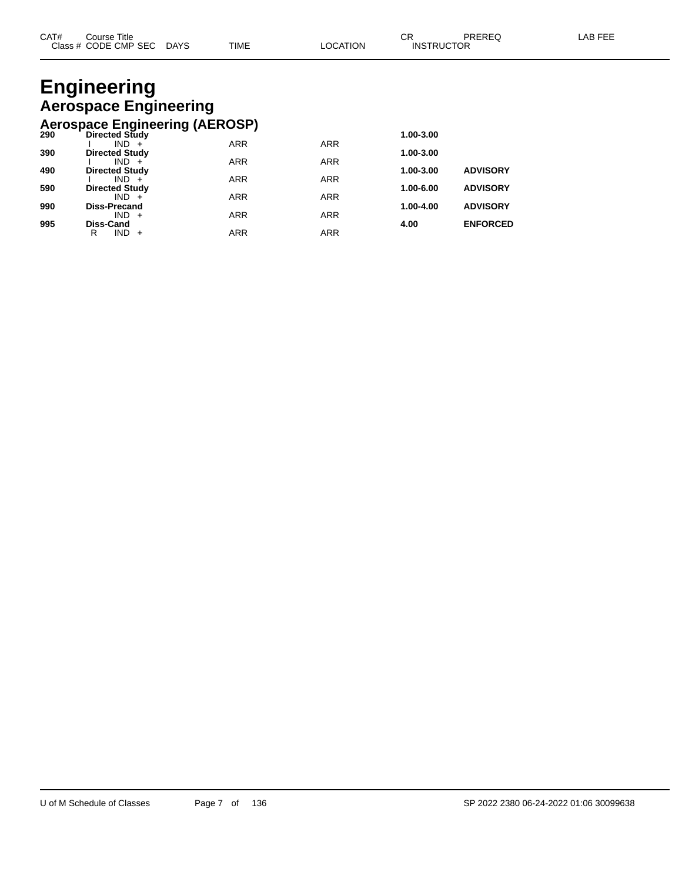| CAT# | Course Title | | | | | CR | PREREQ | LAB FEE |
|---|---|---|---|---|---|---|---|---|
| Class # | CODE CMP SEC | DAYS | TIME | LOCATION | INSTRUCTOR | | | |

# Engineering

## Aerospace Engineering

### Aerospace Engineering (AEROSP)

| CAT# | Course Title / Class # CODE CMP SEC | DAYS | TIME | LOCATION | CR | PREREQ | LAB FEE |
|---|---|---|---|---|---|---|---|
| **290** | **Directed Study** | | | | **1.00-3.00** | | |
| | I IND + | | ARR | ARR | | | |
| **390** | **Directed Study** | | | | **1.00-3.00** | | |
| | I IND + | | ARR | ARR | | | |
| **490** | **Directed Study** | | | | **1.00-3.00** | **ADVISORY** | |
| | I IND + | | ARR | ARR | | | |
| **590** | **Directed Study** | | | | **1.00-6.00** | **ADVISORY** | |
| | IND + | | ARR | ARR | | | |
| **990** | **Diss-Precand** | | | | **1.00-4.00** | **ADVISORY** | |
| | IND + | | ARR | ARR | | | |
| **995** | **Diss-Cand** | | | | **4.00** | **ENFORCED** | |
| | R IND + | | ARR | ARR | | | |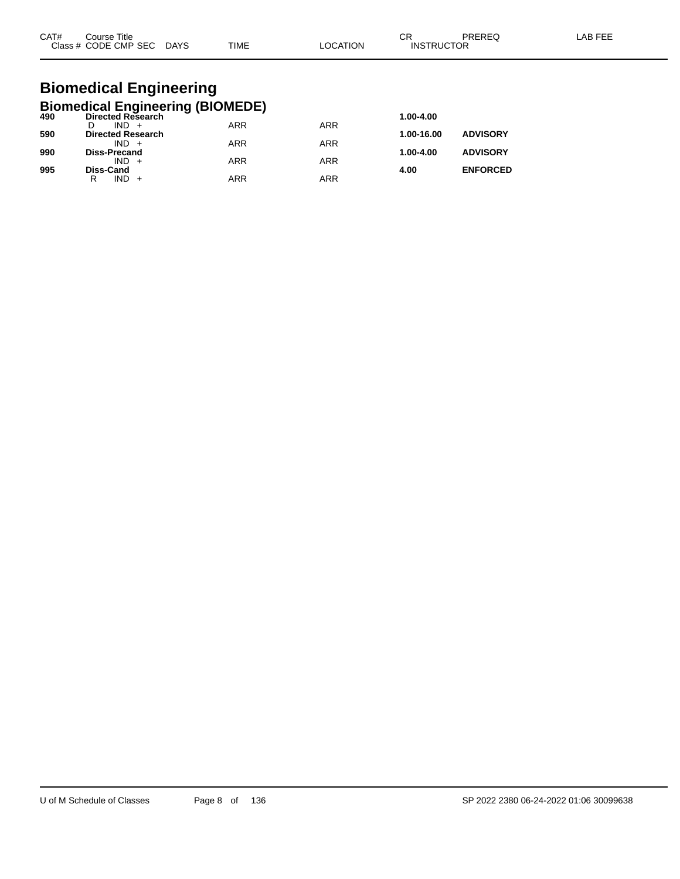| CAT# | Course Title<br>Class # CODE CMP SEC DAYS | TIME | LOCATION | CR<br>INSTRUCTOR | PREREQ | LAB FEE |
|---|---|---|---|---|---|---|

# Biomedical Engineering

## Biomedical Engineering (BIOMEDE)

| CAT# | Course Title / Class # CODE CMP SEC DAYS | TIME | LOCATION | CR | PREREQ | LAB FEE |
|---|---|---|---|---|---|---|
| **490** | **Directed Research** | | | **1.00-4.00** | | |
| | D IND + | ARR | ARR | | | |
| **590** | **Directed Research** | | | **1.00-16.00** | **ADVISORY** | |
| | IND + | ARR | ARR | | | |
| **990** | **Diss-Precand** | | | **1.00-4.00** | **ADVISORY** | |
| | IND + | ARR | ARR | | | |
| **995** | **Diss-Cand** | | | **4.00** | **ENFORCED** | |
| | R IND + | ARR | ARR | | | |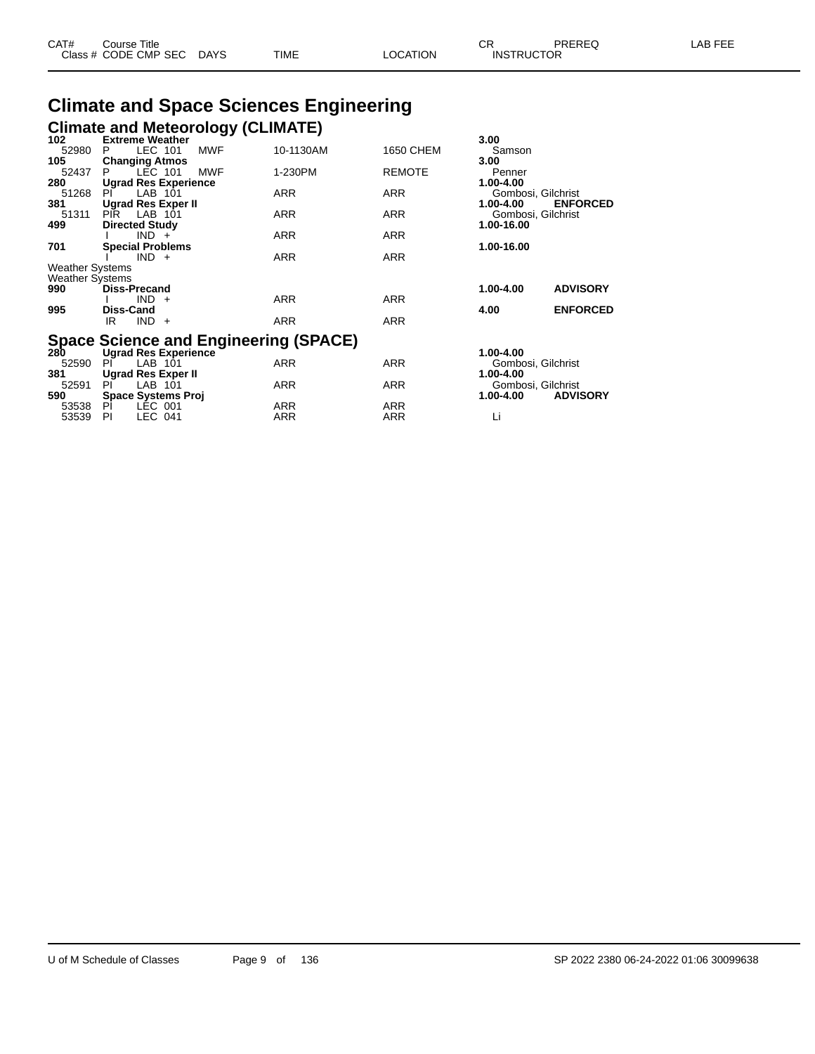| CAT# | Course Title |  |  |  |  | CR | PREREQ | LAB FEE |
|---|---|---|---|---|---|---|---|---|
| Class # | CODE CMP SEC | DAYS | TIME | LOCATION | INSTRUCTOR |  |  |  |

# Climate and Space Sciences Engineering

## Climate and Meteorology (CLIMATE)

| CAT# / Class # | CODE | CMP | SEC | DAYS | TIME | LOCATION | CR / INSTRUCTOR | PREREQ |
|---|---|---|---|---|---|---|---|---|
| **102** | **Extreme Weather** | | | | | | **3.00** | |
| 52980 | P | LEC | 101 | MWF | 10-1130AM | 1650 CHEM | Samson | |
| **105** | **Changing Atmos** | | | | | | **3.00** | |
| 52437 | P | LEC | 101 | MWF | 1-230PM | REMOTE | Penner | |
| **280** | **Ugrad Res Experience** | | | | | | **1.00-4.00** | |
| 51268 | PI | LAB | 101 | | ARR | ARR | Gombosi, Gilchrist | |
| **381** | **Ugrad Res Exper II** | | | | | | **1.00-4.00** | **ENFORCED** |
| 51311 | PIR | LAB | 101 | | ARR | ARR | Gombosi, Gilchrist | |
| **499** | **Directed Study** | | | | | | **1.00-16.00** | |
| | I | IND | + | | ARR | ARR | | |
| **701** | **Special Problems** | | | | | | **1.00-16.00** | |
| | I | IND | + | | ARR | ARR | | |
| Weather Systems | | | | | | | | |
| Weather Systems | | | | | | | | |
| **990** | **Diss-Precand** | | | | | | **1.00-4.00** | **ADVISORY** |
| | I | IND | + | | ARR | ARR | | |
| **995** | **Diss-Cand** | | | | | | **4.00** | **ENFORCED** |
| | IR | IND | + | | ARR | ARR | | |

## Space Science and Engineering (SPACE)

| CAT# / Class # | CODE | CMP | SEC | DAYS | TIME | LOCATION | CR / INSTRUCTOR | PREREQ |
|---|---|---|---|---|---|---|---|---|
| **280** | **Ugrad Res Experience** | | | | | | **1.00-4.00** | |
| 52590 | PI | LAB | 101 | | ARR | ARR | Gombosi, Gilchrist | |
| **381** | **Ugrad Res Exper II** | | | | | | **1.00-4.00** | |
| 52591 | PI | LAB | 101 | | ARR | ARR | Gombosi, Gilchrist | |
| **590** | **Space Systems Proj** | | | | | | **1.00-4.00** | **ADVISORY** |
| 53538 | PI | LEC | 001 | | ARR | ARR | | |
| 53539 | PI | LEC | 041 | | ARR | ARR | Li | |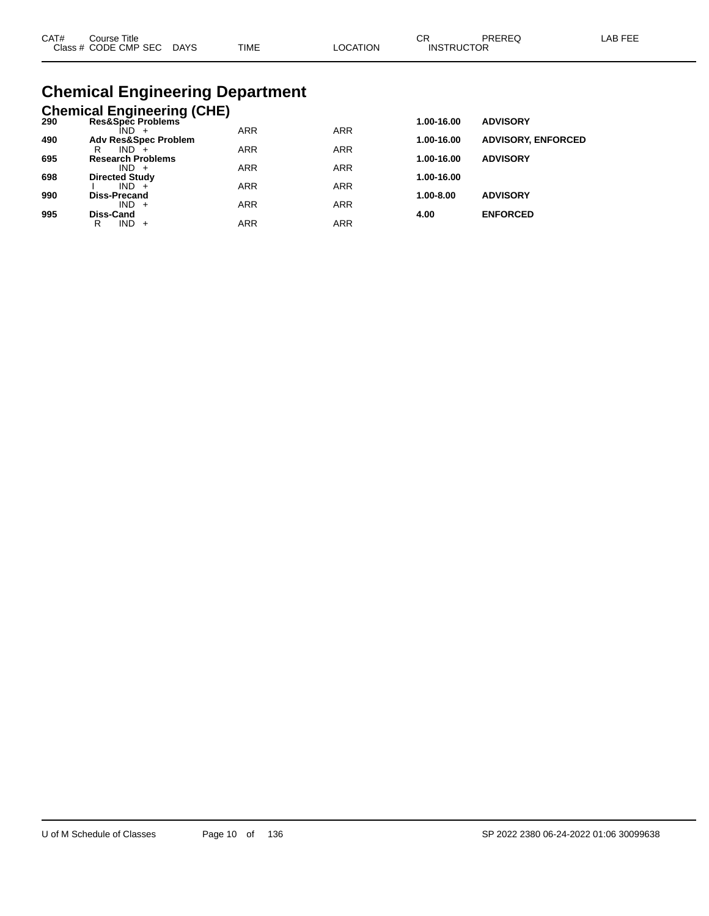# Chemical Engineering Department

## Chemical Engineering (CHE)

| CAT# | Course Title / Class # CODE CMP SEC | DAYS | TIME | LOCATION | CR | INSTRUCTOR | PREREQ | LAB FEE |
|---|---|---|---|---|---|---|---|---|
| 290 | **Res&Spec Problems** | | | | **1.00-16.00** | | **ADVISORY** | |
| | IND + | | ARR | ARR | | | | |
| 490 | **Adv Res&Spec Problem** | | | | **1.00-16.00** | | **ADVISORY, ENFORCED** | |
| | R IND + | | ARR | ARR | | | | |
| 695 | **Research Problems** | | | | **1.00-16.00** | | **ADVISORY** | |
| | IND + | | ARR | ARR | | | | |
| 698 | **Directed Study** | | | | **1.00-16.00** | | | |
| | I IND + | | ARR | ARR | | | | |
| 990 | **Diss-Precand** | | | | **1.00-8.00** | | **ADVISORY** | |
| | IND + | | ARR | ARR | | | | |
| 995 | **Diss-Cand** | | | | **4.00** | | **ENFORCED** | |
| | R IND + | | ARR | ARR | | | | |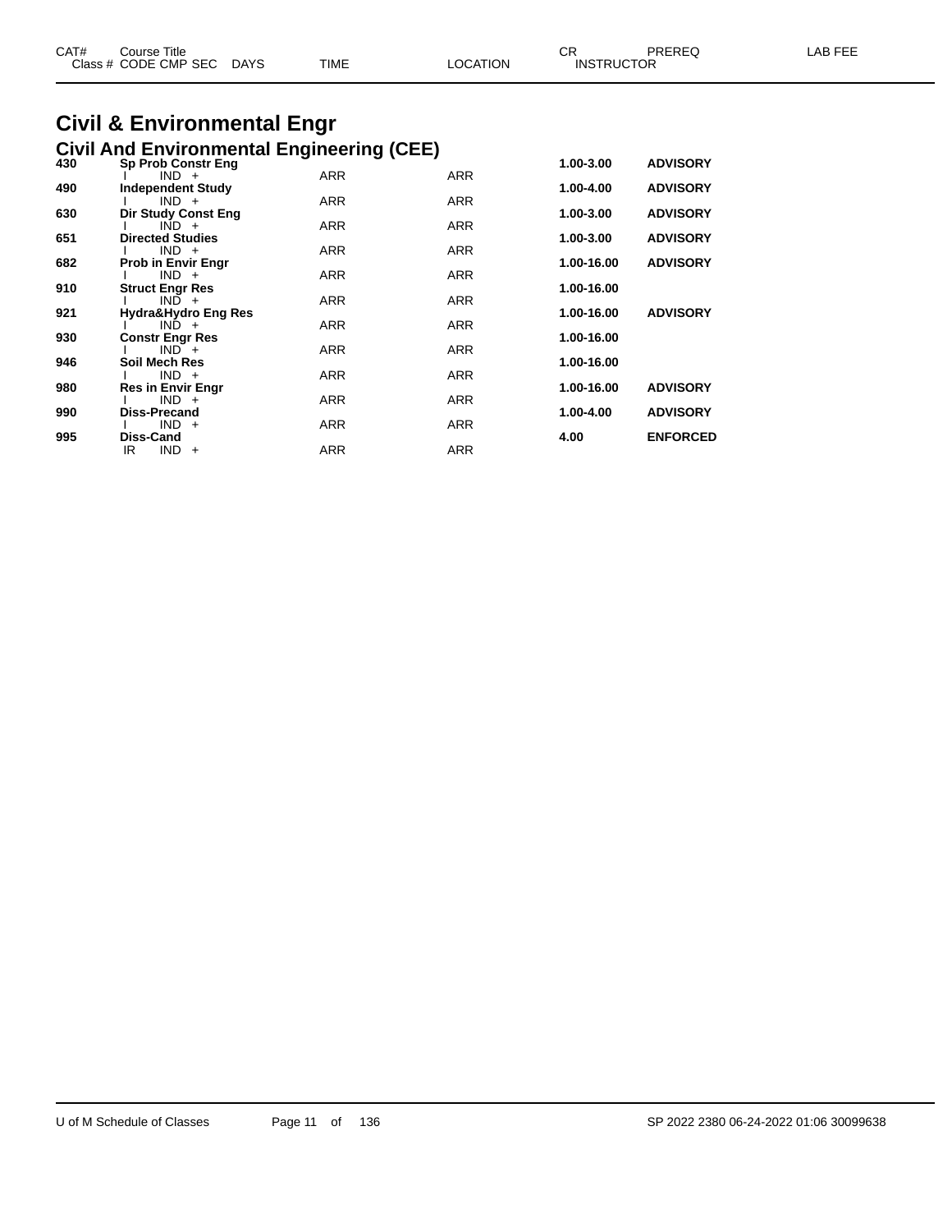| CAT# | Course Title | | | | CR | PREREQ | LAB FEE |
|---|---|---|---|---|---|---|---|
| Class # | CODE CMP SEC | DAYS | TIME | LOCATION | INSTRUCTOR | | |

# Civil & Environmental Engr

## Civil And Environmental Engineering (CEE)

| CAT# | Course Title / CODE CMP SEC | TIME | LOCATION | CR | PREREQ |
|---|---|---|---|---|---|
| **430** | **Sp Prob Constr Eng** | | | **1.00-3.00** | **ADVISORY** |
| | I IND + | ARR | ARR | | |
| **490** | **Independent Study** | | | **1.00-4.00** | **ADVISORY** |
| | I IND + | ARR | ARR | | |
| **630** | **Dir Study Const Eng** | | | **1.00-3.00** | **ADVISORY** |
| | I IND + | ARR | ARR | | |
| **651** | **Directed Studies** | | | **1.00-3.00** | **ADVISORY** |
| | I IND + | ARR | ARR | | |
| **682** | **Prob in Envir Engr** | | | **1.00-16.00** | **ADVISORY** |
| | I IND + | ARR | ARR | | |
| **910** | **Struct Engr Res** | | | **1.00-16.00** | |
| | I IND + | ARR | ARR | | |
| **921** | **Hydra&Hydro Eng Res** | | | **1.00-16.00** | **ADVISORY** |
| | I IND + | ARR | ARR | | |
| **930** | **Constr Engr Res** | | | **1.00-16.00** | |
| | I IND + | ARR | ARR | | |
| **946** | **Soil Mech Res** | | | **1.00-16.00** | |
| | I IND + | ARR | ARR | | |
| **980** | **Res in Envir Engr** | | | **1.00-16.00** | **ADVISORY** |
| | I IND + | ARR | ARR | | |
| **990** | **Diss-Precand** | | | **1.00-4.00** | **ADVISORY** |
| | I IND + | ARR | ARR | | |
| **995** | **Diss-Cand** | | | **4.00** | **ENFORCED** |
| | IR IND + | ARR | ARR | | |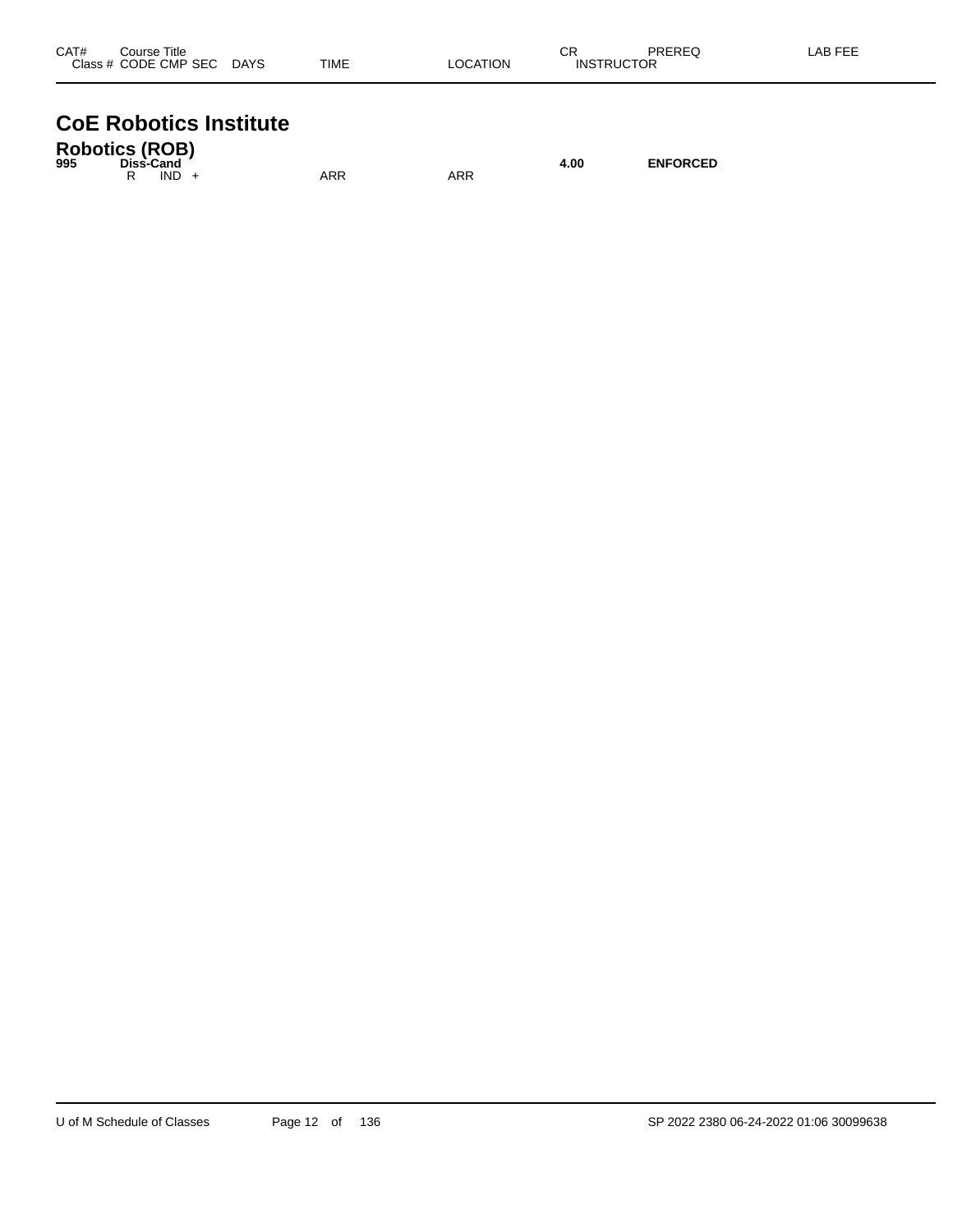| CAT# | Course Title<br>Class # CODE CMP SEC DAYS | TIME | LOCATION | CR<br>INSTRUCTOR | PREREQ | LAB FEE |
|---|---|---|---|---|---|---|

# CoE Robotics Institute

## Robotics (ROB)

| CAT# | Course Title / Class # CODE CMP SEC DAYS | TIME | LOCATION | CR / INSTRUCTOR | PREREQ | LAB FEE |
|---|---|---|---|---|---|---|
| **995** | **Diss-Cand** | | | **4.00** | **ENFORCED** | |
| | R IND + | ARR | ARR | | | |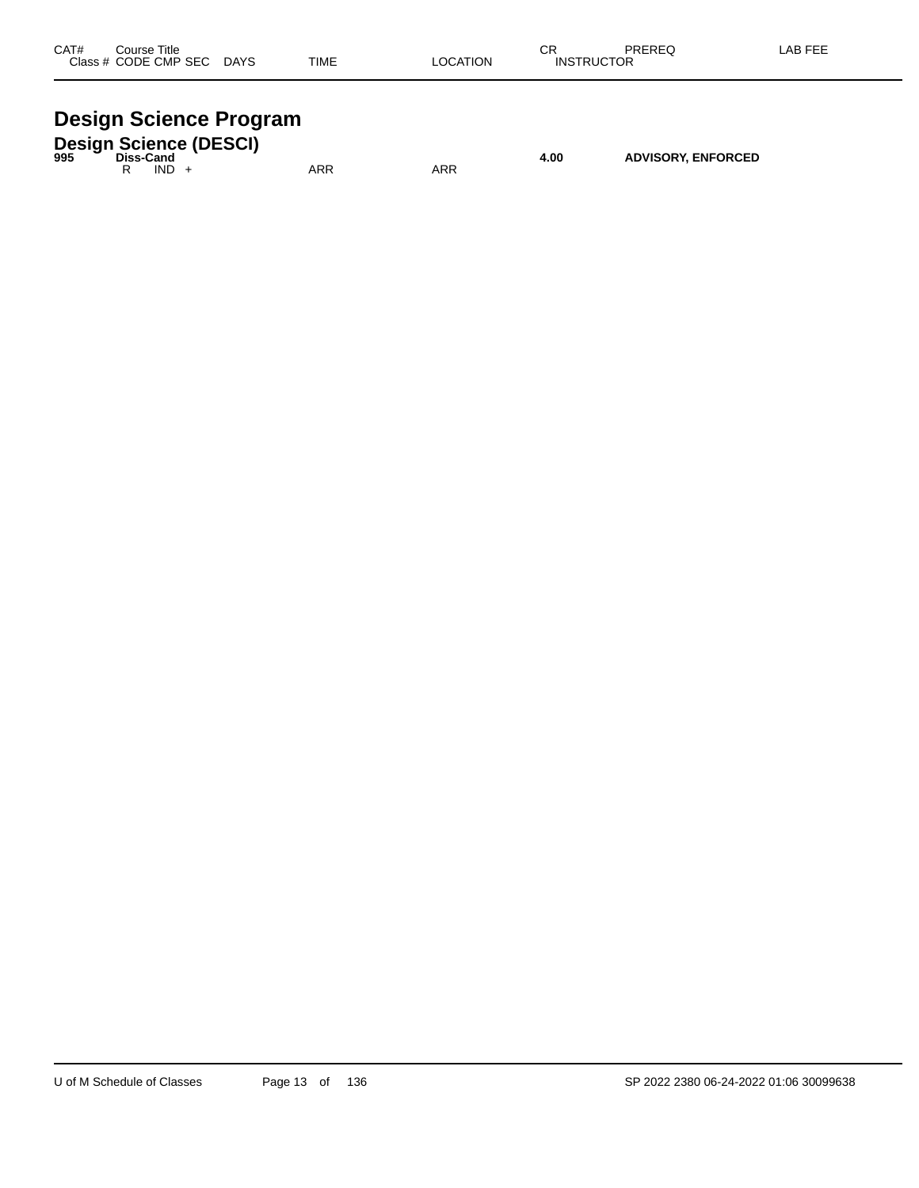| CAT# | Course Title<br>Class # CODE CMP SEC DAYS | TIME | LOCATION | CR<br>INSTRUCTOR | PREREQ | LAB FEE |
|---|---|---|---|---|---|---|

# Design Science Program

## Design Science (DESCI)

| CAT# | Course Title<br>Class # CODE CMP SEC DAYS | TIME | LOCATION | CR<br>INSTRUCTOR | PREREQ | LAB FEE |
|---|---|---|---|---|---|---|
| **995** | **Diss-Cand** | | | **4.00** | **ADVISORY, ENFORCED** | |
| | R IND + | ARR | ARR | | | |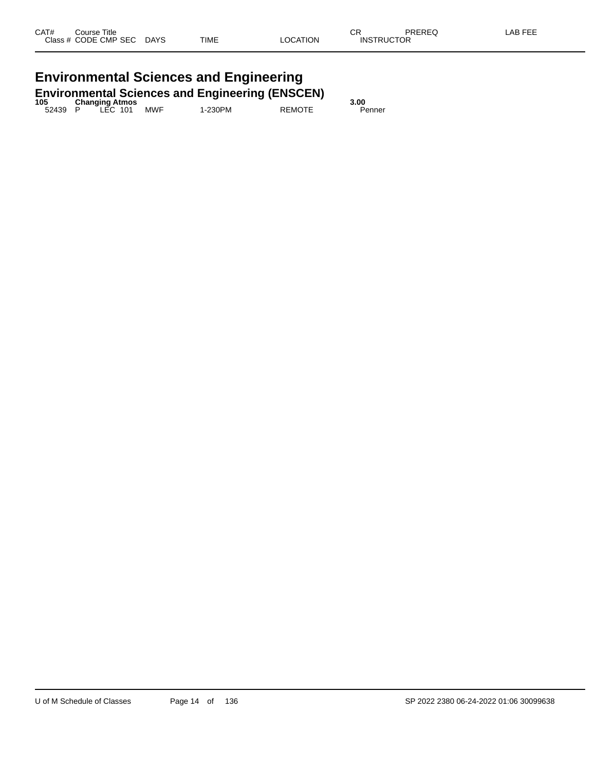| CAT# | Course Title |  |  |  |  | CR | PREREQ | LAB FEE |
|---|---|---|---|---|---|---|---|---|
| Class # | CODE | CMP SEC | DAYS | TIME | LOCATION | INSTRUCTOR |  |  |

# Environmental Sciences and Engineering

## Environmental Sciences and Engineering (ENSCEN)

| CAT# | Course Title |  |  |  |  | CR | PREREQ | LAB FEE |
|---|---|---|---|---|---|---|---|---|
| **105** | **Changing Atmos** |  |  |  |  | **3.00** |  |  |
| 52439 | P | LEC 101 | MWF | 1-230PM | REMOTE | Penner |  |  |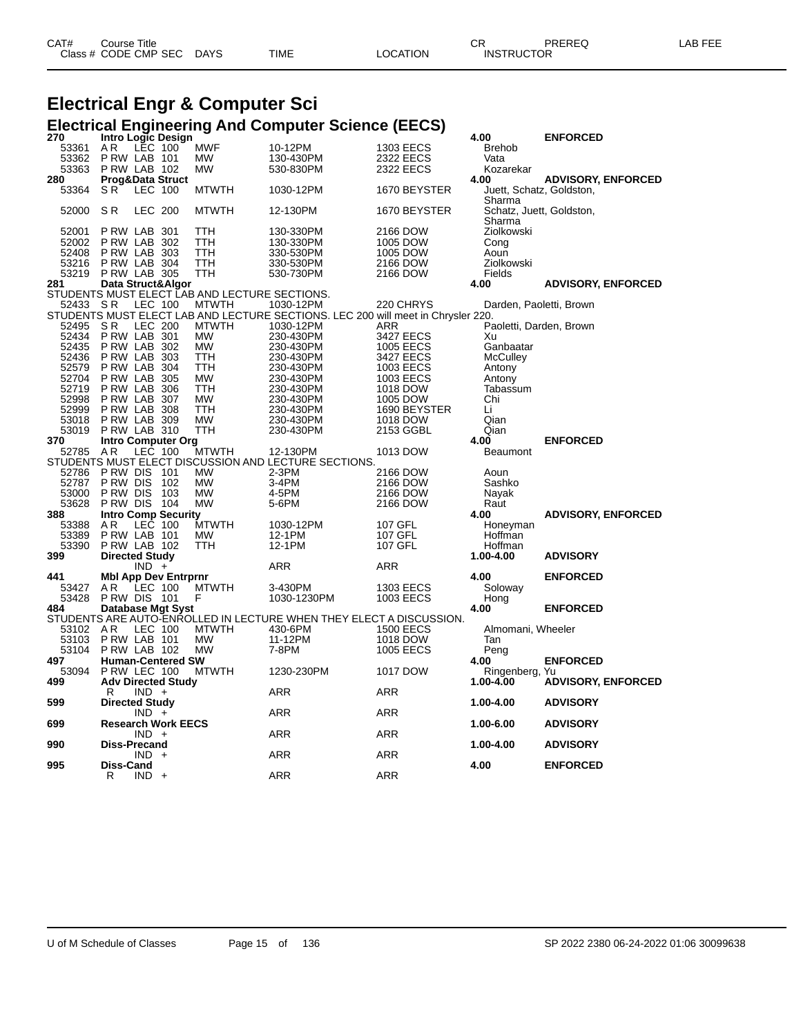# Electrical Engr & Computer Sci

## Electrical Engineering And Computer Science (EECS)

| CAT# / Class # | Course Title / CODE CMP SEC | DAYS | TIME | LOCATION | CR / INSTRUCTOR | PREREQ | LAB FEE |
|---|---|---|---|---|---|---|---|
| **270** | **Intro Logic Design** | | | | **4.00** | **ENFORCED** | |
| 53361 | A R LEC 100 | MWF | 10-12PM | 1303 EECS | Brehob | | |
| 53362 | P RW LAB 101 | MW | 130-430PM | 2322 EECS | Vata | | |
| 53363 | P RW LAB 102 | MW | 530-830PM | 2322 EECS | Kozarekar | | |
| **280** | **Prog&Data Struct** | | | | **4.00** | **ADVISORY, ENFORCED** | |
| 53364 | S R LEC 100 | MTWTH | 1030-12PM | 1670 BEYSTER | Juett, Schatz, Goldston, Sharma | | |
| 52000 | S R LEC 200 | MTWTH | 12-130PM | 1670 BEYSTER | Schatz, Juett, Goldston, Sharma | | |
| 52001 | P RW LAB 301 | TTH | 130-330PM | 2166 DOW | Ziolkowski | | |
| 52002 | P RW LAB 302 | TTH | 130-330PM | 1005 DOW | Cong | | |
| 52408 | P RW LAB 303 | TTH | 330-530PM | 1005 DOW | Aoun | | |
| 53216 | P RW LAB 304 | TTH | 330-530PM | 2166 DOW | Ziolkowski | | |
| 53219 | P RW LAB 305 | TTH | 530-730PM | 2166 DOW | Fields | | |
| **281** | **Data Struct&Algor** | | | | **4.00** | **ADVISORY, ENFORCED** | |
| | STUDENTS MUST ELECT LAB AND LECTURE SECTIONS. | | | | | | |
| 52433 | S R LEC 100 | MTWTH | 1030-12PM | 220 CHRYS | Darden, Paoletti, Brown | | |
| | STUDENTS MUST ELECT LAB AND LECTURE SECTIONS. LEC 200 will meet in Chrysler 220. | | | | | | |
| 52495 | S R LEC 200 | MTWTH | 1030-12PM | ARR | Paoletti, Darden, Brown | | |
| 52434 | P RW LAB 301 | MW | 230-430PM | 3427 EECS | Xu | | |
| 52435 | P RW LAB 302 | MW | 230-430PM | 1005 EECS | Ganbaatar | | |
| 52436 | P RW LAB 303 | TTH | 230-430PM | 3427 EECS | McCulley | | |
| 52579 | P RW LAB 304 | TTH | 230-430PM | 1003 EECS | Antony | | |
| 52704 | P RW LAB 305 | MW | 230-430PM | 1003 EECS | Antony | | |
| 52719 | P RW LAB 306 | TTH | 230-430PM | 1018 DOW | Tabassum | | |
| 52998 | P RW LAB 307 | MW | 230-430PM | 1005 DOW | Chi | | |
| 52999 | P RW LAB 308 | TTH | 230-430PM | 1690 BEYSTER | Li | | |
| 53018 | P RW LAB 309 | MW | 230-430PM | 1018 DOW | Qian | | |
| 53019 | P RW LAB 310 | TTH | 230-430PM | 2153 GGBL | Qian | | |
| **370** | **Intro Computer Org** | | | | **4.00** | **ENFORCED** | |
| 52785 | A R LEC 100 | MTWTH | 12-130PM | 1013 DOW | Beaumont | | |
| | STUDENTS MUST ELECT DISCUSSION AND LECTURE SECTIONS. | | | | | | |
| 52786 | P RW DIS 101 | MW | 2-3PM | 2166 DOW | Aoun | | |
| 52787 | P RW DIS 102 | MW | 3-4PM | 2166 DOW | Sashko | | |
| 53000 | P RW DIS 103 | MW | 4-5PM | 2166 DOW | Nayak | | |
| 53628 | P RW DIS 104 | MW | 5-6PM | 2166 DOW | Raut | | |
| **388** | **Intro Comp Security** | | | | **4.00** | **ADVISORY, ENFORCED** | |
| 53388 | A R LEC 100 | MTWTH | 1030-12PM | 107 GFL | Honeyman | | |
| 53389 | P RW LAB 101 | MW | 12-1PM | 107 GFL | Hoffman | | |
| 53390 | P RW LAB 102 | TTH | 12-1PM | 107 GFL | Hoffman | | |
| **399** | **Directed Study** | | | | **1.00-4.00** | **ADVISORY** | |
| | IND + | | ARR | ARR | | | |
| **441** | **Mbl App Dev Entrprnr** | | | | **4.00** | **ENFORCED** | |
| 53427 | A R LEC 100 | MTWTH | 3-430PM | 1303 EECS | Soloway | | |
| 53428 | P RW DIS 101 | F | 1030-1230PM | 1003 EECS | Hong | | |
| **484** | **Database Mgt Syst** | | | | **4.00** | **ENFORCED** | |
| | STUDENTS ARE AUTO-ENROLLED IN LECTURE WHEN THEY ELECT A DISCUSSION. | | | | | | |
| 53102 | A R LEC 100 | MTWTH | 430-6PM | 1500 EECS | Almomani, Wheeler | | |
| 53103 | P RW LAB 101 | MW | 11-12PM | 1018 DOW | Tan | | |
| 53104 | P RW LAB 102 | MW | 7-8PM | 1005 EECS | Peng | | |
| **497** | **Human-Centered SW** | | | | **4.00** | **ENFORCED** | |
| 53094 | P RW LEC 100 | MTWTH | 1230-230PM | 1017 DOW | Ringenberg, Yu | | |
| **499** | **Adv Directed Study** | | | | **1.00-4.00** | **ADVISORY, ENFORCED** | |
| | R IND + | | ARR | ARR | | | |
| **599** | **Directed Study** | | | | **1.00-4.00** | **ADVISORY** | |
| | IND + | | ARR | ARR | | | |
| **699** | **Research Work EECS** | | | | **1.00-6.00** | **ADVISORY** | |
| | IND + | | ARR | ARR | | | |
| **990** | **Diss-Precand** | | | | **1.00-4.00** | **ADVISORY** | |
| | IND + | | ARR | ARR | | | |
| **995** | **Diss-Cand** | | | | **4.00** | **ENFORCED** | |
| | R IND + | | ARR | ARR | | | |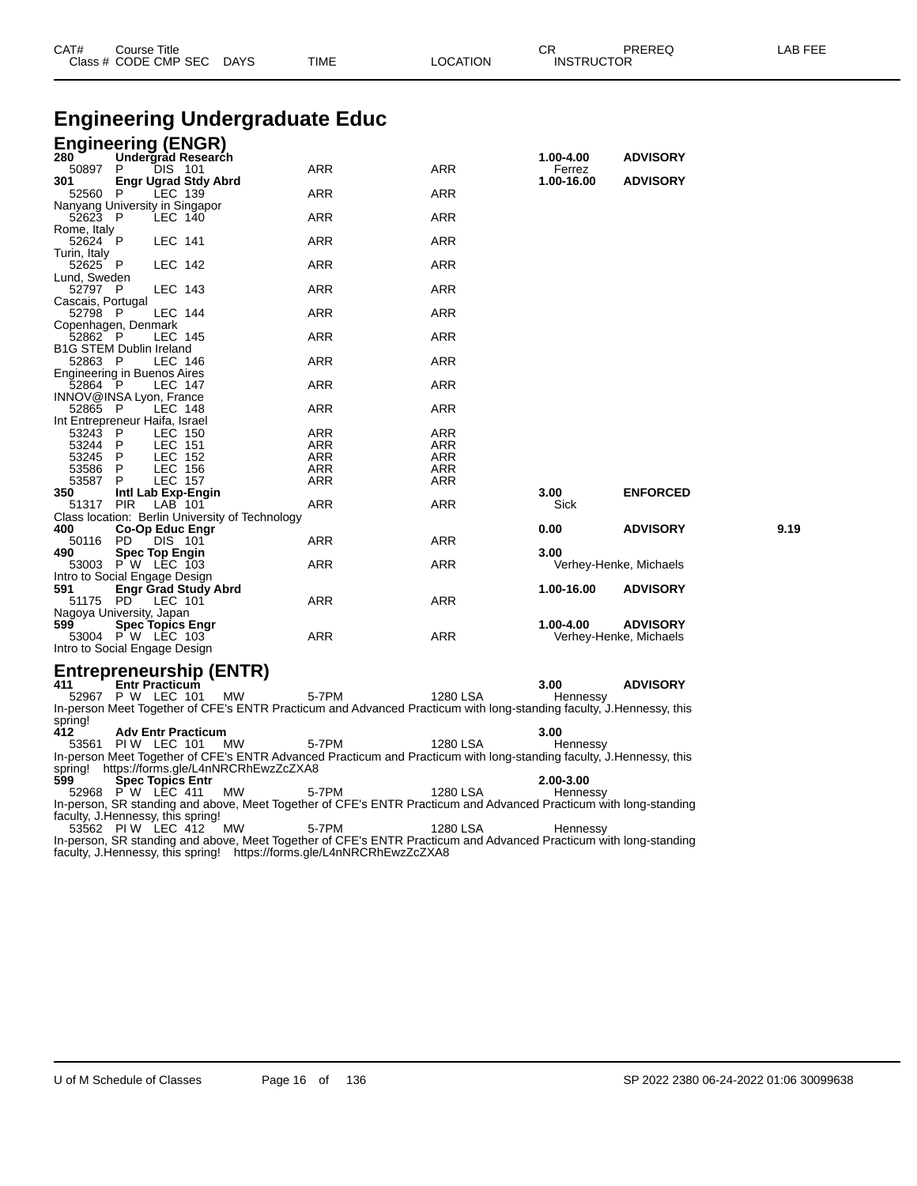# Engineering Undergraduate Educ

## Engineering (ENGR)

| CAT# Class # | Course Title CODE CMP SEC | DAYS | TIME | LOCATION | CR INSTRUCTOR | PREREQ | LAB FEE |
|---|---|---|---|---|---|---|---|
| **280** | **Undergrad Research** | | | | **1.00-4.00** | **ADVISORY** | |
| 50897 | P DIS 101 | | ARR | ARR | Ferrez | | |
| **301** | **Engr Ugrad Stdy Abrd** | | | | **1.00-16.00** | **ADVISORY** | |
| 52560 | P LEC 139 | | ARR | ARR | | | |
| Nanyang University in Singapor | | | | | | | |
| 52623 | P LEC 140 | | ARR | ARR | | | |
| Rome, Italy | | | | | | | |
| 52624 | P LEC 141 | | ARR | ARR | | | |
| Turin, Italy | | | | | | | |
| 52625 | P LEC 142 | | ARR | ARR | | | |
| Lund, Sweden | | | | | | | |
| 52797 | P LEC 143 | | ARR | ARR | | | |
| Cascais, Portugal | | | | | | | |
| 52798 | P LEC 144 | | ARR | ARR | | | |
| Copenhagen, Denmark | | | | | | | |
| 52862 | P LEC 145 | | ARR | ARR | | | |
| B1G STEM Dublin Ireland | | | | | | | |
| 52863 | P LEC 146 | | ARR | ARR | | | |
| Engineering in Buenos Aires | | | | | | | |
| 52864 | P LEC 147 | | ARR | ARR | | | |
| INNOV@INSA Lyon, France | | | | | | | |
| 52865 | P LEC 148 | | ARR | ARR | | | |
| Int Entrepreneur Haifa, Israel | | | | | | | |
| 53243 | P LEC 150 | | ARR | ARR | | | |
| 53244 | P LEC 151 | | ARR | ARR | | | |
| 53245 | P LEC 152 | | ARR | ARR | | | |
| 53586 | P LEC 156 | | ARR | ARR | | | |
| 53587 | P LEC 157 | | ARR | ARR | | | |
| **350** | **Intl Lab Exp-Engin** | | | | **3.00** | **ENFORCED** | |
| 51317 | PIR LAB 101 | | ARR | ARR | Sick | | |
| Class location: Berlin University of Technology | | | | | | | |
| **400** | **Co-Op Educ Engr** | | | | **0.00** | **ADVISORY** | **9.19** |
| 50116 | PD DIS 101 | | ARR | ARR | | | |
| **490** | **Spec Top Engin** | | | | **3.00** | | |
| 53003 | P W LEC 103 | | ARR | ARR | Verhey-Henke, Michaels | | |
| Intro to Social Engage Design | | | | | | | |
| **591** | **Engr Grad Study Abrd** | | | | **1.00-16.00** | **ADVISORY** | |
| 51175 | PD LEC 101 | | ARR | ARR | | | |
| Nagoya University, Japan | | | | | | | |
| **599** | **Spec Topics Engr** | | | | **1.00-4.00** | **ADVISORY** | |
| 53004 | P W LEC 103 | | ARR | ARR | Verhey-Henke, Michaels | | |
| Intro to Social Engage Design | | | | | | | |

## Entrepreneurship (ENTR)

| CAT# Class # | Course Title CODE CMP SEC | DAYS | TIME | LOCATION | CR INSTRUCTOR | PREREQ | LAB FEE |
|---|---|---|---|---|---|---|---|
| **411** | **Entr Practicum** | | | | **3.00** | **ADVISORY** | |
| 52967 | P W LEC 101 | MW | 5-7PM | 1280 LSA | Hennessy | | |
| In-person Meet Together of CFE's ENTR Practicum and Advanced Practicum with long-standing faculty, J.Hennessy, this spring! | | | | | | | |
| **412** | **Adv Entr Practicum** | | | | **3.00** | | |
| 53561 | PI W LEC 101 | MW | 5-7PM | 1280 LSA | Hennessy | | |
| In-person Meet Together of CFE's ENTR Advanced Practicum and Practicum with long-standing faculty, J.Hennessy, this spring! https://forms.gle/L4nNRCRhEwzZcZXA8 | | | | | | | |
| **599** | **Spec Topics Entr** | | | | **2.00-3.00** | | |
| 52968 | P W LEC 411 | MW | 5-7PM | 1280 LSA | Hennessy | | |
| In-person, SR standing and above, Meet Together of CFE's ENTR Practicum and Advanced Practicum with long-standing faculty, J.Hennessy, this spring! | | | | | | | |
| 53562 | PI W LEC 412 | MW | 5-7PM | 1280 LSA | Hennessy | | |
| In-person, SR standing and above, Meet Together of CFE's ENTR Practicum and Advanced Practicum with long-standing faculty, J.Hennessy, this spring! https://forms.gle/L4nNRCRhEwzZcZXA8 | | | | | | | |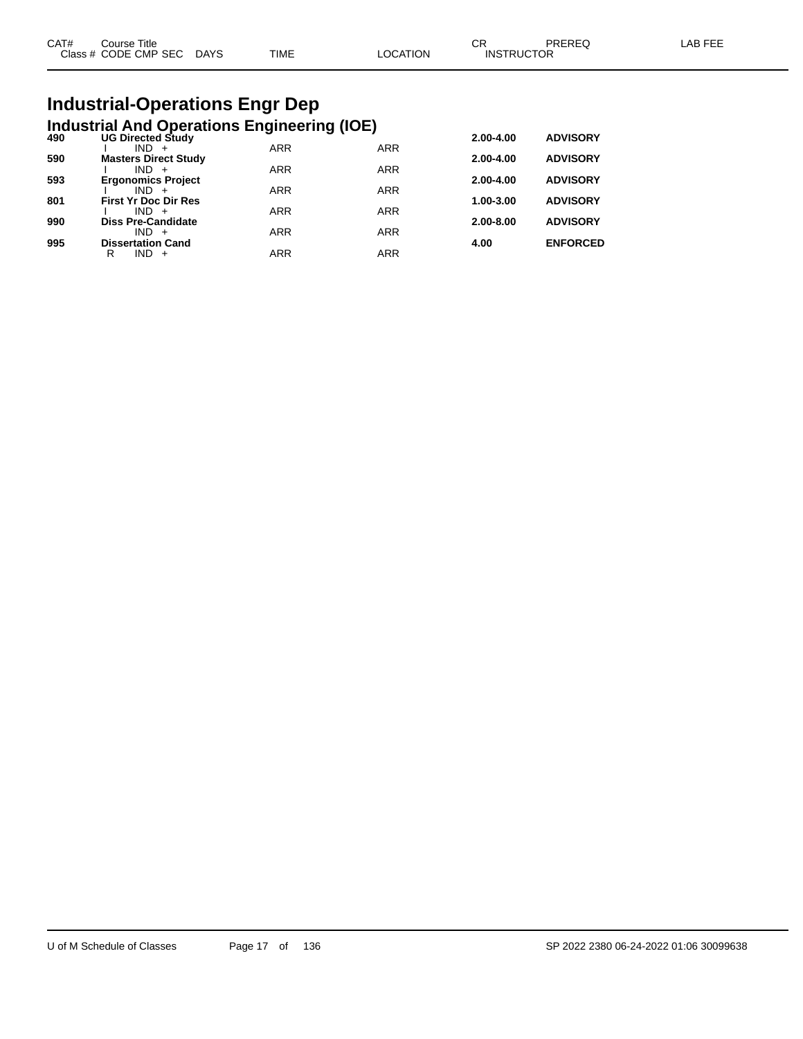| CAT# | Course Title<br>Class # CODE CMP SEC DAYS | TIME | LOCATION | CR<br>INSTRUCTOR | PREREQ | LAB FEE |
|---|---|---|---|---|---|---|

# Industrial-Operations Engr Dep

## Industrial And Operations Engineering (IOE)

| CAT# | Course Title / Class # CODE CMP SEC DAYS | TIME | LOCATION | CR | PREREQ | LAB FEE |
|---|---|---|---|---|---|---|
| **490** | **UG Directed Study** | | | **2.00-4.00** | **ADVISORY** | |
| | I IND + | ARR | ARR | | | |
| **590** | **Masters Direct Study** | | | **2.00-4.00** | **ADVISORY** | |
| | I IND + | ARR | ARR | | | |
| **593** | **Ergonomics Project** | | | **2.00-4.00** | **ADVISORY** | |
| | I IND + | ARR | ARR | | | |
| **801** | **First Yr Doc Dir Res** | | | **1.00-3.00** | **ADVISORY** | |
| | I IND + | ARR | ARR | | | |
| **990** | **Diss Pre-Candidate** | | | **2.00-8.00** | **ADVISORY** | |
| | IND + | ARR | ARR | | | |
| **995** | **Dissertation Cand** | | | **4.00** | **ENFORCED** | |
| | R IND + | ARR | ARR | | | |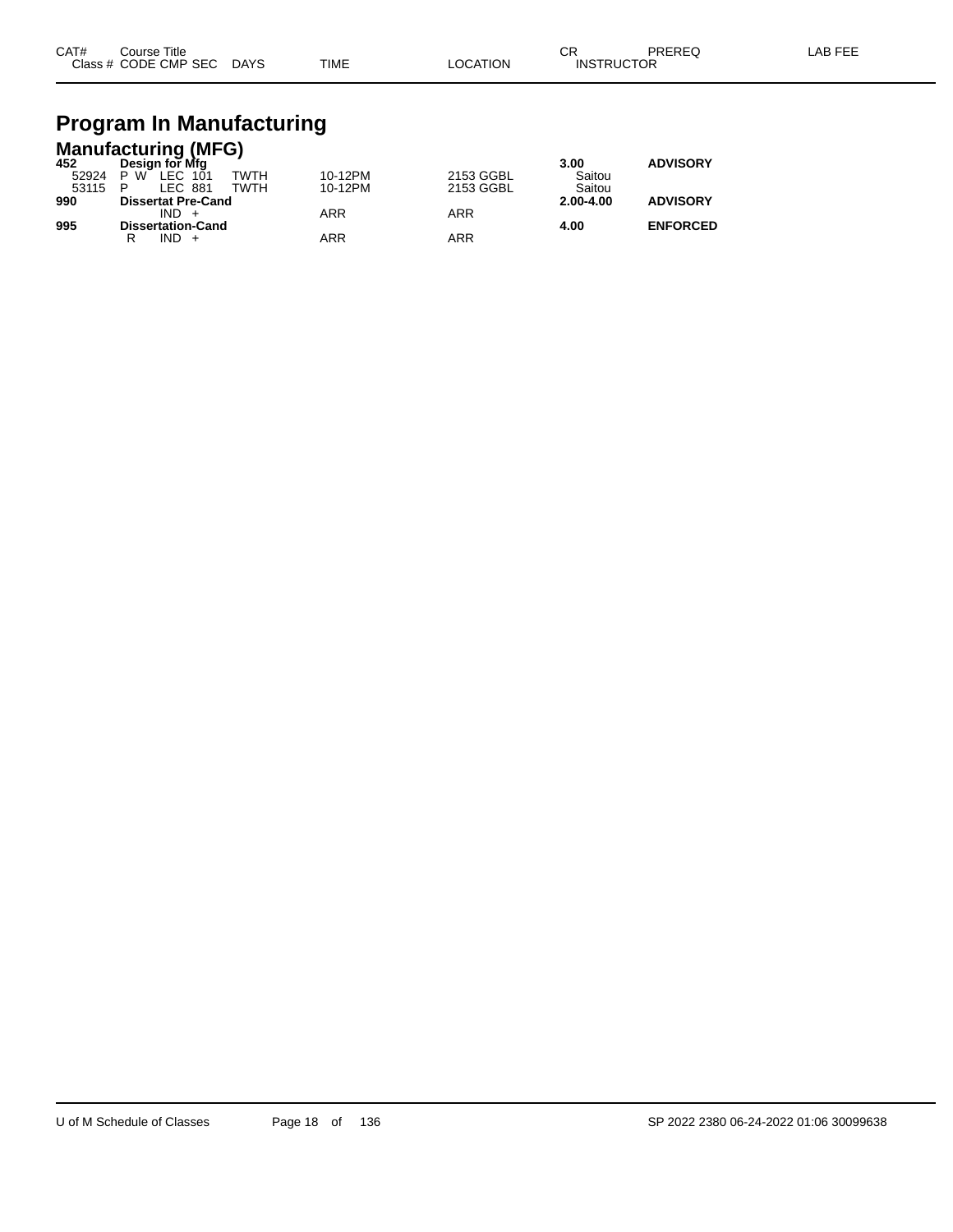| CAT# Class # | Course Title CODE CMP SEC | DAYS | TIME | LOCATION | CR INSTRUCTOR | PREREQ | LAB FEE |
|---|---|---|---|---|---|---|---|

# Program In Manufacturing

## Manufacturing (MFG)

| CAT# Class # | Course Title CODE CMP SEC | DAYS | TIME | LOCATION | CR INSTRUCTOR | PREREQ | LAB FEE |
|---|---|---|---|---|---|---|---|
| **452** | **Design for Mfg** | | | | **3.00** | **ADVISORY** | |
| 52924 | P W LEC 101 | TWTH | 10-12PM | 2153 GGBL | Saitou | | |
| 53115 | P LEC 881 | TWTH | 10-12PM | 2153 GGBL | Saitou | | |
| **990** | **Dissertat Pre-Cand** | | | | **2.00-4.00** | **ADVISORY** | |
| | IND + | | ARR | ARR | | | |
| **995** | **Dissertation-Cand** | | | | **4.00** | **ENFORCED** | |
| | R IND + | | ARR | ARR | | | |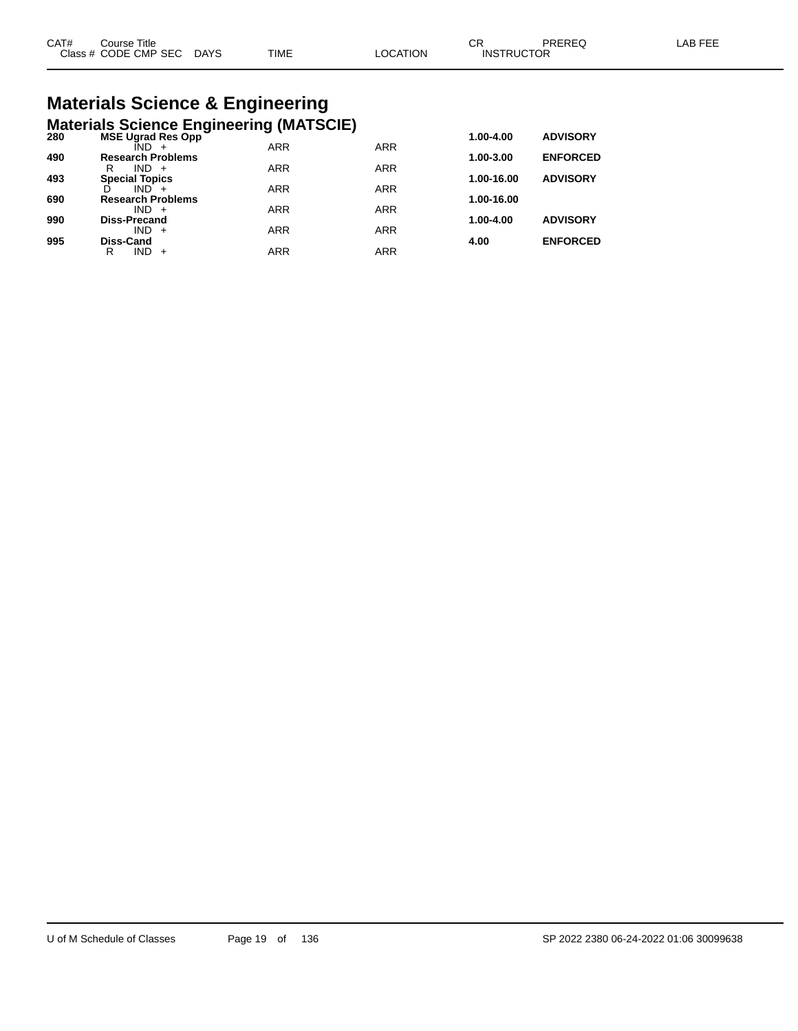| CAT# | Course Title<br>Class # CODE CMP SEC DAYS | TIME | LOCATION | CR<br>INSTRUCTOR | PREREQ | LAB FEE |
|---|---|---|---|---|---|---|

# Materials Science & Engineering

## Materials Science Engineering (MATSCIE)

| CAT# | Course Title / Class # CODE CMP SEC DAYS | TIME | LOCATION | CR | PREREQ | LAB FEE |
|---|---|---|---|---|---|---|
| **280** | **MSE Ugrad Res Opp** | | | **1.00-4.00** | **ADVISORY** | |
| | IND + | ARR | ARR | | | |
| **490** | **Research Problems** | | | **1.00-3.00** | **ENFORCED** | |
| | R IND + | ARR | ARR | | | |
| **493** | **Special Topics** | | | **1.00-16.00** | **ADVISORY** | |
| | D IND + | ARR | ARR | | | |
| **690** | **Research Problems** | | | **1.00-16.00** | | |
| | IND + | ARR | ARR | | | |
| **990** | **Diss-Precand** | | | **1.00-4.00** | **ADVISORY** | |
| | IND + | ARR | ARR | | | |
| **995** | **Diss-Cand** | | | **4.00** | **ENFORCED** | |
| | R IND + | ARR | ARR | | | |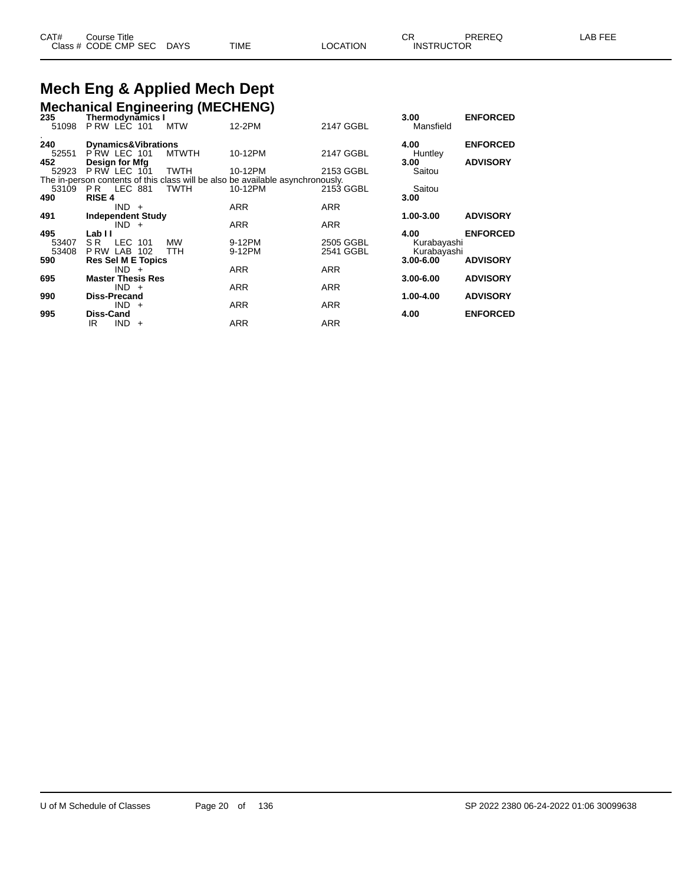| CAT# | Course Title | | | | | CR | PREREQ | LAB FEE |
|---|---|---|---|---|---|---|---|---|
| Class # | CODE CMP SEC | DAYS | TIME | LOCATION | | INSTRUCTOR | | |

# Mech Eng & Applied Mech Dept

## Mechanical Engineering (MECHENG)

| CAT# / Class # | Course Title / CODE CMP SEC | DAYS | TIME | LOCATION | CR / INSTRUCTOR | PREREQ |
|---|---|---|---|---|---|---|
| **235** | **Thermodynamics I** | | | | **3.00** | **ENFORCED** |
| 51098 | P RW LEC 101 | MTW | 12-2PM | 2147 GGBL | Mansfield | |
| . | | | | | | |
| **240** | **Dynamics&Vibrations** | | | | **4.00** | **ENFORCED** |
| 52551 | P RW LEC 101 | MTWTH | 10-12PM | 2147 GGBL | Huntley | |
| **452** | **Design for Mfg** | | | | **3.00** | **ADVISORY** |
| 52923 | P RW LEC 101 | TWTH | 10-12PM | 2153 GGBL | Saitou | |
| The in-person contents of this class will be also be available asynchronously. | | | | | | |
| 53109 | P R LEC 881 | TWTH | 10-12PM | 2153 GGBL | Saitou | |
| **490** | **RISE 4** | | | | **3.00** | |
| | IND + | | ARR | ARR | | |
| **491** | **Independent Study** | | | | **1.00-3.00** | **ADVISORY** |
| | IND + | | ARR | ARR | | |
| **495** | **Lab I I** | | | | **4.00** | **ENFORCED** |
| 53407 | S R LEC 101 | MW | 9-12PM | 2505 GGBL | Kurabayashi | |
| 53408 | P RW LAB 102 | TTH | 9-12PM | 2541 GGBL | Kurabayashi | |
| **590** | **Res Sel M E Topics** | | | | **3.00-6.00** | **ADVISORY** |
| | IND + | | ARR | ARR | | |
| **695** | **Master Thesis Res** | | | | **3.00-6.00** | **ADVISORY** |
| | IND + | | ARR | ARR | | |
| **990** | **Diss-Precand** | | | | **1.00-4.00** | **ADVISORY** |
| | IND + | | ARR | ARR | | |
| **995** | **Diss-Cand** | | | | **4.00** | **ENFORCED** |
| | IR IND + | | ARR | ARR | | |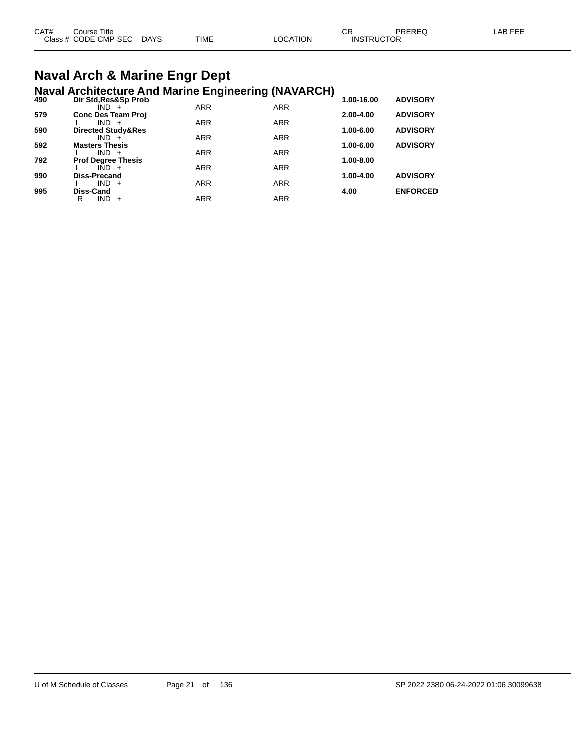| CAT# | Course Title | | | | | CR | PREREQ | LAB FEE |
|---|---|---|---|---|---|---|---|---|
| Class # | CODE CMP SEC | DAYS | TIME | LOCATION | INSTRUCTOR | | | |

# Naval Arch & Marine Engr Dept

## Naval Architecture And Marine Engineering (NAVARCH)

| CAT# | Course Title | | | | | CR | PREREQ | LAB FEE |
|---|---|---|---|---|---|---|---|---|
| **490** | **Dir Std,Res&Sp Prob** | | | | | **1.00-16.00** | **ADVISORY** | |
| | IND + | | ARR | ARR | | | | |
| **579** | **Conc Des Team Proj** | | | | | **2.00-4.00** | **ADVISORY** | |
| | I IND + | | ARR | ARR | | | | |
| **590** | **Directed Study&Res** | | | | | **1.00-6.00** | **ADVISORY** | |
| | IND + | | ARR | ARR | | | | |
| **592** | **Masters Thesis** | | | | | **1.00-6.00** | **ADVISORY** | |
| | I IND + | | ARR | ARR | | | | |
| **792** | **Prof Degree Thesis** | | | | | **1.00-8.00** | | |
| | I IND + | | ARR | ARR | | | | |
| **990** | **Diss-Precand** | | | | | **1.00-4.00** | **ADVISORY** | |
| | I IND + | | ARR | ARR | | | | |
| **995** | **Diss-Cand** | | | | | **4.00** | **ENFORCED** | |
| | R IND + | | ARR | ARR | | | | |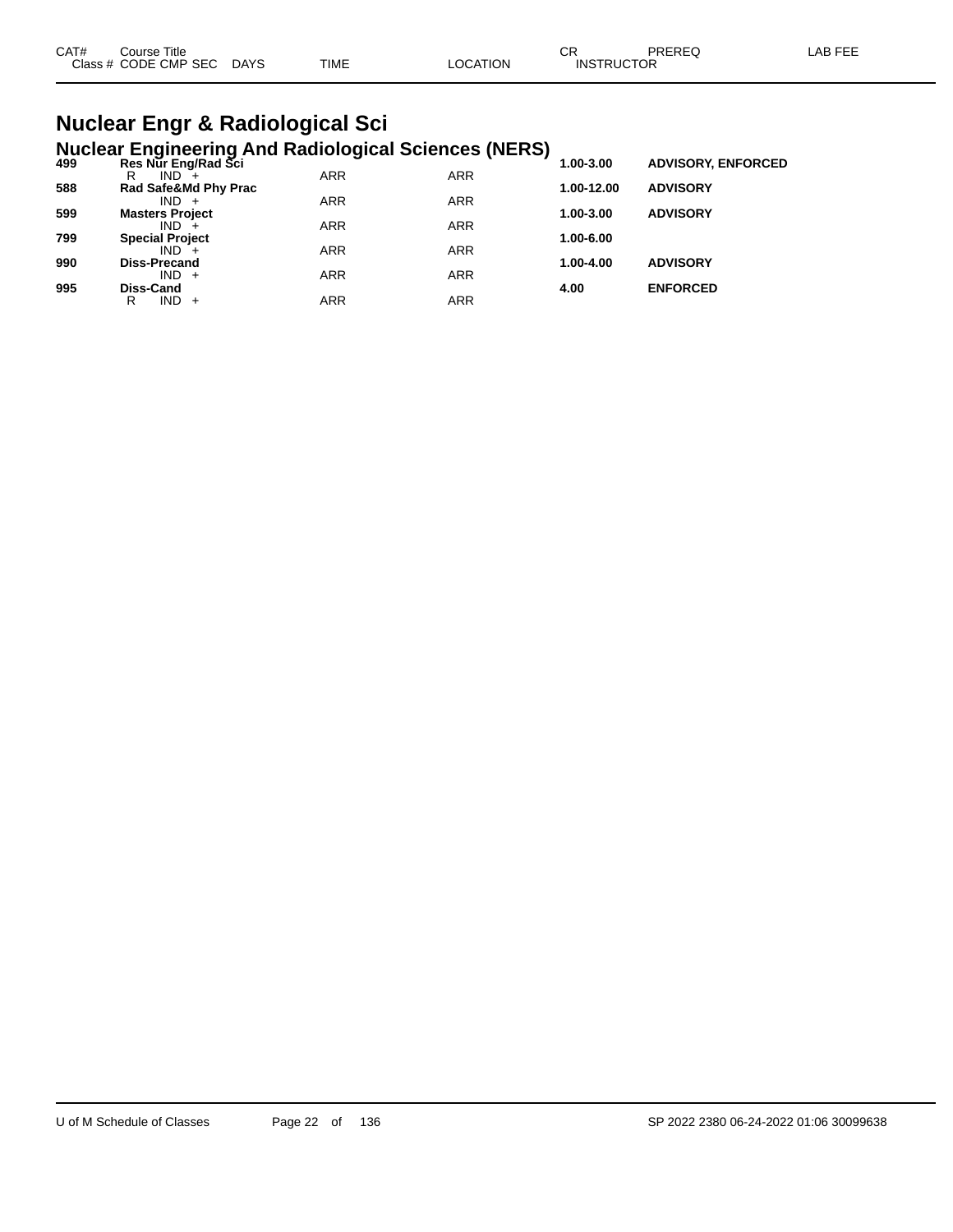| CAT# | Course Title<br>Class # CODE CMP SEC DAYS | TIME | LOCATION | CR<br>INSTRUCTOR | PREREQ | LAB FEE |
|---|---|---|---|---|---|---|

# Nuclear Engr & Radiological Sci

## Nuclear Engineering And Radiological Sciences (NERS)

| CAT# | Course Title / Class # CODE CMP SEC DAYS | TIME | LOCATION | CR / INSTRUCTOR | PREREQ | LAB FEE |
|---|---|---|---|---|---|---|
| **499** | **Res Nur Eng/Rad Sci** | | | **1.00-3.00** | **ADVISORY, ENFORCED** | |
| | R IND + | ARR | ARR | | | |
| **588** | **Rad Safe&Md Phy Prac** | | | **1.00-12.00** | **ADVISORY** | |
| | IND + | ARR | ARR | | | |
| **599** | **Masters Project** | | | **1.00-3.00** | **ADVISORY** | |
| | IND + | ARR | ARR | | | |
| **799** | **Special Project** | | | **1.00-6.00** | | |
| | IND + | ARR | ARR | | | |
| **990** | **Diss-Precand** | | | **1.00-4.00** | **ADVISORY** | |
| | IND + | ARR | ARR | | | |
| **995** | **Diss-Cand** | | | **4.00** | **ENFORCED** | |
| | R IND + | ARR | ARR | | | |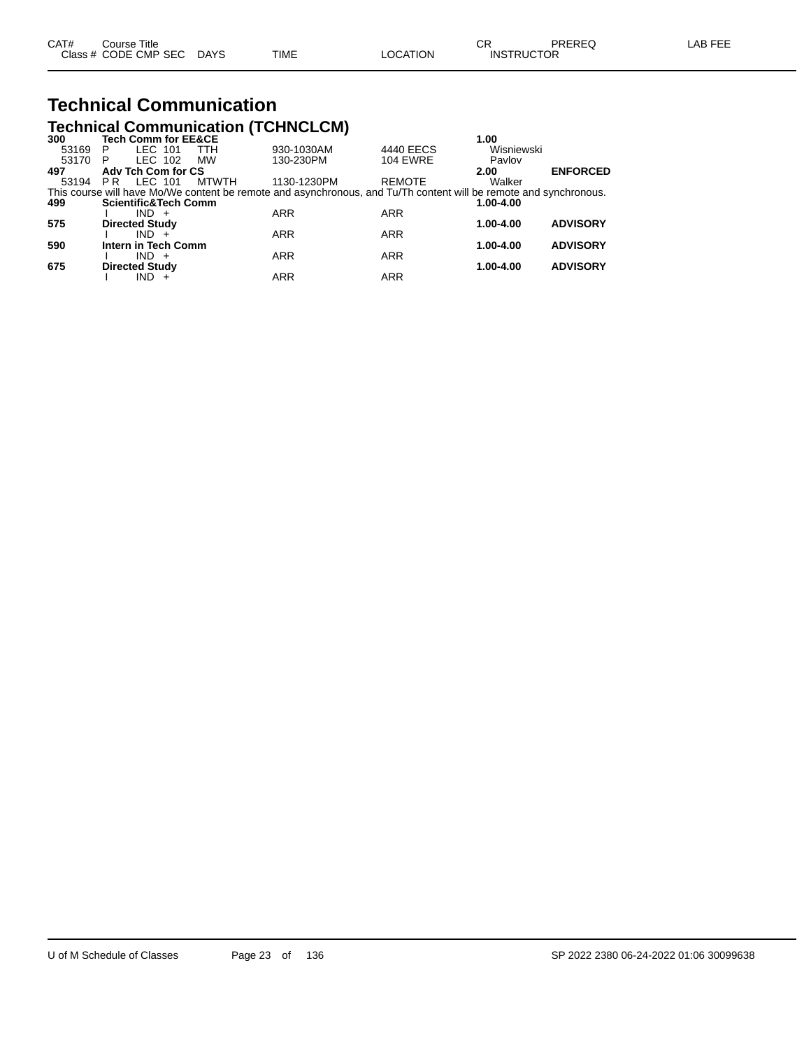# Technical Communication

## Technical Communication (TCHNCLCM)

| CAT# Class # | Course Title CODE CMP SEC | DAYS | TIME | LOCATION | CR INSTRUCTOR | PREREQ | LAB FEE |
|---|---|---|---|---|---|---|---|
| **300** | **Tech Comm for EE&CE** | | | | **1.00** | | |
| 53169 | P LEC 101 | TTH | 930-1030AM | 4440 EECS | Wisniewski | | |
| 53170 | P LEC 102 | MW | 130-230PM | 104 EWRE | Pavlov | | |
| **497** | **Adv Tch Com for CS** | | | | **2.00** | **ENFORCED** | |
| 53194 | P R LEC 101 | MTWTH | 1130-1230PM | REMOTE | Walker | | |

This course will have Mo/We content be remote and asynchronous, and Tu/Th content will be remote and synchronous.

| CAT# Class # | Course Title CODE CMP SEC | DAYS | TIME | LOCATION | CR INSTRUCTOR | PREREQ | LAB FEE |
|---|---|---|---|---|---|---|---|
| **499** | **Scientific&Tech Comm** | | | | **1.00-4.00** | | |
| | I IND + | | ARR | ARR | | | |
| **575** | **Directed Study** | | | | **1.00-4.00** | **ADVISORY** | |
| | I IND + | | ARR | ARR | | | |
| **590** | **Intern in Tech Comm** | | | | **1.00-4.00** | **ADVISORY** | |
| | I IND + | | ARR | ARR | | | |
| **675** | **Directed Study** | | | | **1.00-4.00** | **ADVISORY** | |
| | I IND + | | ARR | ARR | | | |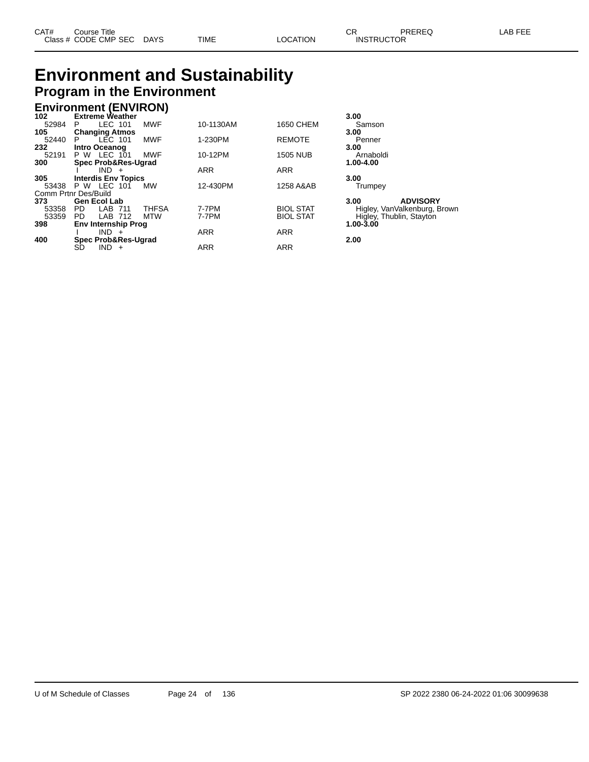# Environment and Sustainability

## Program in the Environment

### Environment (ENVIRON)

| CAT# / Class # | Course Title / CODE CMP SEC | DAYS | TIME | LOCATION | CR / INSTRUCTOR | PREREQ | LAB FEE |
|---|---|---|---|---|---|---|---|
| **102** | **Extreme Weather** | | | | **3.00** | | |
| 52984 | P LEC 101 | MWF | 10-1130AM | 1650 CHEM | Samson | | |
| **105** | **Changing Atmos** | | | | **3.00** | | |
| 52440 | P LEC 101 | MWF | 1-230PM | REMOTE | Penner | | |
| **232** | **Intro Oceanog** | | | | **3.00** | | |
| 52191 | P W LEC 101 | MWF | 10-12PM | 1505 NUB | Arnaboldi | | |
| **300** | **Spec Prob&Res-Ugrad** | | | | **1.00-4.00** | | |
| | I IND + | | ARR | ARR | | | |
| **305** | **Interdis Env Topics** | | | | **3.00** | | |
| 53438 | P W LEC 101 | MW | 12-430PM | 1258 A&AB | Trumpey | | |
| Comm Prtnr Des/Build | | | | | | | |
| **373** | **Gen Ecol Lab** | | | | **3.00** | **ADVISORY** | |
| 53358 | PD LAB 711 | THFSA | 7-7PM | BIOL STAT | Higley, VanValkenburg, Brown | | |
| 53359 | PD LAB 712 | MTW | 7-7PM | BIOL STAT | Higley, Thublin, Stayton | | |
| **398** | **Env Internship Prog** | | | | **1.00-3.00** | | |
| | I IND + | | ARR | ARR | | | |
| **400** | **Spec Prob&Res-Ugrad** | | | | **2.00** | | |
| | SD IND + | | ARR | ARR | | | |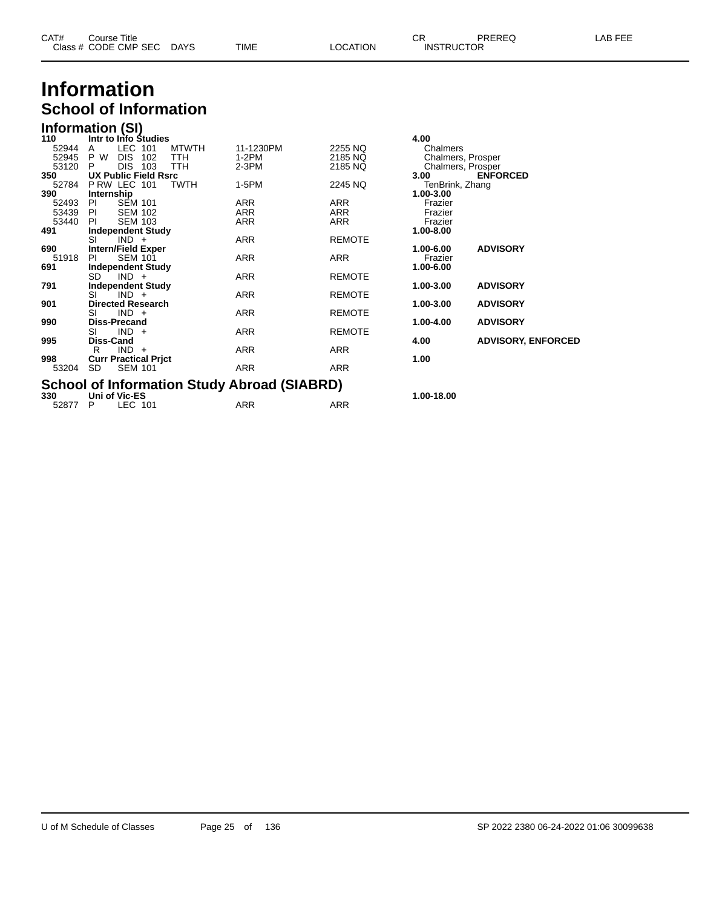# Information

## School of Information

### Information (SI)

| CAT# / Class # | Course Title / CODE CMP SEC | DAYS | TIME | LOCATION | CR / INSTRUCTOR | PREREQ | LAB FEE |
|---|---|---|---|---|---|---|---|
| **110** | **Intr to Info Studies** | | | | **4.00** | | |
| 52944 | A LEC 101 | MTWTH | 11-1230PM | 2255 NQ | Chalmers | | |
| 52945 | P W DIS 102 | TTH | 1-2PM | 2185 NQ | Chalmers, Prosper | | |
| 53120 | P DIS 103 | TTH | 2-3PM | 2185 NQ | Chalmers, Prosper | | |
| **350** | **UX Public Field Rsrc** | | | | **3.00** | **ENFORCED** | |
| 52784 | P RW LEC 101 | TWTH | 1-5PM | 2245 NQ | TenBrink, Zhang | | |
| **390** | **Internship** | | | | **1.00-3.00** | | |
| 52493 | PI SEM 101 | | ARR | ARR | Frazier | | |
| 53439 | PI SEM 102 | | ARR | ARR | Frazier | | |
| 53440 | PI SEM 103 | | ARR | ARR | Frazier | | |
| **491** | **Independent Study** | | | | **1.00-8.00** | | |
| | SI IND + | | ARR | REMOTE | | | |
| **690** | **Intern/Field Exper** | | | | **1.00-6.00** | **ADVISORY** | |
| 51918 | PI SEM 101 | | ARR | ARR | Frazier | | |
| **691** | **Independent Study** | | | | **1.00-6.00** | | |
| | SD IND + | | ARR | REMOTE | | | |
| **791** | **Independent Study** | | | | **1.00-3.00** | **ADVISORY** | |
| | SI IND + | | ARR | REMOTE | | | |
| **901** | **Directed Research** | | | | **1.00-3.00** | **ADVISORY** | |
| | SI IND + | | ARR | REMOTE | | | |
| **990** | **Diss-Precand** | | | | **1.00-4.00** | **ADVISORY** | |
| | SI IND + | | ARR | REMOTE | | | |
| **995** | **Diss-Cand** | | | | **4.00** | **ADVISORY, ENFORCED** | |
| | R IND + | | ARR | ARR | | | |
| **998** | **Curr Practical Prjct** | | | | **1.00** | | |
| 53204 | SD SEM 101 | | ARR | ARR | | | |

### School of Information Study Abroad (SIABRD)

| CAT# / Class # | Course Title / CODE CMP SEC | DAYS | TIME | LOCATION | CR / INSTRUCTOR | PREREQ | LAB FEE |
|---|---|---|---|---|---|---|---|
| **330** | **Uni of Vic-ES** | | | | **1.00-18.00** | | |
| 52877 | P LEC 101 | | ARR | ARR | | | |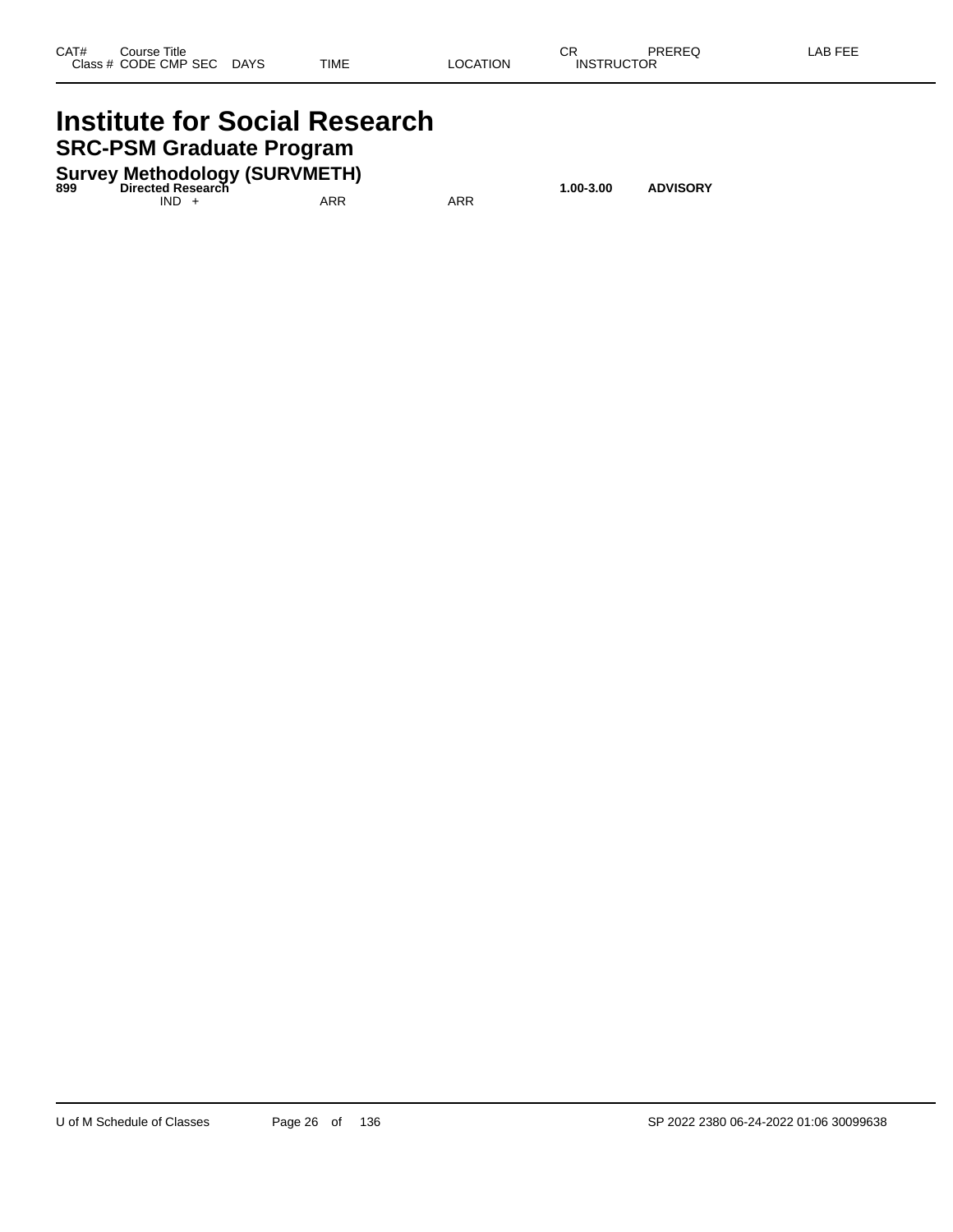| CAT# Class # | Course Title CODE CMP SEC | DAYS | TIME | LOCATION | CR INSTRUCTOR | PREREQ | LAB FEE |
|---|---|---|---|---|---|---|---|

# Institute for Social Research

## SRC-PSM Graduate Program

### Survey Methodology (SURVMETH)

| CAT# Class # | Course Title CODE CMP SEC | DAYS | TIME | LOCATION | CR INSTRUCTOR | PREREQ | LAB FEE |
|---|---|---|---|---|---|---|---|
| **899** | **Directed Research** | | | | **1.00-3.00** | **ADVISORY** | |
| | IND + | | ARR | ARR | | | |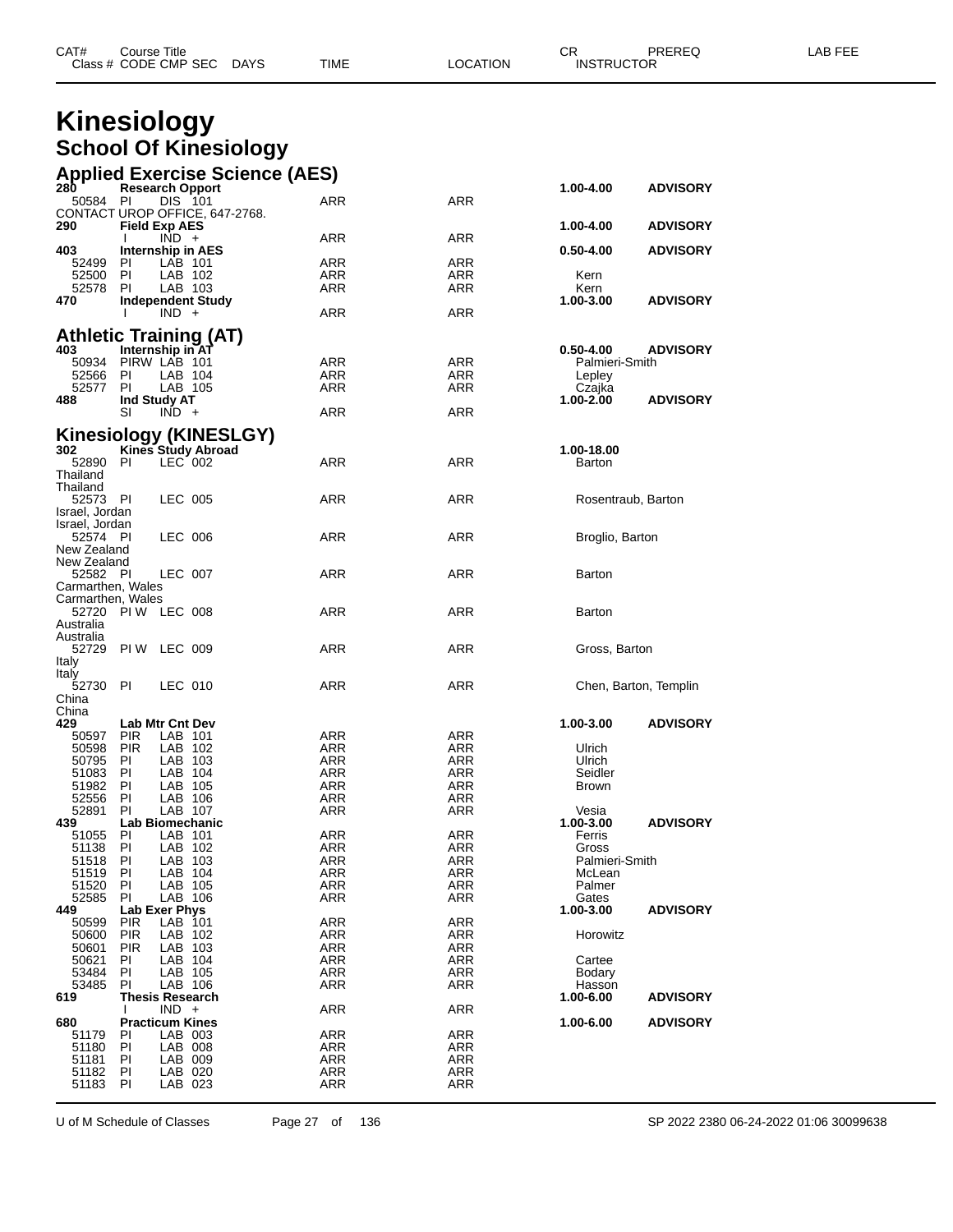# Kinesiology

## School Of Kinesiology

### Applied Exercise Science (AES)

| CAT# / Class # | Course Title / CODE | CMP | SEC | DAYS | TIME | LOCATION | CR / INSTRUCTOR | PREREQ | LAB FEE |
|---|---|---|---|---|---|---|---|---|---|
| **280** | **Research Opport** | | | | | | **1.00-4.00** | **ADVISORY** | |
| 50584 | PI | DIS | 101 | | ARR | ARR | | | |
| CONTACT UROP OFFICE, 647-2768. | | | | | | | | | |
| **290** | **Field Exp AES** | | | | | | **1.00-4.00** | **ADVISORY** | |
| | I | IND | + | | ARR | ARR | | | |
| **403** | **Internship in AES** | | | | | | **0.50-4.00** | **ADVISORY** | |
| 52499 | PI | LAB | 101 | | ARR | ARR | | | |
| 52500 | PI | LAB | 102 | | ARR | ARR | Kern | | |
| 52578 | PI | LAB | 103 | | ARR | ARR | Kern | | |
| **470** | **Independent Study** | | | | | | **1.00-3.00** | **ADVISORY** | |
| | I | IND | + | | ARR | ARR | | | |

### Athletic Training (AT)

| CAT# / Class # | Course Title / CODE | CMP | SEC | DAYS | TIME | LOCATION | CR / INSTRUCTOR | PREREQ | LAB FEE |
|---|---|---|---|---|---|---|---|---|---|
| **403** | **Internship in AT** | | | | | | **0.50-4.00** | **ADVISORY** | |
| 50934 | PIRW | LAB | 101 | | ARR | ARR | Palmieri-Smith | | |
| 52566 | PI | LAB | 104 | | ARR | ARR | Lepley | | |
| 52577 | PI | LAB | 105 | | ARR | ARR | Czajka | | |
| **488** | **Ind Study AT** | | | | | | **1.00-2.00** | **ADVISORY** | |
| | SI | IND | + | | ARR | ARR | | | |

### Kinesiology (KINESLGY)

| CAT# / Class # | Course Title / CODE | CMP | SEC | DAYS | TIME | LOCATION | CR / INSTRUCTOR | PREREQ | LAB FEE |
|---|---|---|---|---|---|---|---|---|---|
| **302** | **Kines Study Abroad** | | | | | | **1.00-18.00** | | |
| 52890 | PI | LEC | 002 | | ARR | ARR | Barton | | |
| Thailand Thailand | | | | | | | | | |
| 52573 | PI | LEC | 005 | | ARR | ARR | Rosentraub, Barton | | |
| Israel, Jordan Israel, Jordan | | | | | | | | | |
| 52574 | PI | LEC | 006 | | ARR | ARR | Broglio, Barton | | |
| New Zealand New Zealand | | | | | | | | | |
| 52582 | PI | LEC | 007 | | ARR | ARR | Barton | | |
| Carmarthen, Wales Carmarthen, Wales | | | | | | | | | |
| 52720 | PI W | LEC | 008 | | ARR | ARR | Barton | | |
| Australia Australia | | | | | | | | | |
| 52729 | PI W | LEC | 009 | | ARR | ARR | Gross, Barton | | |
| Italy Italy | | | | | | | | | |
| 52730 | PI | LEC | 010 | | ARR | ARR | Chen, Barton, Templin | | |
| China China | | | | | | | | | |
| **429** | **Lab Mtr Cnt Dev** | | | | | | **1.00-3.00** | **ADVISORY** | |
| 50597 | PIR | LAB | 101 | | ARR | ARR | | | |
| 50598 | PIR | LAB | 102 | | ARR | ARR | Ulrich | | |
| 50795 | PI | LAB | 103 | | ARR | ARR | Ulrich | | |
| 51083 | PI | LAB | 104 | | ARR | ARR | Seidler | | |
| 51982 | PI | LAB | 105 | | ARR | ARR | Brown | | |
| 52556 | PI | LAB | 106 | | ARR | ARR | | | |
| 52891 | PI | LAB | 107 | | ARR | ARR | Vesia | | |
| **439** | **Lab Biomechanic** | | | | | | **1.00-3.00** | **ADVISORY** | |
| 51055 | PI | LAB | 101 | | ARR | ARR | Ferris | | |
| 51138 | PI | LAB | 102 | | ARR | ARR | Gross | | |
| 51518 | PI | LAB | 103 | | ARR | ARR | Palmieri-Smith | | |
| 51519 | PI | LAB | 104 | | ARR | ARR | McLean | | |
| 51520 | PI | LAB | 105 | | ARR | ARR | Palmer | | |
| 52585 | PI | LAB | 106 | | ARR | ARR | Gates | | |
| **449** | **Lab Exer Phys** | | | | | | **1.00-3.00** | **ADVISORY** | |
| 50599 | PIR | LAB | 101 | | ARR | ARR | | | |
| 50600 | PIR | LAB | 102 | | ARR | ARR | Horowitz | | |
| 50601 | PIR | LAB | 103 | | ARR | ARR | | | |
| 50621 | PI | LAB | 104 | | ARR | ARR | Cartee | | |
| 53484 | PI | LAB | 105 | | ARR | ARR | Bodary | | |
| 53485 | PI | LAB | 106 | | ARR | ARR | Hasson | | |
| **619** | **Thesis Research** | | | | | | **1.00-6.00** | **ADVISORY** | |
| | I | IND | + | | ARR | ARR | | | |
| **680** | **Practicum Kines** | | | | | | **1.00-6.00** | **ADVISORY** | |
| 51179 | PI | LAB | 003 | | ARR | ARR | | | |
| 51180 | PI | LAB | 008 | | ARR | ARR | | | |
| 51181 | PI | LAB | 009 | | ARR | ARR | | | |
| 51182 | PI | LAB | 020 | | ARR | ARR | | | |
| 51183 | PI | LAB | 023 | | ARR | ARR | | | |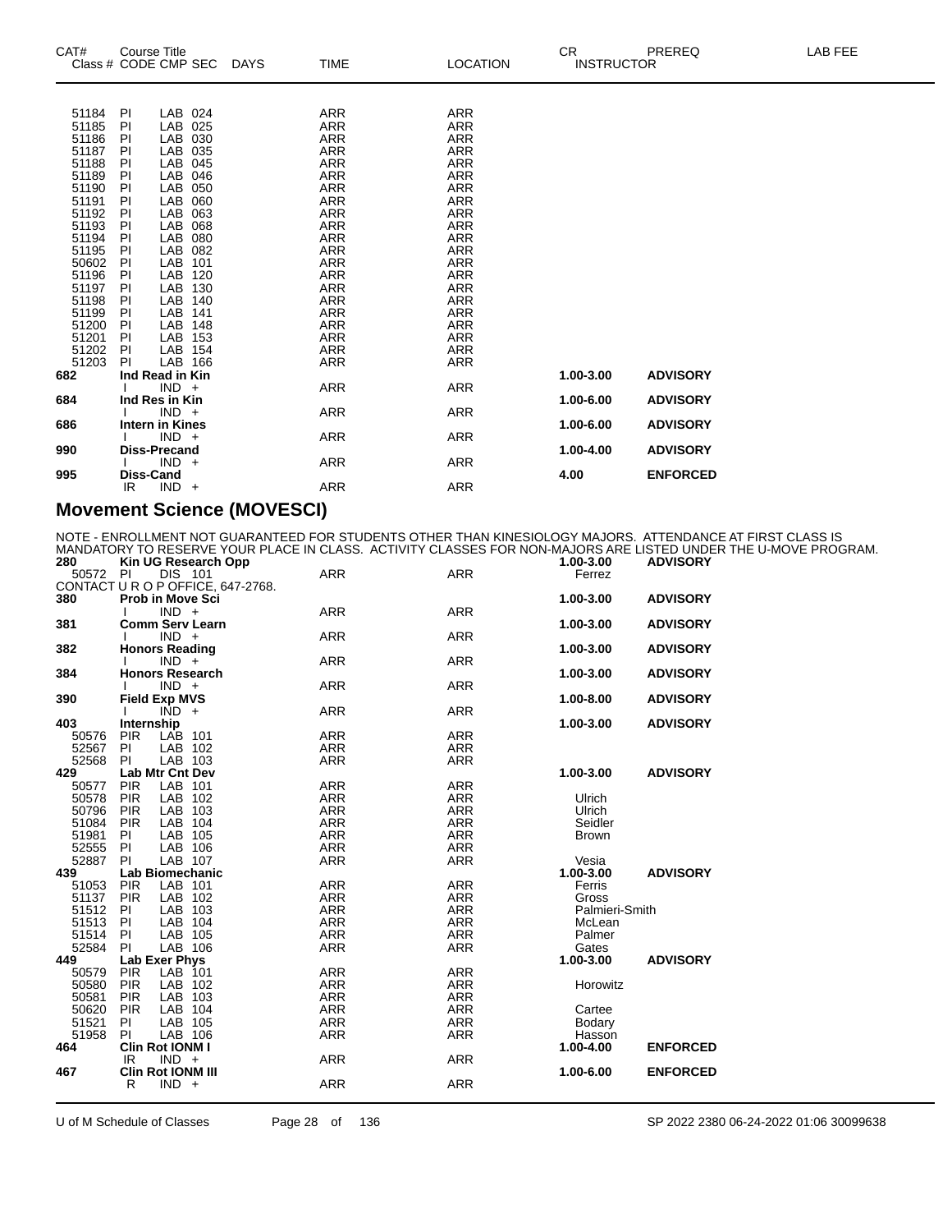| CAT# Class # | Course Title CODE CMP SEC | DAYS | TIME | LOCATION | CR INSTRUCTOR | PREREQ | LAB FEE |
|---|---|---|---|---|---|---|---|
| 51184 | PI LAB 024 | | ARR | ARR | | | |
| 51185 | PI LAB 025 | | ARR | ARR | | | |
| 51186 | PI LAB 030 | | ARR | ARR | | | |
| 51187 | PI LAB 035 | | ARR | ARR | | | |
| 51188 | PI LAB 045 | | ARR | ARR | | | |
| 51189 | PI LAB 046 | | ARR | ARR | | | |
| 51190 | PI LAB 050 | | ARR | ARR | | | |
| 51191 | PI LAB 060 | | ARR | ARR | | | |
| 51192 | PI LAB 063 | | ARR | ARR | | | |
| 51193 | PI LAB 068 | | ARR | ARR | | | |
| 51194 | PI LAB 080 | | ARR | ARR | | | |
| 51195 | PI LAB 082 | | ARR | ARR | | | |
| 50602 | PI LAB 101 | | ARR | ARR | | | |
| 51196 | PI LAB 120 | | ARR | ARR | | | |
| 51197 | PI LAB 130 | | ARR | ARR | | | |
| 51198 | PI LAB 140 | | ARR | ARR | | | |
| 51199 | PI LAB 141 | | ARR | ARR | | | |
| 51200 | PI LAB 148 | | ARR | ARR | | | |
| 51201 | PI LAB 153 | | ARR | ARR | | | |
| 51202 | PI LAB 154 | | ARR | ARR | | | |
| 51203 | PI LAB 166 | | ARR | ARR | | | |
| **682** | **Ind Read in Kin** | | | | **1.00-3.00** | **ADVISORY** | |
| | I IND + | | ARR | ARR | | | |
| **684** | **Ind Res in Kin** | | | | **1.00-6.00** | **ADVISORY** | |
| | I IND + | | ARR | ARR | | | |
| **686** | **Intern in Kines** | | | | **1.00-6.00** | **ADVISORY** | |
| | I IND + | | ARR | ARR | | | |
| **990** | **Diss-Precand** | | | | **1.00-4.00** | **ADVISORY** | |
| | I IND + | | ARR | ARR | | | |
| **995** | **Diss-Cand** | | | | **4.00** | **ENFORCED** | |
| | IR IND + | | ARR | ARR | | | |

## Movement Science (MOVESCI)

NOTE - ENROLLMENT NOT GUARANTEED FOR STUDENTS OTHER THAN KINESIOLOGY MAJORS. ATTENDANCE AT FIRST CLASS IS MANDATORY TO RESERVE YOUR PLACE IN CLASS. ACTIVITY CLASSES FOR NON-MAJORS ARE LISTED UNDER THE U-MOVE PROGRAM.

| CAT# Class # | Course Title CODE CMP SEC | DAYS | TIME | LOCATION | CR INSTRUCTOR | PREREQ | LAB FEE |
|---|---|---|---|---|---|---|---|
| **280** | **Kin UG Research Opp** | | | | **1.00-3.00** | **ADVISORY** | |
| 50572 | PI DIS 101 | | ARR | ARR | Ferrez | | |
| | CONTACT U R O P OFFICE, 647-2768. | | | | | | |
| **380** | **Prob in Move Sci** | | | | **1.00-3.00** | **ADVISORY** | |
| | I IND + | | ARR | ARR | | | |
| **381** | **Comm Serv Learn** | | | | **1.00-3.00** | **ADVISORY** | |
| | I IND + | | ARR | ARR | | | |
| **382** | **Honors Reading** | | | | **1.00-3.00** | **ADVISORY** | |
| | I IND + | | ARR | ARR | | | |
| **384** | **Honors Research** | | | | **1.00-3.00** | **ADVISORY** | |
| | I IND + | | ARR | ARR | | | |
| **390** | **Field Exp MVS** | | | | **1.00-8.00** | **ADVISORY** | |
| | I IND + | | ARR | ARR | | | |
| **403** | **Internship** | | | | **1.00-3.00** | **ADVISORY** | |
| 50576 | PIR LAB 101 | | ARR | ARR | | | |
| 52567 | PI LAB 102 | | ARR | ARR | | | |
| 52568 | PI LAB 103 | | ARR | ARR | | | |
| **429** | **Lab Mtr Cnt Dev** | | | | **1.00-3.00** | **ADVISORY** | |
| 50577 | PIR LAB 101 | | ARR | ARR | | | |
| 50578 | PIR LAB 102 | | ARR | ARR | Ulrich | | |
| 50796 | PIR LAB 103 | | ARR | ARR | Ulrich | | |
| 51084 | PIR LAB 104 | | ARR | ARR | Seidler | | |
| 51981 | PI LAB 105 | | ARR | ARR | Brown | | |
| 52555 | PI LAB 106 | | ARR | ARR | | | |
| 52887 | PI LAB 107 | | ARR | ARR | Vesia | | |
| **439** | **Lab Biomechanic** | | | | **1.00-3.00** | **ADVISORY** | |
| 51053 | PIR LAB 101 | | ARR | ARR | Ferris | | |
| 51137 | PIR LAB 102 | | ARR | ARR | Gross | | |
| 51512 | PI LAB 103 | | ARR | ARR | Palmieri-Smith | | |
| 51513 | PI LAB 104 | | ARR | ARR | McLean | | |
| 51514 | PI LAB 105 | | ARR | ARR | Palmer | | |
| 52584 | PI LAB 106 | | ARR | ARR | Gates | | |
| **449** | **Lab Exer Phys** | | | | **1.00-3.00** | **ADVISORY** | |
| 50579 | PIR LAB 101 | | ARR | ARR | | | |
| 50580 | PIR LAB 102 | | ARR | ARR | Horowitz | | |
| 50581 | PIR LAB 103 | | ARR | ARR | | | |
| 50620 | PIR LAB 104 | | ARR | ARR | Cartee | | |
| 51521 | PI LAB 105 | | ARR | ARR | Bodary | | |
| 51958 | PI LAB 106 | | ARR | ARR | Hasson | | |
| **464** | **Clin Rot IONM I** | | | | **1.00-4.00** | **ENFORCED** | |
| | IR IND + | | ARR | ARR | | | |
| **467** | **Clin Rot IONM III** | | | | **1.00-6.00** | **ENFORCED** | |
| | R IND + | | ARR | ARR | | | |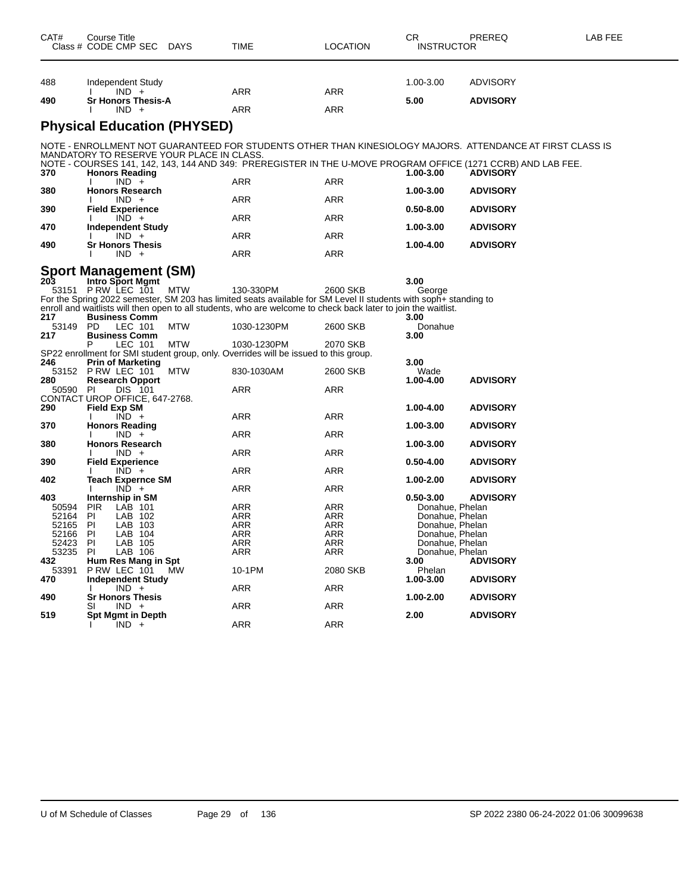| CAT# | Course Title / Class # CODE CMP SEC | DAYS | TIME | LOCATION | CR / INSTRUCTOR | PREREQ | LAB FEE |
|---|---|---|---|---|---|---|---|
| 488 | Independent Study | | | | 1.00-3.00 | ADVISORY | |
| | I IND + | | ARR | ARR | | | |
| **490** | **Sr Honors Thesis-A** | | | | **5.00** | **ADVISORY** | |
| | I IND + | | ARR | ARR | | | |

## Physical Education (PHYSED)

NOTE - ENROLLMENT NOT GUARANTEED FOR STUDENTS OTHER THAN KINESIOLOGY MAJORS. ATTENDANCE AT FIRST CLASS IS MANDATORY TO RESERVE YOUR PLACE IN CLASS.

NOTE - COURSES 141, 142, 143, 144 AND 349: PREREGISTER IN THE U-MOVE PROGRAM OFFICE (1271 CCRB) AND LAB FEE.

| CAT# | Course Title / Class # CODE CMP SEC | DAYS | TIME | LOCATION | CR / INSTRUCTOR | PREREQ | LAB FEE |
|---|---|---|---|---|---|---|---|
| **370** | **Honors Reading** | | | | **1.00-3.00** | **ADVISORY** | |
| | I IND + | | ARR | ARR | | | |
| **380** | **Honors Research** | | | | **1.00-3.00** | **ADVISORY** | |
| | I IND + | | ARR | ARR | | | |
| **390** | **Field Experience** | | | | **0.50-8.00** | **ADVISORY** | |
| | I IND + | | ARR | ARR | | | |
| **470** | **Independent Study** | | | | **1.00-3.00** | **ADVISORY** | |
| | I IND + | | ARR | ARR | | | |
| **490** | **Sr Honors Thesis** | | | | **1.00-4.00** | **ADVISORY** | |
| | I IND + | | ARR | ARR | | | |

## Sport Management (SM)

| CAT# | Course Title / Class # CODE CMP SEC | DAYS | TIME | LOCATION | CR / INSTRUCTOR | PREREQ | LAB FEE |
|---|---|---|---|---|---|---|---|
| **203** | **Intro Sport Mgmt** | | | | **3.00** | | |
| 53151 | P RW LEC 101 | MTW | 130-330PM | 2600 SKB | George | | |

For the Spring 2022 semester, SM 203 has limited seats available for SM Level II students with soph+ standing to enroll and waitlists will then open to all students, who are welcome to check back later to join the waitlist.

| CAT# | Course Title / Class # CODE CMP SEC | DAYS | TIME | LOCATION | CR / INSTRUCTOR | PREREQ | LAB FEE |
|---|---|---|---|---|---|---|---|
| **217** | **Business Comm** | | | | **3.00** | | |
| 53149 | PD LEC 101 | MTW | 1030-1230PM | 2600 SKB | Donahue | | |
| **217** | **Business Comm** | | | | **3.00** | | |
| | P LEC 101 | MTW | 1030-1230PM | 2070 SKB | | | |

SP22 enrollment for SMI student group, only. Overrides will be issued to this group.

| CAT# | Course Title / Class # CODE CMP SEC | DAYS | TIME | LOCATION | CR / INSTRUCTOR | PREREQ | LAB FEE |
|---|---|---|---|---|---|---|---|
| **246** | **Prin of Marketing** | | | | **3.00** | | |
| 53152 | P RW LEC 101 | MTW | 830-1030AM | 2600 SKB | Wade | | |
| **280** | **Research Opport** | | | | **1.00-4.00** | **ADVISORY** | |
| 50590 | PI DIS 101 | | ARR | ARR | | | |

CONTACT UROP OFFICE, 647-2768.

| CAT# | Course Title / Class # CODE CMP SEC | DAYS | TIME | LOCATION | CR / INSTRUCTOR | PREREQ | LAB FEE |
|---|---|---|---|---|---|---|---|
| **290** | **Field Exp SM** | | | | **1.00-4.00** | **ADVISORY** | |
| | I IND + | | ARR | ARR | | | |
| **370** | **Honors Reading** | | | | **1.00-3.00** | **ADVISORY** | |
| | I IND + | | ARR | ARR | | | |
| **380** | **Honors Research** | | | | **1.00-3.00** | **ADVISORY** | |
| | I IND + | | ARR | ARR | | | |
| **390** | **Field Experience** | | | | **0.50-4.00** | **ADVISORY** | |
| | I IND + | | ARR | ARR | | | |
| **402** | **Teach Expernce SM** | | | | **1.00-2.00** | **ADVISORY** | |
| | I IND + | | ARR | ARR | | | |
| **403** | **Internship in SM** | | | | **0.50-3.00** | **ADVISORY** | |
| 50594 | PIR LAB 101 | | ARR | ARR | Donahue, Phelan | | |
| 52164 | PI LAB 102 | | ARR | ARR | Donahue, Phelan | | |
| 52165 | PI LAB 103 | | ARR | ARR | Donahue, Phelan | | |
| 52166 | PI LAB 104 | | ARR | ARR | Donahue, Phelan | | |
| 52423 | PI LAB 105 | | ARR | ARR | Donahue, Phelan | | |
| 53235 | PI LAB 106 | | ARR | ARR | Donahue, Phelan | | |
| **432** | **Hum Res Mang in Spt** | | | | **3.00** | **ADVISORY** | |
| 53391 | P RW LEC 101 | MW | 10-1PM | 2080 SKB | Phelan | | |
| **470** | **Independent Study** | | | | **1.00-3.00** | **ADVISORY** | |
| | I IND + | | ARR | ARR | | | |
| **490** | **Sr Honors Thesis** | | | | **1.00-2.00** | **ADVISORY** | |
| | SI IND + | | ARR | ARR | | | |
| **519** | **Spt Mgmt in Depth** | | | | **2.00** | **ADVISORY** | |
| | I IND + | | ARR | ARR | | | |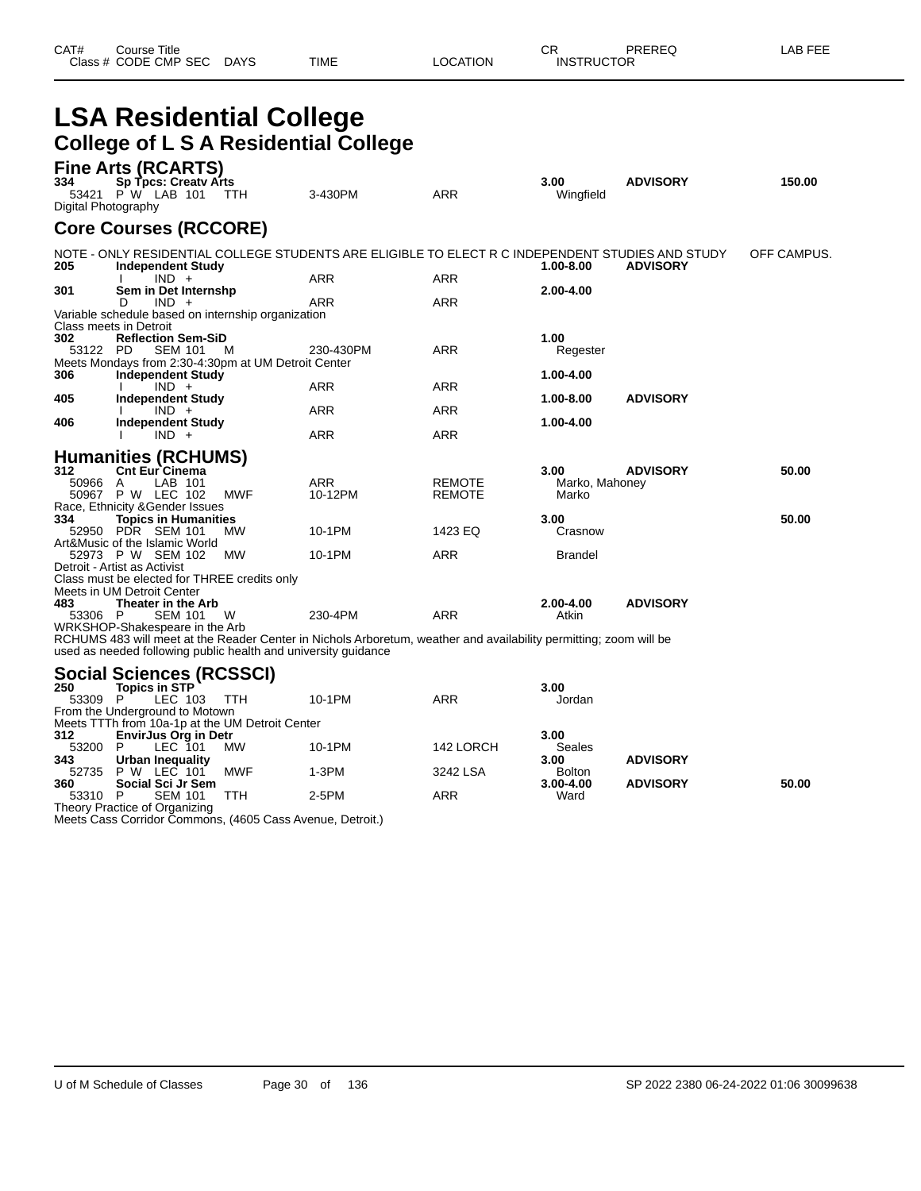| CAT# | Course Title | | | | | | CR | PREREQ | LAB FEE |
|---|---|---|---|---|---|---|---|---|---|
| Class # | CODE | CMP SEC | DAYS | TIME | LOCATION | INSTRUCTOR | | | |

# LSA Residential College

## College of L S A Residential College

### Fine Arts (RCARTS)

**334 Sp Tpcs: Creatv Arts** — 3.00 — ADVISORY — 150.00
53421 P W LAB 101 TTH 3-430PM ARR Wingfield
Digital Photography

### Core Courses (RCCORE)

NOTE - ONLY RESIDENTIAL COLLEGE STUDENTS ARE ELIGIBLE TO ELECT R C INDEPENDENT STUDIES AND STUDY OFF CAMPUS.

**205 Independent Study** — 1.00-8.00 — ADVISORY
I IND + ARR ARR

**301 Sem in Det Internshp** — 2.00-4.00
D IND + ARR ARR
Variable schedule based on internship organization
Class meets in Detroit

**302 Reflection Sem-SiD** — 1.00
53122 PD SEM 101 M 230-430PM ARR Regester
Meets Mondays from 2:30-4:30pm at UM Detroit Center

**306 Independent Study** — 1.00-4.00
I IND + ARR ARR

**405 Independent Study** — 1.00-8.00 — ADVISORY
I IND + ARR ARR

**406 Independent Study** — 1.00-4.00
I IND + ARR ARR

### Humanities (RCHUMS)

**312 Cnt Eur Cinema** — 3.00 — ADVISORY — 50.00
50966 A LAB 101 ARR REMOTE Marko, Mahoney
50967 P W LEC 102 MWF 10-12PM REMOTE Marko
Race, Ethnicity &Gender Issues

**334 Topics in Humanities** — 3.00 — 50.00
52950 PDR SEM 101 MW 10-1PM 1423 EQ Crasnow
Art&Music of the Islamic World
52973 P W SEM 102 MW 10-1PM ARR Brandel
Detroit - Artist as Activist
Class must be elected for THREE credits only
Meets in UM Detroit Center

**483 Theater in the Arb** — 2.00-4.00 — ADVISORY
53306 P SEM 101 W 230-4PM ARR Atkin
WRKSHOP-Shakespeare in the Arb
RCHUMS 483 will meet at the Reader Center in Nichols Arboretum, weather and availability permitting; zoom will be used as needed following public health and university guidance

### Social Sciences (RCSSCI)

**250 Topics in STP** — 3.00
53309 P LEC 103 TTH 10-1PM ARR Jordan
From the Underground to Motown
Meets TTTh from 10a-1p at the UM Detroit Center

**312 EnvirJus Org in Detr** — 3.00
53200 P LEC 101 MW 10-1PM 142 LORCH Seales

**343 Urban Inequality** — 3.00 — ADVISORY
52735 P W LEC 101 MWF 1-3PM 3242 LSA Bolton

**360 Social Sci Jr Sem** — 3.00-4.00 — ADVISORY — 50.00
53310 P SEM 101 TTH 2-5PM ARR Ward
Theory Practice of Organizing
Meets Cass Corridor Commons, (4605 Cass Avenue, Detroit.)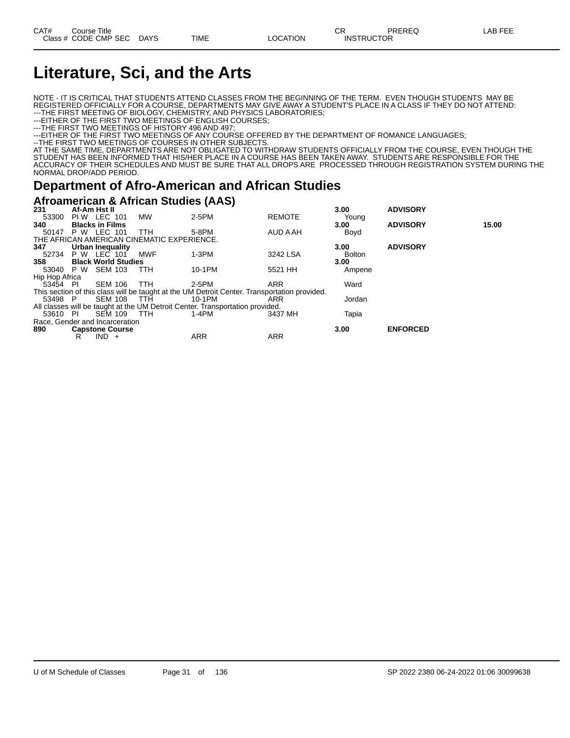# Literature, Sci, and the Arts

NOTE - IT IS CRITICAL THAT STUDENTS ATTEND CLASSES FROM THE BEGINNING OF THE TERM. EVEN THOUGH STUDENTS MAY BE REGISTERED OFFICIALLY FOR A COURSE, DEPARTMENTS MAY GIVE AWAY A STUDENT'S PLACE IN A CLASS IF THEY DO NOT ATTEND:
---THE FIRST MEETING OF BIOLOGY, CHEMISTRY, AND PHYSICS LABORATORIES;
---EITHER OF THE FIRST TWO MEETINGS OF ENGLISH COURSES;
---THE FIRST TWO MEETINGS OF HISTORY 496 AND 497;
---EITHER OF THE FIRST TWO MEETINGS OF ANY COURSE OFFERED BY THE DEPARTMENT OF ROMANCE LANGUAGES;
--THE FIRST TWO MEETINGS OF COURSES IN OTHER SUBJECTS.
AT THE SAME TIME, DEPARTMENTS ARE NOT OBLIGATED TO WITHDRAW STUDENTS OFFICIALLY FROM THE COURSE, EVEN THOUGH THE STUDENT HAS BEEN INFORMED THAT HIS/HER PLACE IN A COURSE HAS BEEN TAKEN AWAY. STUDENTS ARE RESPONSIBLE FOR THE ACCURACY OF THEIR SCHEDULES AND MUST BE SURE THAT ALL DROPS ARE PROCESSED THROUGH REGISTRATION SYSTEM DURING THE NORMAL DROP/ADD PERIOD.

## Department of Afro-American and African Studies

### Afroamerican & African Studies (AAS)

| CAT# / Class # | Course Title / CODE CMP SEC | DAYS | TIME | LOCATION | CR / INSTRUCTOR | PREREQ | LAB FEE |
|---|---|---|---|---|---|---|---|
| **231** | **Af-Am Hst II** | | | | **3.00** | **ADVISORY** | |
| 53300 | PI W LEC 101 | MW | 2-5PM | REMOTE | Young | | |
| **340** | **Blacks in Films** | | | | **3.00** | **ADVISORY** | **15.00** |
| 50147 | P W LEC 101 | TTH | 5-8PM | AUD A AH | Boyd | | |
| THE AFRICAN AMERICAN CINEMATIC EXPERIENCE. | | | | | | | |
| **347** | **Urban Inequality** | | | | **3.00** | **ADVISORY** | |
| 52734 | P W LEC 101 | MWF | 1-3PM | 3242 LSA | Bolton | | |
| **358** | **Black World Studies** | | | | **3.00** | | |
| 53040 | P W SEM 103 | TTH | 10-1PM | 5521 HH | Ampene | | |
| Hip Hop Africa | | | | | | | |
| 53454 | PI SEM 106 | TTH | 2-5PM | ARR | Ward | | |
| This section of this class will be taught at the UM Detroit Center. Transportation provided. | | | | | | | |
| 53498 | P SEM 108 | TTH | 10-1PM | ARR | Jordan | | |
| All classes will be taught at the UM Detroit Center. Transportation provided. | | | | | | | |
| 53610 | PI SEM 109 | TTH | 1-4PM | 3437 MH | Tapia | | |
| Race, Gender and Incarceration | | | | | | | |
| **890** | **Capstone Course** | | | | **3.00** | **ENFORCED** | |
| | R IND + | | ARR | ARR | | | |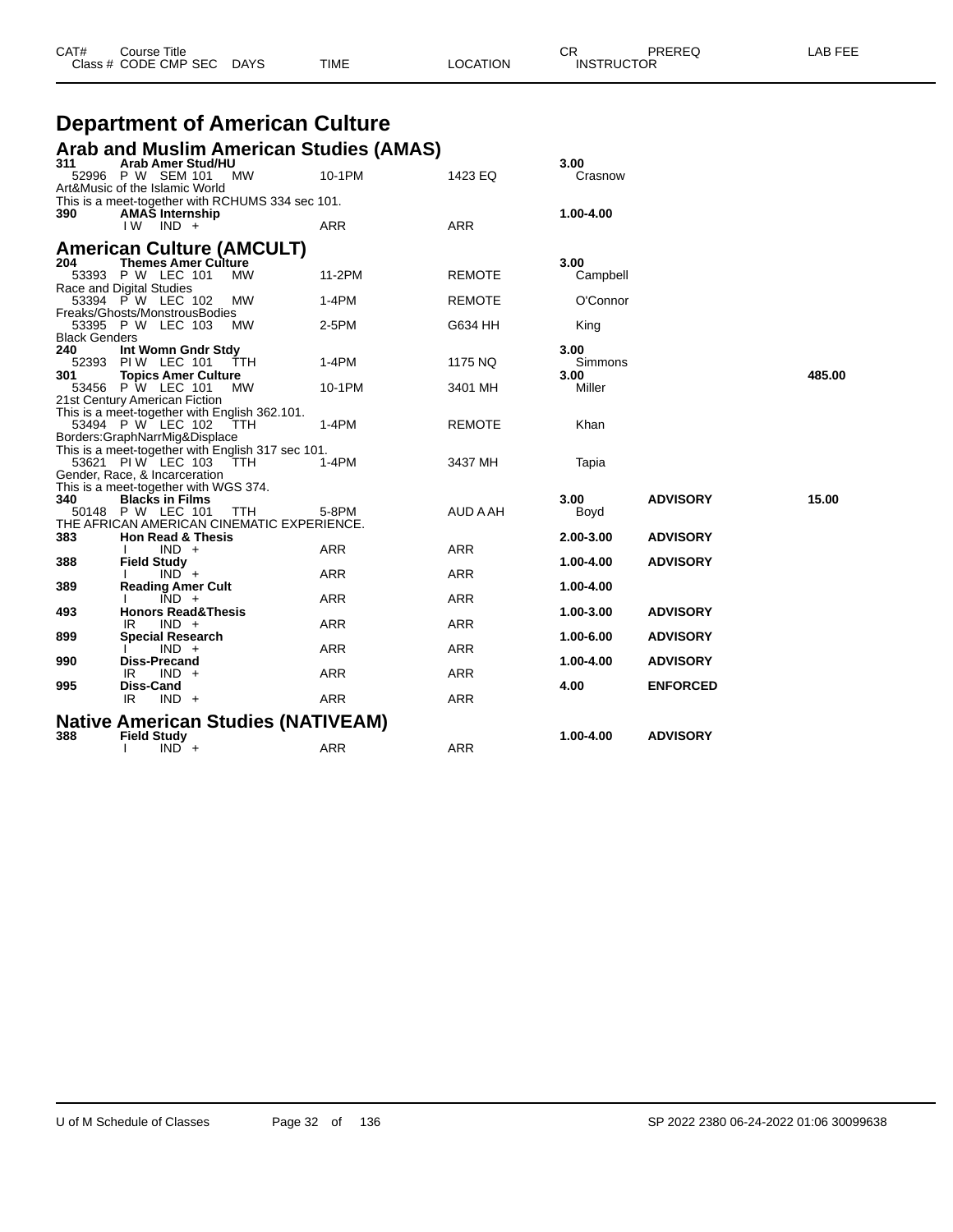| CAT# | Course Title Class # CODE CMP SEC | DAYS | TIME | LOCATION | CR INSTRUCTOR | PREREQ | LAB FEE |
|---|---|---|---|---|---|---|---|

# Department of American Culture

## Arab and Muslim American Studies (AMAS)

| CAT# | Course Title Class # CODE CMP SEC | DAYS | TIME | LOCATION | CR INSTRUCTOR | PREREQ | LAB FEE |
|---|---|---|---|---|---|---|---|
| **311** | **Arab Amer Stud/HU** | | | | **3.00** | | |
| 52996 | P W SEM 101 | MW | 10-1PM | 1423 EQ | Crasnow | | |
| Art&Music of the Islamic World | | | | | | | |
| This is a meet-together with RCHUMS 334 sec 101. | | | | | | | |
| **390** | **AMAS Internship** | | | | **1.00-4.00** | | |
| | I W IND + | | ARR | ARR | | | |

## American Culture (AMCULT)

| CAT# | Course Title Class # CODE CMP SEC | DAYS | TIME | LOCATION | CR INSTRUCTOR | PREREQ | LAB FEE |
|---|---|---|---|---|---|---|---|
| **204** | **Themes Amer Culture** | | | | **3.00** | | |
| 53393 | P W LEC 101 | MW | 11-2PM | REMOTE | Campbell | | |
| Race and Digital Studies | | | | | | | |
| 53394 | P W LEC 102 | MW | 1-4PM | REMOTE | O'Connor | | |
| Freaks/Ghosts/MonstrousBodies | | | | | | | |
| 53395 | P W LEC 103 | MW | 2-5PM | G634 HH | King | | |
| Black Genders | | | | | | | |
| **240** | **Int Womn Gndr Stdy** | | | | **3.00** | | |
| 52393 | PI W LEC 101 | TTH | 1-4PM | 1175 NQ | Simmons | | |
| **301** | **Topics Amer Culture** | | | | **3.00** | | **485.00** |
| 53456 | P W LEC 101 | MW | 10-1PM | 3401 MH | Miller | | |
| 21st Century American Fiction | | | | | | | |
| This is a meet-together with English 362.101. | | | | | | | |
| 53494 | P W LEC 102 | TTH | 1-4PM | REMOTE | Khan | | |
| Borders:GraphNarrMig&Displace | | | | | | | |
| This is a meet-together with English 317 sec 101. | | | | | | | |
| 53621 | PI W LEC 103 | TTH | 1-4PM | 3437 MH | Tapia | | |
| Gender, Race, & Incarceration | | | | | | | |
| This is a meet-together with WGS 374. | | | | | | | |
| **340** | **Blacks in Films** | | | | **3.00** | **ADVISORY** | **15.00** |
| 50148 | P W LEC 101 | TTH | 5-8PM | AUD A AH | Boyd | | |
| THE AFRICAN AMERICAN CINEMATIC EXPERIENCE. | | | | | | | |
| **383** | **Hon Read & Thesis** | | | | **2.00-3.00** | **ADVISORY** | |
| | I IND + | | ARR | ARR | | | |
| **388** | **Field Study** | | | | **1.00-4.00** | **ADVISORY** | |
| | I IND + | | ARR | ARR | | | |
| **389** | **Reading Amer Cult** | | | | **1.00-4.00** | | |
| | I IND + | | ARR | ARR | | | |
| **493** | **Honors Read&Thesis** | | | | **1.00-3.00** | **ADVISORY** | |
| | IR IND + | | ARR | ARR | | | |
| **899** | **Special Research** | | | | **1.00-6.00** | **ADVISORY** | |
| | I IND + | | ARR | ARR | | | |
| **990** | **Diss-Precand** | | | | **1.00-4.00** | **ADVISORY** | |
| | IR IND + | | ARR | ARR | | | |
| **995** | **Diss-Cand** | | | | **4.00** | **ENFORCED** | |
| | IR IND + | | ARR | ARR | | | |

## Native American Studies (NATIVEAM)

| CAT# | Course Title Class # CODE CMP SEC | DAYS | TIME | LOCATION | CR INSTRUCTOR | PREREQ | LAB FEE |
|---|---|---|---|---|---|---|---|
| **388** | **Field Study** | | | | **1.00-4.00** | **ADVISORY** | |
| | I IND + | | ARR | ARR | | | |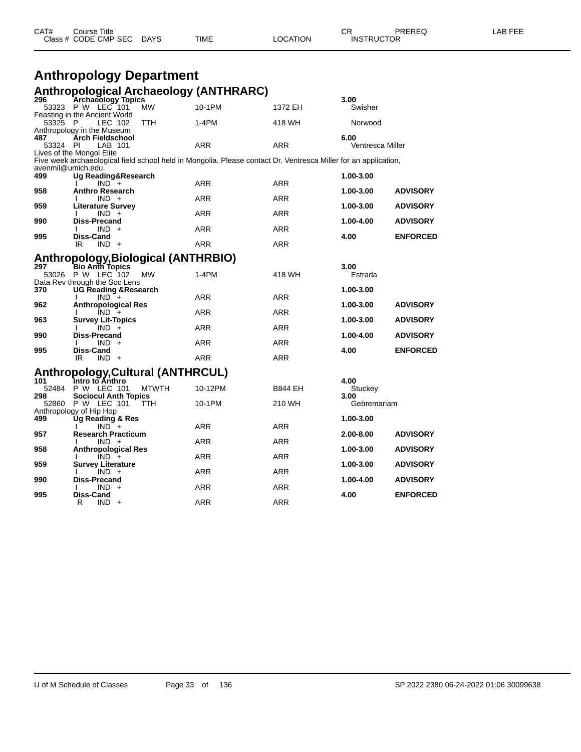| CAT# | Course Title | | | | | CR | PREREQ | LAB FEE |
|---|---|---|---|---|---|---|---|---|
| Class # | CODE CMP SEC | DAYS | TIME | LOCATION | INSTRUCTOR | | | |

# Anthropology Department

## Anthropological Archaeology (ANTHRARC)

| CAT# | Course Title / Class # CODE CMP SEC | DAYS | TIME | LOCATION | CR / INSTRUCTOR | PREREQ |
|---|---|---|---|---|---|---|
| **296** | **Archaeology Topics** | | | | **3.00** | |
| 53323 | P W LEC 101 | MW | 10-1PM | 1372 EH | Swisher | |
| Feasting in the Ancient World | | | | | | |
| 53325 | P LEC 102 | TTH | 1-4PM | 418 WH | Norwood | |
| Anthropology in the Museum | | | | | | |
| **487** | **Arch Fieldschool** | | | | **6.00** | |
| 53324 | PI LAB 101 | | ARR | ARR | Ventresca Miller | |
| Lives of the Mongol Elite | | | | | | |
| Five week archaeological field school held in Mongolia. Please contact Dr. Ventresca Miller for an application, avenmil@umich.edu. | | | | | | |
| **499** | **Ug Reading&Research** | | | | **1.00-3.00** | |
| | I IND + | | ARR | ARR | | |
| **958** | **Anthro Research** | | | | **1.00-3.00** | **ADVISORY** |
| | I IND + | | ARR | ARR | | |
| **959** | **Literature Survey** | | | | **1.00-3.00** | **ADVISORY** |
| | I IND + | | ARR | ARR | | |
| **990** | **Diss-Precand** | | | | **1.00-4.00** | **ADVISORY** |
| | I IND + | | ARR | ARR | | |
| **995** | **Diss-Cand** | | | | **4.00** | **ENFORCED** |
| | IR IND + | | ARR | ARR | | |

## Anthropology,Biological (ANTHRBIO)

| CAT# | Course Title / Class # CODE CMP SEC | DAYS | TIME | LOCATION | CR / INSTRUCTOR | PREREQ |
|---|---|---|---|---|---|---|
| **297** | **Bio Anth Topics** | | | | **3.00** | |
| 53026 | P W LEC 102 | MW | 1-4PM | 418 WH | Estrada | |
| Data Rev through the Soc Lens | | | | | | |
| **370** | **UG Reading &Research** | | | | **1.00-3.00** | |
| | I IND + | | ARR | ARR | | |
| **962** | **Anthropological Res** | | | | **1.00-3.00** | **ADVISORY** |
| | I IND + | | ARR | ARR | | |
| **963** | **Survey Lit-Topics** | | | | **1.00-3.00** | **ADVISORY** |
| | I IND + | | ARR | ARR | | |
| **990** | **Diss-Precand** | | | | **1.00-4.00** | **ADVISORY** |
| | I IND + | | ARR | ARR | | |
| **995** | **Diss-Cand** | | | | **4.00** | **ENFORCED** |
| | IR IND + | | ARR | ARR | | |

## Anthropology,Cultural (ANTHRCUL)

| CAT# | Course Title / Class # CODE CMP SEC | DAYS | TIME | LOCATION | CR / INSTRUCTOR | PREREQ |
|---|---|---|---|---|---|---|
| **101** | **Intro to Anthro** | | | | **4.00** | |
| 52484 | P W LEC 101 | MTWTH | 10-12PM | B844 EH | Stuckey | |
| **298** | **Sociocul Anth Topics** | | | | **3.00** | |
| 52860 | P W LEC 101 | TTH | 10-1PM | 210 WH | Gebremariam | |
| Anthropology of Hip Hop | | | | | | |
| **499** | **Ug Reading & Res** | | | | **1.00-3.00** | |
| | I IND + | | ARR | ARR | | |
| **957** | **Research Practicum** | | | | **2.00-8.00** | **ADVISORY** |
| | I IND + | | ARR | ARR | | |
| **958** | **Anthropological Res** | | | | **1.00-3.00** | **ADVISORY** |
| | I IND + | | ARR | ARR | | |
| **959** | **Survey Literature** | | | | **1.00-3.00** | **ADVISORY** |
| | I IND + | | ARR | ARR | | |
| **990** | **Diss-Precand** | | | | **1.00-4.00** | **ADVISORY** |
| | I IND + | | ARR | ARR | | |
| **995** | **Diss-Cand** | | | | **4.00** | **ENFORCED** |
| | R IND + | | ARR | ARR | | |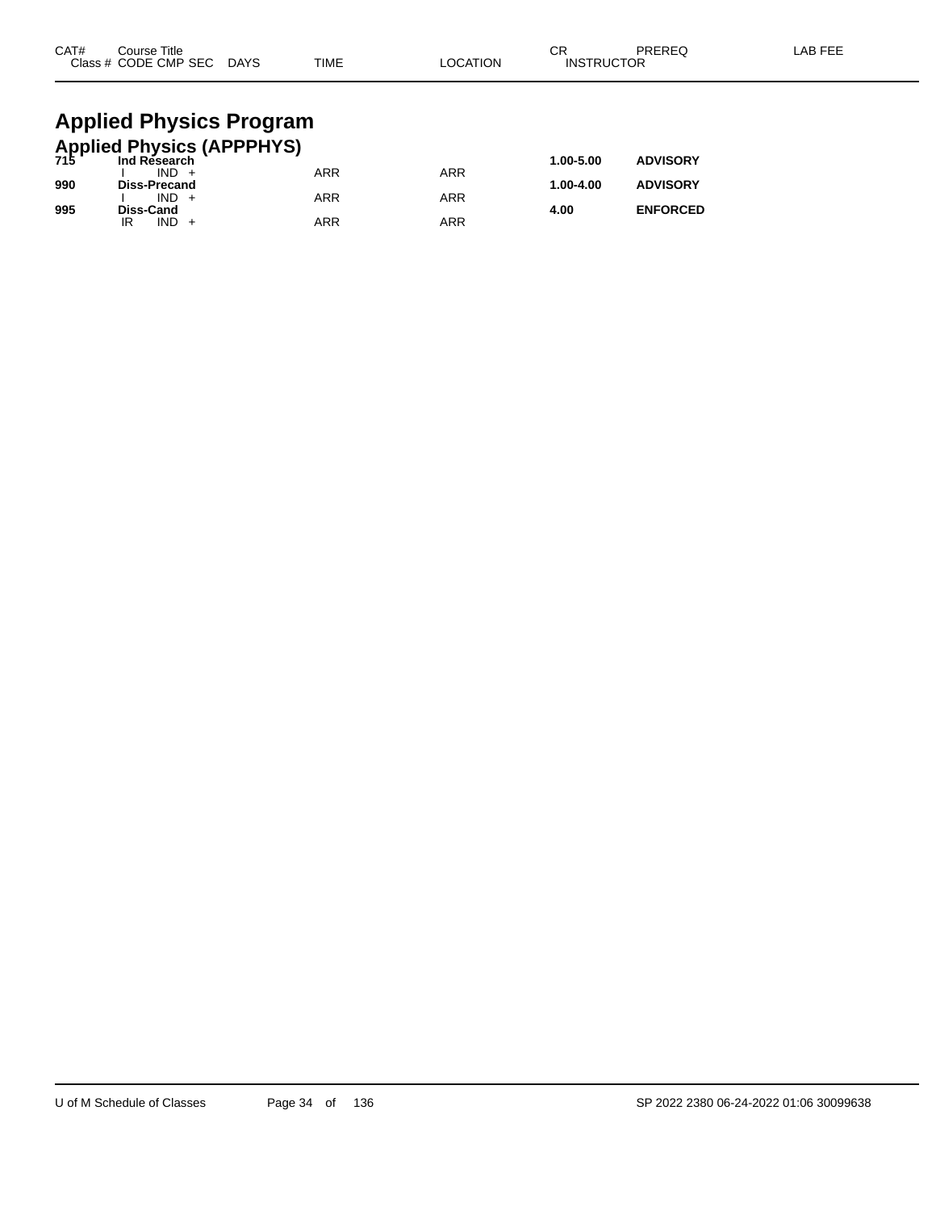| CAT# | Course Title | | | | | | CR | PREREQ | LAB FEE |
|---|---|---|---|---|---|---|---|---|---|
| | Class # | CODE | CMP | SEC | DAYS | TIME | LOCATION | INSTRUCTOR | |

# Applied Physics Program

## Applied Physics (APPPHYS)

| CAT# | Course Title | | | | | TIME | LOCATION | CR | PREREQ |
|---|---|---|---|---|---|---|---|---|---|
| **715** | **Ind Research** | | | | | | | **1.00-5.00** | **ADVISORY** |
| | | I | IND | + | | ARR | ARR | | |
| **990** | **Diss-Precand** | | | | | | | **1.00-4.00** | **ADVISORY** |
| | | I | IND | + | | ARR | ARR | | |
| **995** | **Diss-Cand** | | | | | | | **4.00** | **ENFORCED** |
| | | IR | IND | + | | ARR | ARR | | |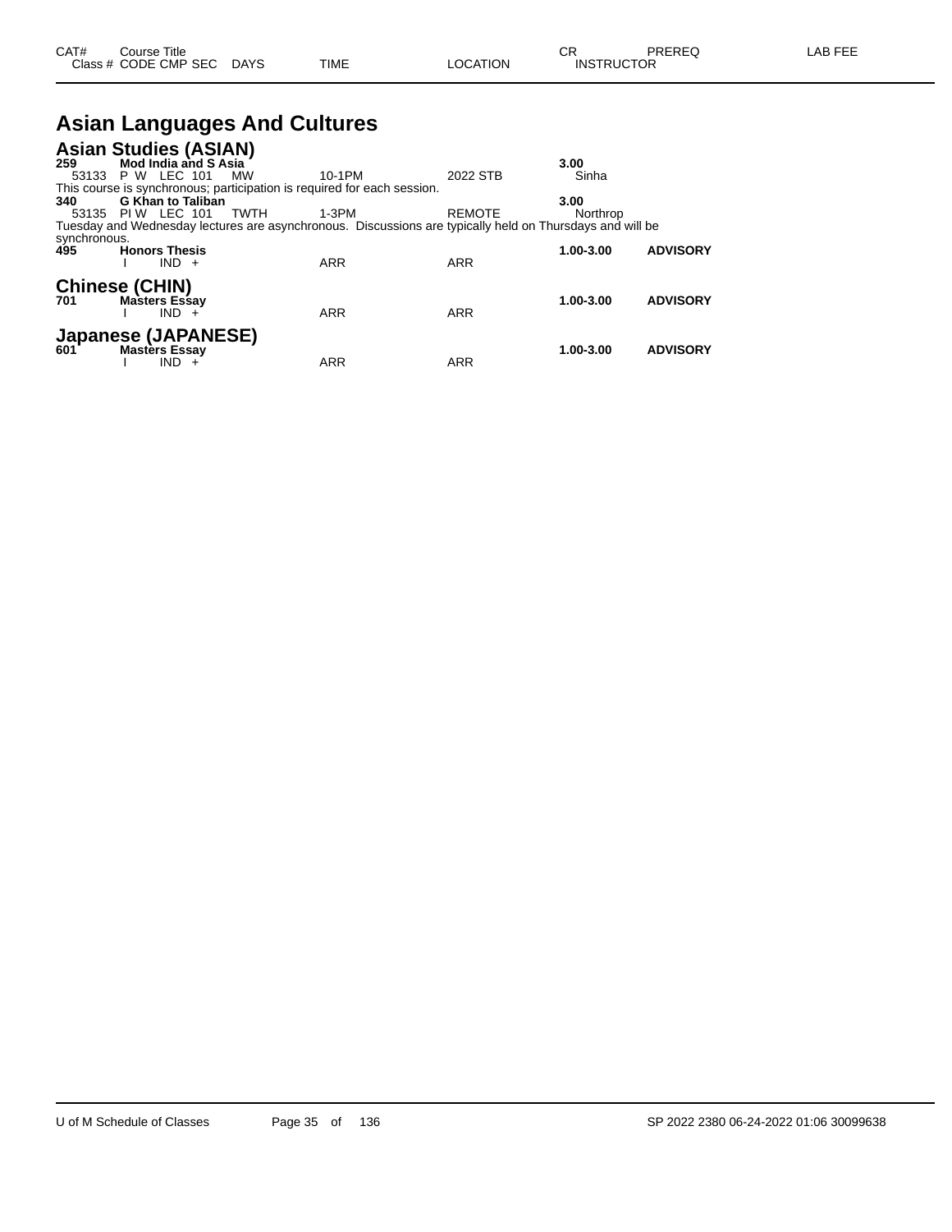| CAT# Class # | Course Title CODE CMP SEC | DAYS | TIME | LOCATION | CR INSTRUCTOR | PREREQ | LAB FEE |
|---|---|---|---|---|---|---|---|

# Asian Languages And Cultures

## Asian Studies (ASIAN)

**259** **Mod India and S Asia** **3.00**
53133 P W LEC 101 MW 10-1PM 2022 STB Sinha
This course is synchronous; participation is required for each session.

**340** **G Khan to Taliban** **3.00**
53135 PI W LEC 101 TWTH 1-3PM REMOTE Northrop
Tuesday and Wednesday lectures are asynchronous. Discussions are typically held on Thursdays and will be synchronous.

**495** **Honors Thesis** **1.00-3.00** **ADVISORY**
I IND + ARR ARR

## Chinese (CHIN)

**701** **Masters Essay** **1.00-3.00** **ADVISORY**
I IND + ARR ARR

## Japanese (JAPANESE)

**601** **Masters Essay** **1.00-3.00** **ADVISORY**
I IND + ARR ARR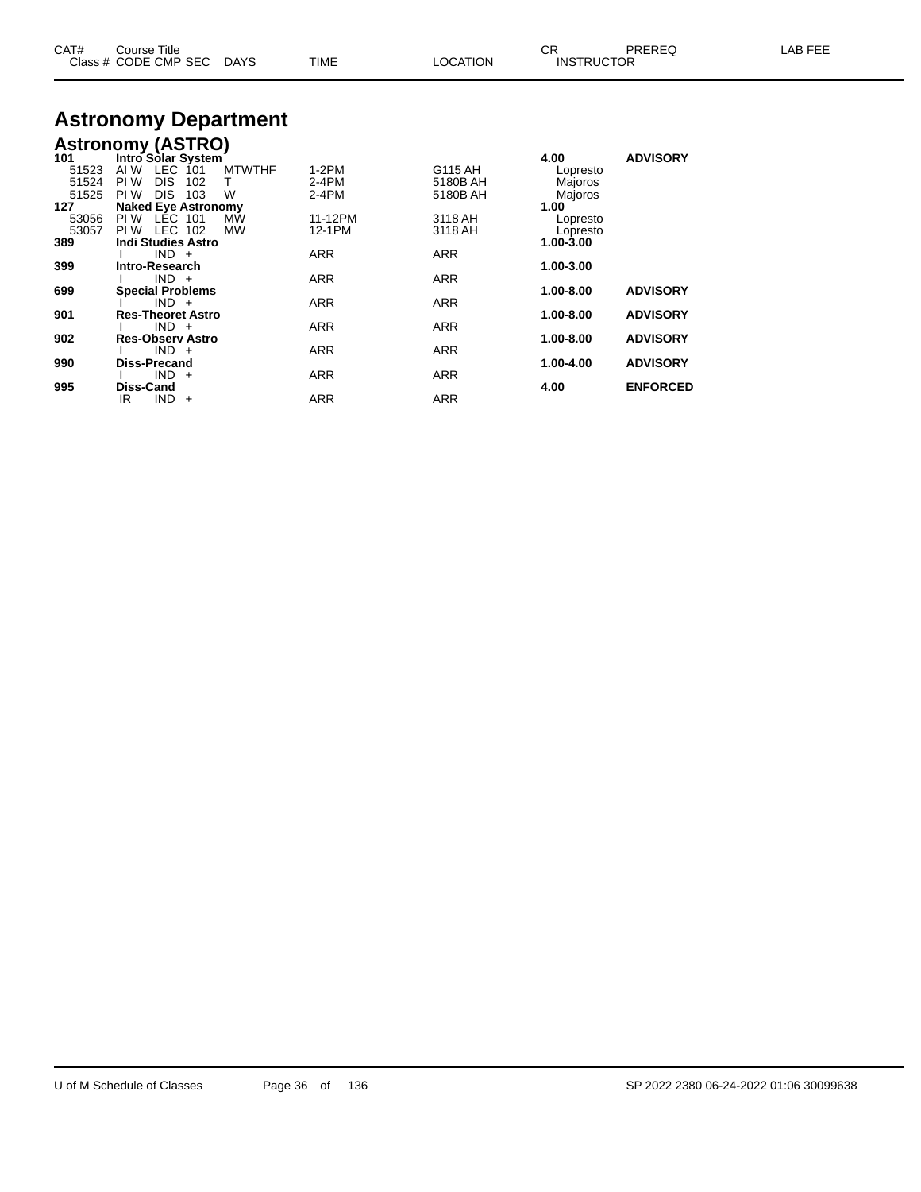# Astronomy Department

## Astronomy (ASTRO)

| CAT# / Class # | Course Title / CODE | CMP | SEC | DAYS | TIME | LOCATION | CR / INSTRUCTOR | PREREQ | LAB FEE |
|---|---|---|---|---|---|---|---|---|---|
| **101** | **Intro Solar System** | | | | | | **4.00** | **ADVISORY** | |
| 51523 | AI W | LEC | 101 | MTWTHF | 1-2PM | G115 AH | Lopresto | | |
| 51524 | PI W | DIS | 102 | T | 2-4PM | 5180B AH | Majoros | | |
| 51525 | PI W | DIS | 103 | W | 2-4PM | 5180B AH | Majoros | | |
| **127** | **Naked Eye Astronomy** | | | | | | **1.00** | | |
| 53056 | PI W | LEC | 101 | MW | 11-12PM | 3118 AH | Lopresto | | |
| 53057 | PI W | LEC | 102 | MW | 12-1PM | 3118 AH | Lopresto | | |
| **389** | **Indi Studies Astro** | | | | | | **1.00-3.00** | | |
| | I | IND | + | | ARR | ARR | | | |
| **399** | **Intro-Research** | | | | | | **1.00-3.00** | | |
| | I | IND | + | | ARR | ARR | | | |
| **699** | **Special Problems** | | | | | | **1.00-8.00** | **ADVISORY** | |
| | I | IND | + | | ARR | ARR | | | |
| **901** | **Res-Theoret Astro** | | | | | | **1.00-8.00** | **ADVISORY** | |
| | I | IND | + | | ARR | ARR | | | |
| **902** | **Res-Observ Astro** | | | | | | **1.00-8.00** | **ADVISORY** | |
| | I | IND | + | | ARR | ARR | | | |
| **990** | **Diss-Precand** | | | | | | **1.00-4.00** | **ADVISORY** | |
| | I | IND | + | | ARR | ARR | | | |
| **995** | **Diss-Cand** | | | | | | **4.00** | **ENFORCED** | |
| | IR | IND | + | | ARR | ARR | | | |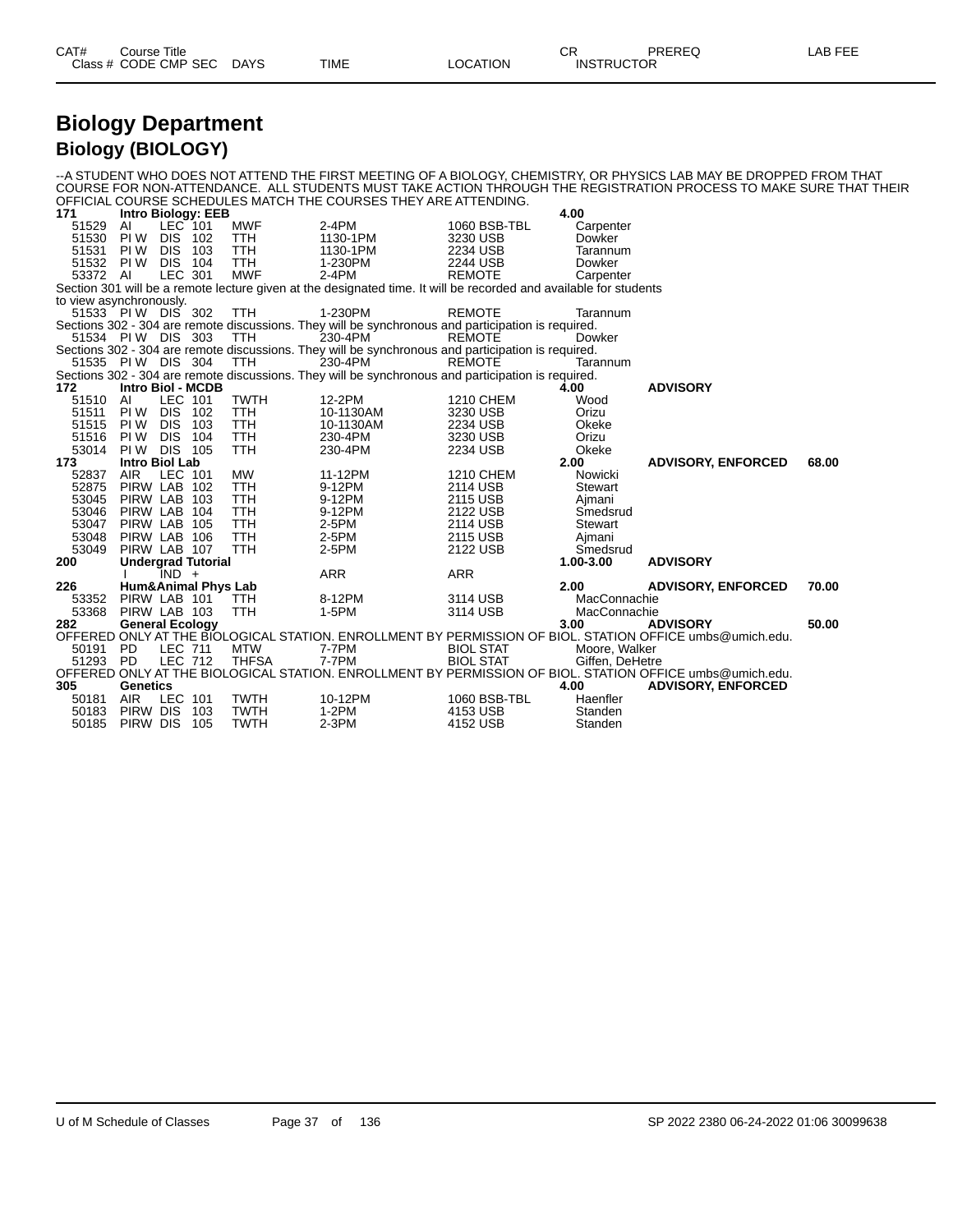# Biology Department

## Biology (BIOLOGY)

--A STUDENT WHO DOES NOT ATTEND THE FIRST MEETING OF A BIOLOGY, CHEMISTRY, OR PHYSICS LAB MAY BE DROPPED FROM THAT COURSE FOR NON-ATTENDANCE. ALL STUDENTS MUST TAKE ACTION THROUGH THE REGISTRATION PROCESS TO MAKE SURE THAT THEIR OFFICIAL COURSE SCHEDULES MATCH THE COURSES THEY ARE ATTENDING.

| CAT# / Class # | Course Title / CODE | CMP | SEC | DAYS | TIME | LOCATION | CR / INSTRUCTOR | PREREQ | LAB FEE |
|---|---|---|---|---|---|---|---|---|---|
| **171** | **Intro Biology: EEB** | | | | | | **4.00** | | |
| 51529 | AI | LEC | 101 | MWF | 2-4PM | 1060 BSB-TBL | Carpenter | | |
| 51530 | PI W | DIS | 102 | TTH | 1130-1PM | 3230 USB | Dowker | | |
| 51531 | PI W | DIS | 103 | TTH | 1130-1PM | 2234 USB | Tarannum | | |
| 51532 | PI W | DIS | 104 | TTH | 1-230PM | 2244 USB | Dowker | | |
| 53372 | AI | LEC | 301 | MWF | 2-4PM | REMOTE | Carpenter | | |
| Section 301 will be a remote lecture given at the designated time. It will be recorded and available for students to view asynchronously. | | | | | | | | | |
| 51533 | PI W | DIS | 302 | TTH | 1-230PM | REMOTE | Tarannum | | |
| Sections 302 - 304 are remote discussions. They will be synchronous and participation is required. | | | | | | | | | |
| 51534 | PI W | DIS | 303 | TTH | 230-4PM | REMOTE | Dowker | | |
| Sections 302 - 304 are remote discussions. They will be synchronous and participation is required. | | | | | | | | | |
| 51535 | PI W | DIS | 304 | TTH | 230-4PM | REMOTE | Tarannum | | |
| Sections 302 - 304 are remote discussions. They will be synchronous and participation is required. | | | | | | | | | |
| **172** | **Intro Biol - MCDB** | | | | | | **4.00** | **ADVISORY** | |
| 51510 | AI | LEC | 101 | TWTH | 12-2PM | 1210 CHEM | Wood | | |
| 51511 | PI W | DIS | 102 | TTH | 10-1130AM | 3230 USB | Orizu | | |
| 51515 | PI W | DIS | 103 | TTH | 10-1130AM | 2234 USB | Okeke | | |
| 51516 | PI W | DIS | 104 | TTH | 230-4PM | 3230 USB | Orizu | | |
| 53014 | PI W | DIS | 105 | TTH | 230-4PM | 2234 USB | Okeke | | |
| **173** | **Intro Biol Lab** | | | | | | **2.00** | **ADVISORY, ENFORCED** | **68.00** |
| 52837 | AIR | LEC | 101 | MW | 11-12PM | 1210 CHEM | Nowicki | | |
| 52875 | PIRW | LAB | 102 | TTH | 9-12PM | 2114 USB | Stewart | | |
| 53045 | PIRW | LAB | 103 | TTH | 9-12PM | 2115 USB | Ajmani | | |
| 53046 | PIRW | LAB | 104 | TTH | 9-12PM | 2122 USB | Smedsrud | | |
| 53047 | PIRW | LAB | 105 | TTH | 2-5PM | 2114 USB | Stewart | | |
| 53048 | PIRW | LAB | 106 | TTH | 2-5PM | 2115 USB | Ajmani | | |
| 53049 | PIRW | LAB | 107 | TTH | 2-5PM | 2122 USB | Smedsrud | | |
| **200** | **Undergrad Tutorial** | | | | | | **1.00-3.00** | **ADVISORY** | |
| | I | IND | + | | ARR | ARR | | | |
| **226** | **Hum&Animal Phys Lab** | | | | | | **2.00** | **ADVISORY, ENFORCED** | **70.00** |
| 53352 | PIRW | LAB | 101 | TTH | 8-12PM | 3114 USB | MacConnachie | | |
| 53368 | PIRW | LAB | 103 | TTH | 1-5PM | 3114 USB | MacConnachie | | |
| **282** | **General Ecology** | | | | | | **3.00** | **ADVISORY** | **50.00** |
| OFFERED ONLY AT THE BIOLOGICAL STATION. ENROLLMENT BY PERMISSION OF BIOL. STATION OFFICE umbs@umich.edu. | | | | | | | | | |
| 50191 | PD | LEC | 711 | MTW | 7-7PM | BIOL STAT | Moore, Walker | | |
| 51293 | PD | LEC | 712 | THFSA | 7-7PM | BIOL STAT | Giffen, DeHetre | | |
| OFFERED ONLY AT THE BIOLOGICAL STATION. ENROLLMENT BY PERMISSION OF BIOL. STATION OFFICE umbs@umich.edu. | | | | | | | | | |
| **305** | **Genetics** | | | | | | **4.00** | **ADVISORY, ENFORCED** | |
| 50181 | AIR | LEC | 101 | TWTH | 10-12PM | 1060 BSB-TBL | Haenfler | | |
| 50183 | PIRW | DIS | 103 | TWTH | 1-2PM | 4153 USB | Standen | | |
| 50185 | PIRW | DIS | 105 | TWTH | 2-3PM | 4152 USB | Standen | | |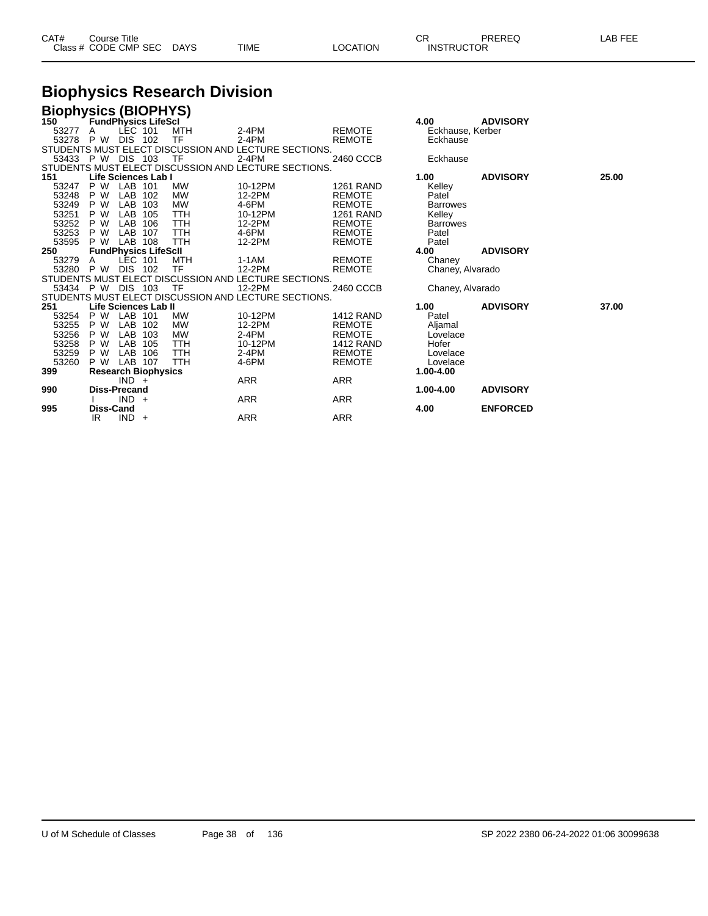| CAT# | Course Title | | | | | | | CR | PREREQ | LAB FEE |
|---|---|---|---|---|---|---|---|---|---|---|
| Class # | CODE | CMP | SEC | DAYS | TIME | LOCATION | INSTRUCTOR | | | |

# Biophysics Research Division

## Biophysics (BIOPHYS)

| CAT# | Class # | CODE | CMP | SEC | DAYS | TIME | LOCATION | INSTRUCTOR | CR | PREREQ | LAB FEE |
|---|---|---|---|---|---|---|---|---|---|---|---|
| **150** | **FundPhysics LifeSci** | | | | | | | | **4.00** | **ADVISORY** | |
| | 53277 | A | LEC | 101 | MTH | 2-4PM | REMOTE | Eckhause, Kerber | | | |
| | 53278 | P W | DIS | 102 | TF | 2-4PM | REMOTE | Eckhause | | | |
| STUDENTS MUST ELECT DISCUSSION AND LECTURE SECTIONS. | | | | | | | | | | | |
| | 53433 | P W | DIS | 103 | TF | 2-4PM | 2460 CCCB | Eckhause | | | |
| STUDENTS MUST ELECT DISCUSSION AND LECTURE SECTIONS. | | | | | | | | | | | |
| **151** | **Life Sciences Lab I** | | | | | | | | **1.00** | **ADVISORY** | **25.00** |
| | 53247 | P W | LAB | 101 | MW | 10-12PM | 1261 RAND | Kelley | | | |
| | 53248 | P W | LAB | 102 | MW | 12-2PM | REMOTE | Patel | | | |
| | 53249 | P W | LAB | 103 | MW | 4-6PM | REMOTE | Barrowes | | | |
| | 53251 | P W | LAB | 105 | TTH | 10-12PM | 1261 RAND | Kelley | | | |
| | 53252 | P W | LAB | 106 | TTH | 12-2PM | REMOTE | Barrowes | | | |
| | 53253 | P W | LAB | 107 | TTH | 4-6PM | REMOTE | Patel | | | |
| | 53595 | P W | LAB | 108 | TTH | 12-2PM | REMOTE | Patel | | | |
| **250** | **FundPhysics LifeSciI** | | | | | | | | **4.00** | **ADVISORY** | |
| | 53279 | A | LEC | 101 | MTH | 1-1AM | REMOTE | Chaney | | | |
| | 53280 | P W | DIS | 102 | TF | 12-2PM | REMOTE | Chaney, Alvarado | | | |
| STUDENTS MUST ELECT DISCUSSION AND LECTURE SECTIONS. | | | | | | | | | | | |
| | 53434 | P W | DIS | 103 | TF | 12-2PM | 2460 CCCB | Chaney, Alvarado | | | |
| STUDENTS MUST ELECT DISCUSSION AND LECTURE SECTIONS. | | | | | | | | | | | |
| **251** | **Life Sciences Lab II** | | | | | | | | **1.00** | **ADVISORY** | **37.00** |
| | 53254 | P W | LAB | 101 | MW | 10-12PM | 1412 RAND | Patel | | | |
| | 53255 | P W | LAB | 102 | MW | 12-2PM | REMOTE | Aljamal | | | |
| | 53256 | P W | LAB | 103 | MW | 2-4PM | REMOTE | Lovelace | | | |
| | 53258 | P W | LAB | 105 | TTH | 10-12PM | 1412 RAND | Hofer | | | |
| | 53259 | P W | LAB | 106 | TTH | 2-4PM | REMOTE | Lovelace | | | |
| | 53260 | P W | LAB | 107 | TTH | 4-6PM | REMOTE | Lovelace | | | |
| **399** | **Research Biophysics** | | | | | | | | **1.00-4.00** | | |
| | | | IND | + | | ARR | ARR | | | | |
| **990** | **Diss-Precand** | | | | | | | | **1.00-4.00** | **ADVISORY** | |
| | | I | IND | + | | ARR | ARR | | | | |
| **995** | **Diss-Cand** | | | | | | | | **4.00** | **ENFORCED** | |
| | | IR | IND | + | | ARR | ARR | | | | |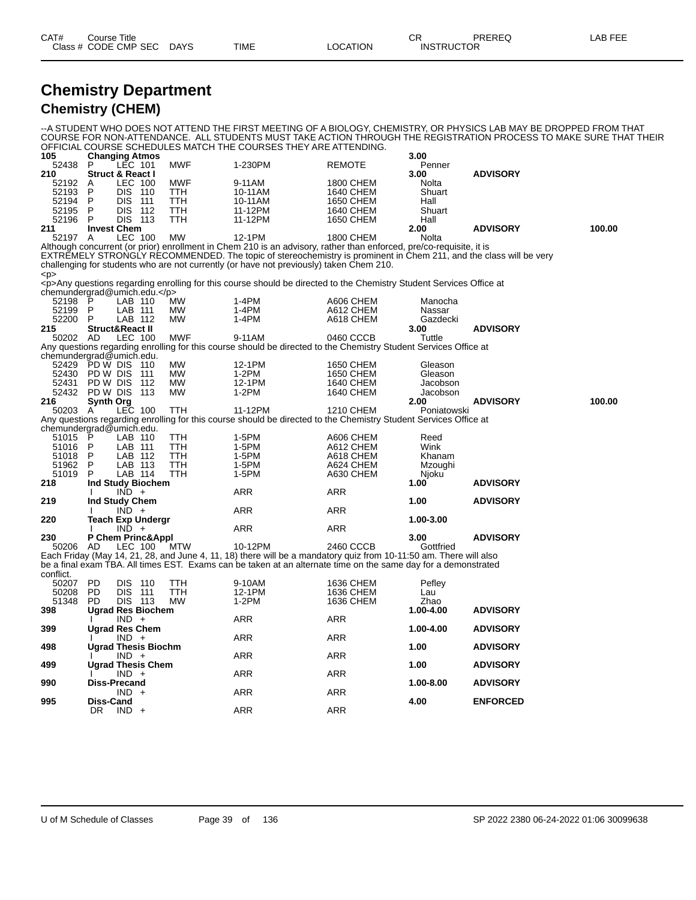# Chemistry Department

## Chemistry (CHEM)

--A STUDENT WHO DOES NOT ATTEND THE FIRST MEETING OF A BIOLOGY, CHEMISTRY, OR PHYSICS LAB MAY BE DROPPED FROM THAT COURSE FOR NON-ATTENDANCE. ALL STUDENTS MUST TAKE ACTION THROUGH THE REGISTRATION PROCESS TO MAKE SURE THAT THEIR OFFICIAL COURSE SCHEDULES MATCH THE COURSES THEY ARE ATTENDING.

| CAT# / Class # | Course Title / CODE | CMP | SEC | DAYS | TIME | LOCATION | CR / INSTRUCTOR | PREREQ | LAB FEE |
|---|---|---|---|---|---|---|---|---|---|
| **105** | **Changing Atmos** | | | | | | **3.00** | | |
| 52438 | P | LEC | 101 | MWF | 1-230PM | REMOTE | Penner | | |
| **210** | **Struct & React I** | | | | | | **3.00** | **ADVISORY** | |
| 52192 | A | LEC | 100 | MWF | 9-11AM | 1800 CHEM | Nolta | | |
| 52193 | P | DIS | 110 | TTH | 10-11AM | 1640 CHEM | Shuart | | |
| 52194 | P | DIS | 111 | TTH | 10-11AM | 1650 CHEM | Hall | | |
| 52195 | P | DIS | 112 | TTH | 11-12PM | 1640 CHEM | Shuart | | |
| 52196 | P | DIS | 113 | TTH | 11-12PM | 1650 CHEM | Hall | | |
| **211** | **Invest Chem** | | | | | | **2.00** | **ADVISORY** | **100.00** |
| 52197 | A | LEC | 100 | MW | 12-1PM | 1800 CHEM | Nolta | | |

Although concurrent (or prior) enrollment in Chem 210 is an advisory, rather than enforced, pre/co-requisite, it is EXTREMELY STRONGLY RECOMMENDED. The topic of stereochemistry is prominent in Chem 211, and the class will be very challenging for students who are not currently (or have not previously) taken Chem 210.
<p>
<p>Any questions regarding enrolling for this course should be directed to the Chemistry Student Services Office at chemundergrad@umich.edu.</p>

| CAT# / Class # | Course Title / CODE | CMP | SEC | DAYS | TIME | LOCATION | CR / INSTRUCTOR | PREREQ | LAB FEE |
|---|---|---|---|---|---|---|---|---|---|
| 52198 | P | LAB | 110 | MW | 1-4PM | A606 CHEM | Manocha | | |
| 52199 | P | LAB | 111 | MW | 1-4PM | A612 CHEM | Nassar | | |
| 52200 | P | LAB | 112 | MW | 1-4PM | A618 CHEM | Gazdecki | | |
| **215** | **Struct&React II** | | | | | | **3.00** | **ADVISORY** | |
| 50202 | AD | LEC | 100 | MWF | 9-11AM | 0460 CCCB | Tuttle | | |

Any questions regarding enrolling for this course should be directed to the Chemistry Student Services Office at chemundergrad@umich.edu.

| CAT# / Class # | Course Title / CODE | CMP | SEC | DAYS | TIME | LOCATION | CR / INSTRUCTOR | PREREQ | LAB FEE |
|---|---|---|---|---|---|---|---|---|---|
| 52429 | PD W | DIS | 110 | MW | 12-1PM | 1650 CHEM | Gleason | | |
| 52430 | PD W | DIS | 111 | MW | 1-2PM | 1650 CHEM | Gleason | | |
| 52431 | PD W | DIS | 112 | MW | 12-1PM | 1640 CHEM | Jacobson | | |
| 52432 | PD W | DIS | 113 | MW | 1-2PM | 1640 CHEM | Jacobson | | |
| **216** | **Synth Org** | | | | | | **2.00** | **ADVISORY** | **100.00** |
| 50203 | A | LEC | 100 | TTH | 11-12PM | 1210 CHEM | Poniatowski | | |

Any questions regarding enrolling for this course should be directed to the Chemistry Student Services Office at chemundergrad@umich.edu.

| CAT# / Class # | Course Title / CODE | CMP | SEC | DAYS | TIME | LOCATION | CR / INSTRUCTOR | PREREQ | LAB FEE |
|---|---|---|---|---|---|---|---|---|---|
| 51015 | P | LAB | 110 | TTH | 1-5PM | A606 CHEM | Reed | | |
| 51016 | P | LAB | 111 | TTH | 1-5PM | A612 CHEM | Wink | | |
| 51018 | P | LAB | 112 | TTH | 1-5PM | A618 CHEM | Khanam | | |
| 51962 | P | LAB | 113 | TTH | 1-5PM | A624 CHEM | Mzoughi | | |
| 51019 | P | LAB | 114 | TTH | 1-5PM | A630 CHEM | Njoku | | |
| **218** | **Ind Study Biochem** | | | | | | **1.00** | **ADVISORY** | |
| | I | IND | + | | ARR | ARR | | | |
| **219** | **Ind Study Chem** | | | | | | **1.00** | **ADVISORY** | |
| | I | IND | + | | ARR | ARR | | | |
| **220** | **Teach Exp Undergr** | | | | | | **1.00-3.00** | | |
| | I | IND | + | | ARR | ARR | | | |
| **230** | **P Chem Princ&Appl** | | | | | | **3.00** | **ADVISORY** | |
| 50206 | AD | LEC | 100 | MTW | 10-12PM | 2460 CCCB | Gottfried | | |

Each Friday (May 14, 21, 28, and June 4, 11, 18) there will be a mandatory quiz from 10-11:50 am. There will also be a final exam TBA. All times EST. Exams can be taken at an alternate time on the same day for a demonstrated conflict.

| CAT# / Class # | Course Title / CODE | CMP | SEC | DAYS | TIME | LOCATION | CR / INSTRUCTOR | PREREQ | LAB FEE |
|---|---|---|---|---|---|---|---|---|---|
| 50207 | PD | DIS | 110 | TTH | 9-10AM | 1636 CHEM | Pefley | | |
| 50208 | PD | DIS | 111 | TTH | 12-1PM | 1636 CHEM | Lau | | |
| 51348 | PD | DIS | 113 | MW | 1-2PM | 1636 CHEM | Zhao | | |
| **398** | **Ugrad Res Biochem** | | | | | | **1.00-4.00** | **ADVISORY** | |
| | I | IND | + | | ARR | ARR | | | |
| **399** | **Ugrad Res Chem** | | | | | | **1.00-4.00** | **ADVISORY** | |
| | I | IND | + | | ARR | ARR | | | |
| **498** | **Ugrad Thesis Biochm** | | | | | | **1.00** | **ADVISORY** | |
| | I | IND | + | | ARR | ARR | | | |
| **499** | **Ugrad Thesis Chem** | | | | | | **1.00** | **ADVISORY** | |
| | I | IND | + | | ARR | ARR | | | |
| **990** | **Diss-Precand** | | | | | | **1.00-8.00** | **ADVISORY** | |
| | | IND | + | | ARR | ARR | | | |
| **995** | **Diss-Cand** | | | | | | **4.00** | **ENFORCED** | |
| | DR | IND | + | | ARR | ARR | | | |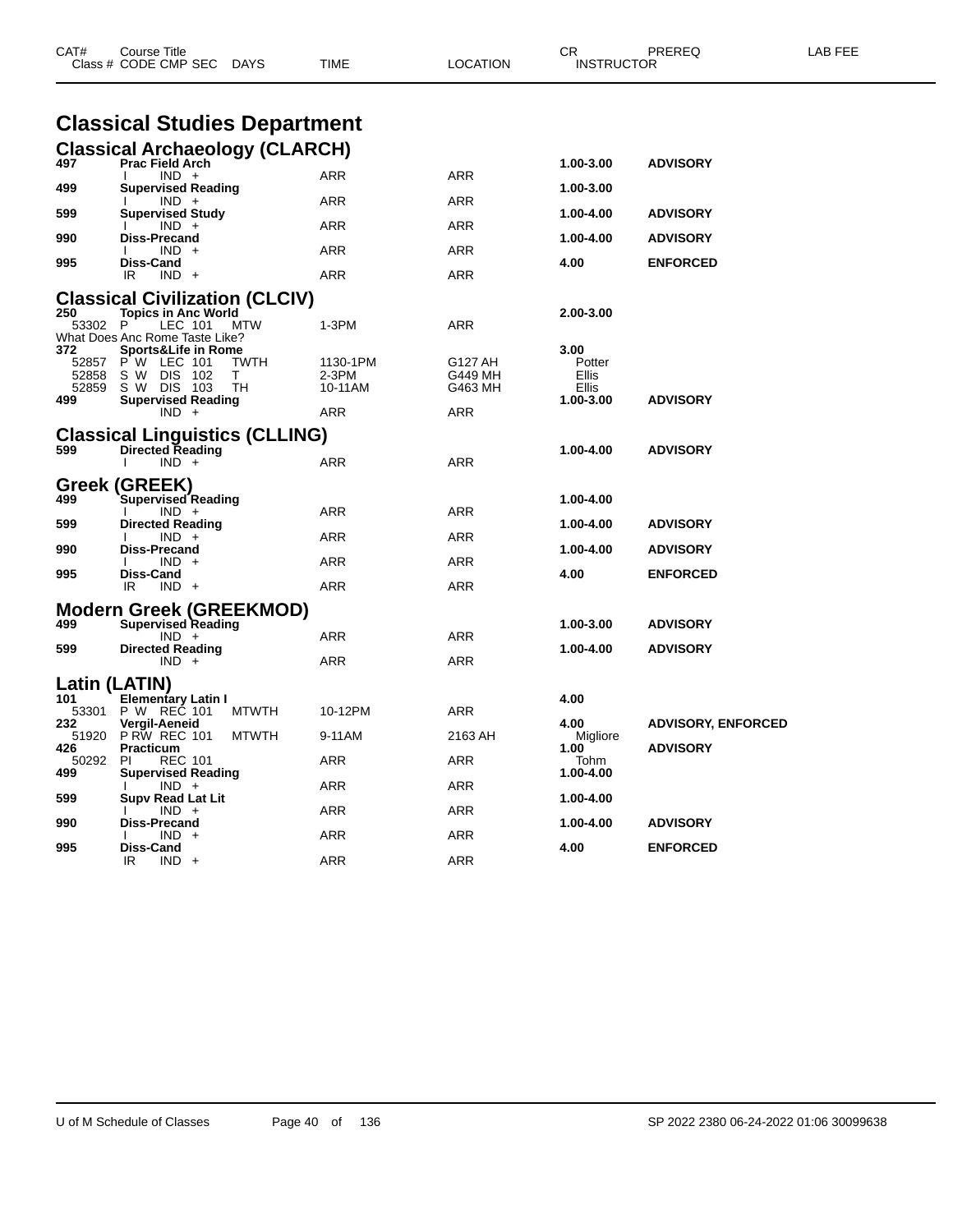| CAT# | Course Title |  |  |  | CR | PREREQ | LAB FEE |
|---|---|---|---|---|---|---|---|
| Class # | CODE CMP SEC | DAYS | TIME | LOCATION | INSTRUCTOR |  |  |

# Classical Studies Department

## Classical Archaeology (CLARCH)

| CAT# | Course Title / Class # CODE CMP SEC | DAYS | TIME | LOCATION | CR / INSTRUCTOR | PREREQ |
|---|---|---|---|---|---|---|
| **497** | **Prac Field Arch** | | | | **1.00-3.00** | **ADVISORY** |
| | I IND + | | ARR | ARR | | |
| **499** | **Supervised Reading** | | | | **1.00-3.00** | |
| | I IND + | | ARR | ARR | | |
| **599** | **Supervised Study** | | | | **1.00-4.00** | **ADVISORY** |
| | I IND + | | ARR | ARR | | |
| **990** | **Diss-Precand** | | | | **1.00-4.00** | **ADVISORY** |
| | I IND + | | ARR | ARR | | |
| **995** | **Diss-Cand** | | | | **4.00** | **ENFORCED** |
| | IR IND + | | ARR | ARR | | |

## Classical Civilization (CLCIV)

| CAT# | Course Title / Class # CODE CMP SEC | DAYS | TIME | LOCATION | CR / INSTRUCTOR | PREREQ |
|---|---|---|---|---|---|---|
| **250** | **Topics in Anc World** | | | | **2.00-3.00** | |
| 53302 | P LEC 101 | MTW | 1-3PM | ARR | | |
| | What Does Anc Rome Taste Like? | | | | | |
| **372** | **Sports&Life in Rome** | | | | **3.00** | |
| 52857 | P W LEC 101 | TWTH | 1130-1PM | G127 AH | Potter | |
| 52858 | S W DIS 102 | T | 2-3PM | G449 MH | Ellis | |
| 52859 | S W DIS 103 | TH | 10-11AM | G463 MH | Ellis | |
| **499** | **Supervised Reading** | | | | **1.00-3.00** | **ADVISORY** |
| | IND + | | ARR | ARR | | |

## Classical Linguistics (CLLING)

| CAT# | Course Title / Class # CODE CMP SEC | DAYS | TIME | LOCATION | CR / INSTRUCTOR | PREREQ |
|---|---|---|---|---|---|---|
| **599** | **Directed Reading** | | | | **1.00-4.00** | **ADVISORY** |
| | I IND + | | ARR | ARR | | |

## Greek (GREEK)

| CAT# | Course Title / Class # CODE CMP SEC | DAYS | TIME | LOCATION | CR / INSTRUCTOR | PREREQ |
|---|---|---|---|---|---|---|
| **499** | **Supervised Reading** | | | | **1.00-4.00** | |
| | I IND + | | ARR | ARR | | |
| **599** | **Directed Reading** | | | | **1.00-4.00** | **ADVISORY** |
| | I IND + | | ARR | ARR | | |
| **990** | **Diss-Precand** | | | | **1.00-4.00** | **ADVISORY** |
| | I IND + | | ARR | ARR | | |
| **995** | **Diss-Cand** | | | | **4.00** | **ENFORCED** |
| | IR IND + | | ARR | ARR | | |

## Modern Greek (GREEKMOD)

| CAT# | Course Title / Class # CODE CMP SEC | DAYS | TIME | LOCATION | CR / INSTRUCTOR | PREREQ |
|---|---|---|---|---|---|---|
| **499** | **Supervised Reading** | | | | **1.00-3.00** | **ADVISORY** |
| | IND + | | ARR | ARR | | |
| **599** | **Directed Reading** | | | | **1.00-4.00** | **ADVISORY** |
| | IND + | | ARR | ARR | | |

## Latin (LATIN)

| CAT# | Course Title / Class # CODE CMP SEC | DAYS | TIME | LOCATION | CR / INSTRUCTOR | PREREQ |
|---|---|---|---|---|---|---|
| **101** | **Elementary Latin I** | | | | **4.00** | |
| 53301 | P W REC 101 | MTWTH | 10-12PM | ARR | | |
| **232** | **Vergil-Aeneid** | | | | **4.00** | **ADVISORY, ENFORCED** |
| 51920 | P RW REC 101 | MTWTH | 9-11AM | 2163 AH | Migliore | |
| **426** | **Practicum** | | | | **1.00** | **ADVISORY** |
| 50292 | PI REC 101 | | ARR | ARR | Tohm | |
| **499** | **Supervised Reading** | | | | **1.00-4.00** | |
| | I IND + | | ARR | ARR | | |
| **599** | **Supv Read Lat Lit** | | | | **1.00-4.00** | |
| | I IND + | | ARR | ARR | | |
| **990** | **Diss-Precand** | | | | **1.00-4.00** | **ADVISORY** |
| | I IND + | | ARR | ARR | | |
| **995** | **Diss-Cand** | | | | **4.00** | **ENFORCED** |
| | IR IND + | | ARR | ARR | | |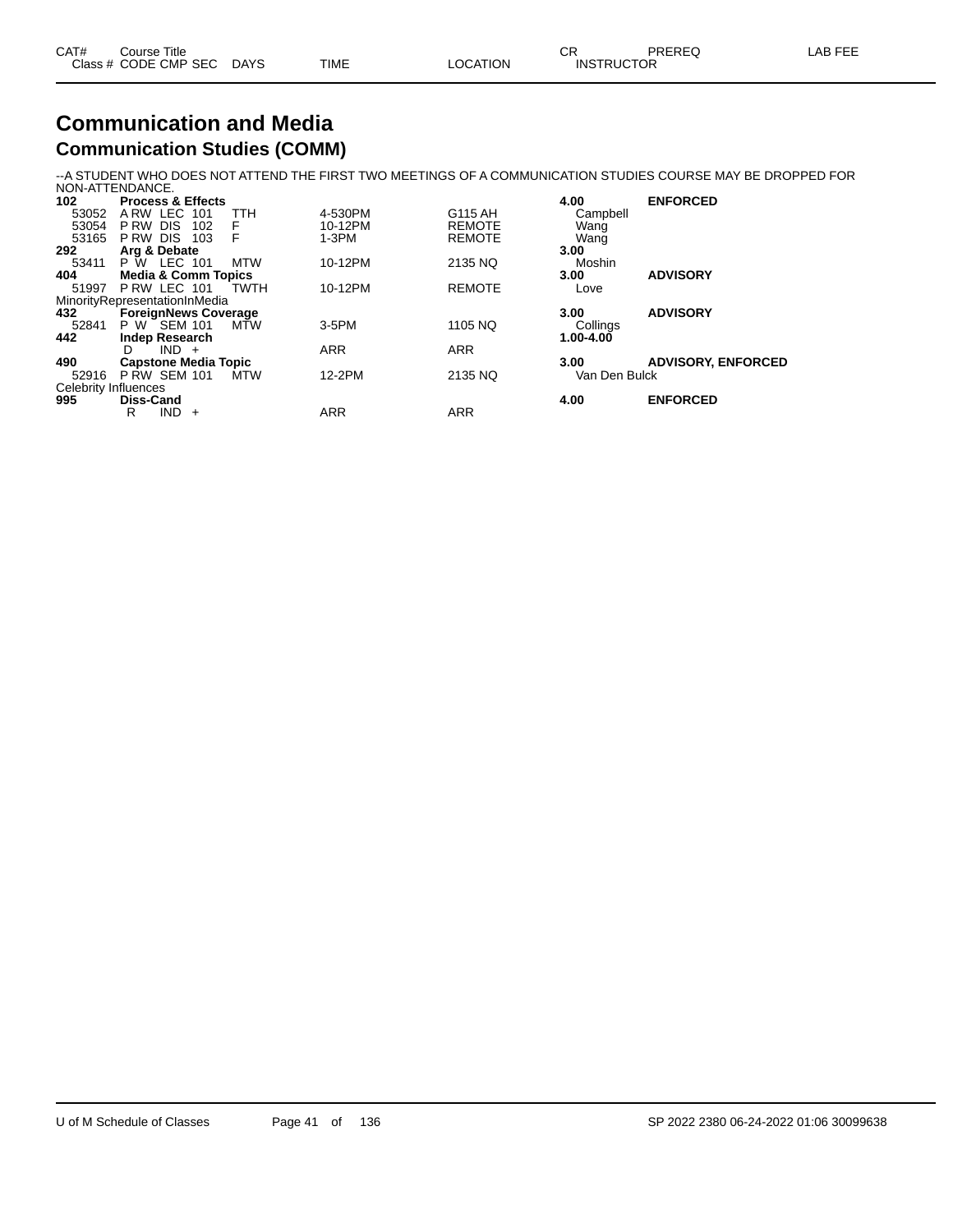| CAT# | Course Title | | | | | CR | PREREQ | LAB FEE |
|---|---|---|---|---|---|---|---|---|
| Class # | CODE CMP SEC | DAYS | TIME | LOCATION | | INSTRUCTOR | | |

# Communication and Media

## Communication Studies (COMM)

--A STUDENT WHO DOES NOT ATTEND THE FIRST TWO MEETINGS OF A COMMUNICATION STUDIES COURSE MAY BE DROPPED FOR NON-ATTENDANCE.

| CAT# / Class # | Course Title / CODE CMP SEC | DAYS | TIME | LOCATION | CR / INSTRUCTOR | PREREQ |
|---|---|---|---|---|---|---|
| **102** | **Process & Effects** | | | | **4.00** | **ENFORCED** |
| 53052 | A RW LEC 101 | TTH | 4-530PM | G115 AH | Campbell | |
| 53054 | P RW DIS 102 | F | 10-12PM | REMOTE | Wang | |
| 53165 | P RW DIS 103 | F | 1-3PM | REMOTE | Wang | |
| **292** | **Arg & Debate** | | | | **3.00** | |
| 53411 | P W LEC 101 | MTW | 10-12PM | 2135 NQ | Moshin | |
| **404** | **Media & Comm Topics** | | | | **3.00** | **ADVISORY** |
| 51997 | P RW LEC 101 | TWTH | 10-12PM | REMOTE | Love | |
| MinorityRepresentationInMedia | | | | | | |
| **432** | **ForeignNews Coverage** | | | | **3.00** | **ADVISORY** |
| 52841 | P W SEM 101 | MTW | 3-5PM | 1105 NQ | Collings | |
| **442** | **Indep Research** | | | | **1.00-4.00** | |
| | D IND + | | ARR | ARR | | |
| **490** | **Capstone Media Topic** | | | | **3.00** | **ADVISORY, ENFORCED** |
| 52916 | P RW SEM 101 | MTW | 12-2PM | 2135 NQ | Van Den Bulck | |
| Celebrity Influences | | | | | | |
| **995** | **Diss-Cand** | | | | **4.00** | **ENFORCED** |
| | R IND + | | ARR | ARR | | |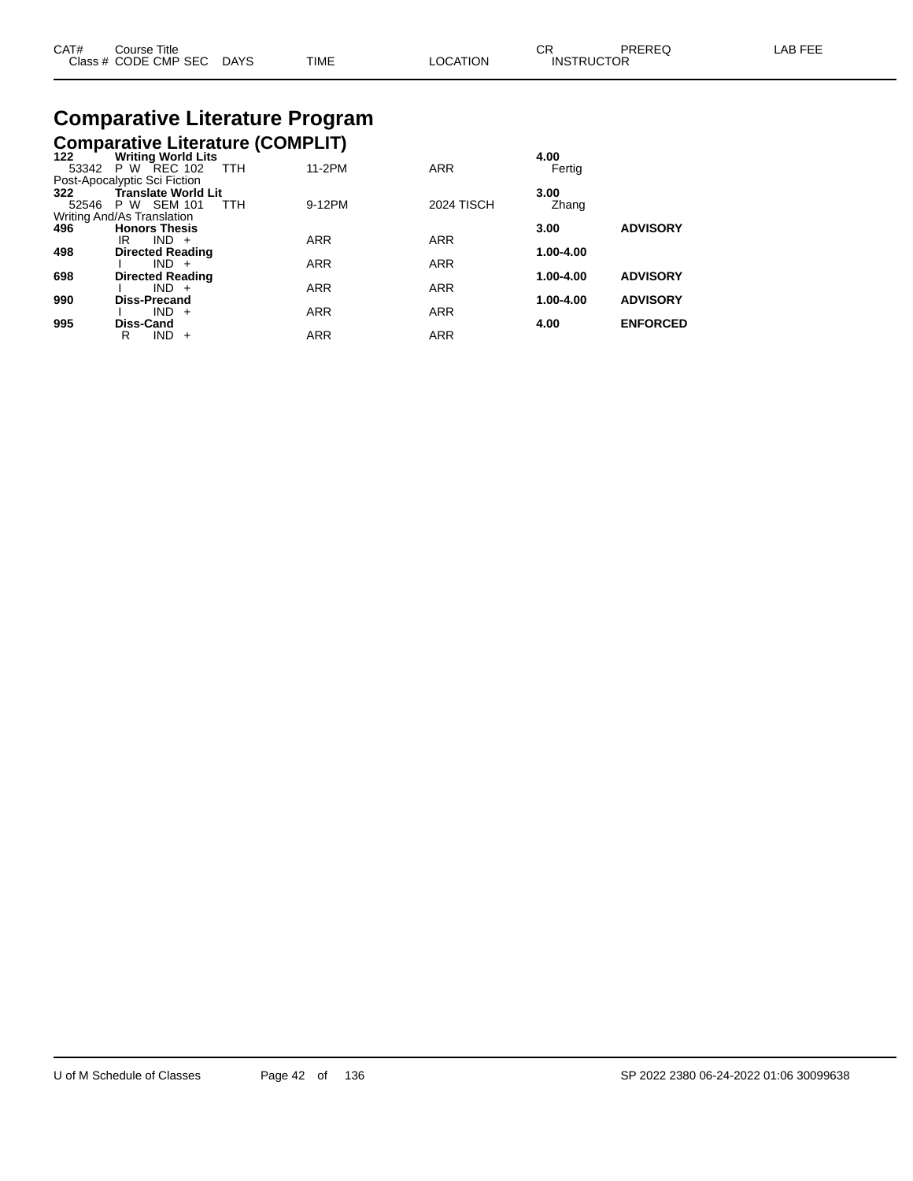| CAT# | Course Title | | | | | | CR | PREREQ | LAB FEE |
|---|---|---|---|---|---|---|---|---|---|
| Class # | CODE | CMP | SEC | DAYS | TIME | LOCATION | INSTRUCTOR | | |

# Comparative Literature Program

## Comparative Literature (COMPLIT)

| CAT# | Course Title | | | | | | CR | PREREQ | LAB FEE |
|---|---|---|---|---|---|---|---|---|---|
| **122** | **Writing World Lits** | | | | | | **4.00** | | |
| 53342 | P W | REC | 102 | TTH | 11-2PM | ARR | Fertig | | |
| Post-Apocalyptic Sci Fiction | | | | | | | | | |
| **322** | **Translate World Lit** | | | | | | **3.00** | | |
| 52546 | P W | SEM | 101 | TTH | 9-12PM | 2024 TISCH | Zhang | | |
| Writing And/As Translation | | | | | | | | | |
| **496** | **Honors Thesis** | | | | | | **3.00** | **ADVISORY** | |
| | IR | IND | + | | ARR | ARR | | | |
| **498** | **Directed Reading** | | | | | | **1.00-4.00** | | |
| | I | IND | + | | ARR | ARR | | | |
| **698** | **Directed Reading** | | | | | | **1.00-4.00** | **ADVISORY** | |
| | I | IND | + | | ARR | ARR | | | |
| **990** | **Diss-Precand** | | | | | | **1.00-4.00** | **ADVISORY** | |
| | I | IND | + | | ARR | ARR | | | |
| **995** | **Diss-Cand** | | | | | | **4.00** | **ENFORCED** | |
| | R | IND | + | | ARR | ARR | | | |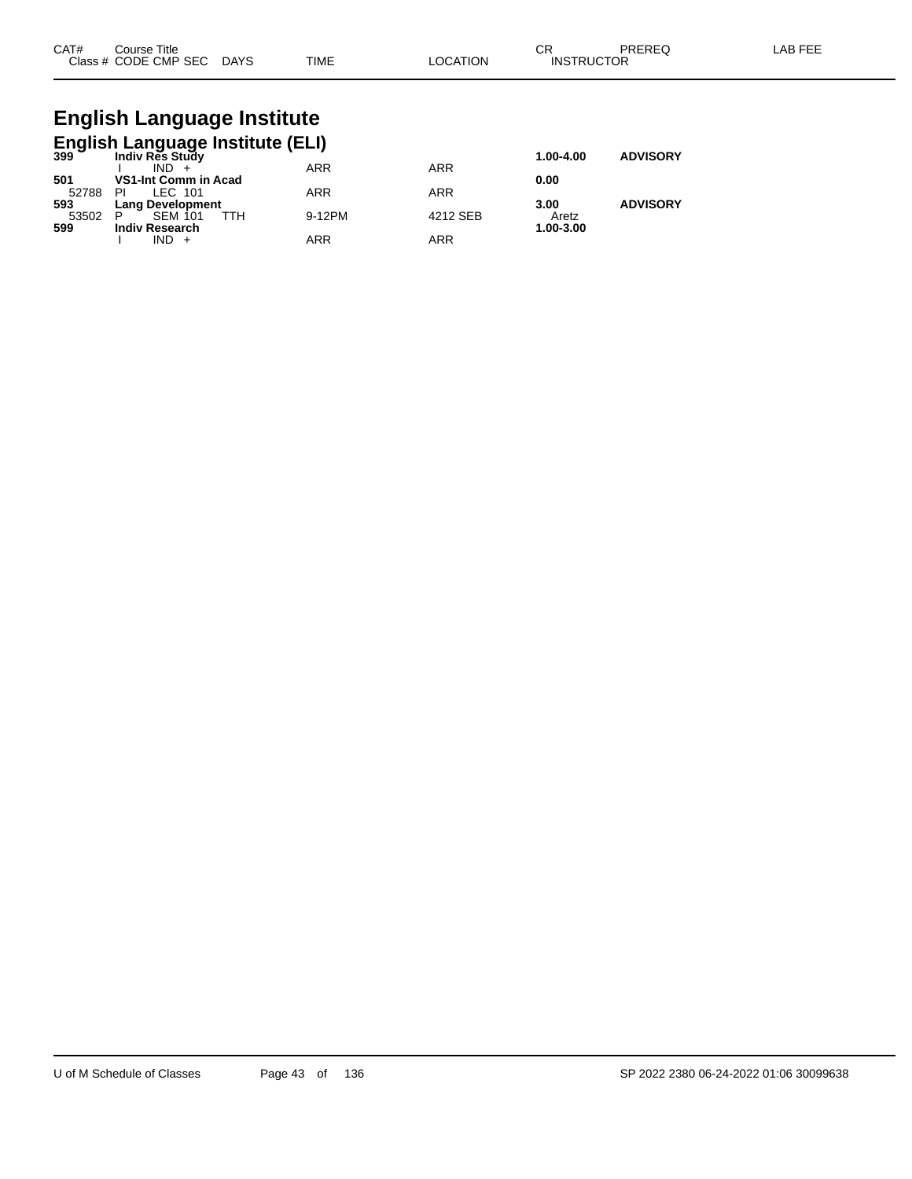# English Language Institute

## English Language Institute (ELI)

| CAT# / Class # | Course Title / CODE CMP SEC | DAYS | TIME | LOCATION | CR / INSTRUCTOR | PREREQ | LAB FEE |
|---|---|---|---|---|---|---|---|
| **399** | **Indiv Res Study** | | | | **1.00-4.00** | **ADVISORY** | |
| | I IND + | | ARR | ARR | | | |
| **501** | **VS1-Int Comm in Acad** | | | | **0.00** | | |
| 52788 | PI LEC 101 | | ARR | ARR | | | |
| **593** | **Lang Development** | | | | **3.00** | **ADVISORY** | |
| 53502 | P SEM 101 | TTH | 9-12PM | 4212 SEB | Aretz | | |
| **599** | **Indiv Research** | | | | **1.00-3.00** | | |
| | I IND + | | ARR | ARR | | | |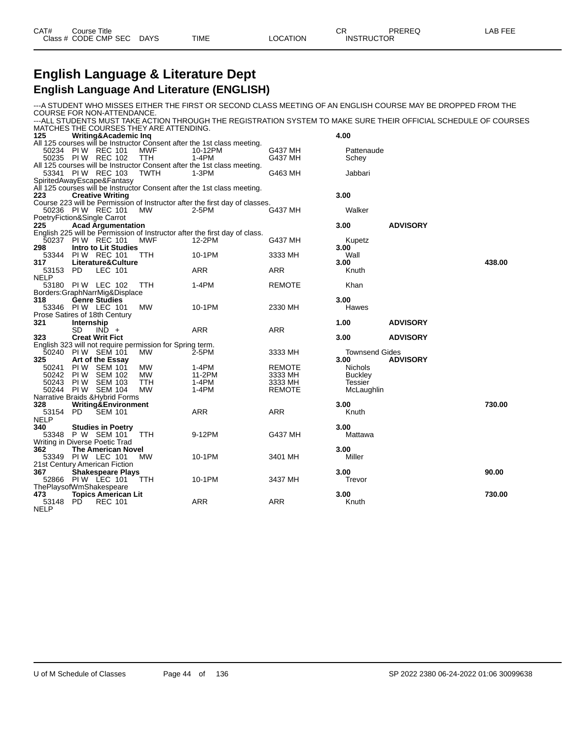| CAT# Class # | Course Title CODE | CMP | SEC | DAYS | TIME | LOCATION | CR INSTRUCTOR | PREREQ | LAB FEE |
|---|---|---|---|---|---|---|---|---|---|

# English Language & Literature Dept

## English Language And Literature (ENGLISH)

---A STUDENT WHO MISSES EITHER THE FIRST OR SECOND CLASS MEETING OF AN ENGLISH COURSE MAY BE DROPPED FROM THE COURSE FOR NON-ATTENDANCE.
---ALL STUDENTS MUST TAKE ACTION THROUGH THE REGISTRATION SYSTEM TO MAKE SURE THEIR OFFICIAL SCHEDULE OF COURSES MATCHES THE COURSES THEY ARE ATTENDING.

| CAT# / Class # | Course Title / CODE | CMP | SEC | DAYS | TIME | LOCATION | CR / INSTRUCTOR | PREREQ | LAB FEE |
|---|---|---|---|---|---|---|---|---|---|
| **125** | **Writing&Academic Inq** | | | | | | **4.00** | | |
| All 125 courses will be Instructor Consent after the 1st class meeting. | | | | | | | | | |
| 50234 | PI W | REC | 101 | MWF | 10-12PM | G437 MH | Pattenaude | | |
| 50235 | PI W | REC | 102 | TTH | 1-4PM | G437 MH | Schey | | |
| All 125 courses will be Instructor Consent after the 1st class meeting. | | | | | | | | | |
| 53341 | PI W | REC | 103 | TWTH | 1-3PM | G463 MH | Jabbari | | |
| SpiritedAwayEscape&Fantasy | | | | | | | | | |
| All 125 courses will be Instructor Consent after the 1st class meeting. | | | | | | | | | |
| **223** | **Creative Writing** | | | | | | **3.00** | | |
| Course 223 will be Permission of Instructor after the first day of classes. | | | | | | | | | |
| 50236 | PI W | REC | 101 | MW | 2-5PM | G437 MH | Walker | | |
| PoetryFiction&Single Carrot | | | | | | | | | |
| **225** | **Acad Argumentation** | | | | | | **3.00** | **ADVISORY** | |
| English 225 will be Permission of Instructor after the first day of class. | | | | | | | | | |
| 50237 | PI W | REC | 101 | MWF | 12-2PM | G437 MH | Kupetz | | |
| **298** | **Intro to Lit Studies** | | | | | | **3.00** | | |
| 53344 | PI W | REC | 101 | TTH | 10-1PM | 3333 MH | Wall | | |
| **317** | **Literature&Culture** | | | | | | **3.00** | | **438.00** |
| 53153 | PD | LEC | 101 | | ARR | ARR | Knuth | | |
| NELP | | | | | | | | | |
| 53180 | PI W | LEC | 102 | TTH | 1-4PM | REMOTE | Khan | | |
| Borders:GraphNarrMig&Displace | | | | | | | | | |
| **318** | **Genre Studies** | | | | | | **3.00** | | |
| 53346 | PI W | LEC | 101 | MW | 10-1PM | 2330 MH | Hawes | | |
| Prose Satires of 18th Century | | | | | | | | | |
| **321** | **Internship** | | | | | | **1.00** | **ADVISORY** | |
| | SD | IND | + | | ARR | ARR | | | |
| **323** | **Creat Writ Fict** | | | | | | **3.00** | **ADVISORY** | |
| English 323 will not require permission for Spring term. | | | | | | | | | |
| 50240 | PI W | SEM | 101 | MW | 2-5PM | 3333 MH | Townsend Gides | | |
| **325** | **Art of the Essay** | | | | | | **3.00** | **ADVISORY** | |
| 50241 | PI W | SEM | 101 | MW | 1-4PM | REMOTE | Nichols | | |
| 50242 | PI W | SEM | 102 | MW | 11-2PM | 3333 MH | Buckley | | |
| 50243 | PI W | SEM | 103 | TTH | 1-4PM | 3333 MH | Tessier | | |
| 50244 | PI W | SEM | 104 | MW | 1-4PM | REMOTE | McLaughlin | | |
| Narrative Braids &Hybrid Forms | | | | | | | | | |
| **328** | **Writing&Environment** | | | | | | **3.00** | | **730.00** |
| 53154 | PD | SEM | 101 | | ARR | ARR | Knuth | | |
| NELP | | | | | | | | | |
| **340** | **Studies in Poetry** | | | | | | **3.00** | | |
| 53348 | P W | SEM | 101 | TTH | 9-12PM | G437 MH | Mattawa | | |
| Writing in Diverse Poetic Trad | | | | | | | | | |
| **362** | **The American Novel** | | | | | | **3.00** | | |
| 53349 | PI W | LEC | 101 | MW | 10-1PM | 3401 MH | Miller | | |
| 21st Century American Fiction | | | | | | | | | |
| **367** | **Shakespeare Plays** | | | | | | **3.00** | | **90.00** |
| 52866 | PI W | LEC | 101 | TTH | 10-1PM | 3437 MH | Trevor | | |
| ThePlaysofWmShakespeare | | | | | | | | | |
| **473** | **Topics American Lit** | | | | | | **3.00** | | **730.00** |
| 53148 | PD | REC | 101 | | ARR | ARR | Knuth | | |
| NELP | | | | | | | | | |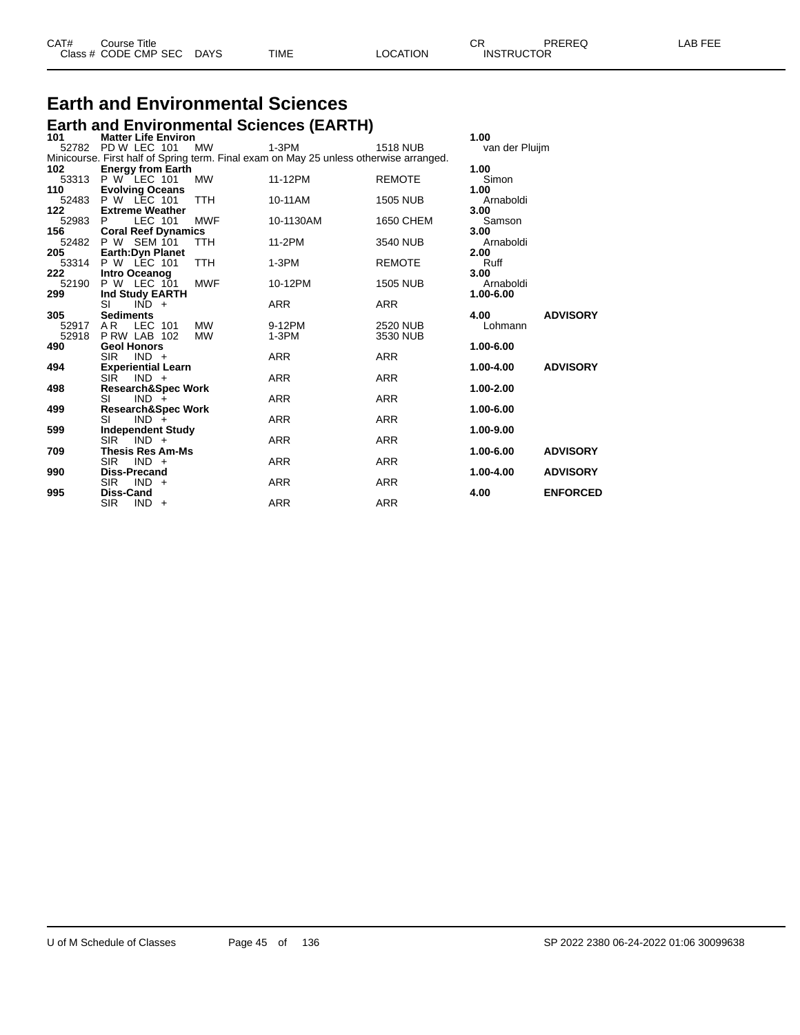# Earth and Environmental Sciences

## Earth and Environmental Sciences (EARTH)

| CAT# / Class # | Course Title / CODE CMP SEC | DAYS | TIME | LOCATION | CR / INSTRUCTOR | PREREQ | LAB FEE |
|---|---|---|---|---|---|---|---|
| **101** | **Matter Life Environ** | | | | **1.00** | | |
| 52782 | PD W LEC 101 | MW | 1-3PM | 1518 NUB | van der Pluijm | | |
| Minicourse. First half of Spring term. Final exam on May 25 unless otherwise arranged. | | | | | | | |
| **102** | **Energy from Earth** | | | | **1.00** | | |
| 53313 | P W LEC 101 | MW | 11-12PM | REMOTE | Simon | | |
| **110** | **Evolving Oceans** | | | | **1.00** | | |
| 52483 | P W LEC 101 | TTH | 10-11AM | 1505 NUB | Arnaboldi | | |
| **122** | **Extreme Weather** | | | | **3.00** | | |
| 52983 | P LEC 101 | MWF | 10-1130AM | 1650 CHEM | Samson | | |
| **156** | **Coral Reef Dynamics** | | | | **3.00** | | |
| 52482 | P W SEM 101 | TTH | 11-2PM | 3540 NUB | Arnaboldi | | |
| **205** | **Earth:Dyn Planet** | | | | **2.00** | | |
| 53314 | P W LEC 101 | TTH | 1-3PM | REMOTE | Ruff | | |
| **222** | **Intro Oceanog** | | | | **3.00** | | |
| 52190 | P W LEC 101 | MWF | 10-12PM | 1505 NUB | Arnaboldi | | |
| **299** | **Ind Study EARTH** | | | | **1.00-6.00** | | |
| | SI IND + | | ARR | ARR | | | |
| **305** | **Sediments** | | | | **4.00** | **ADVISORY** | |
| 52917 | A R LEC 101 | MW | 9-12PM | 2520 NUB | Lohmann | | |
| 52918 | P RW LAB 102 | MW | 1-3PM | 3530 NUB | | | |
| **490** | **Geol Honors** | | | | **1.00-6.00** | | |
| | SIR IND + | | ARR | ARR | | | |
| **494** | **Experiential Learn** | | | | **1.00-4.00** | **ADVISORY** | |
| | SIR IND + | | ARR | ARR | | | |
| **498** | **Research&Spec Work** | | | | **1.00-2.00** | | |
| | SI IND + | | ARR | ARR | | | |
| **499** | **Research&Spec Work** | | | | **1.00-6.00** | | |
| | SI IND + | | ARR | ARR | | | |
| **599** | **Independent Study** | | | | **1.00-9.00** | | |
| | SIR IND + | | ARR | ARR | | | |
| **709** | **Thesis Res Am-Ms** | | | | **1.00-6.00** | **ADVISORY** | |
| | SIR IND + | | ARR | ARR | | | |
| **990** | **Diss-Precand** | | | | **1.00-4.00** | **ADVISORY** | |
| | SIR IND + | | ARR | ARR | | | |
| **995** | **Diss-Cand** | | | | **4.00** | **ENFORCED** | |
| | SIR IND + | | ARR | ARR | | | |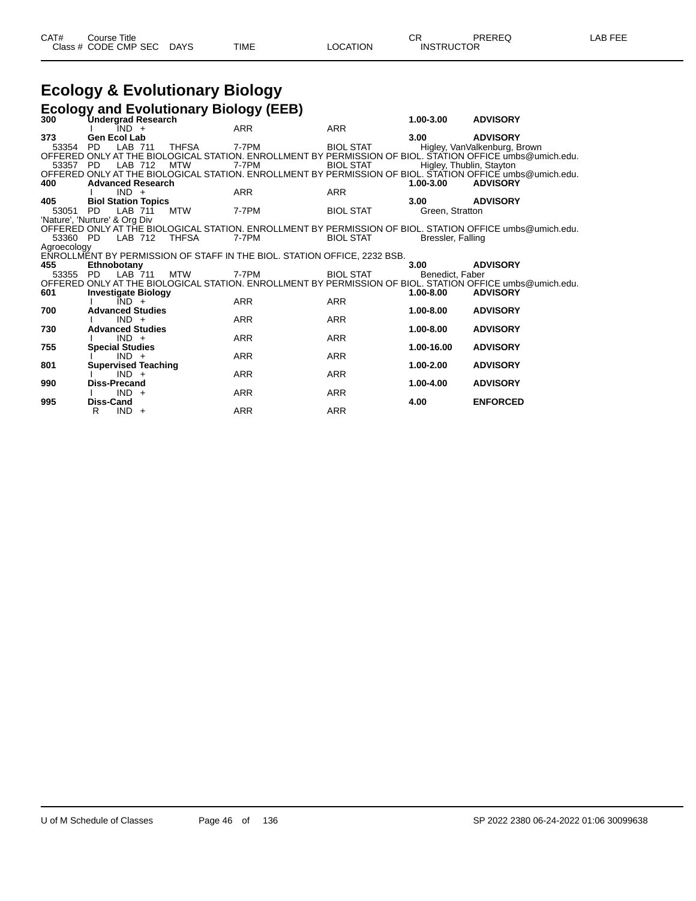# Ecology & Evolutionary Biology

## Ecology and Evolutionary Biology (EEB)

| CAT# | Course Title / Class # CODE CMP SEC | DAYS | TIME | LOCATION | CR / INSTRUCTOR | PREREQ | LAB FEE |
|---|---|---|---|---|---|---|---|
| 300 | **Undergrad Research** | | | | **1.00-3.00** | **ADVISORY** | |
| | I IND + | | ARR | ARR | | | |
| 373 | **Gen Ecol Lab** | | | | **3.00** | **ADVISORY** | |
| 53354 | PD LAB 711 | THFSA | 7-7PM | BIOL STAT | Higley, VanValkenburg, Brown | | |
| OFFERED ONLY AT THE BIOLOGICAL STATION. ENROLLMENT BY PERMISSION OF BIOL. STATION OFFICE umbs@umich.edu. | | | | | | | |
| 53357 | PD LAB 712 | MTW | 7-7PM | BIOL STAT | Higley, Thublin, Stayton | | |
| OFFERED ONLY AT THE BIOLOGICAL STATION. ENROLLMENT BY PERMISSION OF BIOL. STATION OFFICE umbs@umich.edu. | | | | | | | |
| 400 | **Advanced Research** | | | | **1.00-3.00** | **ADVISORY** | |
| | I IND + | | ARR | ARR | | | |
| 405 | **Biol Station Topics** | | | | **3.00** | **ADVISORY** | |
| 53051 | PD LAB 711 | MTW | 7-7PM | BIOL STAT | Green, Stratton | | |
| 'Nature', 'Nurture' & Org Div | | | | | | | |
| OFFERED ONLY AT THE BIOLOGICAL STATION. ENROLLMENT BY PERMISSION OF BIOL. STATION OFFICE umbs@umich.edu. | | | | | | | |
| 53360 | PD LAB 712 | THFSA | 7-7PM | BIOL STAT | Bressler, Falling | | |
| Agroecology | | | | | | | |
| ENROLLMENT BY PERMISSION OF STAFF IN THE BIOL. STATION OFFICE, 2232 BSB. | | | | | | | |
| 455 | **Ethnobotany** | | | | **3.00** | **ADVISORY** | |
| 53355 | PD LAB 711 | MTW | 7-7PM | BIOL STAT | Benedict, Faber | | |
| OFFERED ONLY AT THE BIOLOGICAL STATION. ENROLLMENT BY PERMISSION OF BIOL. STATION OFFICE umbs@umich.edu. | | | | | | | |
| 601 | **Investigate Biology** | | | | **1.00-8.00** | **ADVISORY** | |
| | I IND + | | ARR | ARR | | | |
| 700 | **Advanced Studies** | | | | **1.00-8.00** | **ADVISORY** | |
| | I IND + | | ARR | ARR | | | |
| 730 | **Advanced Studies** | | | | **1.00-8.00** | **ADVISORY** | |
| | I IND + | | ARR | ARR | | | |
| 755 | **Special Studies** | | | | **1.00-16.00** | **ADVISORY** | |
| | I IND + | | ARR | ARR | | | |
| 801 | **Supervised Teaching** | | | | **1.00-2.00** | **ADVISORY** | |
| | I IND + | | ARR | ARR | | | |
| 990 | **Diss-Precand** | | | | **1.00-4.00** | **ADVISORY** | |
| | I IND + | | ARR | ARR | | | |
| 995 | **Diss-Cand** | | | | **4.00** | **ENFORCED** | |
| | R IND + | | ARR | ARR | | | |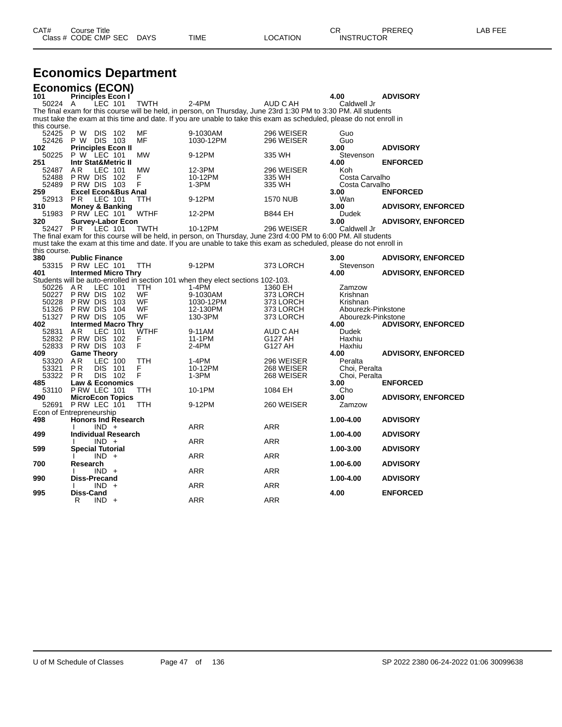| CAT# | Course Title | | | | | CR | PREREQ | LAB FEE |
|---|---|---|---|---|---|---|---|---|
| Class # | CODE CMP SEC | DAYS | TIME | LOCATION | | INSTRUCTOR | | |

# Economics Department

## Economics (ECON)

| CAT# / Class # | CODE CMP SEC | DAYS | TIME | LOCATION | CR / INSTRUCTOR | PREREQ |
|---|---|---|---|---|---|---|
| **101** | **Principles Econ I** | | | | **4.00** | **ADVISORY** |
| 50224 | A LEC 101 | TWTH | 2-4PM | AUD C AH | Caldwell Jr | |

The final exam for this course will be held, in person, on Thursday, June 23rd 1:30 PM to 3:30 PM. All students must take the exam at this time and date. If you are unable to take this exam as scheduled, please do not enroll in this course.

| CAT# / Class # | CODE CMP SEC | DAYS | TIME | LOCATION | CR / INSTRUCTOR | PREREQ |
|---|---|---|---|---|---|---|
| 52425 | P W DIS 102 | MF | 9-1030AM | 296 WEISER | Guo | |
| 52426 | P W DIS 103 | MF | 1030-12PM | 296 WEISER | Guo | |
| **102** | **Principles Econ II** | | | | **3.00** | **ADVISORY** |
| 50225 | P W LEC 101 | MW | 9-12PM | 335 WH | Stevenson | |
| **251** | **Intr Stat&Metric II** | | | | **4.00** | **ENFORCED** |
| 52487 | A R LEC 101 | MW | 12-3PM | 296 WEISER | Koh | |
| 52488 | P RW DIS 102 | F | 10-12PM | 335 WH | Costa Carvalho | |
| 52489 | P RW DIS 103 | F | 1-3PM | 335 WH | Costa Carvalho | |
| **259** | **Excel Econ&Bus Anal** | | | | **3.00** | **ENFORCED** |
| 52913 | P R LEC 101 | TTH | 9-12PM | 1570 NUB | Wan | |
| **310** | **Money & Banking** | | | | **3.00** | **ADVISORY, ENFORCED** |
| 51983 | P RW LEC 101 | WTHF | 12-2PM | B844 EH | Dudek | |
| **320** | **Survey-Labor Econ** | | | | **3.00** | **ADVISORY, ENFORCED** |
| 52427 | P R LEC 101 | TWTH | 10-12PM | 296 WEISER | Caldwell Jr | |

The final exam for this course will be held, in person, on Thursday, June 23rd 4:00 PM to 6:00 PM. All students must take the exam at this time and date. If you are unable to take this exam as scheduled, please do not enroll in this course.

| CAT# / Class # | CODE CMP SEC | DAYS | TIME | LOCATION | CR / INSTRUCTOR | PREREQ |
|---|---|---|---|---|---|---|
| **380** | **Public Finance** | | | | **3.00** | **ADVISORY, ENFORCED** |
| 53315 | P RW LEC 101 | TTH | 9-12PM | 373 LORCH | Stevenson | |
| **401** | **Intermed Micro Thry** | | | | **4.00** | **ADVISORY, ENFORCED** |

Students will be auto-enrolled in section 101 when they elect sections 102-103.

| CAT# / Class # | CODE CMP SEC | DAYS | TIME | LOCATION | CR / INSTRUCTOR | PREREQ |
|---|---|---|---|---|---|---|
| 50226 | A R LEC 101 | TTH | 1-4PM | 1360 EH | Zamzow | |
| 50227 | P RW DIS 102 | WF | 9-1030AM | 373 LORCH | Krishnan | |
| 50228 | P RW DIS 103 | WF | 1030-12PM | 373 LORCH | Krishnan | |
| 51326 | P RW DIS 104 | WF | 12-130PM | 373 LORCH | Abourezk-Pinkstone | |
| 51327 | P RW DIS 105 | WF | 130-3PM | 373 LORCH | Abourezk-Pinkstone | |
| **402** | **Intermed Macro Thry** | | | | **4.00** | **ADVISORY, ENFORCED** |
| 52831 | A R LEC 101 | WTHF | 9-11AM | AUD C AH | Dudek | |
| 52832 | P RW DIS 102 | F | 11-1PM | G127 AH | Haxhiu | |
| 52833 | P RW DIS 103 | F | 2-4PM | G127 AH | Haxhiu | |
| **409** | **Game Theory** | | | | **4.00** | **ADVISORY, ENFORCED** |
| 53320 | A R LEC 100 | TTH | 1-4PM | 296 WEISER | Peralta | |
| 53321 | P R DIS 101 | F | 10-12PM | 268 WEISER | Choi, Peralta | |
| 53322 | P R DIS 102 | F | 1-3PM | 268 WEISER | Choi, Peralta | |
| **485** | **Law & Economics** | | | | **3.00** | **ENFORCED** |
| 53110 | P RW LEC 101 | TTH | 10-1PM | 1084 EH | Cho | |
| **490** | **MicroEcon Topics** | | | | **3.00** | **ADVISORY, ENFORCED** |
| 52691 | P RW LEC 101 | TTH | 9-12PM | 260 WEISER | Zamzow | |

Econ of Entrepreneurship

| CAT# / Class # | CODE CMP SEC | DAYS | TIME | LOCATION | CR / INSTRUCTOR | PREREQ |
|---|---|---|---|---|---|---|
| **498** | **Honors Ind Research** | | | | **1.00-4.00** | **ADVISORY** |
| | I IND + | | ARR | ARR | | |
| **499** | **Individual Research** | | | | **1.00-4.00** | **ADVISORY** |
| | I IND + | | ARR | ARR | | |
| **599** | **Special Tutorial** | | | | **1.00-3.00** | **ADVISORY** |
| | I IND + | | ARR | ARR | | |
| **700** | **Research** | | | | **1.00-6.00** | **ADVISORY** |
| | I IND + | | ARR | ARR | | |
| **990** | **Diss-Precand** | | | | **1.00-4.00** | **ADVISORY** |
| | I IND + | | ARR | ARR | | |
| **995** | **Diss-Cand** | | | | **4.00** | **ENFORCED** |
| | R IND + | | ARR | ARR | | |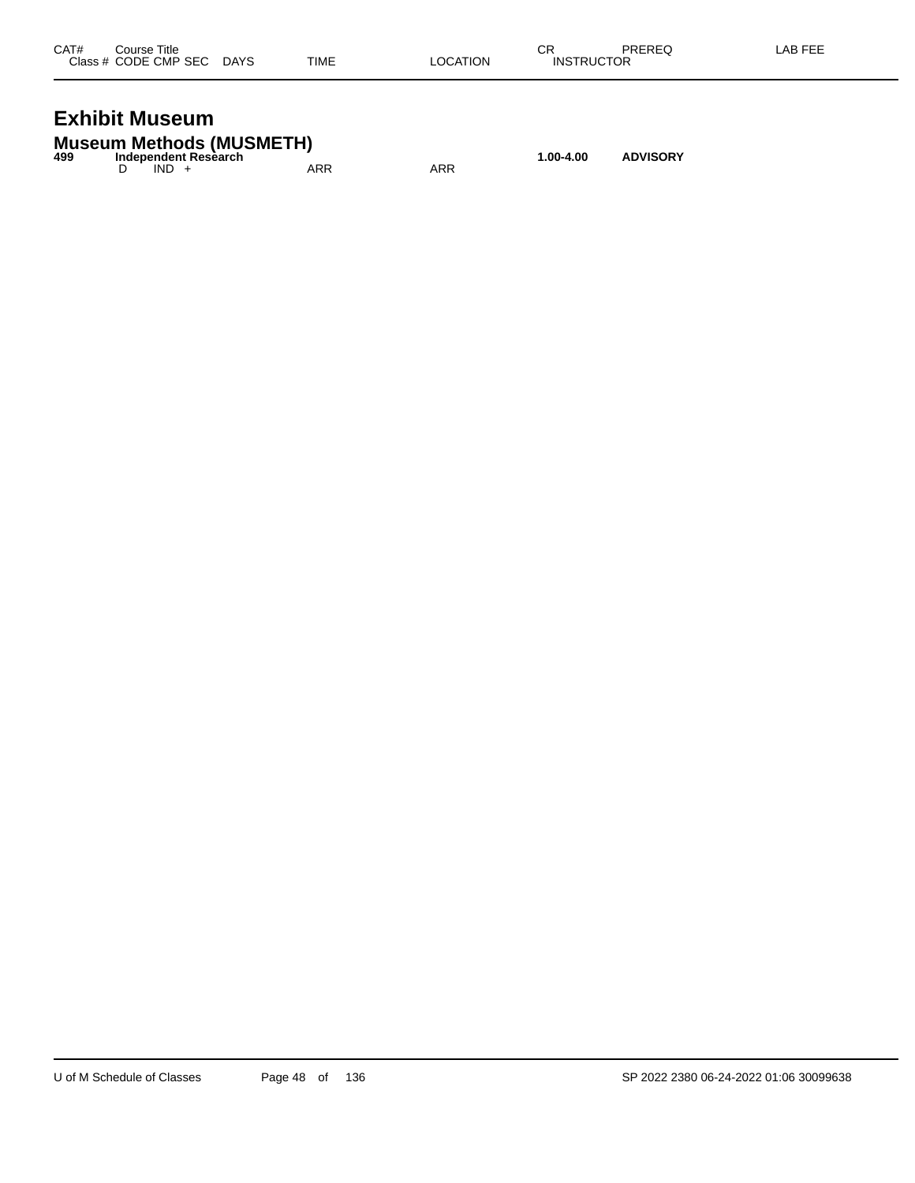| CAT# | Course Title Class # CODE CMP SEC | DAYS | TIME | LOCATION | CR INSTRUCTOR | PREREQ | LAB FEE |
|---|---|---|---|---|---|---|---|

# Exhibit Museum

## Museum Methods (MUSMETH)

| CAT# | Course Title Class # CODE CMP SEC | DAYS | TIME | LOCATION | CR INSTRUCTOR | PREREQ | LAB FEE |
|---|---|---|---|---|---|---|---|
| **499** | **Independent Research** | | | | **1.00-4.00** | **ADVISORY** | |
| | D IND + | | ARR | ARR | | | |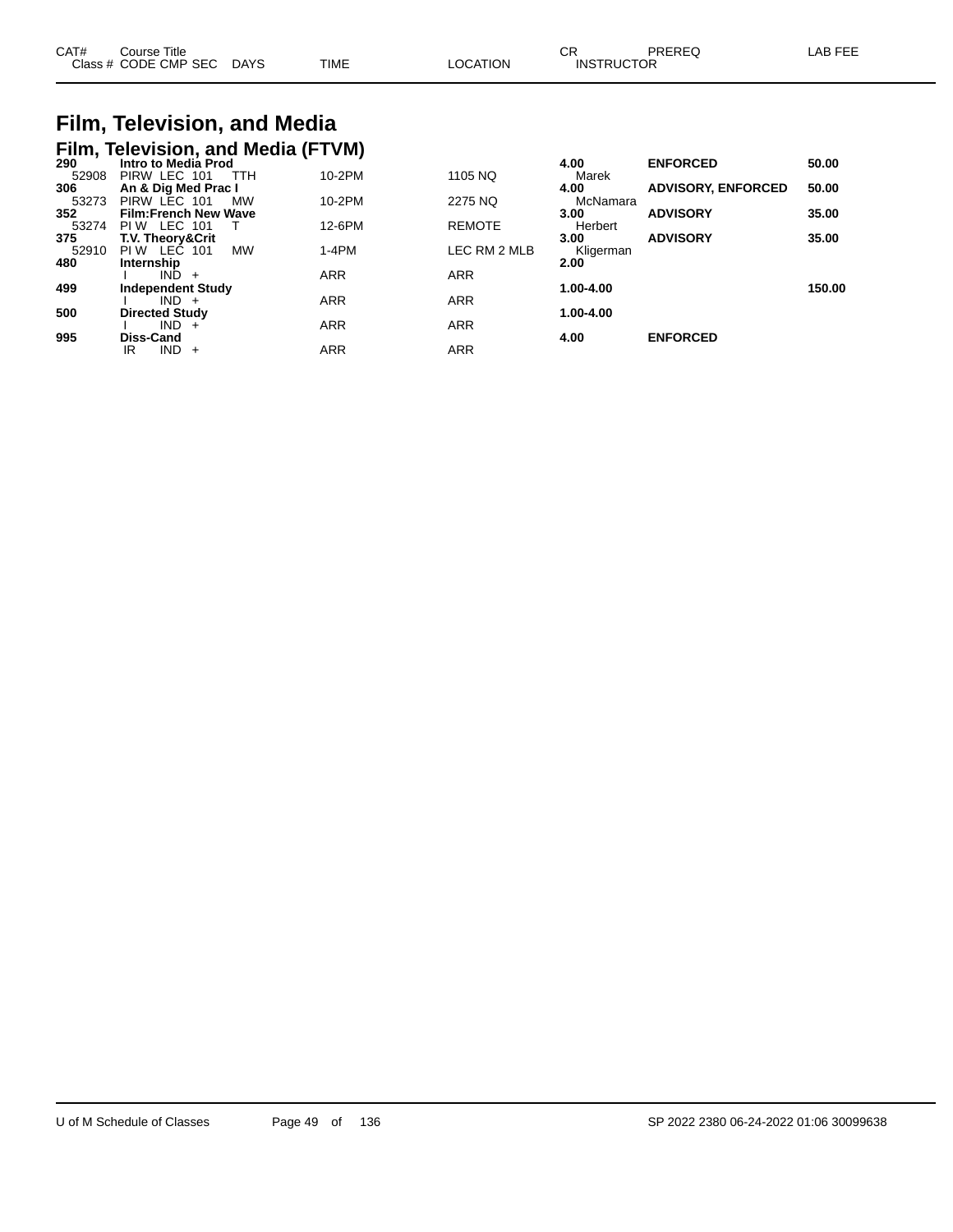| CAT# | Course Title / Class # CODE CMP SEC | DAYS | TIME | LOCATION | CR / INSTRUCTOR | PREREQ | LAB FEE |
|---|---|---|---|---|---|---|---|

# Film, Television, and Media

## Film, Television, and Media (FTVM)

| CAT# | Course Title / Class # CODE CMP SEC | DAYS | TIME | LOCATION | CR / INSTRUCTOR | PREREQ | LAB FEE |
|---|---|---|---|---|---|---|---|
| **290** | **Intro to Media Prod** | | | | **4.00** | **ENFORCED** | **50.00** |
| 52908 | PIRW LEC 101 | TTH | 10-2PM | 1105 NQ | Marek | | |
| **306** | **An & Dig Med Prac I** | | | | **4.00** | **ADVISORY, ENFORCED** | **50.00** |
| 53273 | PIRW LEC 101 | MW | 10-2PM | 2275 NQ | McNamara | | |
| **352** | **Film:French New Wave** | | | | **3.00** | **ADVISORY** | **35.00** |
| 53274 | PI W LEC 101 | T | 12-6PM | REMOTE | Herbert | | |
| **375** | **T.V. Theory&Crit** | | | | **3.00** | **ADVISORY** | **35.00** |
| 52910 | PI W LEC 101 | MW | 1-4PM | LEC RM 2 MLB | Kligerman | | |
| **480** | **Internship** | | | | **2.00** | | |
| | I IND + | | ARR | ARR | | | |
| **499** | **Independent Study** | | | | **1.00-4.00** | | **150.00** |
| | I IND + | | ARR | ARR | | | |
| **500** | **Directed Study** | | | | **1.00-4.00** | | |
| | I IND + | | ARR | ARR | | | |
| **995** | **Diss-Cand** | | | | **4.00** | **ENFORCED** | |
| | IR IND + | | ARR | ARR | | | |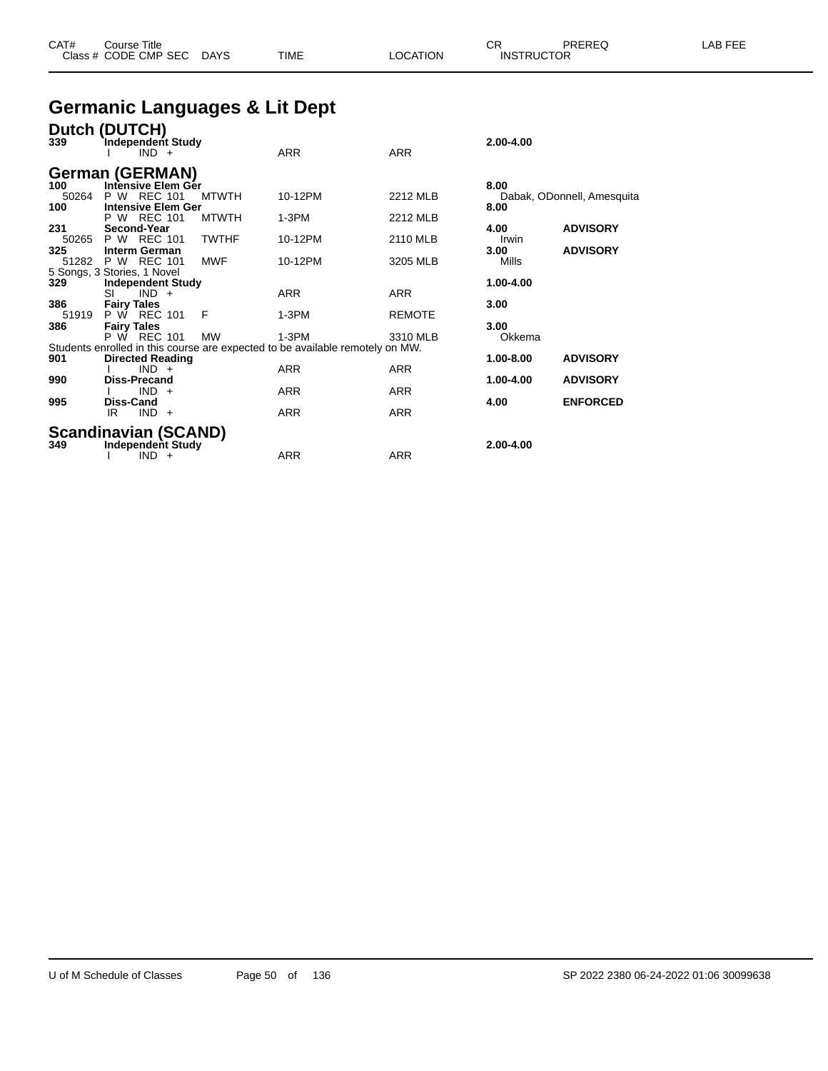| CAT# | Course Title | | | | CR | PREREQ | LAB FEE |
|---|---|---|---|---|---|---|---|
| Class # | CODE CMP SEC | DAYS | TIME | LOCATION | INSTRUCTOR | | |

# Germanic Languages & Lit Dept

## Dutch (DUTCH)

| CAT# | Course Title / CODE CMP SEC | DAYS | TIME | LOCATION | CR / INSTRUCTOR | PREREQ |
|---|---|---|---|---|---|---|
| 339 | **Independent Study** | | | | **2.00-4.00** | |
| | I IND + | | ARR | ARR | | |

## German (GERMAN)

| CAT# | Course Title / CODE CMP SEC | DAYS | TIME | LOCATION | CR / INSTRUCTOR | PREREQ |
|---|---|---|---|---|---|---|
| 100 | **Intensive Elem Ger** | | | | **8.00** | |
| 50264 | P W REC 101 | MTWTH | 10-12PM | 2212 MLB | Dabak, ODonnell, Amesquita | |
| 100 | **Intensive Elem Ger** | | | | **8.00** | |
| | P W REC 101 | MTWTH | 1-3PM | 2212 MLB | | |
| 231 | **Second-Year** | | | | **4.00** | **ADVISORY** |
| 50265 | P W REC 101 | TWTHF | 10-12PM | 2110 MLB | Irwin | |
| 325 | **Interm German** | | | | **3.00** | **ADVISORY** |
| 51282 | P W REC 101 | MWF | 10-12PM | 3205 MLB | Mills | |
| | 5 Songs, 3 Stories, 1 Novel | | | | | |
| 329 | **Independent Study** | | | | **1.00-4.00** | |
| | SI IND + | | ARR | ARR | | |
| 386 | **Fairy Tales** | | | | **3.00** | |
| 51919 | P W REC 101 | F | 1-3PM | REMOTE | | |
| 386 | **Fairy Tales** | | | | **3.00** | |
| | P W REC 101 | MW | 1-3PM | 3310 MLB | Okkema | |
| | Students enrolled in this course are expected to be available remotely on MW. | | | | | |
| 901 | **Directed Reading** | | | | **1.00-8.00** | **ADVISORY** |
| | I IND + | | ARR | ARR | | |
| 990 | **Diss-Precand** | | | | **1.00-4.00** | **ADVISORY** |
| | I IND + | | ARR | ARR | | |
| 995 | **Diss-Cand** | | | | **4.00** | **ENFORCED** |
| | IR IND + | | ARR | ARR | | |

## Scandinavian (SCAND)

| CAT# | Course Title / CODE CMP SEC | DAYS | TIME | LOCATION | CR / INSTRUCTOR | PREREQ |
|---|---|---|---|---|---|---|
| 349 | **Independent Study** | | | | **2.00-4.00** | |
| | I IND + | | ARR | ARR | | |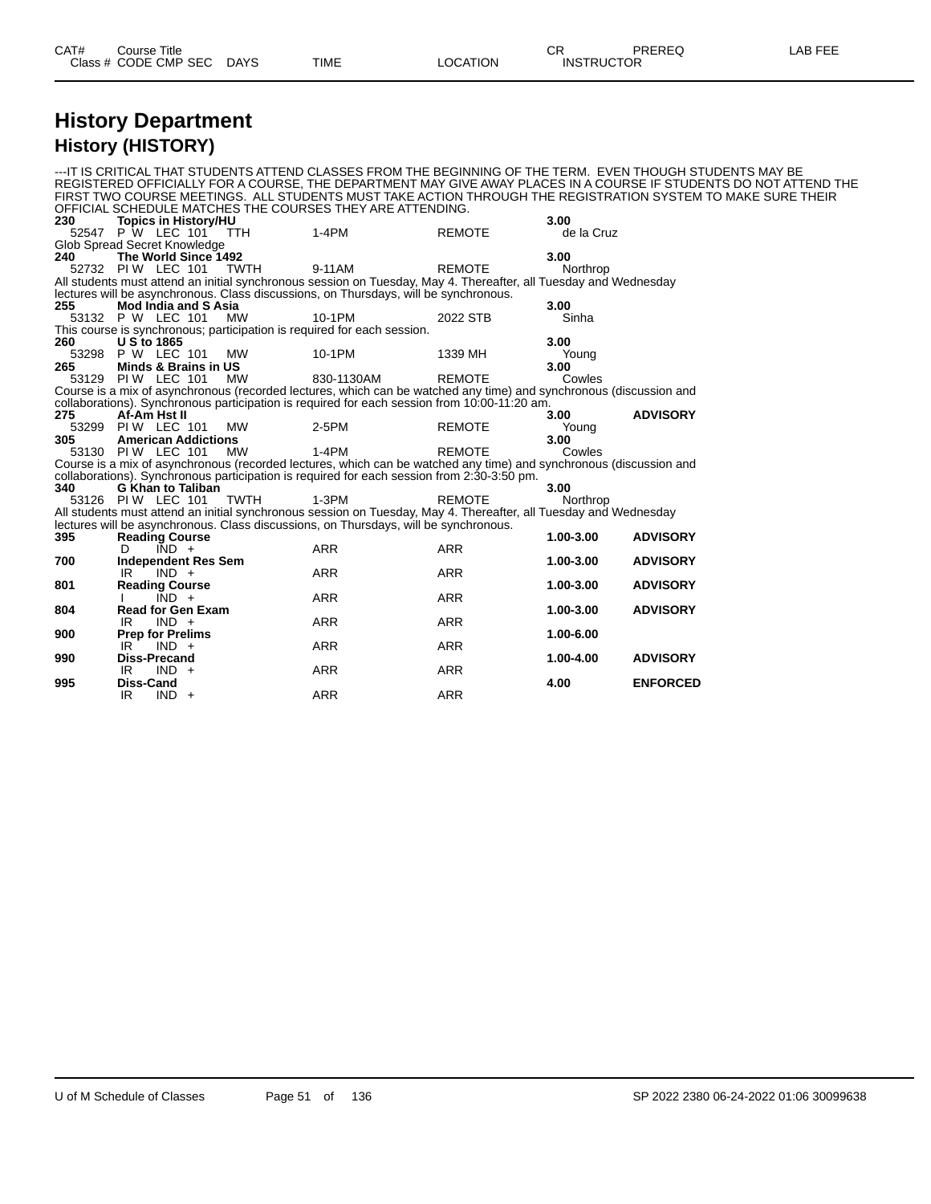# History Department

## History (HISTORY)

---IT IS CRITICAL THAT STUDENTS ATTEND CLASSES FROM THE BEGINNING OF THE TERM. EVEN THOUGH STUDENTS MAY BE REGISTERED OFFICIALLY FOR A COURSE, THE DEPARTMENT MAY GIVE AWAY PLACES IN A COURSE IF STUDENTS DO NOT ATTEND THE FIRST TWO COURSE MEETINGS. ALL STUDENTS MUST TAKE ACTION THROUGH THE REGISTRATION SYSTEM TO MAKE SURE THEIR OFFICIAL SCHEDULE MATCHES THE COURSES THEY ARE ATTENDING.

| CAT# / Class # | Course Title / CODE CMP SEC | DAYS | TIME | LOCATION | CR / INSTRUCTOR | PREREQ | LAB FEE |
|---|---|---|---|---|---|---|---|
| **230** | **Topics in History/HU** | | | | **3.00** | | |
| 52547 | P W LEC 101 | TTH | 1-4PM | REMOTE | de la Cruz | | |
| Glob Spread Secret Knowledge | | | | | | | |
| **240** | **The World Since 1492** | | | | **3.00** | | |
| 52732 | PI W LEC 101 | TWTH | 9-11AM | REMOTE | Northrop | | |
| All students must attend an initial synchronous session on Tuesday, May 4. Thereafter, all Tuesday and Wednesday lectures will be asynchronous. Class discussions, on Thursdays, will be synchronous. | | | | | | | |
| **255** | **Mod India and S Asia** | | | | **3.00** | | |
| 53132 | P W LEC 101 | MW | 10-1PM | 2022 STB | Sinha | | |
| This course is synchronous; participation is required for each session. | | | | | | | |
| **260** | **U S to 1865** | | | | **3.00** | | |
| 53298 | P W LEC 101 | MW | 10-1PM | 1339 MH | Young | | |
| **265** | **Minds & Brains in US** | | | | **3.00** | | |
| 53129 | PI W LEC 101 | MW | 830-1130AM | REMOTE | Cowles | | |
| Course is a mix of asynchronous (recorded lectures, which can be watched any time) and synchronous (discussion and collaborations). Synchronous participation is required for each session from 10:00-11:20 am. | | | | | | | |
| **275** | **Af-Am Hst II** | | | | **3.00** | **ADVISORY** | |
| 53299 | PI W LEC 101 | MW | 2-5PM | REMOTE | Young | | |
| **305** | **American Addictions** | | | | **3.00** | | |
| 53130 | PI W LEC 101 | MW | 1-4PM | REMOTE | Cowles | | |
| Course is a mix of asynchronous (recorded lectures, which can be watched any time) and synchronous (discussion and collaborations). Synchronous participation is required for each session from 2:30-3:50 pm. | | | | | | | |
| **340** | **G Khan to Taliban** | | | | **3.00** | | |
| 53126 | PI W LEC 101 | TWTH | 1-3PM | REMOTE | Northrop | | |
| All students must attend an initial synchronous session on Tuesday, May 4. Thereafter, all Tuesday and Wednesday lectures will be asynchronous. Class discussions, on Thursdays, will be synchronous. | | | | | | | |
| **395** | **Reading Course** | | | | **1.00-3.00** | **ADVISORY** | |
| | D IND + | | ARR | ARR | | | |
| **700** | **Independent Res Sem** | | | | **1.00-3.00** | **ADVISORY** | |
| | IR IND + | | ARR | ARR | | | |
| **801** | **Reading Course** | | | | **1.00-3.00** | **ADVISORY** | |
| | I IND + | | ARR | ARR | | | |
| **804** | **Read for Gen Exam** | | | | **1.00-3.00** | **ADVISORY** | |
| | IR IND + | | ARR | ARR | | | |
| **900** | **Prep for Prelims** | | | | **1.00-6.00** | | |
| | IR IND + | | ARR | ARR | | | |
| **990** | **Diss-Precand** | | | | **1.00-4.00** | **ADVISORY** | |
| | IR IND + | | ARR | ARR | | | |
| **995** | **Diss-Cand** | | | | **4.00** | **ENFORCED** | |
| | IR IND + | | ARR | ARR | | | |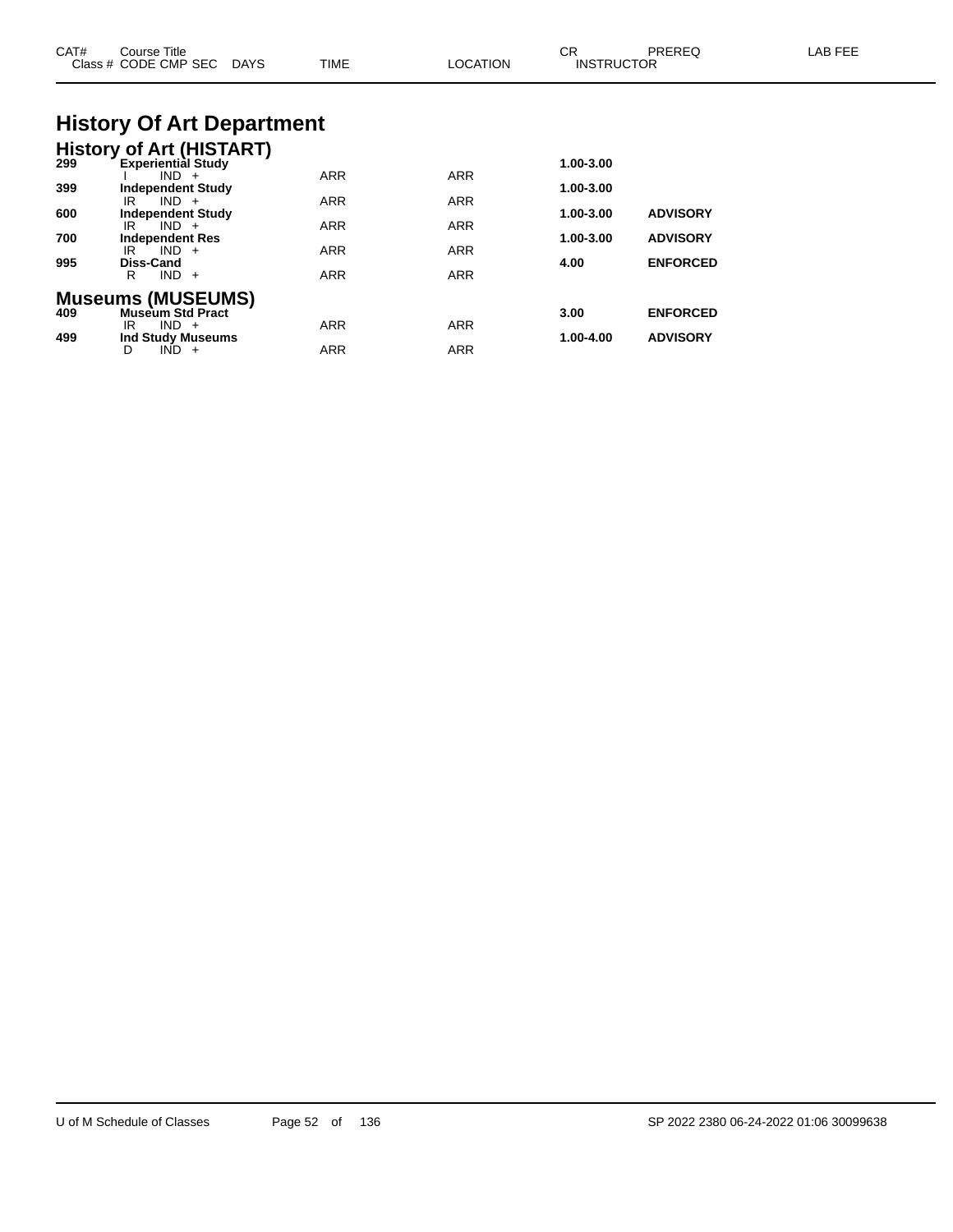| CAT# | Course Title<br>Class # CODE CMP SEC DAYS | TIME | LOCATION | CR<br>INSTRUCTOR | PREREQ | LAB FEE |
|---|---|---|---|---|---|---|

# History Of Art Department

## History of Art (HISTART)

| CAT# | Course Title / Class # CODE CMP SEC DAYS | TIME | LOCATION | CR / INSTRUCTOR | PREREQ | LAB FEE |
|---|---|---|---|---|---|---|
| **299** | **Experiential Study** | | | **1.00-3.00** | | |
| | I IND + | ARR | ARR | | | |
| **399** | **Independent Study** | | | **1.00-3.00** | | |
| | IR IND + | ARR | ARR | | | |
| **600** | **Independent Study** | | | **1.00-3.00** | **ADVISORY** | |
| | IR IND + | ARR | ARR | | | |
| **700** | **Independent Res** | | | **1.00-3.00** | **ADVISORY** | |
| | IR IND + | ARR | ARR | | | |
| **995** | **Diss-Cand** | | | **4.00** | **ENFORCED** | |
| | R IND + | ARR | ARR | | | |

## Museums (MUSEUMS)

| CAT# | Course Title / Class # CODE CMP SEC DAYS | TIME | LOCATION | CR / INSTRUCTOR | PREREQ | LAB FEE |
|---|---|---|---|---|---|---|
| **409** | **Museum Std Pract** | | | **3.00** | **ENFORCED** | |
| | IR IND + | ARR | ARR | | | |
| **499** | **Ind Study Museums** | | | **1.00-4.00** | **ADVISORY** | |
| | D IND + | ARR | ARR | | | |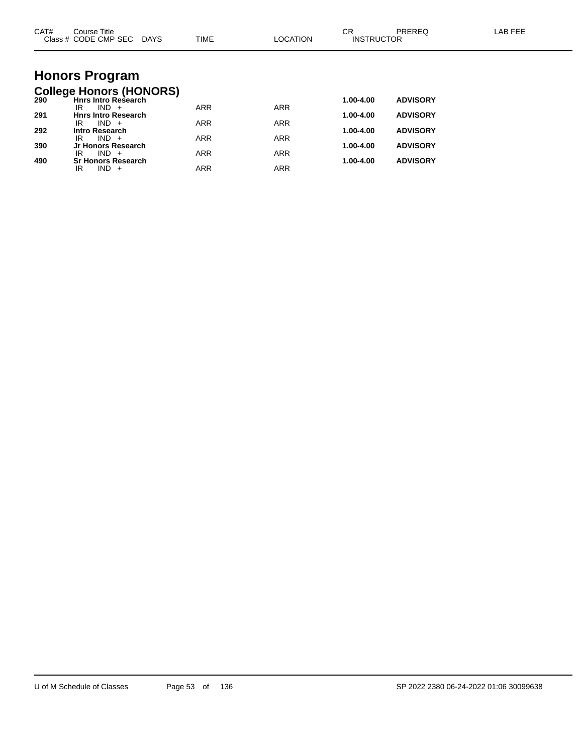| CAT# | Course Title<br>Class # CODE CMP SEC DAYS | TIME | LOCATION | CR<br>INSTRUCTOR | PREREQ | LAB FEE |
|---|---|---|---|---|---|---|

# Honors Program

## College Honors (HONORS)

| CAT# | Course Title / Class # CODE CMP SEC DAYS | TIME | LOCATION | CR / INSTRUCTOR | PREREQ | LAB FEE |
|---|---|---|---|---|---|---|
| **290** | **Hnrs Intro Research** | | | **1.00-4.00** | **ADVISORY** | |
| | IR IND + | ARR | ARR | | | |
| **291** | **Hnrs Intro Research** | | | **1.00-4.00** | **ADVISORY** | |
| | IR IND + | ARR | ARR | | | |
| **292** | **Intro Research** | | | **1.00-4.00** | **ADVISORY** | |
| | IR IND + | ARR | ARR | | | |
| **390** | **Jr Honors Research** | | | **1.00-4.00** | **ADVISORY** | |
| | IR IND + | ARR | ARR | | | |
| **490** | **Sr Honors Research** | | | **1.00-4.00** | **ADVISORY** | |
| | IR IND + | ARR | ARR | | | |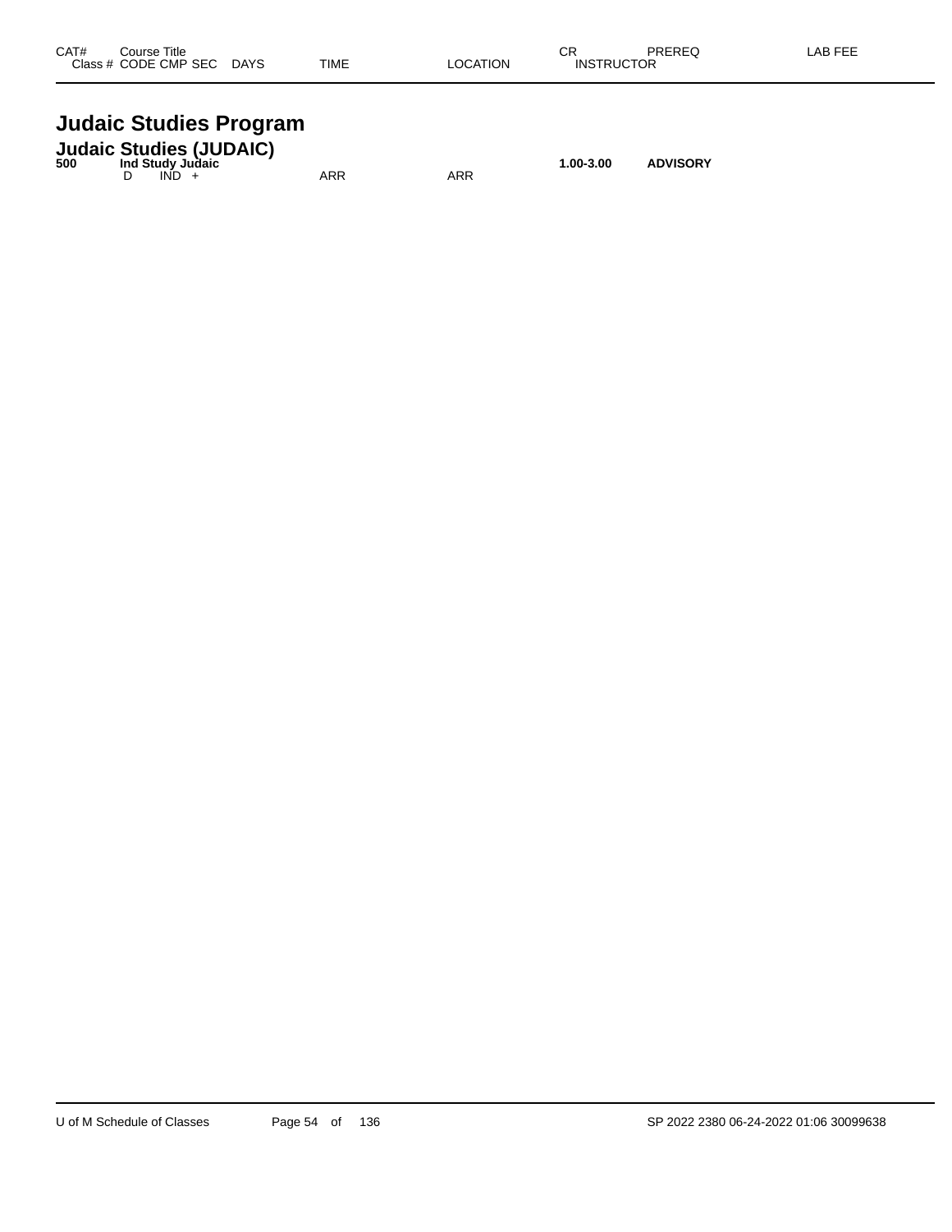| CAT# | Course Title Class # CODE CMP SEC DAYS | TIME | LOCATION | CR INSTRUCTOR | PREREQ | LAB FEE |
|---|---|---|---|---|---|---|

# Judaic Studies Program

## Judaic Studies (JUDAIC)

| CAT# | Course Title / Class # CODE CMP SEC DAYS | TIME | LOCATION | CR / INSTRUCTOR | PREREQ | LAB FEE |
|---|---|---|---|---|---|---|
| **500** | **Ind Study Judaic** | | | **1.00-3.00** | **ADVISORY** | |
| | D IND + | ARR | ARR | | | |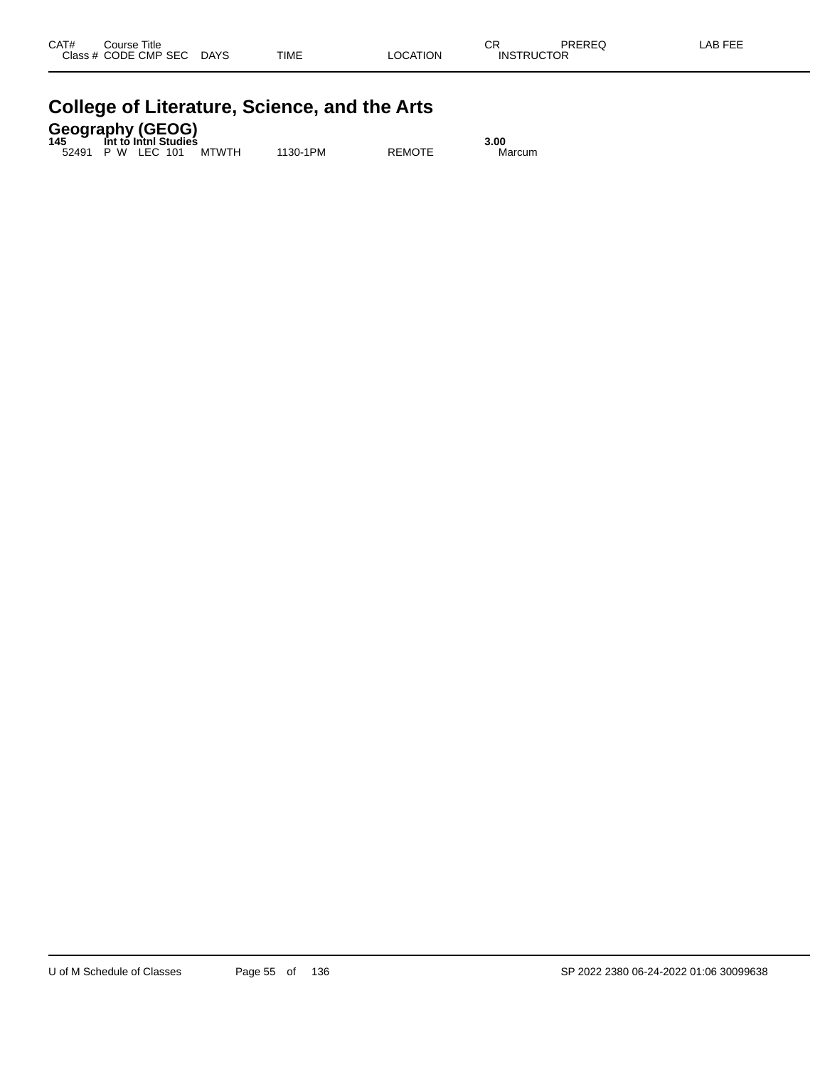| CAT# | Course Title | | | | | | CR | PREREQ | LAB FEE |
|---|---|---|---|---|---|---|---|---|---|
| Class # | CODE | CMP | SEC | DAYS | TIME | LOCATION | INSTRUCTOR | | |

# College of Literature, Science, and the Arts

## Geography (GEOG)

**145 Int to Intnl Studies** **3.00**

| Class # | CODE | CMP | SEC | DAYS | TIME | LOCATION | INSTRUCTOR |
|---|---|---|---|---|---|---|---|
| 52491 | P W | LEC | 101 | MTWTH | 1130-1PM | REMOTE | Marcum |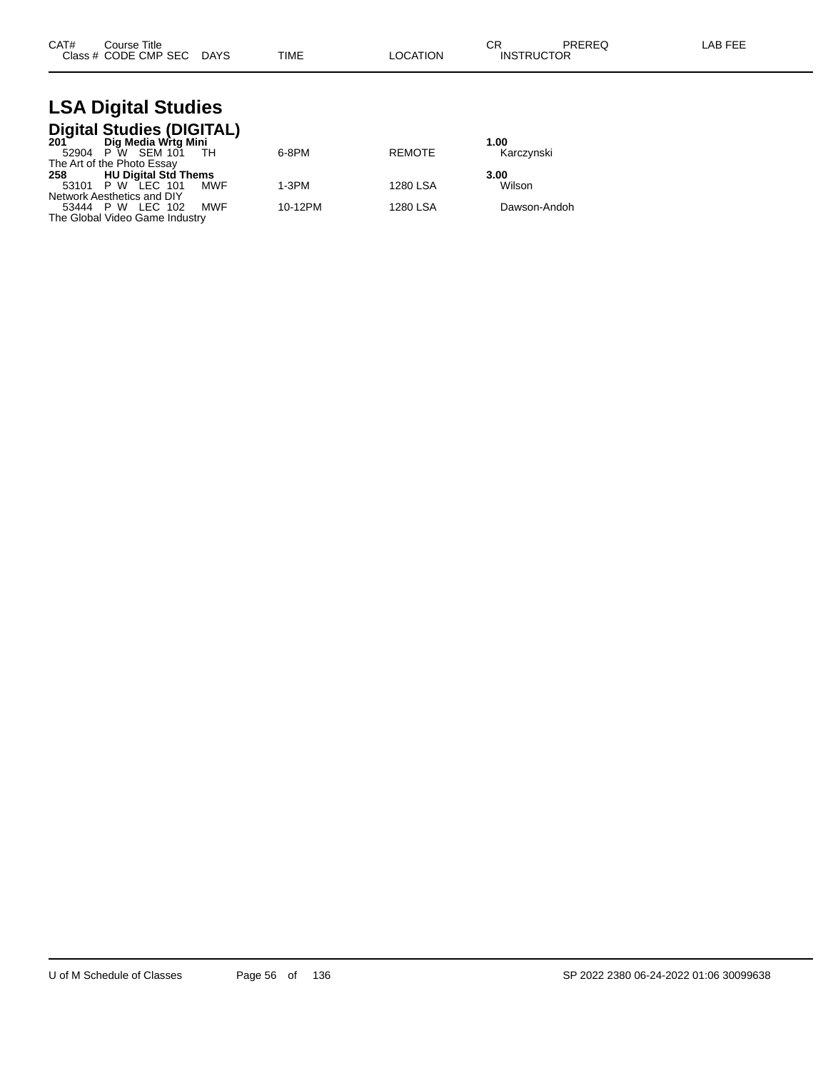| CAT# Class # | Course Title CODE CMP SEC | DAYS | TIME | LOCATION | CR INSTRUCTOR | PREREQ | LAB FEE |
|---|---|---|---|---|---|---|---|

# LSA Digital Studies

## Digital Studies (DIGITAL)

| CAT# Class # | Course Title CODE CMP SEC | DAYS | TIME | LOCATION | CR INSTRUCTOR |
|---|---|---|---|---|---|
| **201** | **Dig Media Wrtg Mini** | | | | **1.00** |
| 52904 | P W SEM 101 | TH | 6-8PM | REMOTE | Karczynski |
| The Art of the Photo Essay | | | | | |
| **258** | **HU Digital Std Thems** | | | | **3.00** |
| 53101 | P W LEC 101 | MWF | 1-3PM | 1280 LSA | Wilson |
| Network Aesthetics and DIY | | | | | |
| 53444 | P W LEC 102 | MWF | 10-12PM | 1280 LSA | Dawson-Andoh |
| The Global Video Game Industry | | | | | |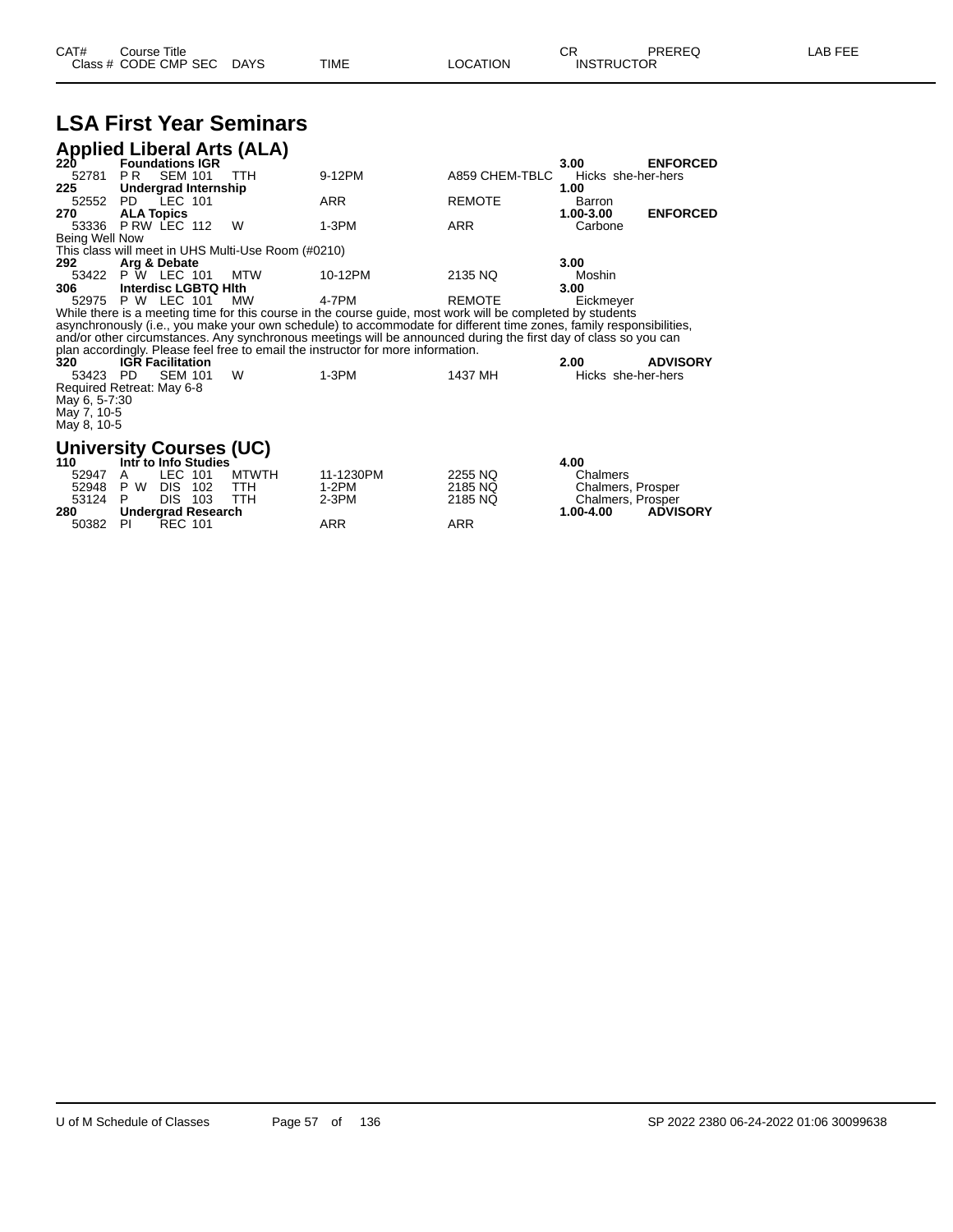| CAT# | Course Title | | | | | CR | PREREQ | LAB FEE |
|---|---|---|---|---|---|---|---|---|
| Class # | CODE CMP SEC | DAYS | TIME | LOCATION | INSTRUCTOR | | | |

# LSA First Year Seminars

## Applied Liberal Arts (ALA)

**220 Foundations IGR** — **3.00** **ENFORCED**

| Class # | CODE | CMP SEC | DAYS | TIME | LOCATION | INSTRUCTOR |
|---|---|---|---|---|---|---|
| 52781 | P R | SEM 101 | TTH | 9-12PM | A859 CHEM-TBLC | Hicks she-her-hers |

**225 Undergrad Internship** — **1.00**

| Class # | CODE | CMP SEC | DAYS | TIME | LOCATION | INSTRUCTOR |
|---|---|---|---|---|---|---|
| 52552 | PD | LEC 101 | | ARR | REMOTE | Barron |

**270 ALA Topics** — **1.00-3.00** **ENFORCED**

| Class # | CODE | CMP SEC | DAYS | TIME | LOCATION | INSTRUCTOR |
|---|---|---|---|---|---|---|
| 53336 | P RW | LEC 112 | W | 1-3PM | ARR | Carbone |

Being Well Now
This class will meet in UHS Multi-Use Room (#0210)

**292 Arg & Debate** — **3.00**

| Class # | CODE | CMP SEC | DAYS | TIME | LOCATION | INSTRUCTOR |
|---|---|---|---|---|---|---|
| 53422 | P W | LEC 101 | MTW | 10-12PM | 2135 NQ | Moshin |

**306 Interdisc LGBTQ Hlth** — **3.00**

| Class # | CODE | CMP SEC | DAYS | TIME | LOCATION | INSTRUCTOR |
|---|---|---|---|---|---|---|
| 52975 | P W | LEC 101 | MW | 4-7PM | REMOTE | Eickmeyer |

While there is a meeting time for this course in the course guide, most work will be completed by students asynchronously (i.e., you make your own schedule) to accommodate for different time zones, family responsibilities, and/or other circumstances. Any synchronous meetings will be announced during the first day of class so you can plan accordingly. Please feel free to email the instructor for more information.

**320 IGR Facilitation** — **2.00** **ADVISORY**

| Class # | CODE | CMP SEC | DAYS | TIME | LOCATION | INSTRUCTOR |
|---|---|---|---|---|---|---|
| 53423 | PD | SEM 101 | W | 1-3PM | 1437 MH | Hicks she-her-hers |

Required Retreat: May 6-8
May 6, 5-7:30
May 7, 10-5
May 8, 10-5

## University Courses (UC)

**110 Intr to Info Studies** — **4.00**

| Class # | CODE | CMP SEC | DAYS | TIME | LOCATION | INSTRUCTOR |
|---|---|---|---|---|---|---|
| 52947 | A | LEC 101 | MTWTH | 11-1230PM | 2255 NQ | Chalmers |
| 52948 | P W | DIS 102 | TTH | 1-2PM | 2185 NQ | Chalmers, Prosper |
| 53124 | P | DIS 103 | TTH | 2-3PM | 2185 NQ | Chalmers, Prosper |

**280 Undergrad Research** — **1.00-4.00** **ADVISORY**

| Class # | CODE | CMP SEC | DAYS | TIME | LOCATION | INSTRUCTOR |
|---|---|---|---|---|---|---|
| 50382 | PI | REC 101 | | ARR | ARR | |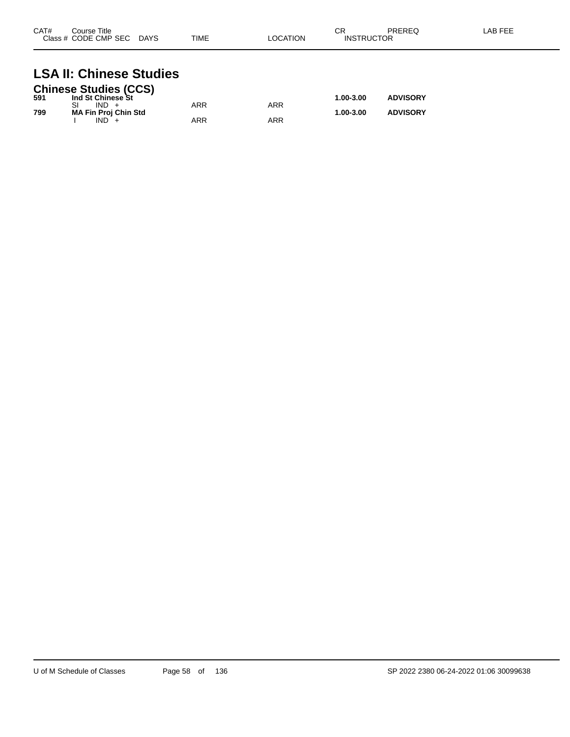| CAT# | Course Title<br>Class # CODE CMP SEC DAYS | TIME | LOCATION | CR<br>INSTRUCTOR | PREREQ | LAB FEE |
|---|---|---|---|---|---|---|

# LSA II: Chinese Studies

## Chinese Studies (CCS)

| CAT# | Course Title / Class # CODE CMP SEC DAYS | TIME | LOCATION | CR / INSTRUCTOR | PREREQ | LAB FEE |
|---|---|---|---|---|---|---|
| **591** | **Ind St Chinese St** | | | **1.00-3.00** | **ADVISORY** | |
| | SI IND + | ARR | ARR | | | |
| **799** | **MA Fin Proj Chin Std** | | | **1.00-3.00** | **ADVISORY** | |
| | I IND + | ARR | ARR | | | |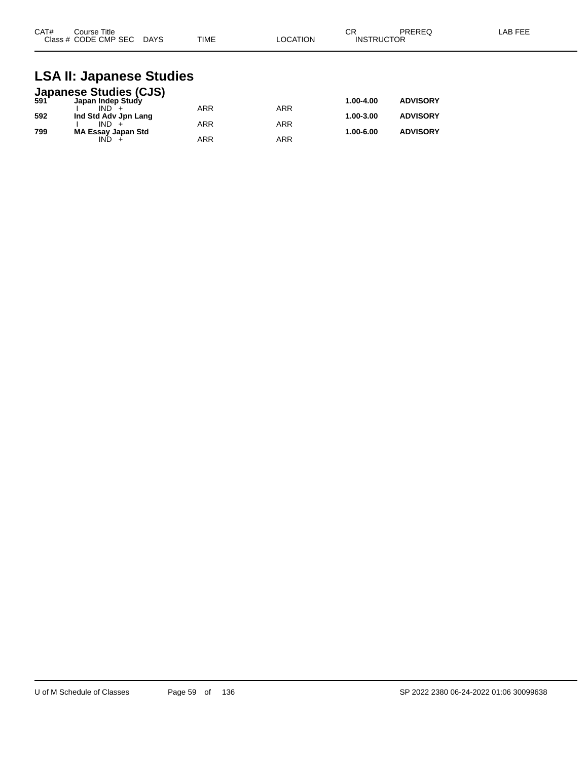| CAT# | Course Title | | | | | CR | PREREQ | LAB FEE |
|---|---|---|---|---|---|---|---|---|
| Class # | CODE CMP SEC | DAYS | TIME | LOCATION | INSTRUCTOR | | | |

# LSA II: Japanese Studies

## Japanese Studies (CJS)

| CAT# | Course Title | TIME | LOCATION | CR | PREREQ |
|---|---|---|---|---|---|
| **591** | **Japan Indep Study** | | | **1.00-4.00** | **ADVISORY** |
| | I IND + | ARR | ARR | | |
| **592** | **Ind Std Adv Jpn Lang** | | | **1.00-3.00** | **ADVISORY** |
| | I IND + | ARR | ARR | | |
| **799** | **MA Essay Japan Std** | | | **1.00-6.00** | **ADVISORY** |
| | IND + | ARR | ARR | | |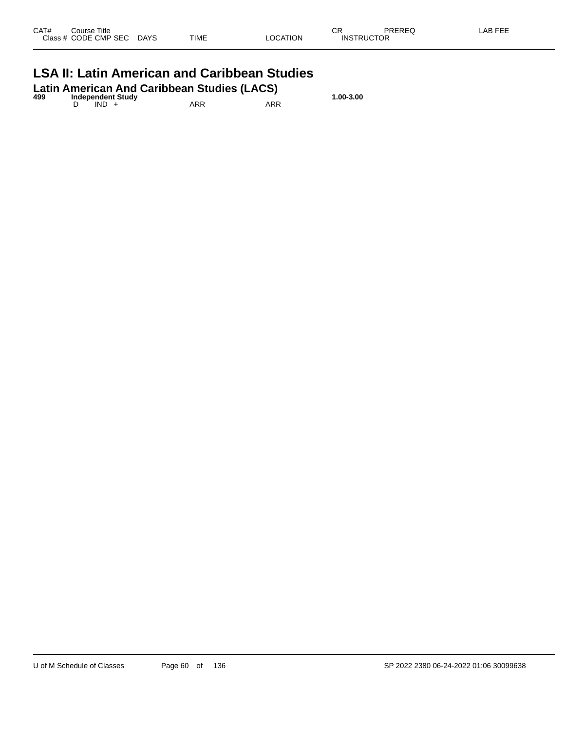| CAT# | Course Title | | | | | | CR | PREREQ | LAB FEE |
|---|---|---|---|---|---|---|---|---|---|
| Class # | CODE | CMP | SEC | DAYS | TIME | LOCATION | INSTRUCTOR | | |

# LSA II: Latin American and Caribbean Studies

## Latin American And Caribbean Studies (LACS)

| CAT# | Course Title | | | | | | CR | PREREQ | LAB FEE |
|---|---|---|---|---|---|---|---|---|---|
| **499** | **Independent Study** | | | | | | **1.00-3.00** | | |
| | D | IND | + | | ARR | ARR | | | |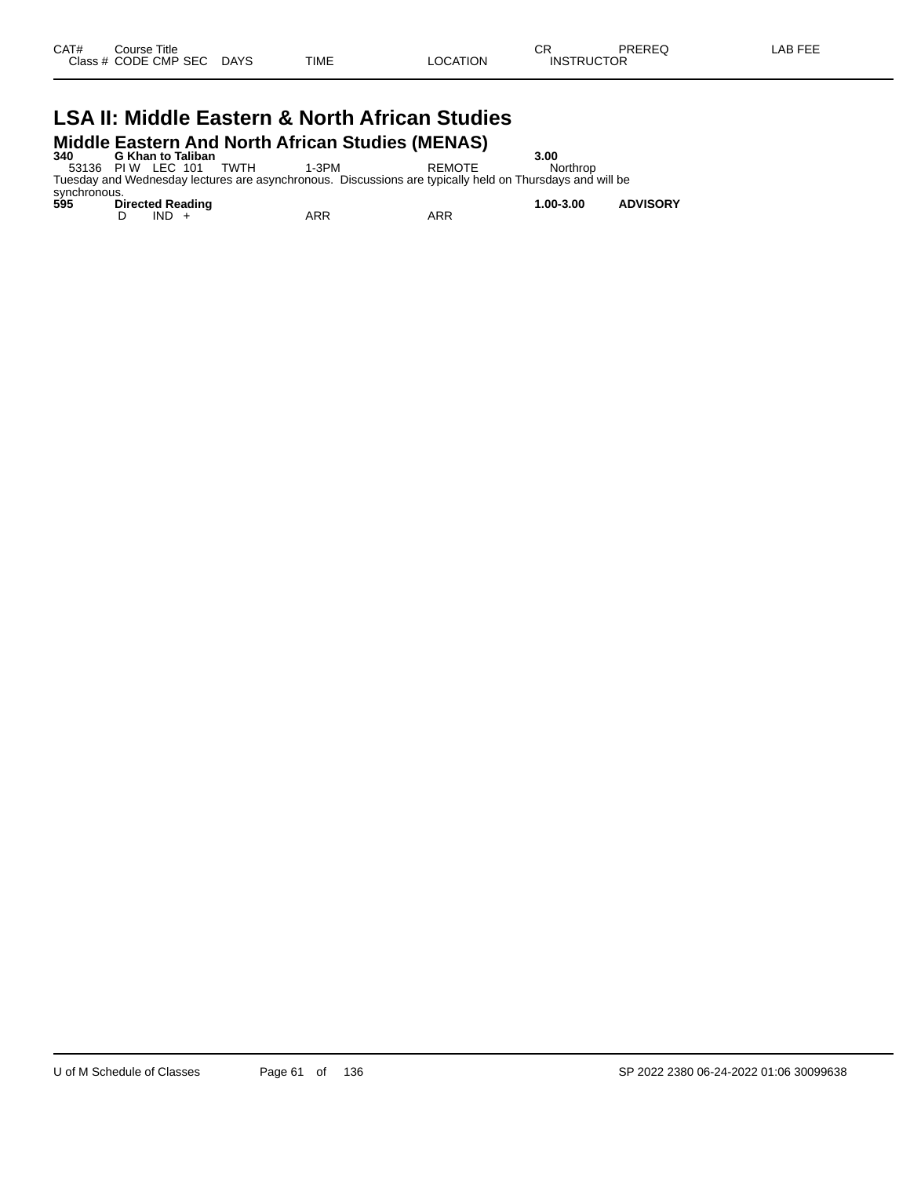| CAT# | Course Title | | | | | | CR | PREREQ | LAB FEE |
|---|---|---|---|---|---|---|---|---|---|
| Class # | CODE | CMP | SEC | DAYS | TIME | LOCATION | INSTRUCTOR | | |

# LSA II: Middle Eastern & North African Studies

## Middle Eastern And North African Studies (MENAS)

**340 G Khan to Taliban** **3.00**

| Class # | CODE | CMP | SEC | DAYS | TIME | LOCATION | INSTRUCTOR |
|---|---|---|---|---|---|---|---|
| 53136 | PI W | LEC | 101 | TWTH | 1-3PM | REMOTE | Northrop |

Tuesday and Wednesday lectures are asynchronous. Discussions are typically held on Thursdays and will be synchronous.

**595 Directed Reading** **1.00-3.00** **ADVISORY**

| Class # | CODE | CMP | SEC | DAYS | TIME | LOCATION | INSTRUCTOR |
|---|---|---|---|---|---|---|---|
| | D | IND | + | | ARR | ARR | |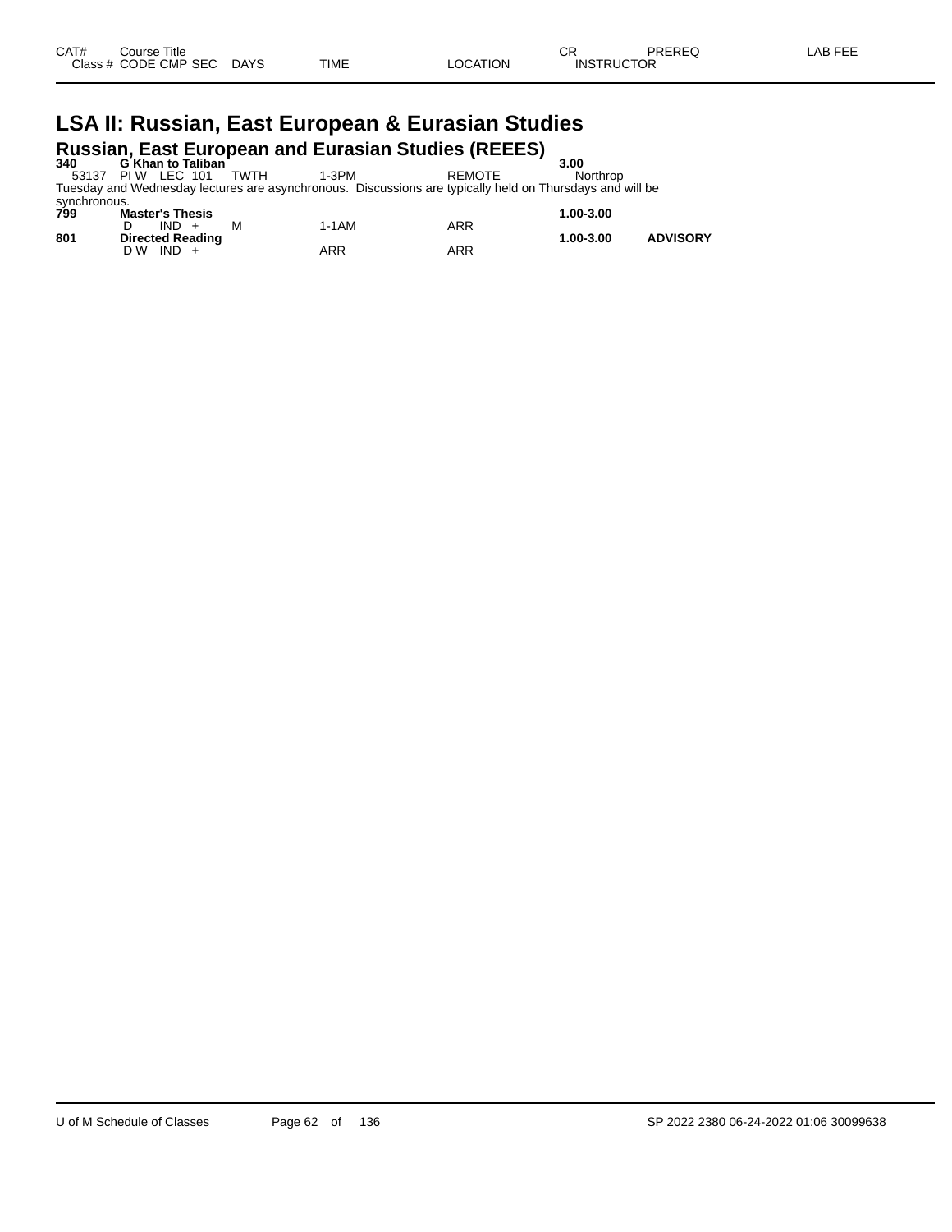| CAT# | Course Title | | | | | CR | PREREQ | LAB FEE |
|---|---|---|---|---|---|---|---|---|
| Class # | CODE CMP SEC | DAYS | TIME | LOCATION | INSTRUCTOR | | | |

# LSA II: Russian, East European & Eurasian Studies

## Russian, East European and Eurasian Studies (REEES)

| CAT# | Course Title | DAYS | TIME | LOCATION | CR / INSTRUCTOR | PREREQ |
|---|---|---|---|---|---|---|
| **340** | **G Khan to Taliban** | | | | **3.00** | |
| 53137 | PI W LEC 101 | TWTH | 1-3PM | REMOTE | Northrop | |

Tuesday and Wednesday lectures are asynchronous. Discussions are typically held on Thursdays and will be synchronous.

| CAT# | Course Title | DAYS | TIME | LOCATION | CR / INSTRUCTOR | PREREQ |
|---|---|---|---|---|---|---|
| **799** | **Master's Thesis** | | | | **1.00-3.00** | |
| | D IND + | M | 1-1AM | ARR | | |
| **801** | **Directed Reading** | | | | **1.00-3.00** | **ADVISORY** |
| | D W IND + | | ARR | ARR | | |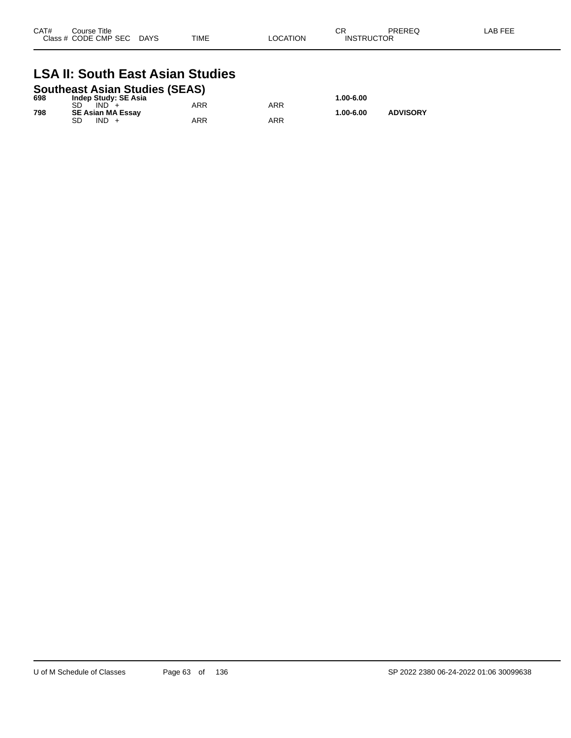| CAT# | Course Title<br>Class # CODE CMP SEC DAYS | TIME | LOCATION | CR<br>INSTRUCTOR | PREREQ | LAB FEE |
|---|---|---|---|---|---|---|

# LSA II: South East Asian Studies

## Southeast Asian Studies (SEAS)

| CAT# | Course Title / Class # CODE CMP SEC DAYS | TIME | LOCATION | CR / INSTRUCTOR | PREREQ | LAB FEE |
|---|---|---|---|---|---|---|
| **698** | **Indep Study: SE Asia** | | | **1.00-6.00** | | |
| | SD IND + | ARR | ARR | | | |
| **798** | **SE Asian MA Essay** | | | **1.00-6.00** | **ADVISORY** | |
| | SD IND + | ARR | ARR | | | |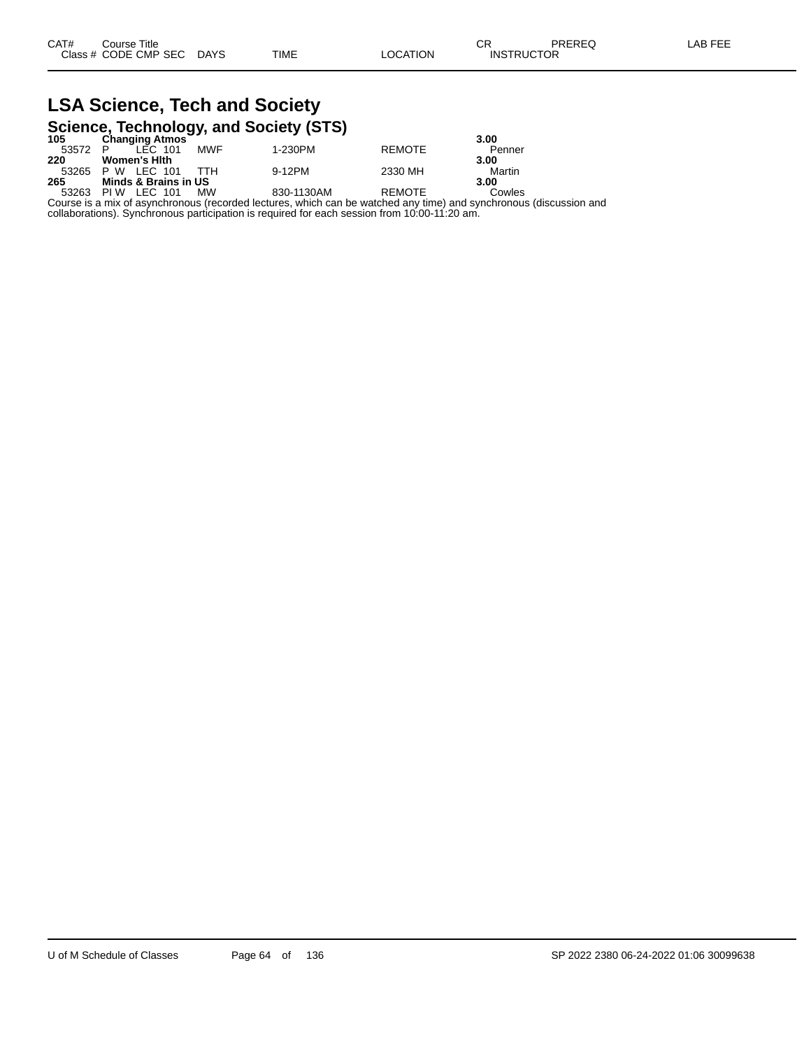| CAT# | Course Title | | | | | CR | PREREQ | LAB FEE |
|---|---|---|---|---|---|---|---|---|
| Class # | CODE CMP SEC | DAYS | TIME | LOCATION | | INSTRUCTOR | | |

# LSA Science, Tech and Society

## Science, Technology, and Society (STS)

| CAT# | Course Title / Class # CODE CMP SEC | DAYS | TIME | LOCATION | CR / INSTRUCTOR |
|---|---|---|---|---|---|
| **105** | **Changing Atmos** | | | | **3.00** |
| 53572 | P LEC 101 | MWF | 1-230PM | REMOTE | Penner |
| **220** | **Women's Hlth** | | | | **3.00** |
| 53265 | P W LEC 101 | TTH | 9-12PM | 2330 MH | Martin |
| **265** | **Minds & Brains in US** | | | | **3.00** |
| 53263 | PI W LEC 101 | MW | 830-1130AM | REMOTE | Cowles |

Course is a mix of asynchronous (recorded lectures, which can be watched any time) and synchronous (discussion and collaborations). Synchronous participation is required for each session from 10:00-11:20 am.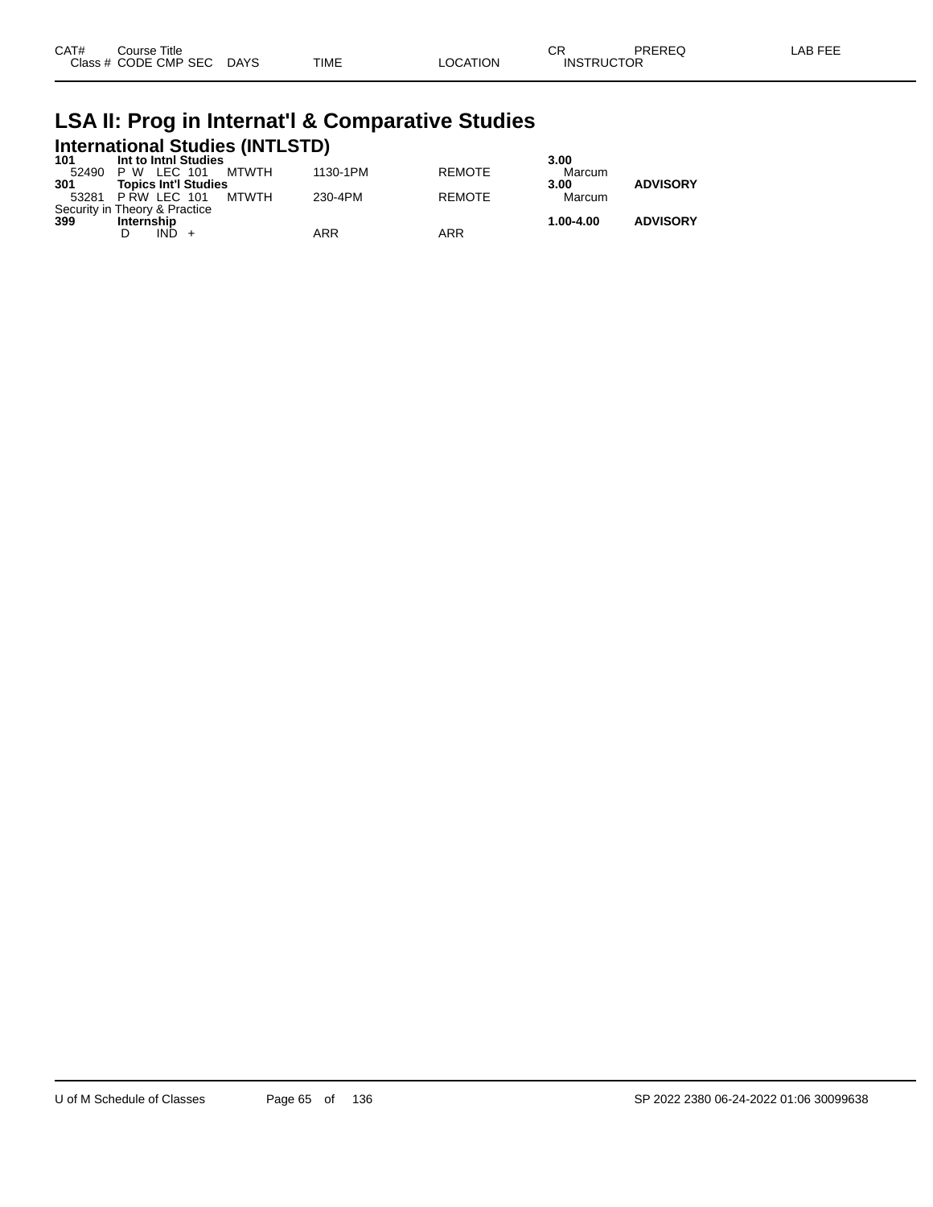| CAT# Class # | Course Title CODE CMP SEC | DAYS | TIME | LOCATION | CR INSTRUCTOR | PREREQ | LAB FEE |
|---|---|---|---|---|---|---|---|

# LSA II: Prog in Internat'l & Comparative Studies

## International Studies (INTLSTD)

| CAT# Class # | Course Title CODE CMP SEC | DAYS | TIME | LOCATION | CR INSTRUCTOR | PREREQ | LAB FEE |
|---|---|---|---|---|---|---|---|
| **101** | **Int to Intnl Studies** | | | | **3.00** | | |
| 52490 | P W LEC 101 | MTWTH | 1130-1PM | REMOTE | Marcum | | |
| **301** | **Topics Int'l Studies** | | | | **3.00** | **ADVISORY** | |
| 53281 | P RW LEC 101 | MTWTH | 230-4PM | REMOTE | Marcum | | |
| Security in Theory & Practice | | | | | | | |
| **399** | **Internship** | | | | **1.00-4.00** | **ADVISORY** | |
| | D IND + | | ARR | ARR | | | |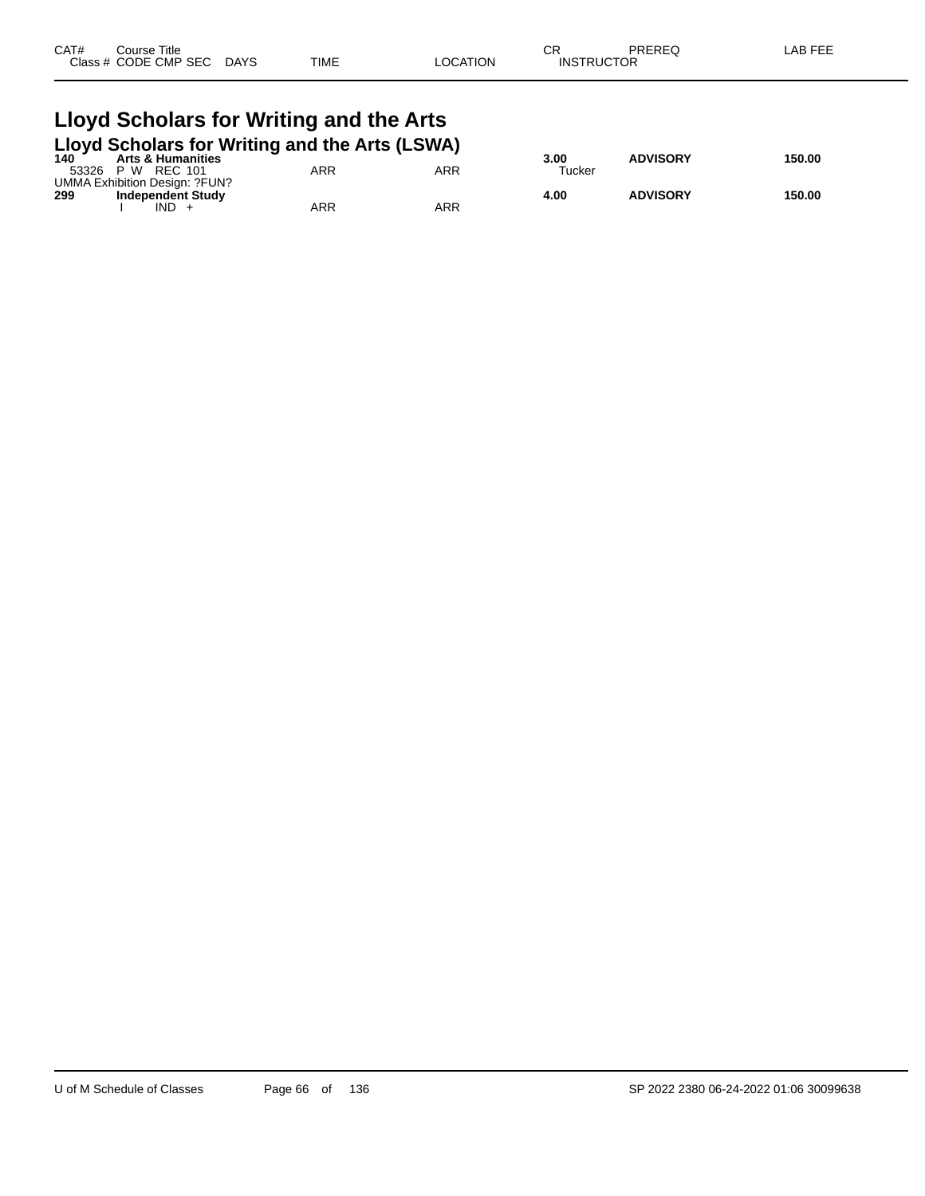| CAT# | Course Title | | | | CR | PREREQ | LAB FEE |
|---|---|---|---|---|---|---|---|
| Class # | CODE CMP SEC | DAYS | TIME | LOCATION | INSTRUCTOR | | |

# Lloyd Scholars for Writing and the Arts

## Lloyd Scholars for Writing and the Arts (LSWA)

| CAT# | Course Title | | | | CR | PREREQ | LAB FEE |
|---|---|---|---|---|---|---|---|
| **140** | **Arts & Humanities** | | | | **3.00** | **ADVISORY** | **150.00** |
| 53326 | P W REC 101 | | ARR | ARR | Tucker | | |
| UMMA Exhibition Design: ?FUN? | | | | | | | |
| **299** | **Independent Study** | | | | **4.00** | **ADVISORY** | **150.00** |
| | I IND + | | ARR | ARR | | | |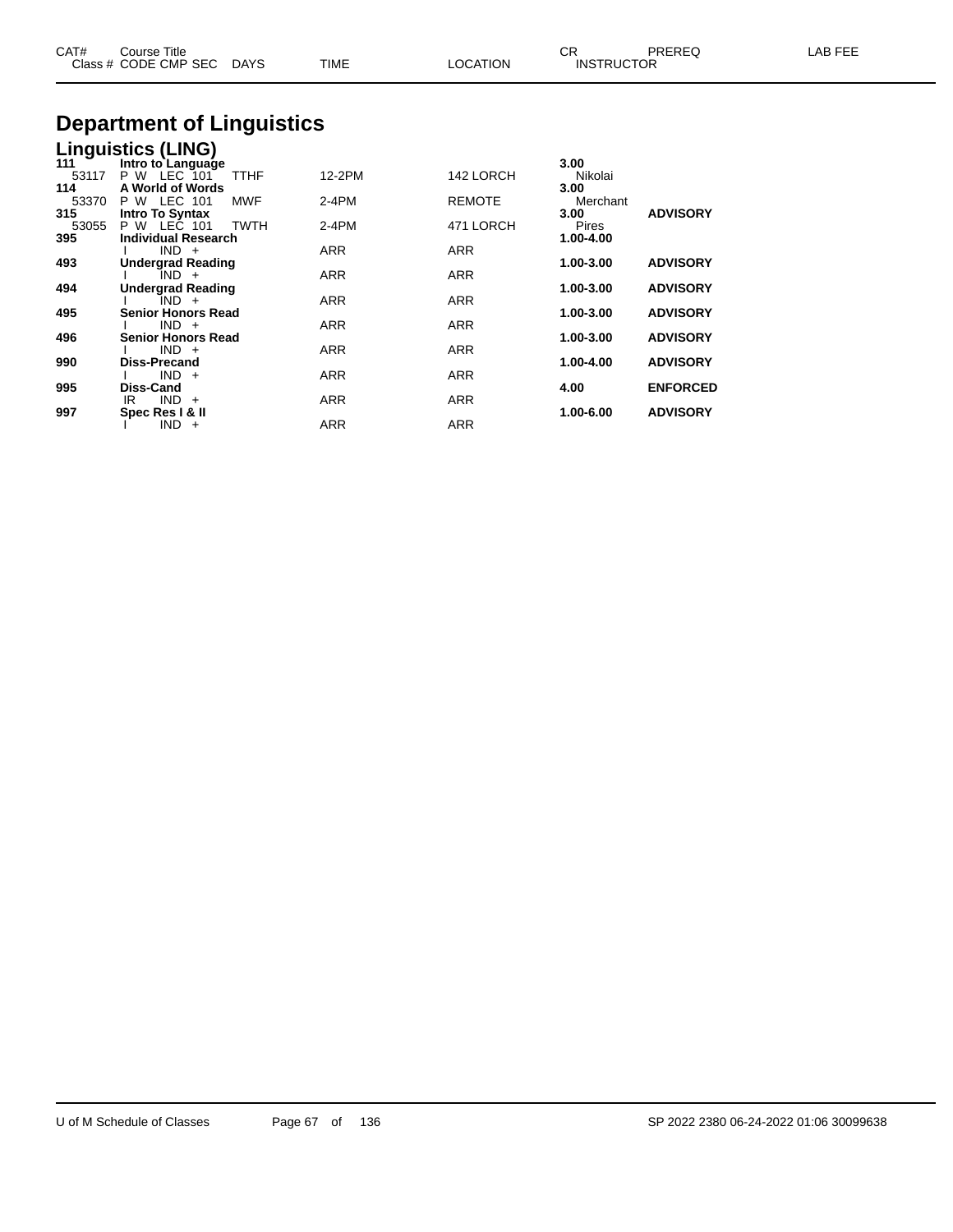| CAT# | Course Title | | | | | CR | PREREQ | LAB FEE |
|---|---|---|---|---|---|---|---|---|
| Class # | CODE CMP SEC | DAYS | TIME | LOCATION | | INSTRUCTOR | | |

# Department of Linguistics

## Linguistics (LING)

| CAT# | Course Title / Class # CODE CMP SEC | DAYS | TIME | LOCATION | CR / INSTRUCTOR | PREREQ | LAB FEE |
|---|---|---|---|---|---|---|---|
| **111** | **Intro to Language** | | | | **3.00** | | |
| 53117 | P W LEC 101 | TTHF | 12-2PM | 142 LORCH | Nikolai | | |
| **114** | **A World of Words** | | | | **3.00** | | |
| 53370 | P W LEC 101 | MWF | 2-4PM | REMOTE | Merchant | | |
| **315** | **Intro To Syntax** | | | | **3.00** | **ADVISORY** | |
| 53055 | P W LEC 101 | TWTH | 2-4PM | 471 LORCH | Pires | | |
| **395** | **Individual Research** | | | | **1.00-4.00** | | |
| | I IND + | | ARR | ARR | | | |
| **493** | **Undergrad Reading** | | | | **1.00-3.00** | **ADVISORY** | |
| | I IND + | | ARR | ARR | | | |
| **494** | **Undergrad Reading** | | | | **1.00-3.00** | **ADVISORY** | |
| | I IND + | | ARR | ARR | | | |
| **495** | **Senior Honors Read** | | | | **1.00-3.00** | **ADVISORY** | |
| | I IND + | | ARR | ARR | | | |
| **496** | **Senior Honors Read** | | | | **1.00-3.00** | **ADVISORY** | |
| | I IND + | | ARR | ARR | | | |
| **990** | **Diss-Precand** | | | | **1.00-4.00** | **ADVISORY** | |
| | I IND + | | ARR | ARR | | | |
| **995** | **Diss-Cand** | | | | **4.00** | **ENFORCED** | |
| | IR IND + | | ARR | ARR | | | |
| **997** | **Spec Res I & II** | | | | **1.00-6.00** | **ADVISORY** | |
| | I IND + | | ARR | ARR | | | |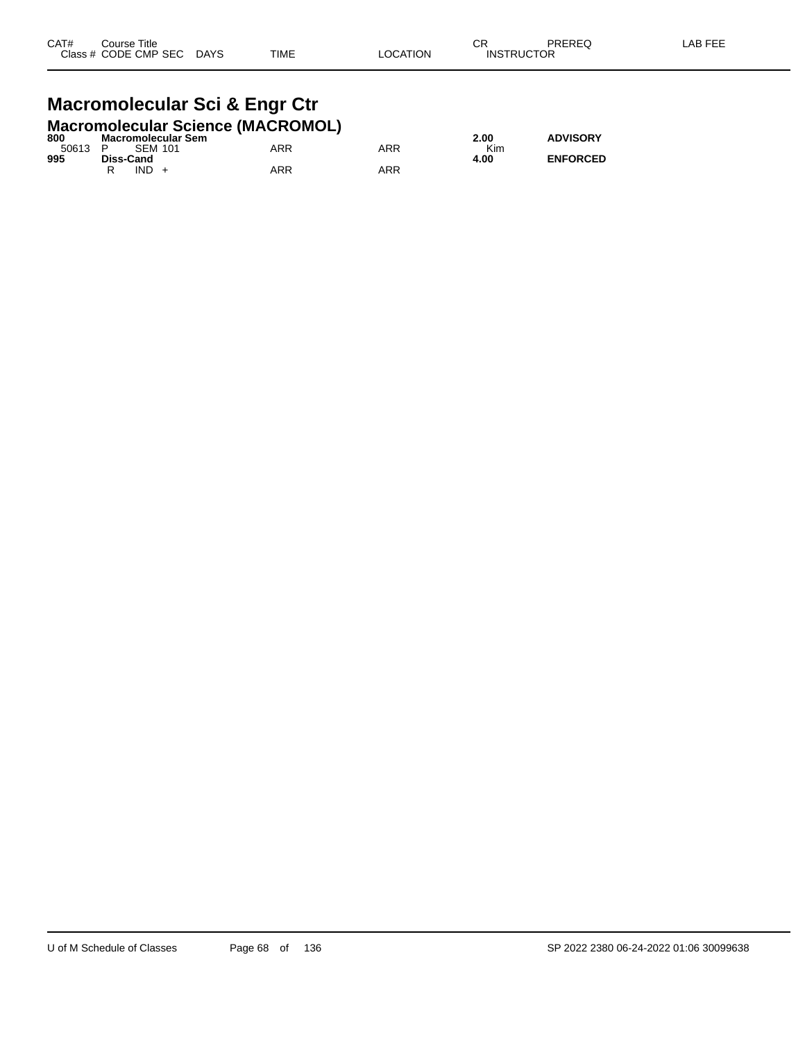| CAT# | Course Title<br>Class # CODE CMP SEC DAYS | TIME | LOCATION | CR<br>INSTRUCTOR | PREREQ | LAB FEE |
|---|---|---|---|---|---|---|

## Macromolecular Sci & Engr Ctr

### Macromolecular Science (MACROMOL)

| CAT# | Course Title / Class # CODE CMP SEC DAYS | TIME | LOCATION | CR / INSTRUCTOR | PREREQ | LAB FEE |
|---|---|---|---|---|---|---|
| **800** | **Macromolecular Sem** | | | **2.00** | **ADVISORY** | |
| 50613 | P SEM 101 | ARR | ARR | Kim | | |
| **995** | **Diss-Cand** | | | **4.00** | **ENFORCED** | |
| | R IND + | ARR | ARR | | | |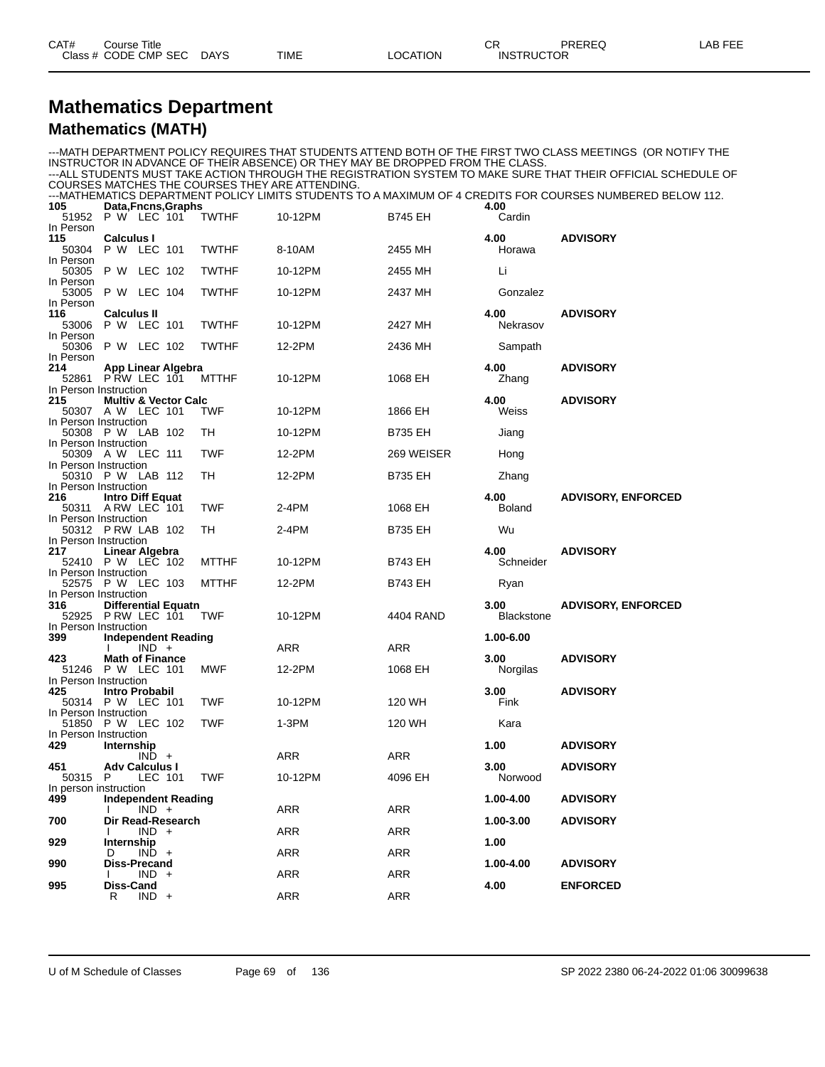| CAT# | Course Title | | | | | CR | PREREQ | LAB FEE |
|---|---|---|---|---|---|---|---|---|
| Class # | CODE CMP SEC | DAYS | TIME | LOCATION | | INSTRUCTOR | | |

# Mathematics Department

## Mathematics (MATH)

---MATH DEPARTMENT POLICY REQUIRES THAT STUDENTS ATTEND BOTH OF THE FIRST TWO CLASS MEETINGS (OR NOTIFY THE INSTRUCTOR IN ADVANCE OF THEIR ABSENCE) OR THEY MAY BE DROPPED FROM THE CLASS.
---ALL STUDENTS MUST TAKE ACTION THROUGH THE REGISTRATION SYSTEM TO MAKE SURE THAT THEIR OFFICIAL SCHEDULE OF COURSES MATCHES THE COURSES THEY ARE ATTENDING.
---MATHEMATICS DEPARTMENT POLICY LIMITS STUDENTS TO A MAXIMUM OF 4 CREDITS FOR COURSES NUMBERED BELOW 112.

| CAT# / Class # | Course Title / CODE CMP SEC | DAYS | TIME | LOCATION | CR / INSTRUCTOR | PREREQ |
|---|---|---|---|---|---|---|
| **105** | **Data,Fncns,Graphs** | | | | **4.00** | |
| 51952 | P W LEC 101 | TWTHF | 10-12PM | B745 EH | Cardin | |
| In Person | | | | | | |
| **115** | **Calculus I** | | | | **4.00** | **ADVISORY** |
| 50304 | P W LEC 101 | TWTHF | 8-10AM | 2455 MH | Horawa | |
| In Person | | | | | | |
| 50305 | P W LEC 102 | TWTHF | 10-12PM | 2455 MH | Li | |
| In Person | | | | | | |
| 53005 | P W LEC 104 | TWTHF | 10-12PM | 2437 MH | Gonzalez | |
| In Person | | | | | | |
| **116** | **Calculus II** | | | | **4.00** | **ADVISORY** |
| 53006 | P W LEC 101 | TWTHF | 10-12PM | 2427 MH | Nekrasov | |
| In Person | | | | | | |
| 50306 | P W LEC 102 | TWTHF | 12-2PM | 2436 MH | Sampath | |
| In Person | | | | | | |
| **214** | **App Linear Algebra** | | | | **4.00** | **ADVISORY** |
| 52861 | P RW LEC 101 | MTTHF | 10-12PM | 1068 EH | Zhang | |
| In Person Instruction | | | | | | |
| **215** | **Multiv & Vector Calc** | | | | **4.00** | **ADVISORY** |
| 50307 | A W LEC 101 | TWF | 10-12PM | 1866 EH | Weiss | |
| In Person Instruction | | | | | | |
| 50308 | P W LAB 102 | TH | 10-12PM | B735 EH | Jiang | |
| In Person Instruction | | | | | | |
| 50309 | A W LEC 111 | TWF | 12-2PM | 269 WEISER | Hong | |
| In Person Instruction | | | | | | |
| 50310 | P W LAB 112 | TH | 12-2PM | B735 EH | Zhang | |
| In Person Instruction | | | | | | |
| **216** | **Intro Diff Equat** | | | | **4.00** | **ADVISORY, ENFORCED** |
| 50311 | A RW LEC 101 | TWF | 2-4PM | 1068 EH | Boland | |
| In Person Instruction | | | | | | |
| 50312 | P RW LAB 102 | TH | 2-4PM | B735 EH | Wu | |
| In Person Instruction | | | | | | |
| **217** | **Linear Algebra** | | | | **4.00** | **ADVISORY** |
| 52410 | P W LEC 102 | MTTHF | 10-12PM | B743 EH | Schneider | |
| In Person Instruction | | | | | | |
| 52575 | P W LEC 103 | MTTHF | 12-2PM | B743 EH | Ryan | |
| In Person Instruction | | | | | | |
| **316** | **Differential Equatn** | | | | **3.00** | **ADVISORY, ENFORCED** |
| 52925 | P RW LEC 101 | TWF | 10-12PM | 4404 RAND | Blackstone | |
| In Person Instruction | | | | | | |
| **399** | **Independent Reading** | | | | **1.00-6.00** | |
| | I IND + | | ARR | ARR | | |
| **423** | **Math of Finance** | | | | **3.00** | **ADVISORY** |
| 51246 | P W LEC 101 | MWF | 12-2PM | 1068 EH | Norgilas | |
| In Person Instruction | | | | | | |
| **425** | **Intro Probabil** | | | | **3.00** | **ADVISORY** |
| 50314 | P W LEC 101 | TWF | 10-12PM | 120 WH | Fink | |
| In Person Instruction | | | | | | |
| 51850 | P W LEC 102 | TWF | 1-3PM | 120 WH | Kara | |
| In Person Instruction | | | | | | |
| **429** | **Internship** | | | | **1.00** | **ADVISORY** |
| | IND + | | ARR | ARR | | |
| **451** | **Adv Calculus I** | | | | **3.00** | **ADVISORY** |
| 50315 | P LEC 101 | TWF | 10-12PM | 4096 EH | Norwood | |
| In person instruction | | | | | | |
| **499** | **Independent Reading** | | | | **1.00-4.00** | **ADVISORY** |
| | I IND + | | ARR | ARR | | |
| **700** | **Dir Read-Research** | | | | **1.00-3.00** | **ADVISORY** |
| | I IND + | | ARR | ARR | | |
| **929** | **Internship** | | | | **1.00** | |
| | D IND + | | ARR | ARR | | |
| **990** | **Diss-Precand** | | | | **1.00-4.00** | **ADVISORY** |
| | I IND + | | ARR | ARR | | |
| **995** | **Diss-Cand** | | | | **4.00** | **ENFORCED** |
| | R IND + | | ARR | ARR | | |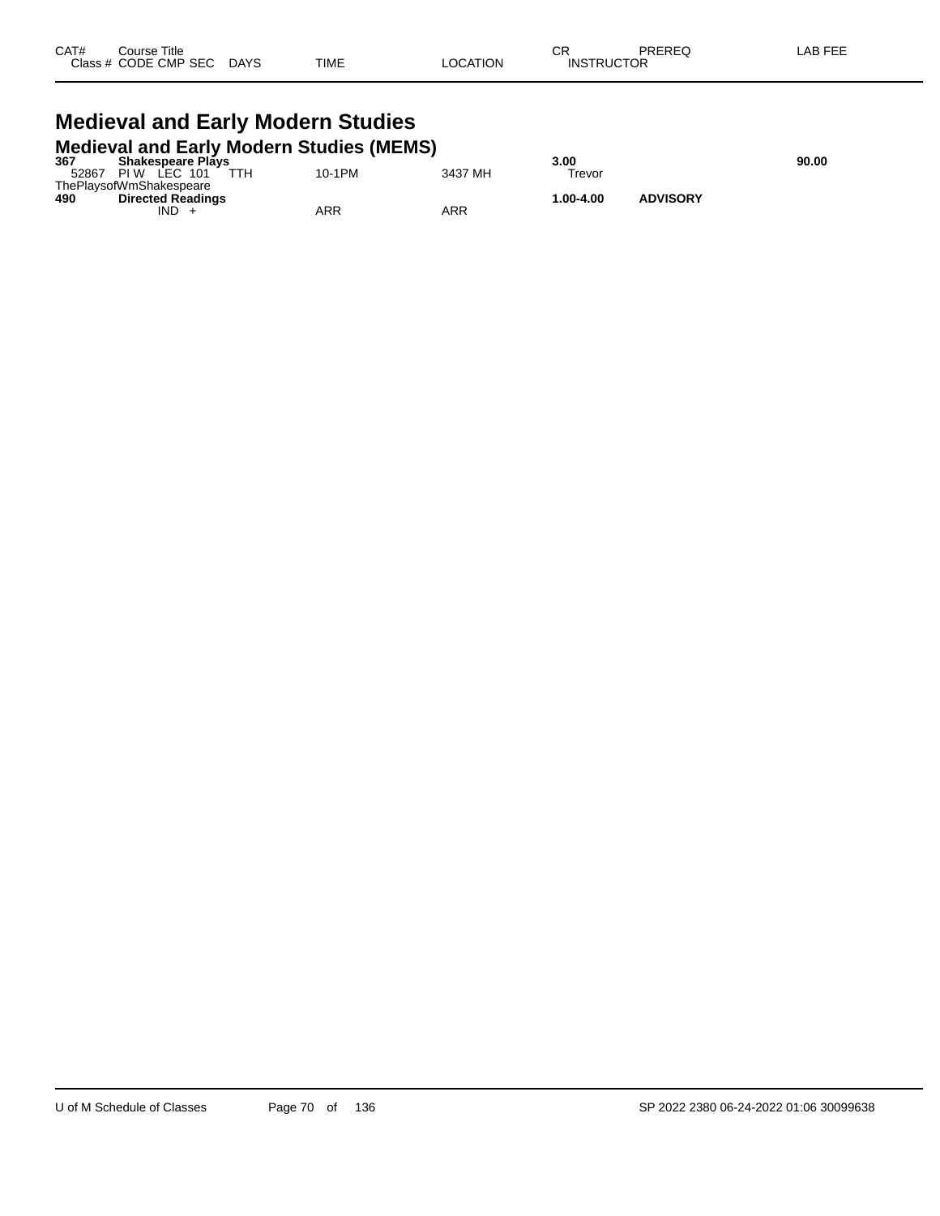| CAT# | Course Title | | | | | CR | PREREQ | LAB FEE |
|---|---|---|---|---|---|---|---|---|
| Class # | CODE CMP SEC | DAYS | TIME | LOCATION | | INSTRUCTOR | | |

# Medieval and Early Modern Studies

## Medieval and Early Modern Studies (MEMS)

| CAT# | Course Title / Class # CODE CMP SEC | DAYS | TIME | LOCATION | CR / INSTRUCTOR | PREREQ | LAB FEE |
|---|---|---|---|---|---|---|---|
| **367** | **Shakespeare Plays** | | | | **3.00** | | **90.00** |
| 52867 | PI W LEC 101 | TTH | 10-1PM | 3437 MH | Trevor | | |
| ThePlaysofWmShakespeare | | | | | | | |
| **490** | **Directed Readings** | | | | **1.00-4.00** | **ADVISORY** | |
| | IND + | | ARR | ARR | | | |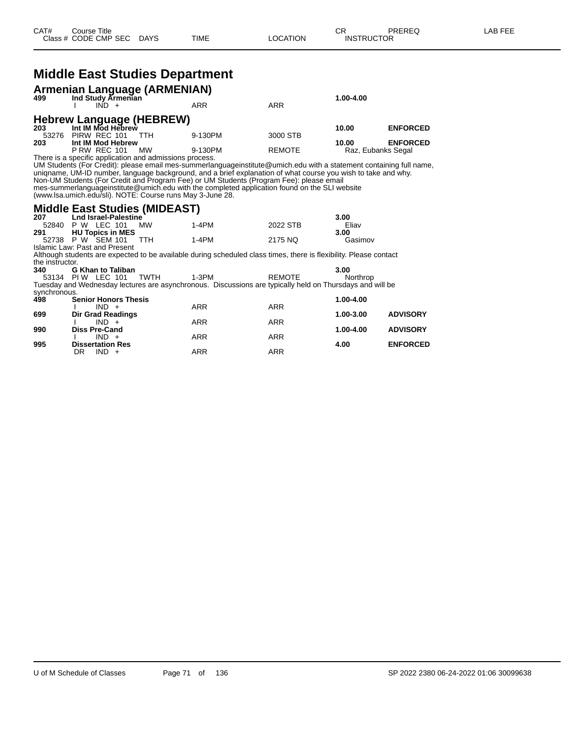# Middle East Studies Department

## Armenian Language (ARMENIAN)

| CAT# | Course Title | | | CR | PREREQ |
|---|---|---|---|---|---|
| 499 | Ind Study Armenian | | | 1.00-4.00 | |
| | I IND + | ARR | ARR | | |

## Hebrew Language (HEBREW)

| CAT# / Class # | Course Title / CODE CMP SEC | DAYS | TIME | LOCATION | CR / INSTRUCTOR | PREREQ |
|---|---|---|---|---|---|---|
| 203 | Int IM Mod Hebrew | | | | 10.00 | ENFORCED |
| 53276 | PIRW REC 101 | TTH | 9-130PM | 3000 STB | | |
| 203 | Int IM Mod Hebrew | | | | 10.00 | ENFORCED |
| | P RW REC 101 | MW | 9-130PM | REMOTE | Raz, Eubanks Segal | |

There is a specific application and admissions process.
UM Students (For Credit): please email mes-summerlanguageinstitute@umich.edu with a statement containing full name, uniqname, UM-ID number, language background, and a brief explanation of what course you wish to take and why.
Non-UM Students (For Credit and Program Fee) or UM Students (Program Fee): please email mes-summerlanguageinstitute@umich.edu with the completed application found on the SLI website (www.lsa.umich.edu/sli). NOTE: Course runs May 3-June 28.

## Middle East Studies (MIDEAST)

| CAT# / Class # | Course Title / CODE CMP SEC | DAYS | TIME | LOCATION | CR / INSTRUCTOR | PREREQ |
|---|---|---|---|---|---|---|
| 207 | Lnd Israel-Palestine | | | | 3.00 | |
| 52840 | P W LEC 101 | MW | 1-4PM | 2022 STB | Eliav | |
| 291 | HU Topics in MES | | | | 3.00 | |
| 52738 | P W SEM 101 | TTH | 1-4PM | 2175 NQ | Gasimov | |

Islamic Law: Past and Present
Although students are expected to be available during scheduled class times, there is flexibility. Please contact the instructor.

| CAT# / Class # | Course Title / CODE CMP SEC | DAYS | TIME | LOCATION | CR / INSTRUCTOR | PREREQ |
|---|---|---|---|---|---|---|
| 340 | G Khan to Taliban | | | | 3.00 | |
| 53134 | PI W LEC 101 | TWTH | 1-3PM | REMOTE | Northrop | |

Tuesday and Wednesday lectures are asynchronous. Discussions are typically held on Thursdays and will be synchronous.

| CAT# / Class # | Course Title / CODE CMP SEC | DAYS | TIME | LOCATION | CR / INSTRUCTOR | PREREQ |
|---|---|---|---|---|---|---|
| 498 | Senior Honors Thesis | | | | 1.00-4.00 | |
| | I IND + | | ARR | ARR | | |
| 699 | Dir Grad Readings | | | | 1.00-3.00 | ADVISORY |
| | I IND + | | ARR | ARR | | |
| 990 | Diss Pre-Cand | | | | 1.00-4.00 | ADVISORY |
| | I IND + | | ARR | ARR | | |
| 995 | Dissertation Res | | | | 4.00 | ENFORCED |
| | DR IND + | | ARR | ARR | | |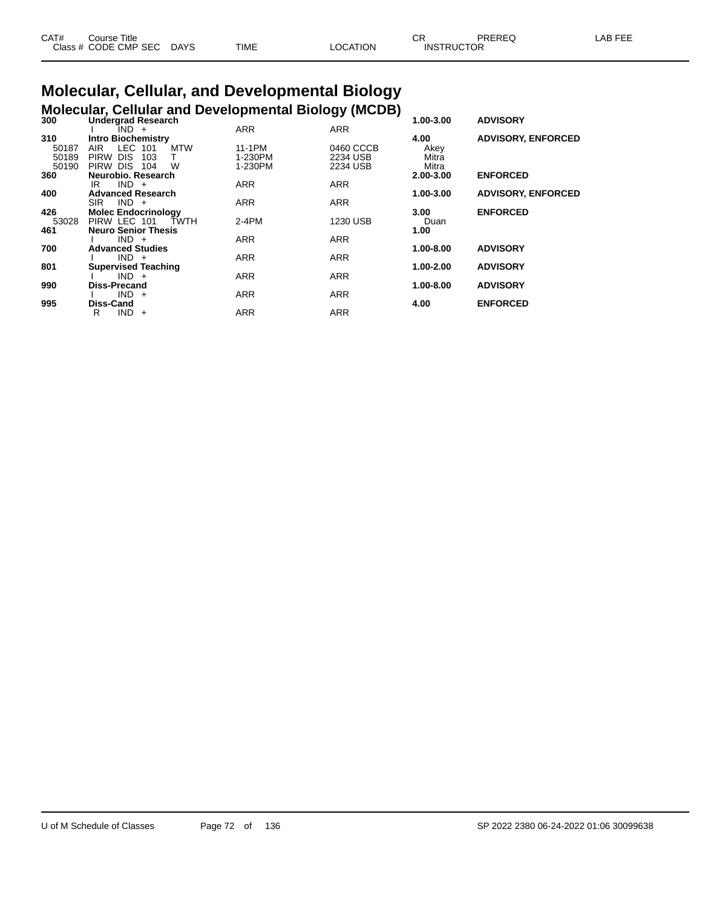# Molecular, Cellular, and Developmental Biology

## Molecular, Cellular and Developmental Biology (MCDB)

| CAT# / Class # | Course Title / CODE CMP SEC | DAYS | TIME | LOCATION | CR / INSTRUCTOR | PREREQ | LAB FEE |
|---|---|---|---|---|---|---|---|
| **300** | **Undergrad Research** | | | | **1.00-3.00** | **ADVISORY** | |
| | I IND + | | ARR | ARR | | | |
| **310** | **Intro Biochemistry** | | | | **4.00** | **ADVISORY, ENFORCED** | |
| 50187 | AIR LEC 101 | MTW | 11-1PM | 0460 CCCB | Akey | | |
| 50189 | PIRW DIS 103 | T | 1-230PM | 2234 USB | Mitra | | |
| 50190 | PIRW DIS 104 | W | 1-230PM | 2234 USB | Mitra | | |
| **360** | **Neurobio. Research** | | | | **2.00-3.00** | **ENFORCED** | |
| | IR IND + | | ARR | ARR | | | |
| **400** | **Advanced Research** | | | | **1.00-3.00** | **ADVISORY, ENFORCED** | |
| | SIR IND + | | ARR | ARR | | | |
| **426** | **Molec Endocrinology** | | | | **3.00** | **ENFORCED** | |
| 53028 | PIRW LEC 101 | TWTH | 2-4PM | 1230 USB | Duan | | |
| **461** | **Neuro Senior Thesis** | | | | **1.00** | | |
| | I IND + | | ARR | ARR | | | |
| **700** | **Advanced Studies** | | | | **1.00-8.00** | **ADVISORY** | |
| | I IND + | | ARR | ARR | | | |
| **801** | **Supervised Teaching** | | | | **1.00-2.00** | **ADVISORY** | |
| | I IND + | | ARR | ARR | | | |
| **990** | **Diss-Precand** | | | | **1.00-8.00** | **ADVISORY** | |
| | I IND + | | ARR | ARR | | | |
| **995** | **Diss-Cand** | | | | **4.00** | **ENFORCED** | |
| | R IND + | | ARR | ARR | | | |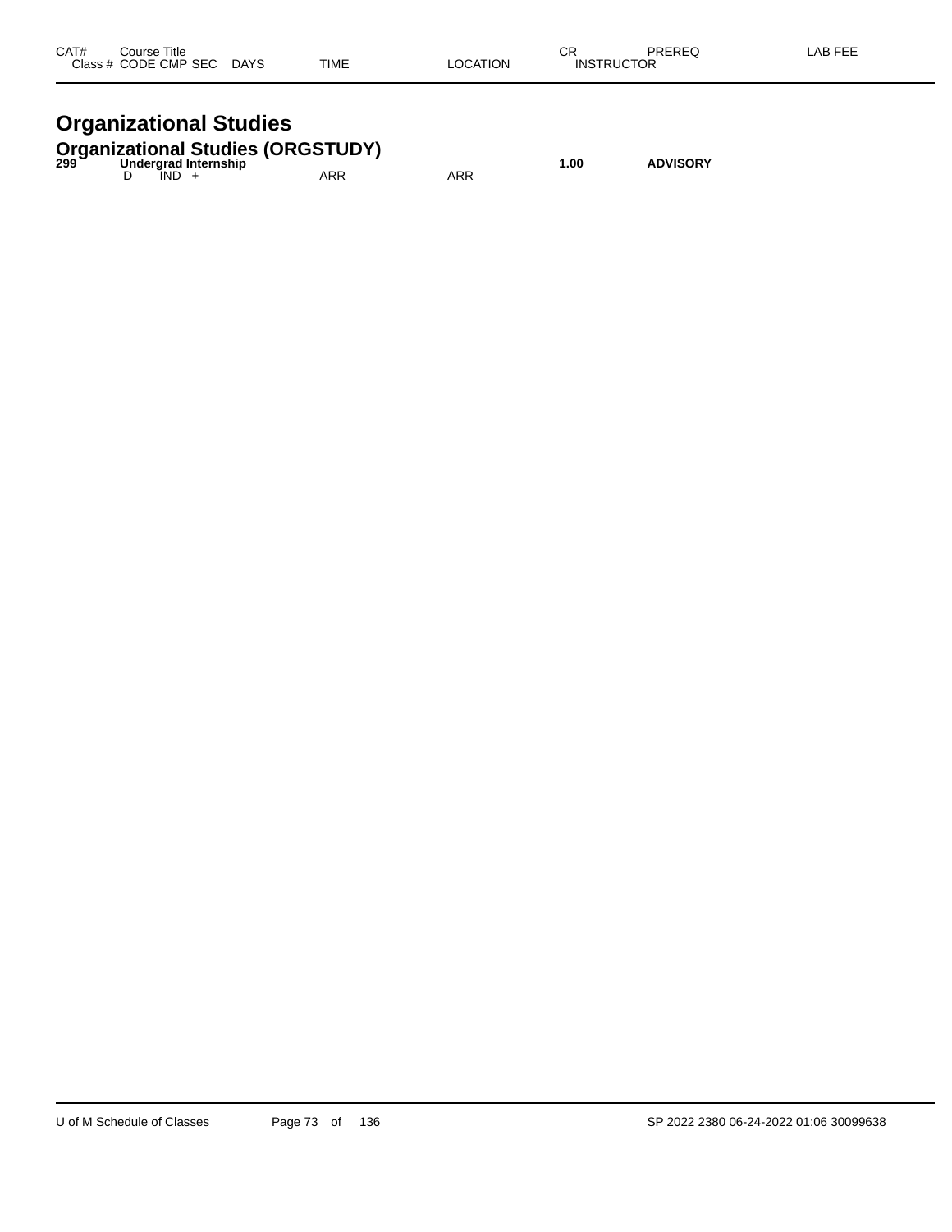| CAT# | Course Title | | | | | | CR | PREREQ | LAB FEE |
|---|---|---|---|---|---|---|---|---|---|
| Class # | CODE | CMP | SEC | DAYS | TIME | LOCATION | INSTRUCTOR | | |

# Organizational Studies

## Organizational Studies (ORGSTUDY)

| CAT# | Course Title | | | | | | CR | PREREQ | LAB FEE |
|---|---|---|---|---|---|---|---|---|---|
| **299** | **Undergrad Internship** | | | | | | **1.00** | **ADVISORY** | |
| | D | IND | + | | ARR | ARR | | | |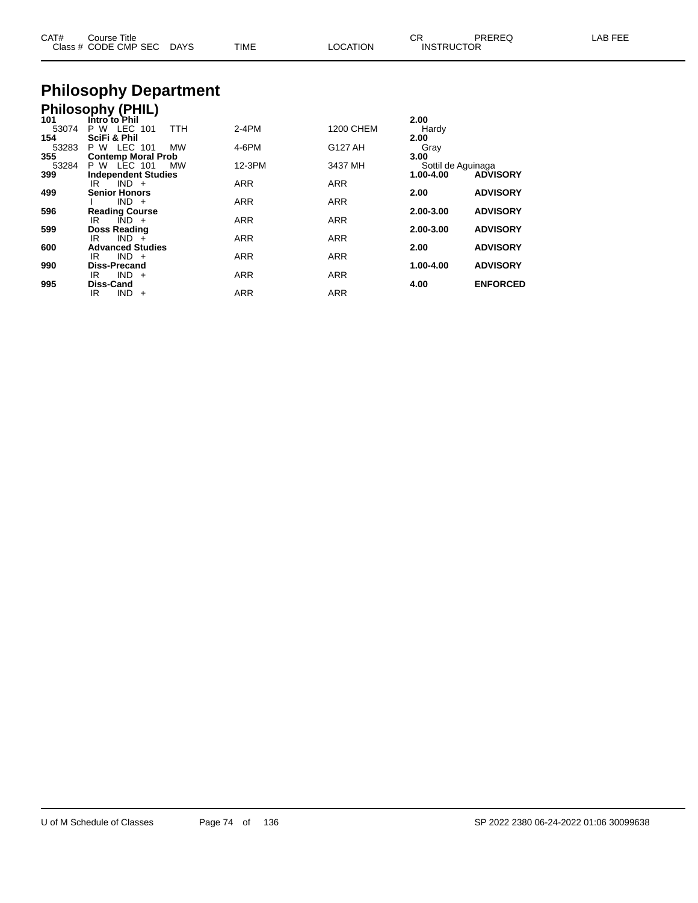| CAT# Class # | Course Title CODE CMP SEC | DAYS | TIME | LOCATION | CR INSTRUCTOR | PREREQ | LAB FEE |
|---|---|---|---|---|---|---|---|

# Philosophy Department

## Philosophy (PHIL)

| CAT# Class # | Course Title CODE CMP SEC | DAYS | TIME | LOCATION | CR INSTRUCTOR | PREREQ | LAB FEE |
|---|---|---|---|---|---|---|---|
| **101** | **Intro to Phil** | | | | **2.00** | | |
| 53074 | P W LEC 101 | TTH | 2-4PM | 1200 CHEM | Hardy | | |
| **154** | **SciFi & Phil** | | | | **2.00** | | |
| 53283 | P W LEC 101 | MW | 4-6PM | G127 AH | Gray | | |
| **355** | **Contemp Moral Prob** | | | | **3.00** | | |
| 53284 | P W LEC 101 | MW | 12-3PM | 3437 MH | Sottil de Aguinaga | | |
| **399** | **Independent Studies** | | | | **1.00-4.00** | **ADVISORY** | |
| | IR IND + | | ARR | ARR | | | |
| **499** | **Senior Honors** | | | | **2.00** | **ADVISORY** | |
| | I IND + | | ARR | ARR | | | |
| **596** | **Reading Course** | | | | **2.00-3.00** | **ADVISORY** | |
| | IR IND + | | ARR | ARR | | | |
| **599** | **Doss Reading** | | | | **2.00-3.00** | **ADVISORY** | |
| | IR IND + | | ARR | ARR | | | |
| **600** | **Advanced Studies** | | | | **2.00** | **ADVISORY** | |
| | IR IND + | | ARR | ARR | | | |
| **990** | **Diss-Precand** | | | | **1.00-4.00** | **ADVISORY** | |
| | IR IND + | | ARR | ARR | | | |
| **995** | **Diss-Cand** | | | | **4.00** | **ENFORCED** | |
| | IR IND + | | ARR | ARR | | | |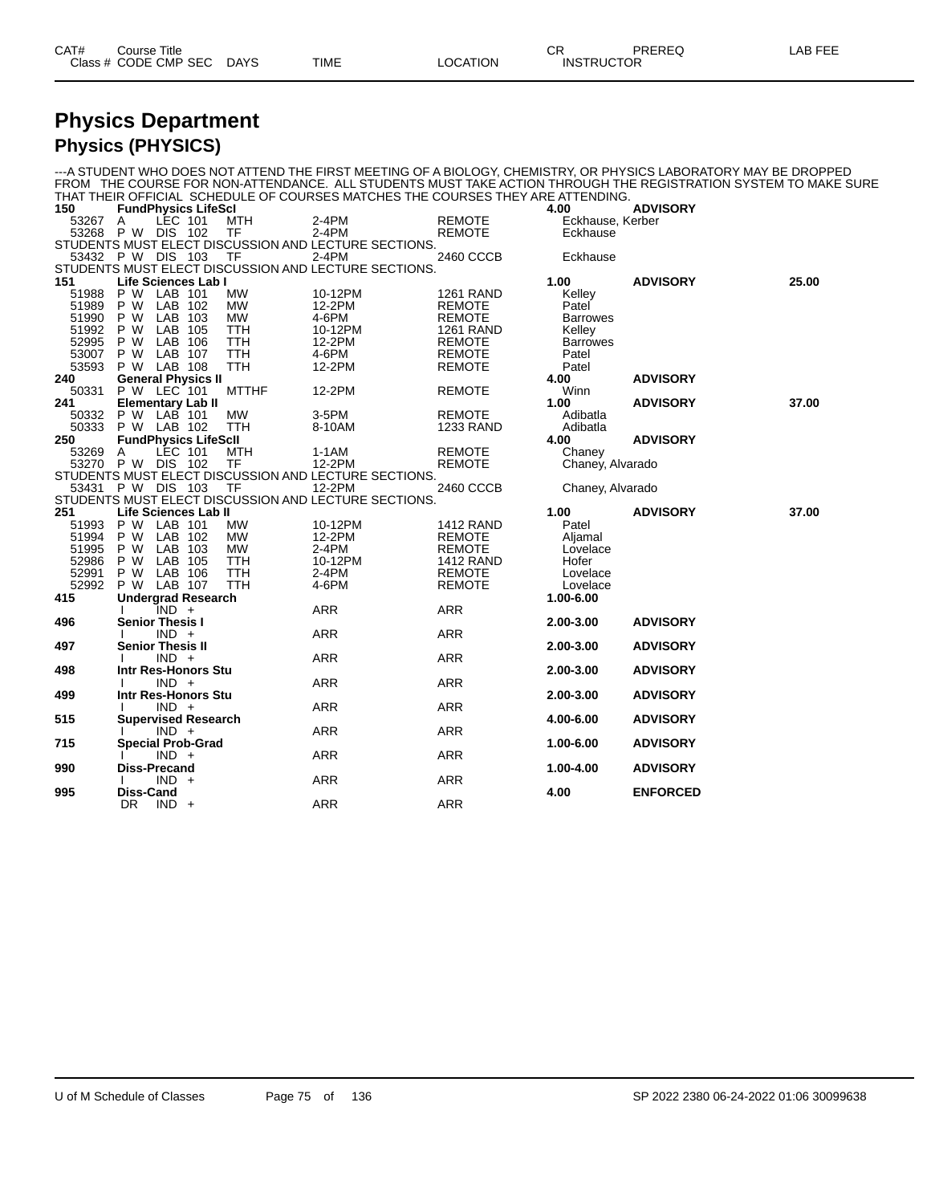# Physics Department

## Physics (PHYSICS)

---A STUDENT WHO DOES NOT ATTEND THE FIRST MEETING OF A BIOLOGY, CHEMISTRY, OR PHYSICS LABORATORY MAY BE DROPPED FROM THE COURSE FOR NON-ATTENDANCE. ALL STUDENTS MUST TAKE ACTION THROUGH THE REGISTRATION SYSTEM TO MAKE SURE THAT THEIR OFFICIAL SCHEDULE OF COURSES MATCHES THE COURSES THEY ARE ATTENDING.

| CAT# / Class # | Course Title / CODE CMP SEC | DAYS | TIME | LOCATION | CR / INSTRUCTOR | PREREQ | LAB FEE |
|---|---|---|---|---|---|---|---|
| **150** | **FundPhysics LifeScI** | | | | **4.00** | **ADVISORY** | |
| 53267 | A LEC 101 | MTH | 2-4PM | REMOTE | Eckhause, Kerber | | |
| 53268 | P W DIS 102 | TF | 2-4PM | REMOTE | Eckhause | | |
| | STUDENTS MUST ELECT DISCUSSION AND LECTURE SECTIONS. | | | | | | |
| 53432 | P W DIS 103 | TF | 2-4PM | 2460 CCCB | Eckhause | | |
| | STUDENTS MUST ELECT DISCUSSION AND LECTURE SECTIONS. | | | | | | |
| **151** | **Life Sciences Lab I** | | | | **1.00** | **ADVISORY** | **25.00** |
| 51988 | P W LAB 101 | MW | 10-12PM | 1261 RAND | Kelley | | |
| 51989 | P W LAB 102 | MW | 12-2PM | REMOTE | Patel | | |
| 51990 | P W LAB 103 | MW | 4-6PM | REMOTE | Barrowes | | |
| 51992 | P W LAB 105 | TTH | 10-12PM | 1261 RAND | Kelley | | |
| 52995 | P W LAB 106 | TTH | 12-2PM | REMOTE | Barrowes | | |
| 53007 | P W LAB 107 | TTH | 4-6PM | REMOTE | Patel | | |
| 53593 | P W LAB 108 | TTH | 12-2PM | REMOTE | Patel | | |
| **240** | **General Physics II** | | | | **4.00** | **ADVISORY** | |
| 50331 | P W LEC 101 | MTTHF | 12-2PM | REMOTE | Winn | | |
| **241** | **Elementary Lab II** | | | | **1.00** | **ADVISORY** | **37.00** |
| 50332 | P W LAB 101 | MW | 3-5PM | REMOTE | Adibatla | | |
| 50333 | P W LAB 102 | TTH | 8-10AM | 1233 RAND | Adibatla | | |
| **250** | **FundPhysics LifeScII** | | | | **4.00** | **ADVISORY** | |
| 53269 | A LEC 101 | MTH | 1-1AM | REMOTE | Chaney | | |
| 53270 | P W DIS 102 | TF | 12-2PM | REMOTE | Chaney, Alvarado | | |
| | STUDENTS MUST ELECT DISCUSSION AND LECTURE SECTIONS. | | | | | | |
| 53431 | P W DIS 103 | TF | 12-2PM | 2460 CCCB | Chaney, Alvarado | | |
| | STUDENTS MUST ELECT DISCUSSION AND LECTURE SECTIONS. | | | | | | |
| **251** | **Life Sciences Lab II** | | | | **1.00** | **ADVISORY** | **37.00** |
| 51993 | P W LAB 101 | MW | 10-12PM | 1412 RAND | Patel | | |
| 51994 | P W LAB 102 | MW | 12-2PM | REMOTE | Aljamal | | |
| 51995 | P W LAB 103 | MW | 2-4PM | REMOTE | Lovelace | | |
| 52986 | P W LAB 105 | TTH | 10-12PM | 1412 RAND | Hofer | | |
| 52991 | P W LAB 106 | TTH | 2-4PM | REMOTE | Lovelace | | |
| 52992 | P W LAB 107 | TTH | 4-6PM | REMOTE | Lovelace | | |
| **415** | **Undergrad Research** | | | | **1.00-6.00** | | |
| | I IND + | | ARR | ARR | | | |
| **496** | **Senior Thesis I** | | | | **2.00-3.00** | **ADVISORY** | |
| | I IND + | | ARR | ARR | | | |
| **497** | **Senior Thesis II** | | | | **2.00-3.00** | **ADVISORY** | |
| | I IND + | | ARR | ARR | | | |
| **498** | **Intr Res-Honors Stu** | | | | **2.00-3.00** | **ADVISORY** | |
| | I IND + | | ARR | ARR | | | |
| **499** | **Intr Res-Honors Stu** | | | | **2.00-3.00** | **ADVISORY** | |
| | I IND + | | ARR | ARR | | | |
| **515** | **Supervised Research** | | | | **4.00-6.00** | **ADVISORY** | |
| | I IND + | | ARR | ARR | | | |
| **715** | **Special Prob-Grad** | | | | **1.00-6.00** | **ADVISORY** | |
| | I IND + | | ARR | ARR | | | |
| **990** | **Diss-Precand** | | | | **1.00-4.00** | **ADVISORY** | |
| | I IND + | | ARR | ARR | | | |
| **995** | **Diss-Cand** | | | | **4.00** | **ENFORCED** | |
| | DR IND + | | ARR | ARR | | | |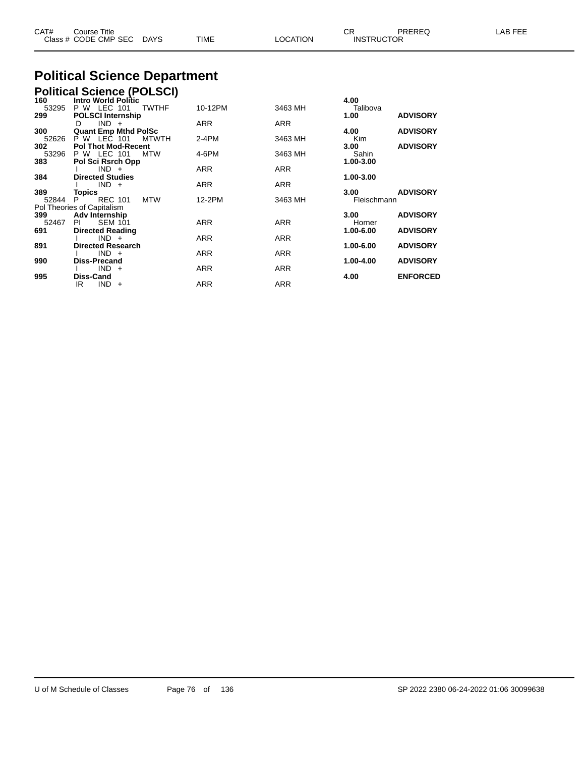| CAT# | Course Title<br>Class # CODE CMP SEC DAYS | TIME | LOCATION | CR<br>INSTRUCTOR | PREREQ | LAB FEE |
|---|---|---|---|---|---|---|

# Political Science Department

## Political Science (POLSCI)

| CAT# | Course Title / Class # CODE CMP SEC DAYS | TIME | LOCATION | CR / INSTRUCTOR | PREREQ | LAB FEE |
|---|---|---|---|---|---|---|
| **160** | **Intro World Politic** | | | **4.00** | | |
| 53295 | P W LEC 101 TWTHF | 10-12PM | 3463 MH | Talibova | | |
| **299** | **POLSCI Internship** | | | **1.00** | **ADVISORY** | |
| | D IND + | ARR | ARR | | | |
| **300** | **Quant Emp Mthd PolSc** | | | **4.00** | **ADVISORY** | |
| 52626 | P W LEC 101 MTWTH | 2-4PM | 3463 MH | Kim | | |
| **302** | **Pol Thot Mod-Recent** | | | **3.00** | **ADVISORY** | |
| 53296 | P W LEC 101 MTW | 4-6PM | 3463 MH | Sahin | | |
| **383** | **Pol Sci Rsrch Opp** | | | **1.00-3.00** | | |
| | I IND + | ARR | ARR | | | |
| **384** | **Directed Studies** | | | **1.00-3.00** | | |
| | I IND + | ARR | ARR | | | |
| **389** | **Topics** | | | **3.00** | **ADVISORY** | |
| 52844 | P REC 101 MTW | 12-2PM | 3463 MH | Fleischmann | | |
| Pol Theories of Capitalism | | | | | | |
| **399** | **Adv Internship** | | | **3.00** | **ADVISORY** | |
| 52467 | PI SEM 101 | ARR | ARR | Horner | | |
| **691** | **Directed Reading** | | | **1.00-6.00** | **ADVISORY** | |
| | I IND + | ARR | ARR | | | |
| **891** | **Directed Research** | | | **1.00-6.00** | **ADVISORY** | |
| | I IND + | ARR | ARR | | | |
| **990** | **Diss-Precand** | | | **1.00-4.00** | **ADVISORY** | |
| | I IND + | ARR | ARR | | | |
| **995** | **Diss-Cand** | | | **4.00** | **ENFORCED** | |
| | IR IND + | ARR | ARR | | | |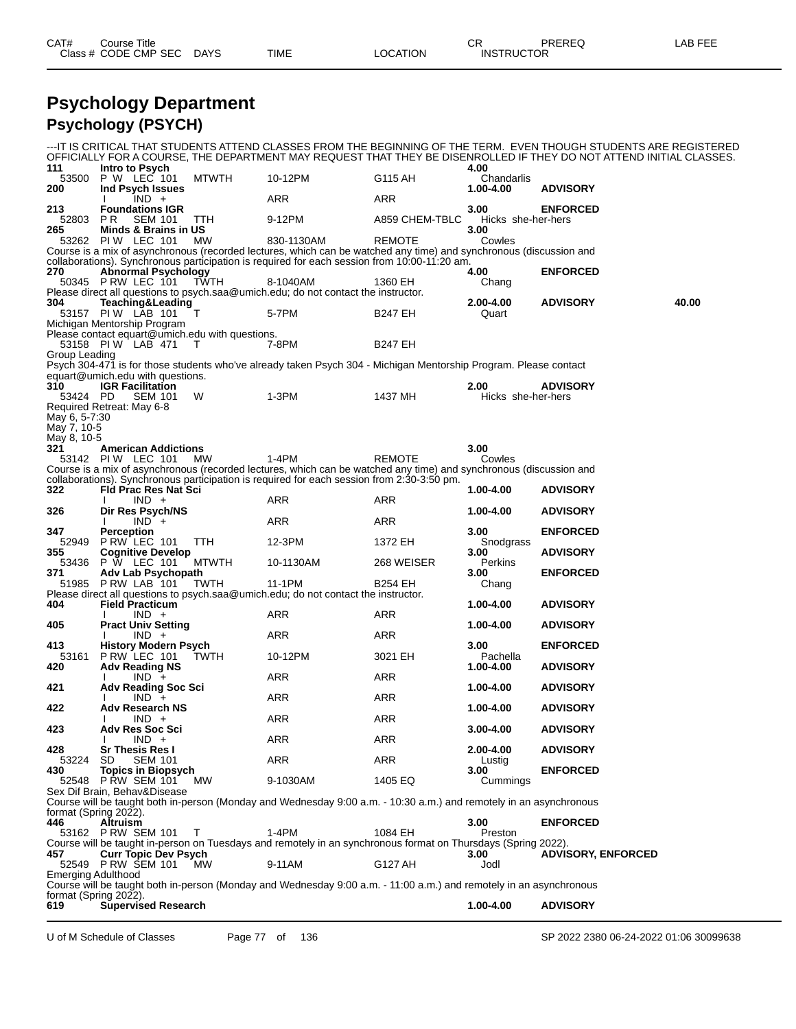# Psychology Department

## Psychology (PSYCH)

| CAT# Class # | Course Title CODE CMP SEC | DAYS | TIME | LOCATION | CR INSTRUCTOR | PREREQ | LAB FEE |
|---|---|---|---|---|---|---|---|

---IT IS CRITICAL THAT STUDENTS ATTEND CLASSES FROM THE BEGINNING OF THE TERM. EVEN THOUGH STUDENTS ARE REGISTERED OFFICIALLY FOR A COURSE, THE DEPARTMENT MAY REQUEST THAT THEY BE DISENROLLED IF THEY DO NOT ATTEND INITIAL CLASSES.

**111 Intro to Psych** — 4.00
53500 P W LEC 101 MTWTH 10-12PM G115 AH — Chandarlis

**200 Ind Psych Issues** — 1.00-4.00 — ADVISORY
I IND + ARR ARR

**213 Foundations IGR** — 3.00 — ENFORCED
52803 P R SEM 101 TTH 9-12PM A859 CHEM-TBLC — Hicks she-her-hers

**265 Minds & Brains in US** — 3.00
53262 PI W LEC 101 MW 830-1130AM REMOTE — Cowles
Course is a mix of asynchronous (recorded lectures, which can be watched any time) and synchronous (discussion and collaborations). Synchronous participation is required for each session from 10:00-11:20 am.

**270 Abnormal Psychology** — 4.00 — ENFORCED
50345 P RW LEC 101 TWTH 8-1040AM 1360 EH — Chang
Please direct all questions to psych.saa@umich.edu; do not contact the instructor.

**304 Teaching&Leading** — 2.00-4.00 — ADVISORY — 40.00
53157 PI W LAB 101 T 5-7PM B247 EH — Quart
Michigan Mentorship Program
Please contact equart@umich.edu with questions.
53158 PI W LAB 471 T 7-8PM B247 EH
Group Leading
Psych 304-471 is for those students who've already taken Psych 304 - Michigan Mentorship Program. Please contact equart@umich.edu with questions.

**310 IGR Facilitation** — 2.00 — ADVISORY
53424 PD SEM 101 W 1-3PM 1437 MH — Hicks she-her-hers
Required Retreat: May 6-8
May 6, 5-7:30
May 7, 10-5
May 8, 10-5

**321 American Addictions** — 3.00
53142 PI W LEC 101 MW 1-4PM REMOTE — Cowles
Course is a mix of asynchronous (recorded lectures, which can be watched any time) and synchronous (discussion and collaborations). Synchronous participation is required for each session from 2:30-3:50 pm.

**322 Fld Prac Res Nat Sci** — 1.00-4.00 — ADVISORY
I IND + ARR ARR

**326 Dir Res Psych/NS** — 1.00-4.00 — ADVISORY
I IND + ARR ARR

**347 Perception** — 3.00 — ENFORCED
52949 P RW LEC 101 TTH 12-3PM 1372 EH — Snodgrass

**355 Cognitive Develop** — 3.00 — ADVISORY
53436 P W LEC 101 MTWTH 10-1130AM 268 WEISER — Perkins

**371 Adv Lab Psychopath** — 3.00 — ENFORCED
51985 P RW LAB 101 TWTH 11-1PM B254 EH — Chang
Please direct all questions to psych.saa@umich.edu; do not contact the instructor.

**404 Field Practicum** — 1.00-4.00 — ADVISORY
I IND + ARR ARR

**405 Pract Univ Setting** — 1.00-4.00 — ADVISORY
I IND + ARR ARR

**413 History Modern Psych** — 3.00 — ENFORCED
53161 P RW LEC 101 TWTH 10-12PM 3021 EH — Pachella

**420 Adv Reading NS** — 1.00-4.00 — ADVISORY
I IND + ARR ARR

**421 Adv Reading Soc Sci** — 1.00-4.00 — ADVISORY
I IND + ARR ARR

**422 Adv Research NS** — 1.00-4.00 — ADVISORY
I IND + ARR ARR

**423 Adv Res Soc Sci** — 3.00-4.00 — ADVISORY
I IND + ARR ARR

**428 Sr Thesis Res I** — 2.00-4.00 — ADVISORY
53224 SD SEM 101 ARR ARR — Lustig

**430 Topics in Biopsych** — 3.00 — ENFORCED
52548 P RW SEM 101 MW 9-1030AM 1405 EQ — Cummings
Sex Dif Brain, Behav&Disease
Course will be taught both in-person (Monday and Wednesday 9:00 a.m. - 10:30 a.m.) and remotely in an asynchronous format (Spring 2022).

**446 Altruism** — 3.00 — ENFORCED
53162 P RW SEM 101 T 1-4PM 1084 EH — Preston
Course will be taught in-person on Tuesdays and remotely in an synchronous format on Thursdays (Spring 2022).

**457 Curr Topic Dev Psych** — 3.00 — ADVISORY, ENFORCED
52549 P RW SEM 101 MW 9-11AM G127 AH — Jodl
Emerging Adulthood
Course will be taught both in-person (Monday and Wednesday 9:00 a.m. - 11:00 a.m.) and remotely in an asynchronous format (Spring 2022).

**619 Supervised Research** — 1.00-4.00 — ADVISORY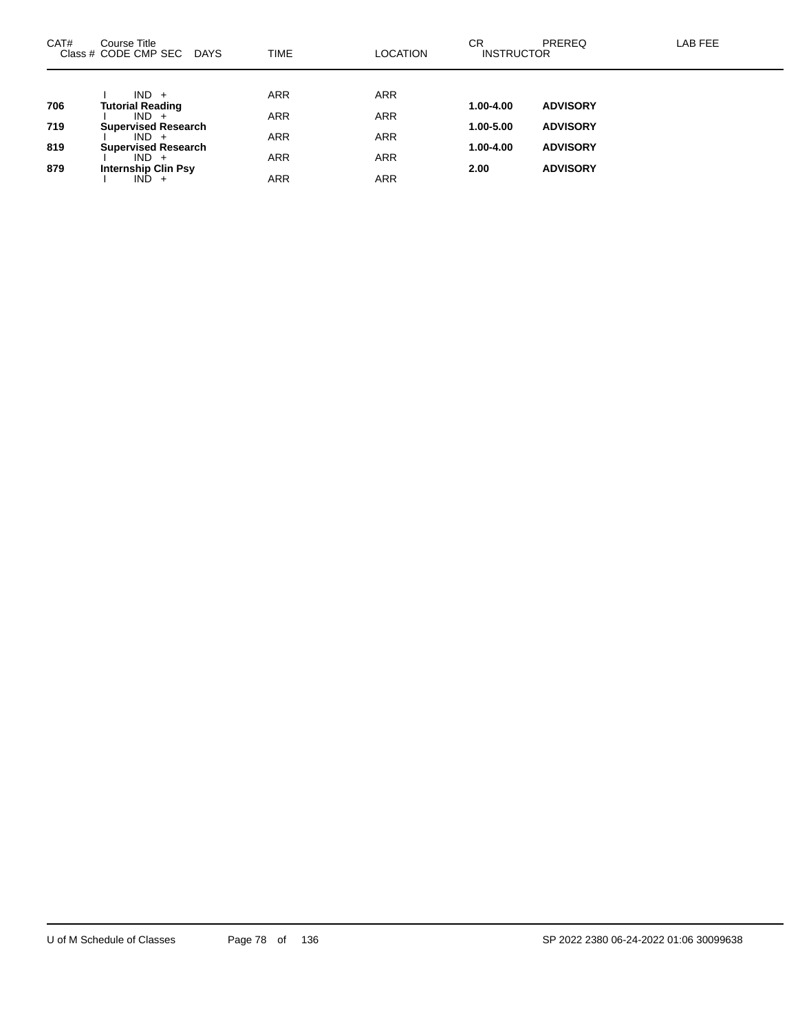| CAT# | Course Title<br>Class # CODE CMP SEC DAYS | TIME | LOCATION | CR<br>INSTRUCTOR | PREREQ | LAB FEE |
|---|---|---|---|---|---|---|
| | I IND + | ARR | ARR | | | |
| **706** | **Tutorial Reading** | | | **1.00-4.00** | **ADVISORY** | |
| | I IND + | ARR | ARR | | | |
| **719** | **Supervised Research** | | | **1.00-5.00** | **ADVISORY** | |
| | I IND + | ARR | ARR | | | |
| **819** | **Supervised Research** | | | **1.00-4.00** | **ADVISORY** | |
| | I IND + | ARR | ARR | | | |
| **879** | **Internship Clin Psy** | | | **2.00** | **ADVISORY** | |
| | I IND + | ARR | ARR | | | |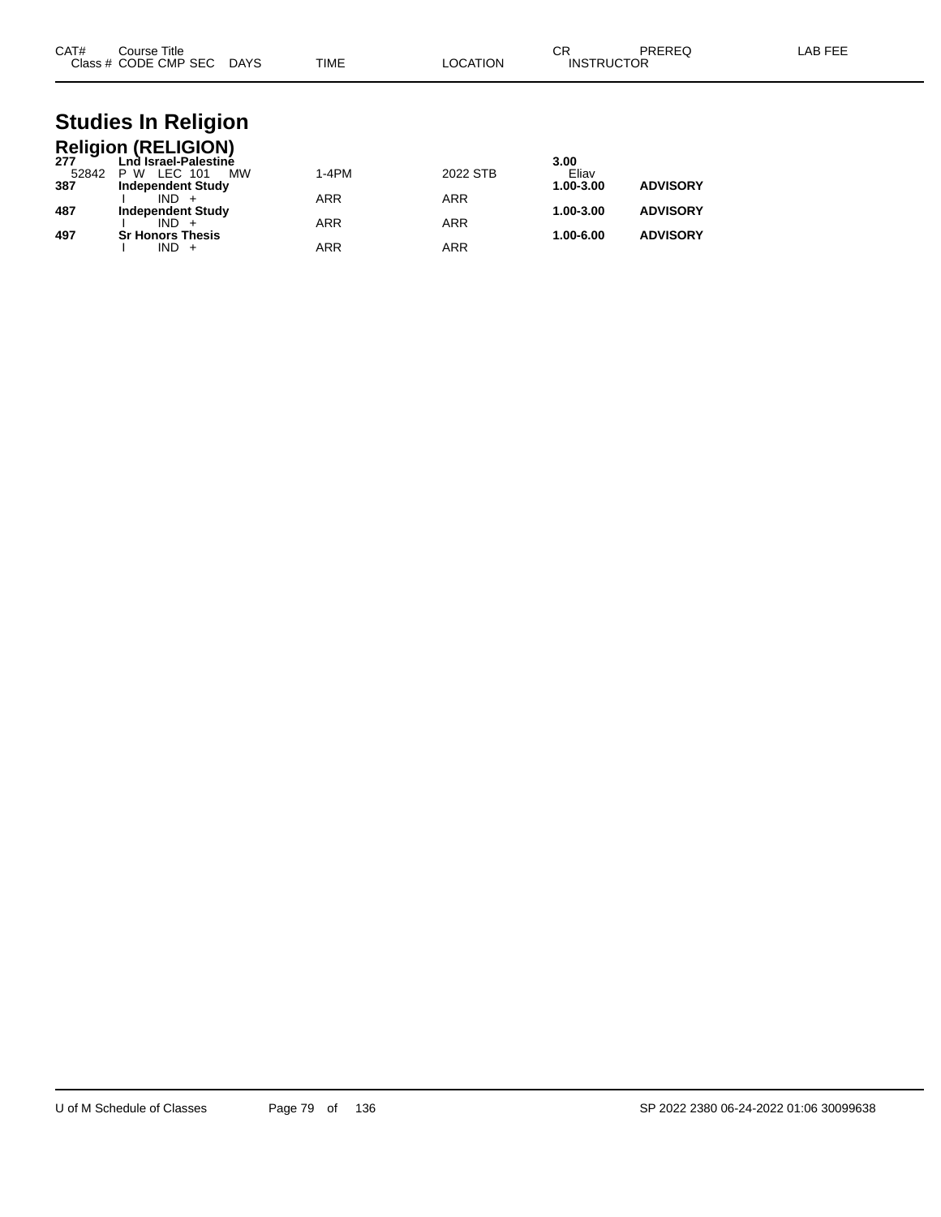| CAT# | Course Title | | | | | CR | PREREQ | LAB FEE |
|---|---|---|---|---|---|---|---|---|
| Class # | CODE CMP SEC | DAYS | TIME | LOCATION | | INSTRUCTOR | | |

# Studies In Religion

## Religion (RELIGION)

| CAT# | Course Title | DAYS | TIME | LOCATION | CR / INSTRUCTOR | PREREQ | LAB FEE |
|---|---|---|---|---|---|---|---|
| **277** | **Lnd Israel-Palestine** | | | | **3.00** | | |
| 52842 | P W LEC 101 | MW | 1-4PM | 2022 STB | Eliav | | |
| **387** | **Independent Study** | | | | **1.00-3.00** | **ADVISORY** | |
| | I IND + | | ARR | ARR | | | |
| **487** | **Independent Study** | | | | **1.00-3.00** | **ADVISORY** | |
| | I IND + | | ARR | ARR | | | |
| **497** | **Sr Honors Thesis** | | | | **1.00-6.00** | **ADVISORY** | |
| | I IND + | | ARR | ARR | | | |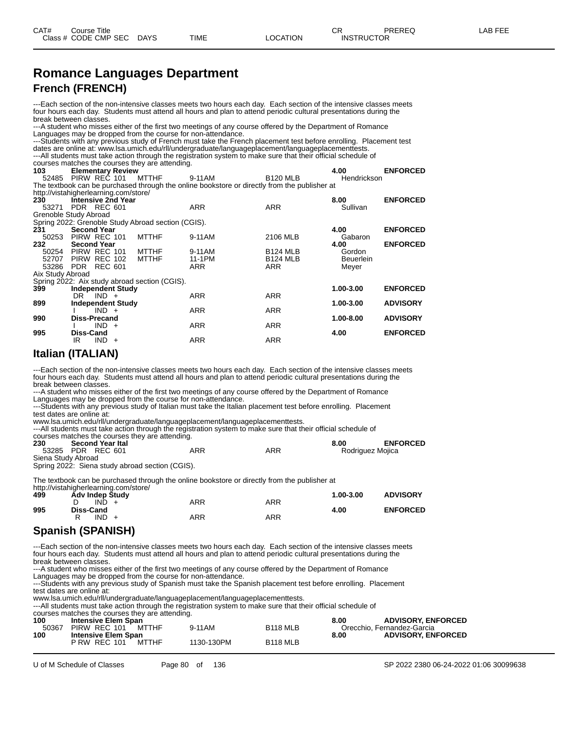# Romance Languages Department

## French (FRENCH)

---Each section of the non-intensive classes meets two hours each day. Each section of the intensive classes meets four hours each day. Students must attend all hours and plan to attend periodic cultural presentations during the break between classes.
---A student who misses either of the first two meetings of any course offered by the Department of Romance Languages may be dropped from the course for non-attendance.
---Students with any previous study of French must take the French placement test before enrolling. Placement test dates are online at: www.lsa.umich.edu/rll/undergraduate/languageplacement/languageplacementtests.
---All students must take action through the registration system to make sure that their official schedule of courses matches the courses they are attending.

| CAT# / Class # | Course Title / CODE CMP SEC | DAYS | TIME | LOCATION | CR / INSTRUCTOR | PREREQ | LAB FEE |
|---|---|---|---|---|---|---|---|
| **103** | **Elementary Review** | | | | **4.00** | **ENFORCED** | |
| 52485 | PIRW REC 101 | MTTHF | 9-11AM | B120 MLB | Hendrickson | | |

The textbook can be purchased through the online bookstore or directly from the publisher at http://vistahigherlearning.com/store/

| CAT# / Class # | Course Title / CODE CMP SEC | DAYS | TIME | LOCATION | CR / INSTRUCTOR | PREREQ | LAB FEE |
|---|---|---|---|---|---|---|---|
| **230** | **Intensive 2nd Year** | | | | **8.00** | **ENFORCED** | |
| 53271 | PDR REC 601 | | ARR | ARR | Sullivan | | |

Grenoble Study Abroad
Spring 2022: Grenoble Study Abroad section (CGIS).

| CAT# / Class # | Course Title / CODE CMP SEC | DAYS | TIME | LOCATION | CR / INSTRUCTOR | PREREQ | LAB FEE |
|---|---|---|---|---|---|---|---|
| **231** | **Second Year** | | | | **4.00** | **ENFORCED** | |
| 50253 | PIRW REC 101 | MTTHF | 9-11AM | 2106 MLB | Gabaron | | |
| **232** | **Second Year** | | | | **4.00** | **ENFORCED** | |
| 50254 | PIRW REC 101 | MTTHF | 9-11AM | B124 MLB | Gordon | | |
| 52707 | PIRW REC 102 | MTTHF | 11-1PM | B124 MLB | Beuerlein | | |
| 53286 | PDR REC 601 | | ARR | ARR | Meyer | | |

Aix Study Abroad
Spring 2022: Aix study abroad section (CGIS).

| CAT# / Class # | Course Title / CODE CMP SEC | DAYS | TIME | LOCATION | CR / INSTRUCTOR | PREREQ | LAB FEE |
|---|---|---|---|---|---|---|---|
| **399** | **Independent Study** | | | | **1.00-3.00** | **ENFORCED** | |
| | DR IND + | | ARR | ARR | | | |
| **899** | **Independent Study** | | | | **1.00-3.00** | **ADVISORY** | |
| | I IND + | | ARR | ARR | | | |
| **990** | **Diss-Precand** | | | | **1.00-8.00** | **ADVISORY** | |
| | I IND + | | ARR | ARR | | | |
| **995** | **Diss-Cand** | | | | **4.00** | **ENFORCED** | |
| | IR IND + | | ARR | ARR | | | |

## Italian (ITALIAN)

---Each section of the non-intensive classes meets two hours each day. Each section of the intensive classes meets four hours each day. Students must attend all hours and plan to attend periodic cultural presentations during the break between classes.
---A student who misses either of the first two meetings of any course offered by the Department of Romance Languages may be dropped from the course for non-attendance.
---Students with any previous study of Italian must take the Italian placement test before enrolling. Placement test dates are online at:
www.lsa.umich.edu/rll/undergraduate/languageplacement/languageplacementtests.
---All students must take action through the registration system to make sure that their official schedule of courses matches the courses they are attending.

| CAT# / Class # | Course Title / CODE CMP SEC | DAYS | TIME | LOCATION | CR / INSTRUCTOR | PREREQ | LAB FEE |
|---|---|---|---|---|---|---|---|
| **230** | **Second Year Ital** | | | | **8.00** | **ENFORCED** | |
| 53285 | PDR REC 601 | | ARR | ARR | Rodriguez Mojica | | |

Siena Study Abroad
Spring 2022: Siena study abroad section (CGIS).

The textbook can be purchased through the online bookstore or directly from the publisher at http://vistahigherlearning.com/store/

| CAT# / Class # | Course Title / CODE CMP SEC | DAYS | TIME | LOCATION | CR / INSTRUCTOR | PREREQ | LAB FEE |
|---|---|---|---|---|---|---|---|
| **499** | **Adv Indep Study** | | | | **1.00-3.00** | **ADVISORY** | |
| | D IND + | | ARR | ARR | | | |
| **995** | **Diss-Cand** | | | | **4.00** | **ENFORCED** | |
| | R IND + | | ARR | ARR | | | |

## Spanish (SPANISH)

---Each section of the non-intensive classes meets two hours each day. Each section of the intensive classes meets four hours each day. Students must attend all hours and plan to attend periodic cultural presentations during the break between classes.
---A student who misses either of the first two meetings of any course offered by the Department of Romance Languages may be dropped from the course for non-attendance.
---Students with any previous study of Spanish must take the Spanish placement test before enrolling. Placement test dates are online at:
www.lsa.umich.edu/rll/undergraduate/languageplacement/languageplacementtests.
---All students must take action through the registration system to make sure that their official schedule of courses matches the courses they are attending.

| CAT# / Class # | Course Title / CODE CMP SEC | DAYS | TIME | LOCATION | CR / INSTRUCTOR | PREREQ | LAB FEE |
|---|---|---|---|---|---|---|---|
| **100** | **Intensive Elem Span** | | | | **8.00** | **ADVISORY, ENFORCED** | |
| 50367 | PIRW REC 101 | MTTHF | 9-11AM | B118 MLB | Orecchio, Fernandez-Garcia | | |
| **100** | **Intensive Elem Span** | | | | **8.00** | **ADVISORY, ENFORCED** | |
| | P RW REC 101 | MTTHF | 1130-130PM | B118 MLB | | | |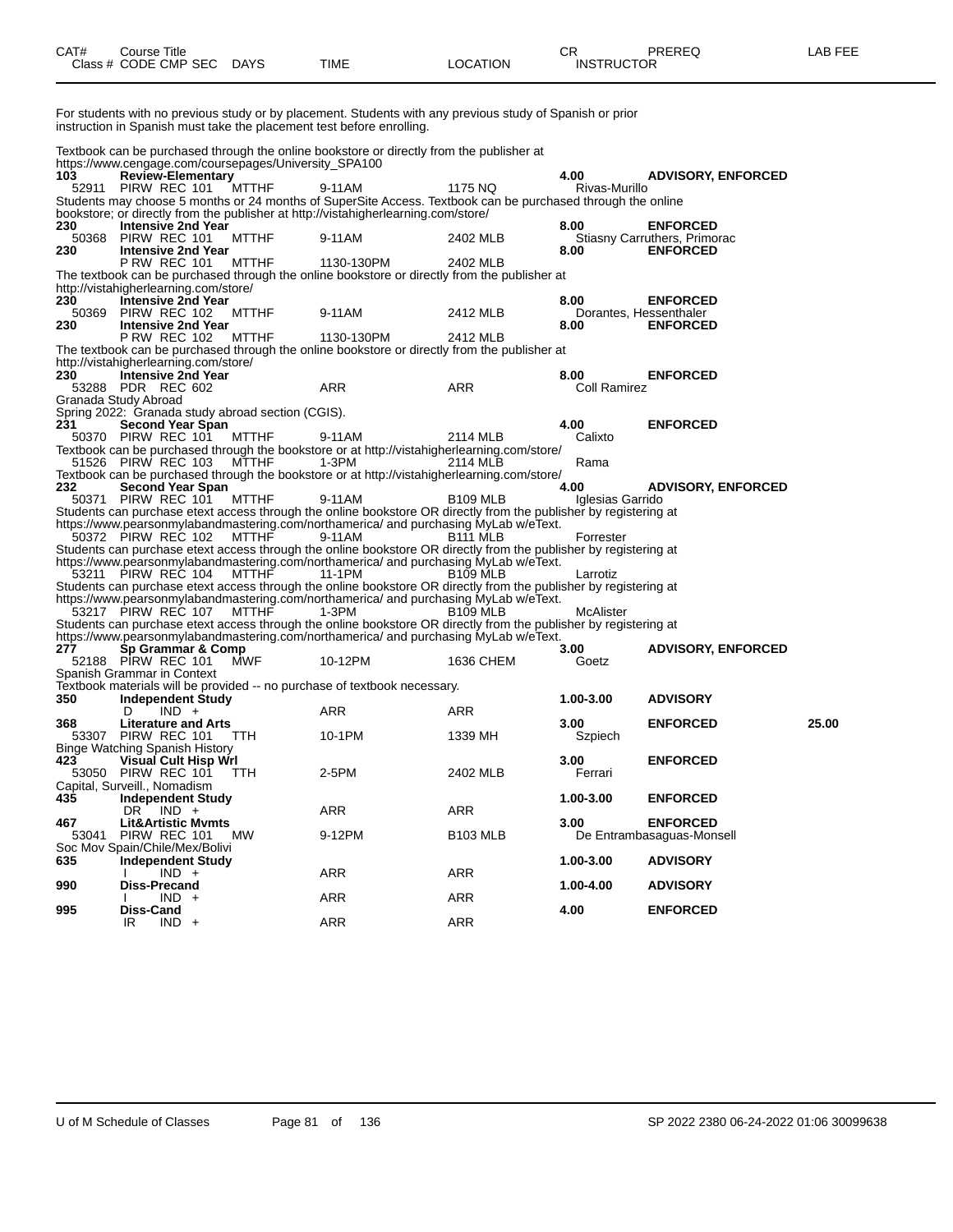| CAT# Class # | Course Title CODE CMP SEC | DAYS | TIME | LOCATION | CR INSTRUCTOR | PREREQ | LAB FEE |
|---|---|---|---|---|---|---|---|

For students with no previous study or by placement. Students with any previous study of Spanish or prior instruction in Spanish must take the placement test before enrolling.

Textbook can be purchased through the online bookstore or directly from the publisher at https://www.cengage.com/coursepages/University_SPA100

| CAT# Class # | Course Title CODE CMP SEC | DAYS | TIME | LOCATION | CR INSTRUCTOR | PREREQ | LAB FEE |
|---|---|---|---|---|---|---|---|
| **103** | **Review-Elementary** | | | | **4.00** | **ADVISORY, ENFORCED** | |
| 52911 | PIRW REC 101 | MTTHF | 9-11AM | 1175 NQ | Rivas-Murillo | | |

Students may choose 5 months or 24 months of SuperSite Access. Textbook can be purchased through the online bookstore; or directly from the publisher at http://vistahigherlearning.com/store/

| CAT# Class # | Course Title CODE CMP SEC | DAYS | TIME | LOCATION | CR INSTRUCTOR | PREREQ | LAB FEE |
|---|---|---|---|---|---|---|---|
| **230** | **Intensive 2nd Year** | | | | **8.00** | **ENFORCED** | |
| 50368 | PIRW REC 101 | MTTHF | 9-11AM | 2402 MLB | Stiasny Carruthers, Primorac | | |
| **230** | **Intensive 2nd Year** | | | | **8.00** | **ENFORCED** | |
| | P RW REC 101 | MTTHF | 1130-130PM | 2402 MLB | | | |

The textbook can be purchased through the online bookstore or directly from the publisher at http://vistahigherlearning.com/store/

| CAT# Class # | Course Title CODE CMP SEC | DAYS | TIME | LOCATION | CR INSTRUCTOR | PREREQ | LAB FEE |
|---|---|---|---|---|---|---|---|
| **230** | **Intensive 2nd Year** | | | | **8.00** | **ENFORCED** | |
| 50369 | PIRW REC 102 | MTTHF | 9-11AM | 2412 MLB | Dorantes, Hessenthaler | | |
| **230** | **Intensive 2nd Year** | | | | **8.00** | **ENFORCED** | |
| | P RW REC 102 | MTTHF | 1130-130PM | 2412 MLB | | | |

The textbook can be purchased through the online bookstore or directly from the publisher at http://vistahigherlearning.com/store/

| CAT# Class # | Course Title CODE CMP SEC | DAYS | TIME | LOCATION | CR INSTRUCTOR | PREREQ | LAB FEE |
|---|---|---|---|---|---|---|---|
| **230** | **Intensive 2nd Year** | | | | **8.00** | **ENFORCED** | |
| 53288 | PDR REC 602 | | ARR | ARR | Coll Ramirez | | |

Granada Study Abroad
Spring 2022: Granada study abroad section (CGIS).

| CAT# Class # | Course Title CODE CMP SEC | DAYS | TIME | LOCATION | CR INSTRUCTOR | PREREQ | LAB FEE |
|---|---|---|---|---|---|---|---|
| **231** | **Second Year Span** | | | | **4.00** | **ENFORCED** | |
| 50370 | PIRW REC 101 | MTTHF | 9-11AM | 2114 MLB | Calixto | | |

Textbook can be purchased through the bookstore or at http://vistahigherlearning.com/store/

| CAT# Class # | Course Title CODE CMP SEC | DAYS | TIME | LOCATION | CR INSTRUCTOR | PREREQ | LAB FEE |
|---|---|---|---|---|---|---|---|
| 51526 | PIRW REC 103 | MTTHF | 1-3PM | 2114 MLB | Rama | | |

Textbook can be purchased through the bookstore or at http://vistahigherlearning.com/store/

| CAT# Class # | Course Title CODE CMP SEC | DAYS | TIME | LOCATION | CR INSTRUCTOR | PREREQ | LAB FEE |
|---|---|---|---|---|---|---|---|
| **232** | **Second Year Span** | | | | **4.00** | **ADVISORY, ENFORCED** | |
| 50371 | PIRW REC 101 | MTTHF | 9-11AM | B109 MLB | Iglesias Garrido | | |

Students can purchase etext access through the online bookstore OR directly from the publisher by registering at https://www.pearsonmylabandmastering.com/northamerica/ and purchasing MyLab w/eText.

| CAT# Class # | Course Title CODE CMP SEC | DAYS | TIME | LOCATION | CR INSTRUCTOR | PREREQ | LAB FEE |
|---|---|---|---|---|---|---|---|
| 50372 | PIRW REC 102 | MTTHF | 9-11AM | B111 MLB | Forrester | | |

Students can purchase etext access through the online bookstore OR directly from the publisher by registering at https://www.pearsonmylabandmastering.com/northamerica/ and purchasing MyLab w/eText.

| CAT# Class # | Course Title CODE CMP SEC | DAYS | TIME | LOCATION | CR INSTRUCTOR | PREREQ | LAB FEE |
|---|---|---|---|---|---|---|---|
| 53211 | PIRW REC 104 | MTTHF | 11-1PM | B109 MLB | Larrotiz | | |

Students can purchase etext access through the online bookstore OR directly from the publisher by registering at https://www.pearsonmylabandmastering.com/northamerica/ and purchasing MyLab w/eText.

| CAT# Class # | Course Title CODE CMP SEC | DAYS | TIME | LOCATION | CR INSTRUCTOR | PREREQ | LAB FEE |
|---|---|---|---|---|---|---|---|
| 53217 | PIRW REC 107 | MTTHF | 1-3PM | B109 MLB | McAlister | | |

Students can purchase etext access through the online bookstore OR directly from the publisher by registering at https://www.pearsonmylabandmastering.com/northamerica/ and purchasing MyLab w/eText.

| CAT# Class # | Course Title CODE CMP SEC | DAYS | TIME | LOCATION | CR INSTRUCTOR | PREREQ | LAB FEE |
|---|---|---|---|---|---|---|---|
| **277** | **Sp Grammar & Comp** | | | | **3.00** | **ADVISORY, ENFORCED** | |
| 52188 | PIRW REC 101 | MWF | 10-12PM | 1636 CHEM | Goetz | | |

Spanish Grammar in Context
Textbook materials will be provided -- no purchase of textbook necessary.

| CAT# Class # | Course Title CODE CMP SEC | DAYS | TIME | LOCATION | CR INSTRUCTOR | PREREQ | LAB FEE |
|---|---|---|---|---|---|---|---|
| **350** | **Independent Study** | | | | **1.00-3.00** | **ADVISORY** | |
| | D IND + | | ARR | ARR | | | |
| **368** | **Literature and Arts** | | | | **3.00** | **ENFORCED** | **25.00** |
| 53307 | PIRW REC 101 | TTH | 10-1PM | 1339 MH | Szpiech | | |

Binge Watching Spanish History

| CAT# Class # | Course Title CODE CMP SEC | DAYS | TIME | LOCATION | CR INSTRUCTOR | PREREQ | LAB FEE |
|---|---|---|---|---|---|---|---|
| **423** | **Visual Cult Hisp Wrl** | | | | **3.00** | **ENFORCED** | |
| 53050 | PIRW REC 101 | TTH | 2-5PM | 2402 MLB | Ferrari | | |

Capital, Surveill., Nomadism

| CAT# Class # | Course Title CODE CMP SEC | DAYS | TIME | LOCATION | CR INSTRUCTOR | PREREQ | LAB FEE |
|---|---|---|---|---|---|---|---|
| **435** | **Independent Study** | | | | **1.00-3.00** | **ENFORCED** | |
| | DR IND + | | ARR | ARR | | | |
| **467** | **Lit&Artistic Mvmts** | | | | **3.00** | **ENFORCED** | |
| 53041 | PIRW REC 101 | MW | 9-12PM | B103 MLB | De Entrambasaguas-Monsell | | |

Soc Mov Spain/Chile/Mex/Bolivi

| CAT# Class # | Course Title CODE CMP SEC | DAYS | TIME | LOCATION | CR INSTRUCTOR | PREREQ | LAB FEE |
|---|---|---|---|---|---|---|---|
| **635** | **Independent Study** | | | | **1.00-3.00** | **ADVISORY** | |
| | I IND + | | ARR | ARR | | | |
| **990** | **Diss-Precand** | | | | **1.00-4.00** | **ADVISORY** | |
| | I IND + | | ARR | ARR | | | |
| **995** | **Diss-Cand** | | | | **4.00** | **ENFORCED** | |
| | IR IND + | | ARR | ARR | | | |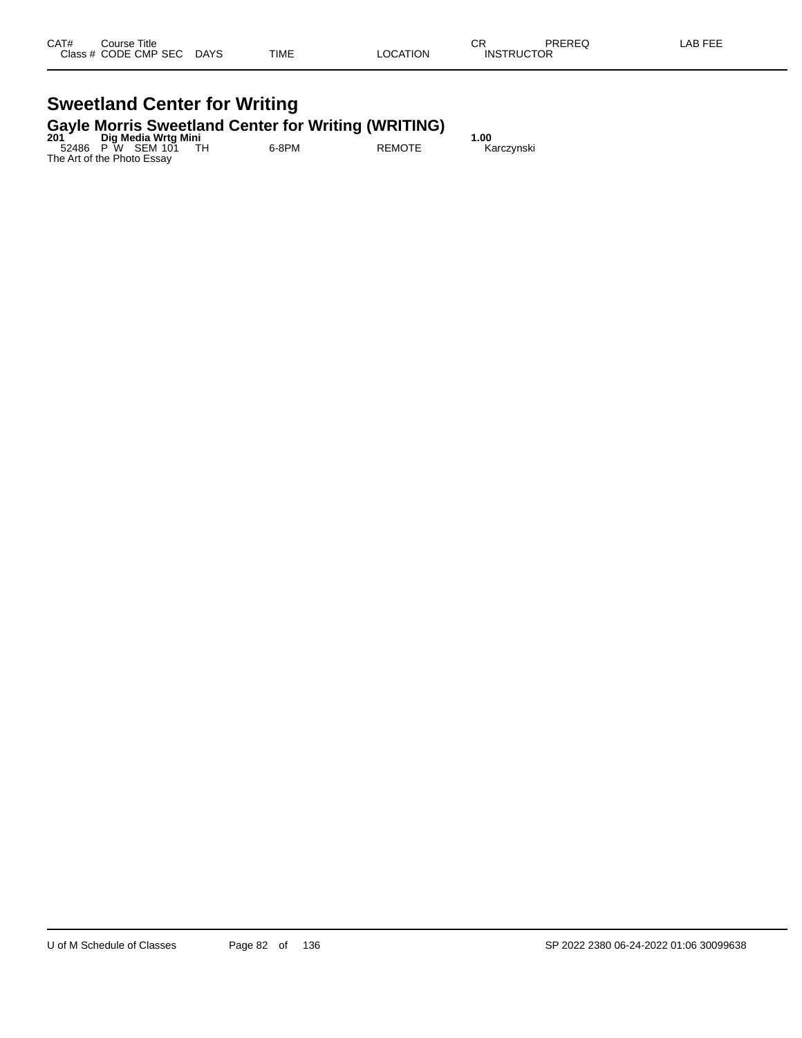| CAT# | Course Title | | | | | | CR | PREREQ | LAB FEE |
|---|---|---|---|---|---|---|---|---|---|
| Class # | CODE | CMP | SEC | DAYS | TIME | LOCATION | INSTRUCTOR | | |

# Sweetland Center for Writing

## Gayle Morris Sweetland Center for Writing (WRITING)

**201 Dig Media Wrtg Mini** **1.00**

| Class # | CODE | CMP | SEC | DAYS | TIME | LOCATION | INSTRUCTOR |
|---|---|---|---|---|---|---|---|
| 52486 | P W | SEM | 101 | TH | 6-8PM | REMOTE | Karczynski |

The Art of the Photo Essay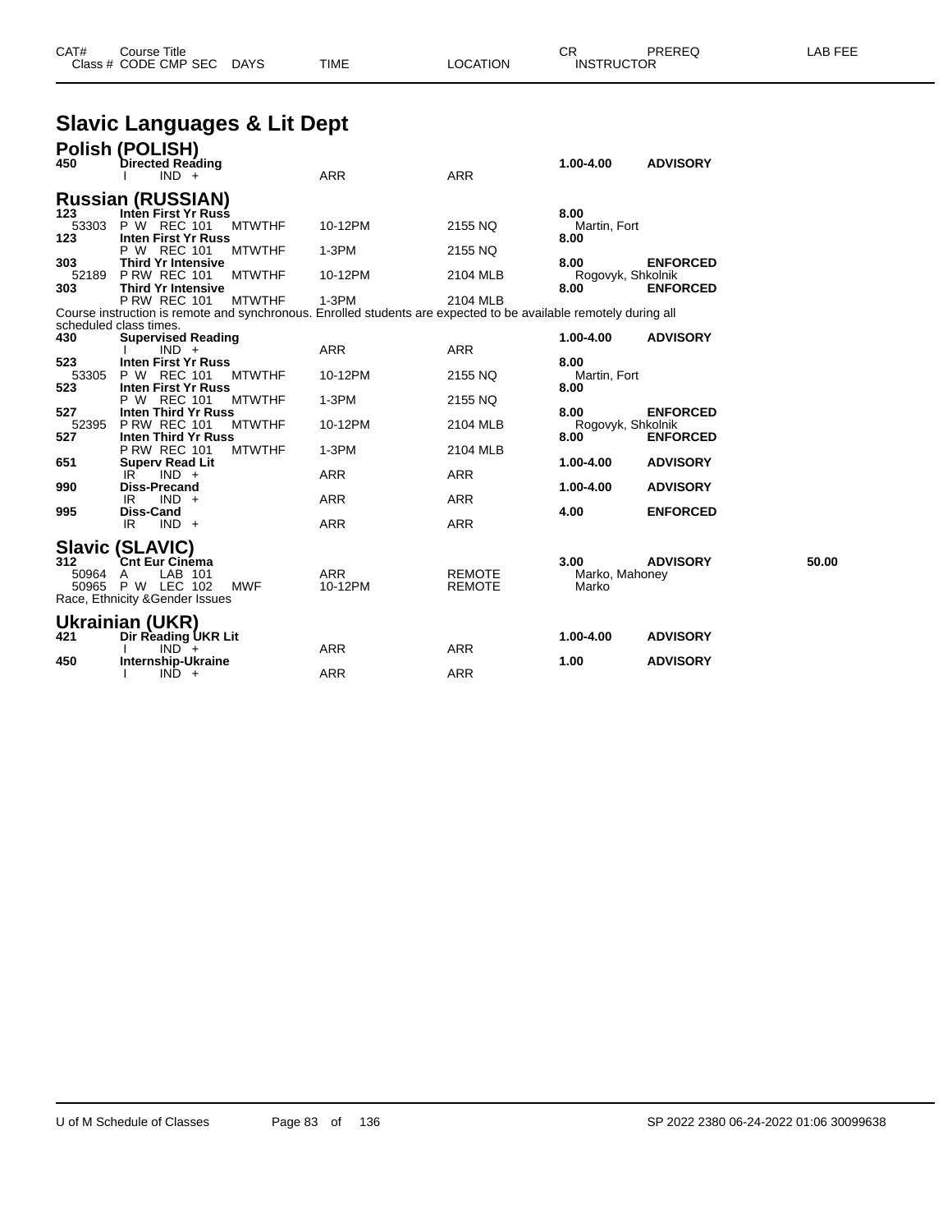| CAT# | Course Title |  |  |  | CR | PREREQ | LAB FEE |
|---|---|---|---|---|---|---|---|
| Class # | CODE CMP SEC | DAYS | TIME | LOCATION | INSTRUCTOR |  |  |

# Slavic Languages & Lit Dept

## Polish (POLISH)

| CAT# | Course Title / Code CMP SEC | DAYS | TIME | LOCATION | CR / INSTRUCTOR | PREREQ | LAB FEE |
|---|---|---|---|---|---|---|---|
| 450 | Directed Reading |  |  |  | 1.00-4.00 | ADVISORY |  |
|  | I IND + |  | ARR | ARR |  |  |  |

## Russian (RUSSIAN)

| CAT# | Course Title / Code CMP SEC | DAYS | TIME | LOCATION | CR / INSTRUCTOR | PREREQ | LAB FEE |
|---|---|---|---|---|---|---|---|
| 123 | Inten First Yr Russ |  |  |  | 8.00 |  |  |
| 53303 | P W REC 101 | MTWTHF | 10-12PM | 2155 NQ | Martin, Fort |  |  |
| 123 | Inten First Yr Russ |  |  |  | 8.00 |  |  |
|  | P W REC 101 | MTWTHF | 1-3PM | 2155 NQ |  |  |  |
| 303 | Third Yr Intensive |  |  |  | 8.00 | ENFORCED |  |
| 52189 | P RW REC 101 | MTWTHF | 10-12PM | 2104 MLB | Rogovyk, Shkolnik |  |  |
| 303 | Third Yr Intensive |  |  |  | 8.00 | ENFORCED |  |
|  | P RW REC 101 | MTWTHF | 1-3PM | 2104 MLB |  |  |  |

Course instruction is remote and synchronous. Enrolled students are expected to be available remotely during all scheduled class times.

| CAT# | Course Title / Code CMP SEC | DAYS | TIME | LOCATION | CR / INSTRUCTOR | PREREQ | LAB FEE |
|---|---|---|---|---|---|---|---|
| 430 | Supervised Reading |  |  |  | 1.00-4.00 | ADVISORY |  |
|  | I IND + |  | ARR | ARR |  |  |  |
| 523 | Inten First Yr Russ |  |  |  | 8.00 |  |  |
| 53305 | P W REC 101 | MTWTHF | 10-12PM | 2155 NQ | Martin, Fort |  |  |
| 523 | Inten First Yr Russ |  |  |  | 8.00 |  |  |
|  | P W REC 101 | MTWTHF | 1-3PM | 2155 NQ |  |  |  |
| 527 | Inten Third Yr Russ |  |  |  | 8.00 | ENFORCED |  |
| 52395 | P RW REC 101 | MTWTHF | 10-12PM | 2104 MLB | Rogovyk, Shkolnik |  |  |
| 527 | Inten Third Yr Russ |  |  |  | 8.00 | ENFORCED |  |
|  | P RW REC 101 | MTWTHF | 1-3PM | 2104 MLB |  |  |  |
| 651 | Superv Read Lit |  |  |  | 1.00-4.00 | ADVISORY |  |
|  | IR IND + |  | ARR | ARR |  |  |  |
| 990 | Diss-Precand |  |  |  | 1.00-4.00 | ADVISORY |  |
|  | IR IND + |  | ARR | ARR |  |  |  |
| 995 | Diss-Cand |  |  |  | 4.00 | ENFORCED |  |
|  | IR IND + |  | ARR | ARR |  |  |  |

## Slavic (SLAVIC)

| CAT# | Course Title / Code CMP SEC | DAYS | TIME | LOCATION | CR / INSTRUCTOR | PREREQ | LAB FEE |
|---|---|---|---|---|---|---|---|
| 312 | Cnt Eur Cinema |  |  |  | 3.00 | ADVISORY | 50.00 |
| 50964 | A LAB 101 |  | ARR | REMOTE | Marko, Mahoney |  |  |
| 50965 | P W LEC 102 | MWF | 10-12PM | REMOTE | Marko |  |  |

Race, Ethnicity &Gender Issues

## Ukrainian (UKR)

| CAT# | Course Title / Code CMP SEC | DAYS | TIME | LOCATION | CR / INSTRUCTOR | PREREQ | LAB FEE |
|---|---|---|---|---|---|---|---|
| 421 | Dir Reading UKR Lit |  |  |  | 1.00-4.00 | ADVISORY |  |
|  | I IND + |  | ARR | ARR |  |  |  |
| 450 | Internship-Ukraine |  |  |  | 1.00 | ADVISORY |  |
|  | I IND + |  | ARR | ARR |  |  |  |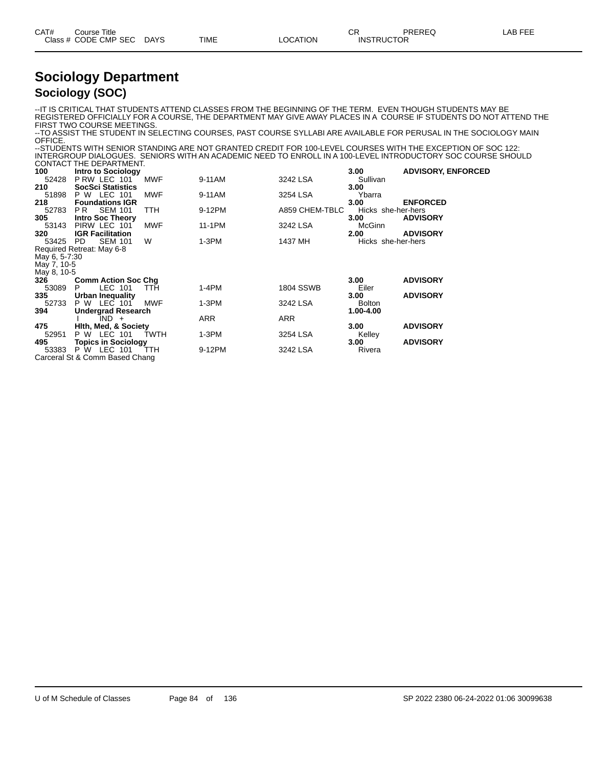# Sociology Department

## Sociology (SOC)

--IT IS CRITICAL THAT STUDENTS ATTEND CLASSES FROM THE BEGINNING OF THE TERM. EVEN THOUGH STUDENTS MAY BE REGISTERED OFFICIALLY FOR A COURSE, THE DEPARTMENT MAY GIVE AWAY PLACES IN A COURSE IF STUDENTS DO NOT ATTEND THE FIRST TWO COURSE MEETINGS.
--TO ASSIST THE STUDENT IN SELECTING COURSES, PAST COURSE SYLLABI ARE AVAILABLE FOR PERUSAL IN THE SOCIOLOGY MAIN OFFICE.
--STUDENTS WITH SENIOR STANDING ARE NOT GRANTED CREDIT FOR 100-LEVEL COURSES WITH THE EXCEPTION OF SOC 122: INTERGROUP DIALOGUES. SENIORS WITH AN ACADEMIC NEED TO ENROLL IN A 100-LEVEL INTRODUCTORY SOC COURSE SHOULD CONTACT THE DEPARTMENT.

| CAT# / Class # | Course Title / CODE CMP SEC | DAYS | TIME | LOCATION | CR / INSTRUCTOR | PREREQ | LAB FEE |
|---|---|---|---|---|---|---|---|
| **100** | **Intro to Sociology** | | | | **3.00** | **ADVISORY, ENFORCED** | |
| 52428 | P RW LEC 101 | MWF | 9-11AM | 3242 LSA | Sullivan | | |
| **210** | **SocSci Statistics** | | | | **3.00** | | |
| 51898 | P W LEC 101 | MWF | 9-11AM | 3254 LSA | Ybarra | | |
| **218** | **Foundations IGR** | | | | **3.00** | **ENFORCED** | |
| 52783 | P R SEM 101 | TTH | 9-12PM | A859 CHEM-TBLC | Hicks she-her-hers | | |
| **305** | **Intro Soc Theory** | | | | **3.00** | **ADVISORY** | |
| 53143 | PIRW LEC 101 | MWF | 11-1PM | 3242 LSA | McGinn | | |
| **320** | **IGR Facilitation** | | | | **2.00** | **ADVISORY** | |
| 53425 | PD SEM 101 | W | 1-3PM | 1437 MH | Hicks she-her-hers | | |
| Required Retreat: May 6-8<br>May 6, 5-7:30<br>May 7, 10-5<br>May 8, 10-5 | | | | | | | |
| **326** | **Comm Action Soc Chg** | | | | **3.00** | **ADVISORY** | |
| 53089 | P LEC 101 | TTH | 1-4PM | 1804 SSWB | Eiler | | |
| **335** | **Urban Inequality** | | | | **3.00** | **ADVISORY** | |
| 52733 | P W LEC 101 | MWF | 1-3PM | 3242 LSA | Bolton | | |
| **394** | **Undergrad Research** | | | | **1.00-4.00** | | |
| | I IND + | | ARR | ARR | | | |
| **475** | **Hlth, Med, & Society** | | | | **3.00** | **ADVISORY** | |
| 52951 | P W LEC 101 | TWTH | 1-3PM | 3254 LSA | Kelley | | |
| **495** | **Topics in Sociology** | | | | **3.00** | **ADVISORY** | |
| 53383 | P W LEC 101 | TTH | 9-12PM | 3242 LSA | Rivera | | |
| Carceral St & Comm Based Chang | | | | | | | |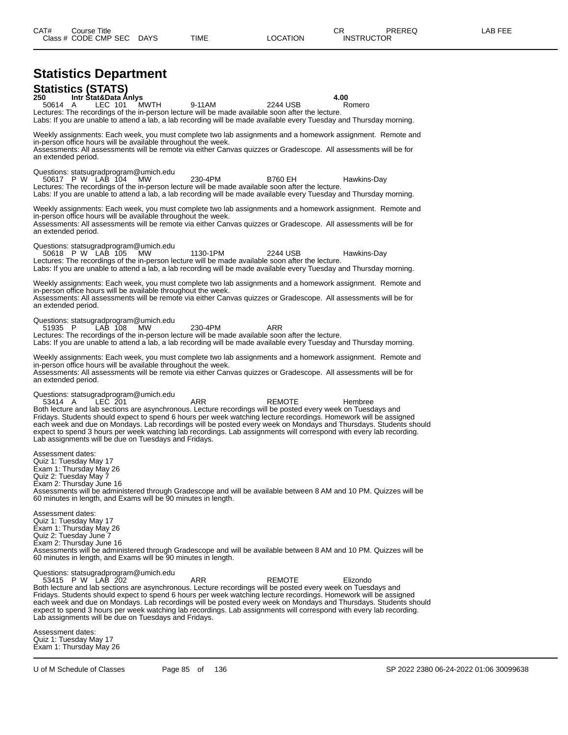# Statistics Department

## Statistics (STATS)

**250 Intr Stat&Data Anlys 4.00**

50614 A LEC 101 MWTH 9-11AM 2244 USB Romero

Lectures: The recordings of the in-person lecture will be made available soon after the lecture.
Labs: If you are unable to attend a lab, a lab recording will be made available every Tuesday and Thursday morning.

Weekly assignments: Each week, you must complete two lab assignments and a homework assignment. Remote and in-person office hours will be available throughout the week.
Assessments: All assessments will be remote via either Canvas quizzes or Gradescope. All assessments will be for an extended period.

Questions: statsugradprogram@umich.edu

50617 P W LAB 104 MW 230-4PM B760 EH Hawkins-Day

Lectures: The recordings of the in-person lecture will be made available soon after the lecture.
Labs: If you are unable to attend a lab, a lab recording will be made available every Tuesday and Thursday morning.

Weekly assignments: Each week, you must complete two lab assignments and a homework assignment. Remote and in-person office hours will be available throughout the week.
Assessments: All assessments will be remote via either Canvas quizzes or Gradescope. All assessments will be for an extended period.

Questions: statsugradprogram@umich.edu

50618 P W LAB 105 MW 1130-1PM 2244 USB Hawkins-Day

Lectures: The recordings of the in-person lecture will be made available soon after the lecture.
Labs: If you are unable to attend a lab, a lab recording will be made available every Tuesday and Thursday morning.

Weekly assignments: Each week, you must complete two lab assignments and a homework assignment. Remote and in-person office hours will be available throughout the week.
Assessments: All assessments will be remote via either Canvas quizzes or Gradescope. All assessments will be for an extended period.

Questions: statsugradprogram@umich.edu

51935 P LAB 108 MW 230-4PM ARR

Lectures: The recordings of the in-person lecture will be made available soon after the lecture.
Labs: If you are unable to attend a lab, a lab recording will be made available every Tuesday and Thursday morning.

Weekly assignments: Each week, you must complete two lab assignments and a homework assignment. Remote and in-person office hours will be available throughout the week.
Assessments: All assessments will be remote via either Canvas quizzes or Gradescope. All assessments will be for an extended period.

Questions: statsugradprogram@umich.edu

53414 A LEC 201 ARR REMOTE Hembree

Both lecture and lab sections are asynchronous. Lecture recordings will be posted every week on Tuesdays and Fridays. Students should expect to spend 6 hours per week watching lecture recordings. Homework will be assigned each week and due on Mondays. Lab recordings will be posted every week on Mondays and Thursdays. Students should expect to spend 3 hours per week watching lab recordings. Lab assignments will correspond with every lab recording. Lab assignments will be due on Tuesdays and Fridays.

Assessment dates:
Quiz 1: Tuesday May 17
Exam 1: Thursday May 26
Quiz 2: Tuesday May 7
Exam 2: Thursday June 16
Assessments will be administered through Gradescope and will be available between 8 AM and 10 PM. Quizzes will be 60 minutes in length, and Exams will be 90 minutes in length.

Assessment dates:
Quiz 1: Tuesday May 17
Exam 1: Thursday May 26
Quiz 2: Tuesday June 7
Exam 2: Thursday June 16
Assessments will be administered through Gradescope and will be available between 8 AM and 10 PM. Quizzes will be 60 minutes in length, and Exams will be 90 minutes in length.

Questions: statsugradprogram@umich.edu

53415 P W LAB 202 ARR REMOTE Elizondo

Both lecture and lab sections are asynchronous. Lecture recordings will be posted every week on Tuesdays and Fridays. Students should expect to spend 6 hours per week watching lecture recordings. Homework will be assigned each week and due on Mondays. Lab recordings will be posted every week on Mondays and Thursdays. Students should expect to spend 3 hours per week watching lab recordings. Lab assignments will correspond with every lab recording. Lab assignments will be due on Tuesdays and Fridays.

Assessment dates:
Quiz 1: Tuesday May 17
Exam 1: Thursday May 26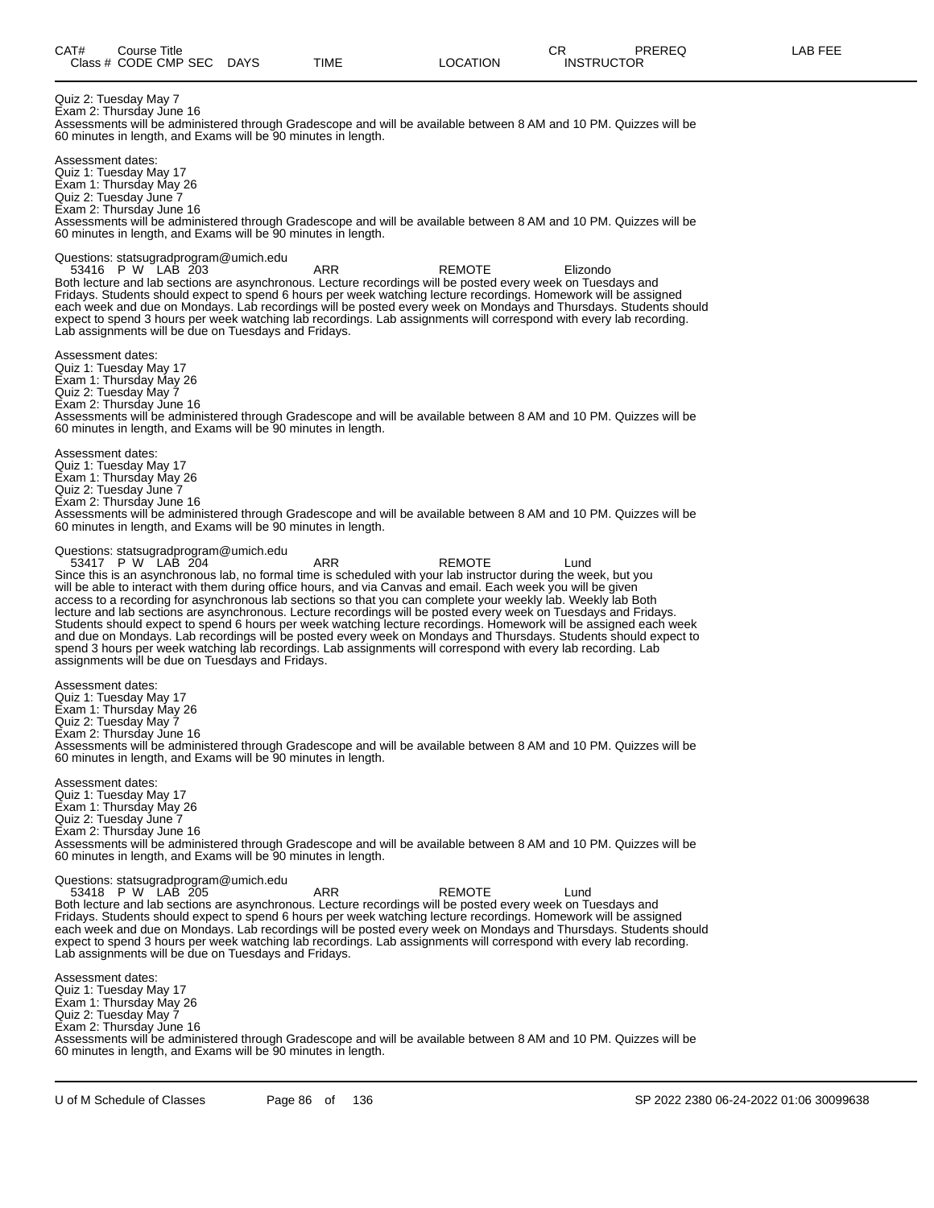| CAT# | Course Title | | | | CR | PREREQ | LAB FEE |
|---|---|---|---|---|---|---|---|
| Class # | CODE CMP SEC | DAYS | TIME | LOCATION | INSTRUCTOR | | |

Quiz 2: Tuesday May 7
Exam 2: Thursday June 16
Assessments will be administered through Gradescope and will be available between 8 AM and 10 PM. Quizzes will be 60 minutes in length, and Exams will be 90 minutes in length.

Assessment dates:
Quiz 1: Tuesday May 17
Exam 1: Thursday May 26
Quiz 2: Tuesday June 7
Exam 2: Thursday June 16
Assessments will be administered through Gradescope and will be available between 8 AM and 10 PM. Quizzes will be 60 minutes in length, and Exams will be 90 minutes in length.

Questions: statsugradprogram@umich.edu

53416 P W LAB 203 ARR REMOTE Elizondo

Both lecture and lab sections are asynchronous. Lecture recordings will be posted every week on Tuesdays and Fridays. Students should expect to spend 6 hours per week watching lecture recordings. Homework will be assigned each week and due on Mondays. Lab recordings will be posted every week on Mondays and Thursdays. Students should expect to spend 3 hours per week watching lab recordings. Lab assignments will correspond with every lab recording. Lab assignments will be due on Tuesdays and Fridays.

Assessment dates:
Quiz 1: Tuesday May 17
Exam 1: Thursday May 26
Quiz 2: Tuesday May 7
Exam 2: Thursday June 16
Assessments will be administered through Gradescope and will be available between 8 AM and 10 PM. Quizzes will be 60 minutes in length, and Exams will be 90 minutes in length.

Assessment dates:
Quiz 1: Tuesday May 17
Exam 1: Thursday May 26
Quiz 2: Tuesday June 7
Exam 2: Thursday June 16
Assessments will be administered through Gradescope and will be available between 8 AM and 10 PM. Quizzes will be 60 minutes in length, and Exams will be 90 minutes in length.

Questions: statsugradprogram@umich.edu

53417 P W LAB 204 ARR REMOTE Lund

Since this is an asynchronous lab, no formal time is scheduled with your lab instructor during the week, but you will be able to interact with them during office hours, and via Canvas and email. Each week you will be given access to a recording for asynchronous lab sections so that you can complete your weekly lab. Weekly lab Both lecture and lab sections are asynchronous. Lecture recordings will be posted every week on Tuesdays and Fridays. Students should expect to spend 6 hours per week watching lecture recordings. Homework will be assigned each week and due on Mondays. Lab recordings will be posted every week on Mondays and Thursdays. Students should expect to spend 3 hours per week watching lab recordings. Lab assignments will correspond with every lab recording. Lab assignments will be due on Tuesdays and Fridays.

Assessment dates:
Quiz 1: Tuesday May 17
Exam 1: Thursday May 26
Quiz 2: Tuesday May 7
Exam 2: Thursday June 16
Assessments will be administered through Gradescope and will be available between 8 AM and 10 PM. Quizzes will be 60 minutes in length, and Exams will be 90 minutes in length.

Assessment dates:
Quiz 1: Tuesday May 17
Exam 1: Thursday May 26
Quiz 2: Tuesday June 7
Exam 2: Thursday June 16
Assessments will be administered through Gradescope and will be available between 8 AM and 10 PM. Quizzes will be 60 minutes in length, and Exams will be 90 minutes in length.

Questions: statsugradprogram@umich.edu

53418 P W LAB 205 ARR REMOTE Lund

Both lecture and lab sections are asynchronous. Lecture recordings will be posted every week on Tuesdays and Fridays. Students should expect to spend 6 hours per week watching lecture recordings. Homework will be assigned each week and due on Mondays. Lab recordings will be posted every week on Mondays and Thursdays. Students should expect to spend 3 hours per week watching lab recordings. Lab assignments will correspond with every lab recording. Lab assignments will be due on Tuesdays and Fridays.

Assessment dates:
Quiz 1: Tuesday May 17
Exam 1: Thursday May 26
Quiz 2: Tuesday May 7
Exam 2: Thursday June 16
Assessments will be administered through Gradescope and will be available between 8 AM and 10 PM. Quizzes will be 60 minutes in length, and Exams will be 90 minutes in length.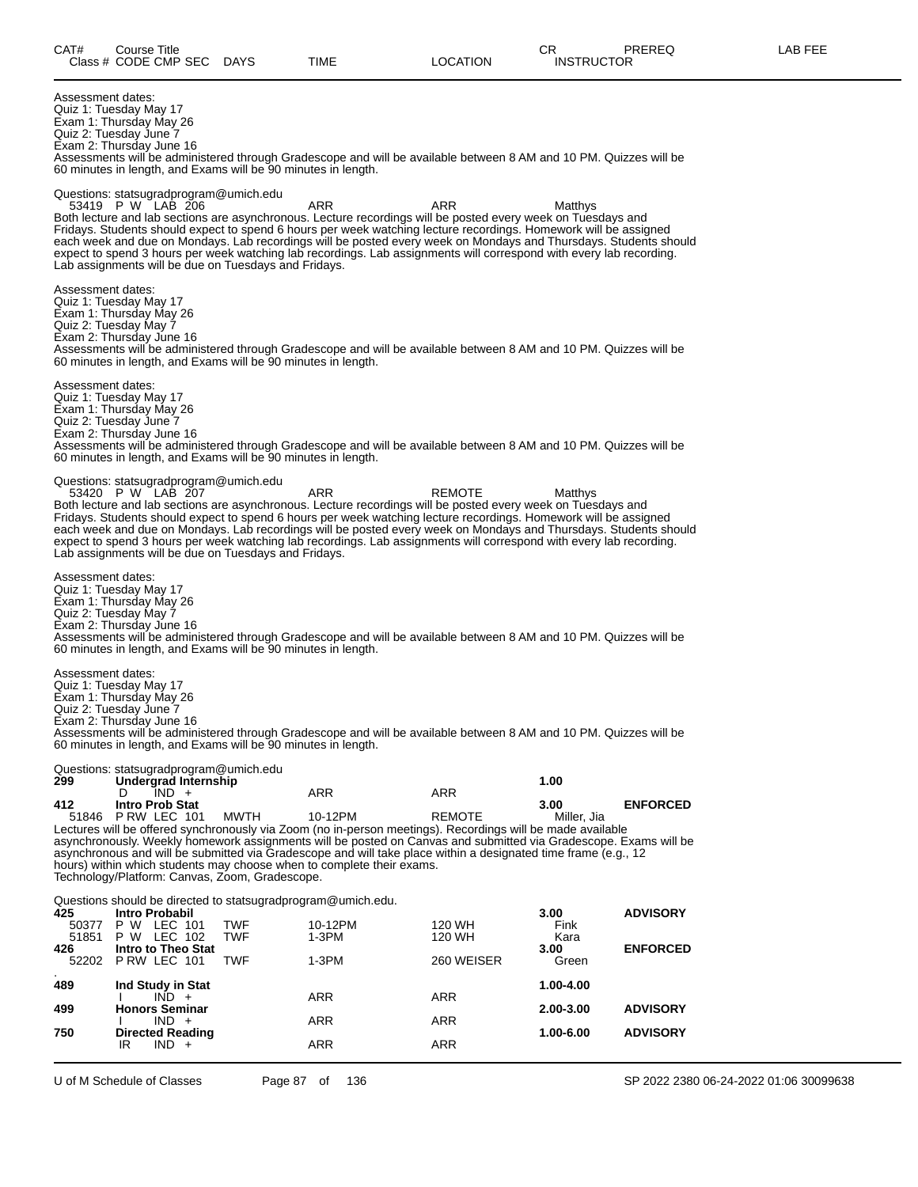| CAT# | Course Title | | | | CR | PREREQ | LAB FEE |
|---|---|---|---|---|---|---|---|
| Class # | CODE CMP SEC | DAYS | TIME | LOCATION | INSTRUCTOR | | |

Assessment dates:
Quiz 1: Tuesday May 17
Exam 1: Thursday May 26
Quiz 2: Tuesday June 7
Exam 2: Thursday June 16
Assessments will be administered through Gradescope and will be available between 8 AM and 10 PM. Quizzes will be 60 minutes in length, and Exams will be 90 minutes in length.

Questions: statsugradprogram@umich.edu

| Class # | CODE CMP SEC | DAYS | TIME | LOCATION | INSTRUCTOR |
|---|---|---|---|---|---|
| 53419 | P W LAB 206 | | ARR | ARR | Matthys |

Both lecture and lab sections are asynchronous. Lecture recordings will be posted every week on Tuesdays and Fridays. Students should expect to spend 6 hours per week watching lecture recordings. Homework will be assigned each week and due on Mondays. Lab recordings will be posted every week on Mondays and Thursdays. Students should expect to spend 3 hours per week watching lab recordings. Lab assignments will correspond with every lab recording. Lab assignments will be due on Tuesdays and Fridays.

Assessment dates:
Quiz 1: Tuesday May 17
Exam 1: Thursday May 26
Quiz 2: Tuesday May 7
Exam 2: Thursday June 16
Assessments will be administered through Gradescope and will be available between 8 AM and 10 PM. Quizzes will be 60 minutes in length, and Exams will be 90 minutes in length.

Assessment dates:
Quiz 1: Tuesday May 17
Exam 1: Thursday May 26
Quiz 2: Tuesday June 7
Exam 2: Thursday June 16
Assessments will be administered through Gradescope and will be available between 8 AM and 10 PM. Quizzes will be 60 minutes in length, and Exams will be 90 minutes in length.

Questions: statsugradprogram@umich.edu

| Class # | CODE CMP SEC | DAYS | TIME | LOCATION | INSTRUCTOR |
|---|---|---|---|---|---|
| 53420 | P W LAB 207 | | ARR | REMOTE | Matthys |

Both lecture and lab sections are asynchronous. Lecture recordings will be posted every week on Tuesdays and Fridays. Students should expect to spend 6 hours per week watching lecture recordings. Homework will be assigned each week and due on Mondays. Lab recordings will be posted every week on Mondays and Thursdays. Students should expect to spend 3 hours per week watching lab recordings. Lab assignments will correspond with every lab recording. Lab assignments will be due on Tuesdays and Fridays.

Assessment dates:
Quiz 1: Tuesday May 17
Exam 1: Thursday May 26
Quiz 2: Tuesday May 7
Exam 2: Thursday June 16
Assessments will be administered through Gradescope and will be available between 8 AM and 10 PM. Quizzes will be 60 minutes in length, and Exams will be 90 minutes in length.

Assessment dates:
Quiz 1: Tuesday May 17
Exam 1: Thursday May 26
Quiz 2: Tuesday June 7
Exam 2: Thursday June 16
Assessments will be administered through Gradescope and will be available between 8 AM and 10 PM. Quizzes will be 60 minutes in length, and Exams will be 90 minutes in length.

Questions: statsugradprogram@umich.edu

| CAT# / Class # | Course Title / CODE CMP SEC | DAYS | TIME | LOCATION | CR / INSTRUCTOR | PREREQ |
|---|---|---|---|---|---|---|
| **299** | **Undergrad Internship** | | | | **1.00** | |
| | D IND + | | ARR | ARR | | |
| **412** | **Intro Prob Stat** | | | | **3.00** | **ENFORCED** |
| 51846 | P RW LEC 101 | MWTH | 10-12PM | REMOTE | Miller, Jia | |

Lectures will be offered synchronously via Zoom (no in-person meetings). Recordings will be made available asynchronously. Weekly homework assignments will be posted on Canvas and submitted via Gradescope. Exams will be asynchronous and will be submitted via Gradescope and will take place within a designated time frame (e.g., 12 hours) within which students may choose when to complete their exams.
Technology/Platform: Canvas, Zoom, Gradescope.

Questions should be directed to statsugradprogram@umich.edu.

| CAT# / Class # | Course Title / CODE CMP SEC | DAYS | TIME | LOCATION | CR / INSTRUCTOR | PREREQ |
|---|---|---|---|---|---|---|
| **425** | **Intro Probabil** | | | | **3.00** | **ADVISORY** |
| 50377 | P W LEC 101 | TWF | 10-12PM | 120 WH | Fink | |
| 51851 | P W LEC 102 | TWF | 1-3PM | 120 WH | Kara | |
| **426** | **Intro to Theo Stat** | | | | **3.00** | **ENFORCED** |
| 52202 | P RW LEC 101 | TWF | 1-3PM | 260 WEISER | Green | |
| . | | | | | | |
| **489** | **Ind Study in Stat** | | | | **1.00-4.00** | |
| | I IND + | | ARR | ARR | | |
| **499** | **Honors Seminar** | | | | **2.00-3.00** | **ADVISORY** |
| | I IND + | | ARR | ARR | | |
| **750** | **Directed Reading** | | | | **1.00-6.00** | **ADVISORY** |
| | IR IND + | | ARR | ARR | | |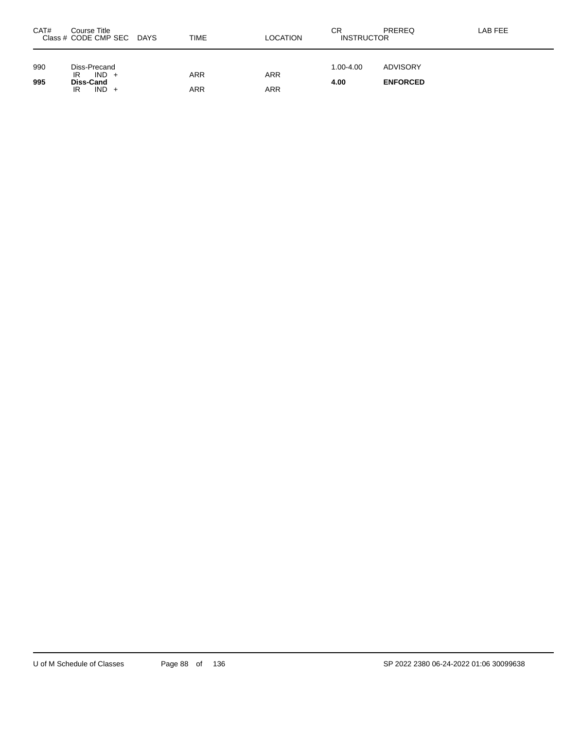| CAT# | Course Title<br>Class # CODE CMP SEC DAYS | TIME | LOCATION | CR<br>INSTRUCTOR | PREREQ | LAB FEE |
|---|---|---|---|---|---|---|
| 990 | Diss-Precand | | | 1.00-4.00 | ADVISORY | |
| | IR IND + | ARR | ARR | | | |
| **995** | **Diss-Cand** | | | **4.00** | **ENFORCED** | |
| | IR IND + | ARR | ARR | | | |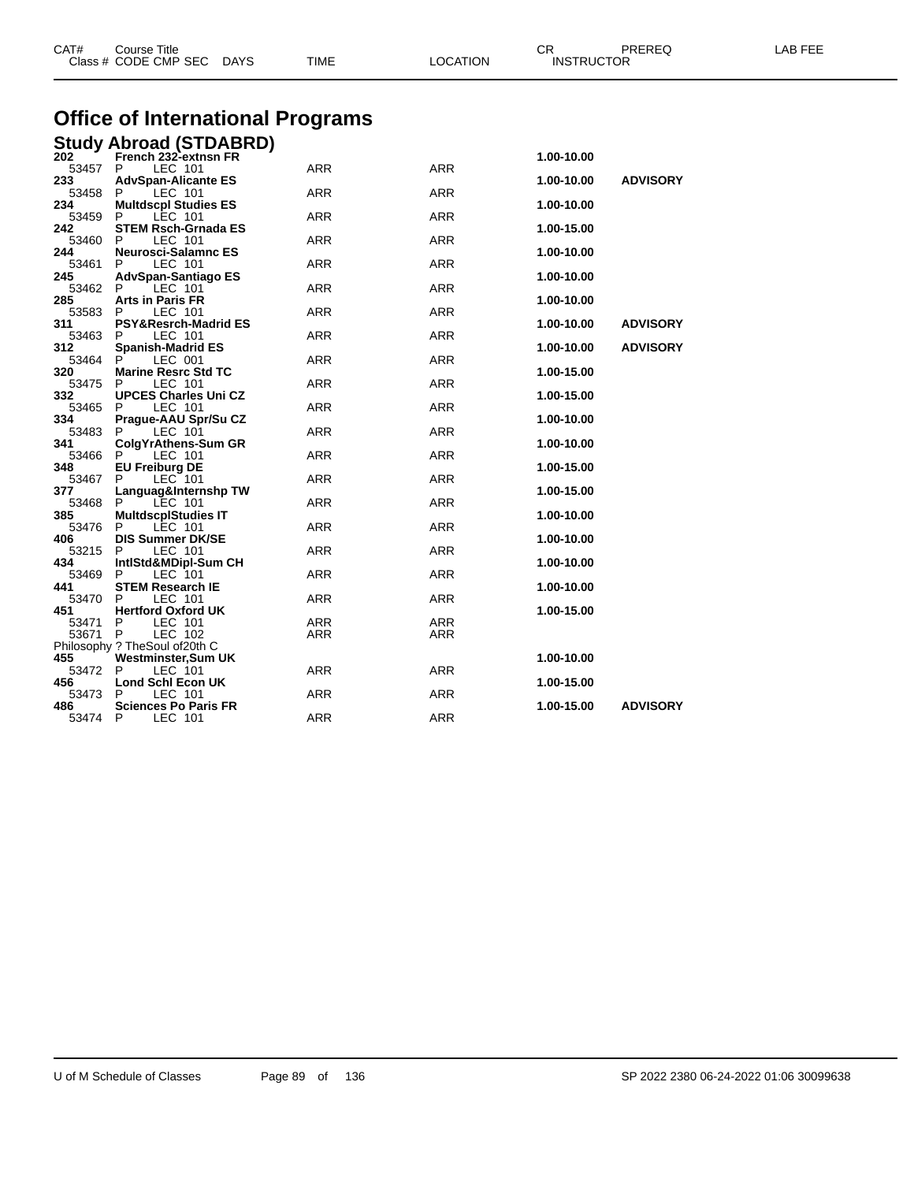| CAT# | Course Title | | | | CR | PREREQ | LAB FEE |
|---|---|---|---|---|---|---|---|
| Class # | CODE CMP SEC | DAYS | TIME | LOCATION | INSTRUCTOR | | |

# Office of International Programs

## Study Abroad (STDABRD)

| CAT# | Course Title | | | | CR | PREREQ | LAB FEE |
|---|---|---|---|---|---|---|---|
| **202** | **French 232-extnsn FR** | | | | **1.00-10.00** | | |
| 53457 | P LEC 101 | | ARR | ARR | | | |
| **233** | **AdvSpan-Alicante ES** | | | | **1.00-10.00** | **ADVISORY** | |
| 53458 | P LEC 101 | | ARR | ARR | | | |
| **234** | **Multdscpl Studies ES** | | | | **1.00-10.00** | | |
| 53459 | P LEC 101 | | ARR | ARR | | | |
| **242** | **STEM Rsch-Grnada ES** | | | | **1.00-15.00** | | |
| 53460 | P LEC 101 | | ARR | ARR | | | |
| **244** | **Neurosci-Salamnc ES** | | | | **1.00-10.00** | | |
| 53461 | P LEC 101 | | ARR | ARR | | | |
| **245** | **AdvSpan-Santiago ES** | | | | **1.00-10.00** | | |
| 53462 | P LEC 101 | | ARR | ARR | | | |
| **285** | **Arts in Paris FR** | | | | **1.00-10.00** | | |
| 53583 | P LEC 101 | | ARR | ARR | | | |
| **311** | **PSY&Resrch-Madrid ES** | | | | **1.00-10.00** | **ADVISORY** | |
| 53463 | P LEC 101 | | ARR | ARR | | | |
| **312** | **Spanish-Madrid ES** | | | | **1.00-10.00** | **ADVISORY** | |
| 53464 | P LEC 001 | | ARR | ARR | | | |
| **320** | **Marine Resrc Std TC** | | | | **1.00-15.00** | | |
| 53475 | P LEC 101 | | ARR | ARR | | | |
| **332** | **UPCES Charles Uni CZ** | | | | **1.00-15.00** | | |
| 53465 | P LEC 101 | | ARR | ARR | | | |
| **334** | **Prague-AAU Spr/Su CZ** | | | | **1.00-10.00** | | |
| 53483 | P LEC 101 | | ARR | ARR | | | |
| **341** | **ColgYrAthens-Sum GR** | | | | **1.00-10.00** | | |
| 53466 | P LEC 101 | | ARR | ARR | | | |
| **348** | **EU Freiburg DE** | | | | **1.00-15.00** | | |
| 53467 | P LEC 101 | | ARR | ARR | | | |
| **377** | **Languag&Internshp TW** | | | | **1.00-15.00** | | |
| 53468 | P LEC 101 | | ARR | ARR | | | |
| **385** | **MultdscplStudies IT** | | | | **1.00-10.00** | | |
| 53476 | P LEC 101 | | ARR | ARR | | | |
| **406** | **DIS Summer DK/SE** | | | | **1.00-10.00** | | |
| 53215 | P LEC 101 | | ARR | ARR | | | |
| **434** | **IntlStd&MDipl-Sum CH** | | | | **1.00-10.00** | | |
| 53469 | P LEC 101 | | ARR | ARR | | | |
| **441** | **STEM Research IE** | | | | **1.00-10.00** | | |
| 53470 | P LEC 101 | | ARR | ARR | | | |
| **451** | **Hertford Oxford UK** | | | | **1.00-15.00** | | |
| 53471 | P LEC 101 | | ARR | ARR | | | |
| 53671 | P LEC 102 | | ARR | ARR | | | |
| | Philosophy ? TheSoul of20th C | | | | | | |
| **455** | **Westminster,Sum UK** | | | | **1.00-10.00** | | |
| 53472 | P LEC 101 | | ARR | ARR | | | |
| **456** | **Lond Schl Econ UK** | | | | **1.00-15.00** | | |
| 53473 | P LEC 101 | | ARR | ARR | | | |
| **486** | **Sciences Po Paris FR** | | | | **1.00-15.00** | **ADVISORY** | |
| 53474 | P LEC 101 | | ARR | ARR | | | |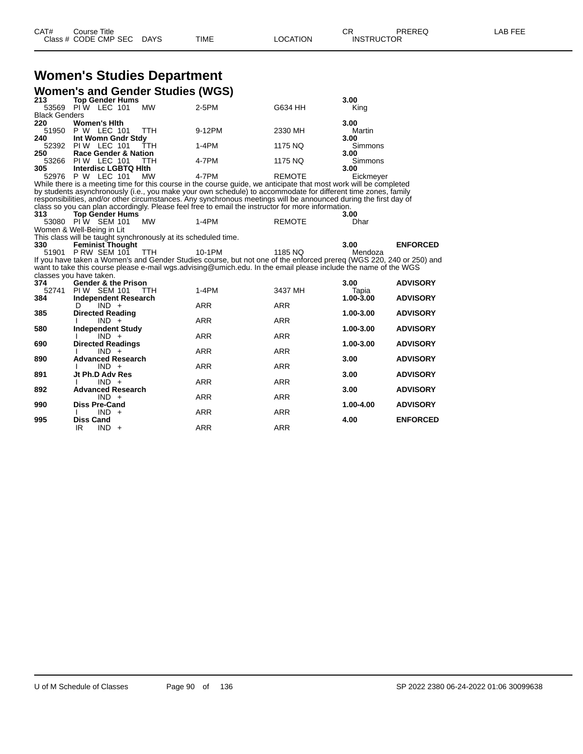# Women's Studies Department

## Women's and Gender Studies (WGS)

| CAT# | Course Title / Class # CODE CMP SEC | DAYS | TIME | LOCATION | CR / INSTRUCTOR | PREREQ | LAB FEE |
|---|---|---|---|---|---|---|---|
| **213** | **Top Gender Hums** | | | | **3.00** | | |
| 53569 | PI W LEC 101 | MW | 2-5PM | G634 HH | King | | |
| Black Genders | | | | | | | |
| **220** | **Women's Hlth** | | | | **3.00** | | |
| 51950 | P W LEC 101 | TTH | 9-12PM | 2330 MH | Martin | | |
| **240** | **Int Womn Gndr Stdy** | | | | **3.00** | | |
| 52392 | PI W LEC 101 | TTH | 1-4PM | 1175 NQ | Simmons | | |
| **250** | **Race Gender & Nation** | | | | **3.00** | | |
| 53266 | PI W LEC 101 | TTH | 4-7PM | 1175 NQ | Simmons | | |
| **305** | **Interdisc LGBTQ Hlth** | | | | **3.00** | | |
| 52976 | P W LEC 101 | MW | 4-7PM | REMOTE | Eickmeyer | | |

While there is a meeting time for this course in the course guide, we anticipate that most work will be completed by students asynchronously (i.e., you make your own schedule) to accommodate for different time zones, family responsibilities, and/or other circumstances. Any synchronous meetings will be announced during the first day of class so you can plan accordingly. Please feel free to email the instructor for more information.

| CAT# | Course Title / Class # CODE CMP SEC | DAYS | TIME | LOCATION | CR / INSTRUCTOR | PREREQ | LAB FEE |
|---|---|---|---|---|---|---|---|
| **313** | **Top Gender Hums** | | | | **3.00** | | |
| 53080 | PI W SEM 101 | MW | 1-4PM | REMOTE | Dhar | | |
| Women & Well-Being in Lit | | | | | | | |

This class will be taught synchronously at its scheduled time.

| CAT# | Course Title / Class # CODE CMP SEC | DAYS | TIME | LOCATION | CR / INSTRUCTOR | PREREQ | LAB FEE |
|---|---|---|---|---|---|---|---|
| **330** | **Feminist Thought** | | | | **3.00** | **ENFORCED** | |
| 51901 | P RW SEM 101 | TTH | 10-1PM | 1185 NQ | Mendoza | | |

If you have taken a Women's and Gender Studies course, but not one of the enforced prereq (WGS 220, 240 or 250) and want to take this course please e-mail wgs.advising@umich.edu. In the email please include the name of the WGS classes you have taken.

| CAT# | Course Title / Class # CODE CMP SEC | DAYS | TIME | LOCATION | CR / INSTRUCTOR | PREREQ | LAB FEE |
|---|---|---|---|---|---|---|---|
| **374** | **Gender & the Prison** | | | | **3.00** | **ADVISORY** | |
| 52741 | PI W SEM 101 | TTH | 1-4PM | 3437 MH | Tapia | | |
| **384** | **Independent Research** | | | | **1.00-3.00** | **ADVISORY** | |
| | D IND + | | ARR | ARR | | | |
| **385** | **Directed Reading** | | | | **1.00-3.00** | **ADVISORY** | |
| | I IND + | | ARR | ARR | | | |
| **580** | **Independent Study** | | | | **1.00-3.00** | **ADVISORY** | |
| | I IND + | | ARR | ARR | | | |
| **690** | **Directed Readings** | | | | **1.00-3.00** | **ADVISORY** | |
| | I IND + | | ARR | ARR | | | |
| **890** | **Advanced Research** | | | | **3.00** | **ADVISORY** | |
| | I IND + | | ARR | ARR | | | |
| **891** | **Jt Ph.D Adv Res** | | | | **3.00** | **ADVISORY** | |
| | I IND + | | ARR | ARR | | | |
| **892** | **Advanced Research** | | | | **3.00** | **ADVISORY** | |
| | IND + | | ARR | ARR | | | |
| **990** | **Diss Pre-Cand** | | | | **1.00-4.00** | **ADVISORY** | |
| | I IND + | | ARR | ARR | | | |
| **995** | **Diss Cand** | | | | **4.00** | **ENFORCED** | |
| | IR IND + | | ARR | ARR | | | |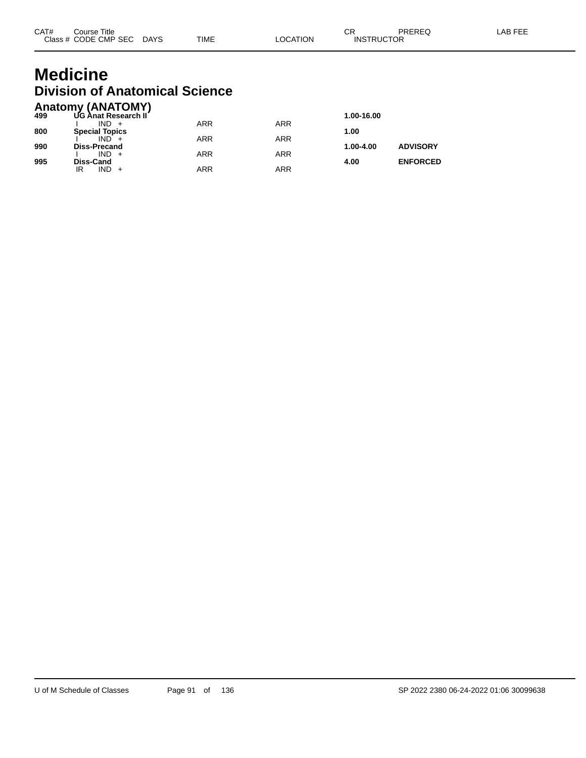| CAT# | Course Title<br>Class # CODE CMP SEC DAYS | TIME | LOCATION | CR<br>INSTRUCTOR | PREREQ | LAB FEE |
|---|---|---|---|---|---|---|

# Medicine

## Division of Anatomical Science

### Anatomy (ANATOMY)

| CAT# | Course Title / Class # CODE CMP SEC DAYS | TIME | LOCATION | CR | PREREQ | LAB FEE |
|---|---|---|---|---|---|---|
| **499** | **UG Anat Research II** | | | **1.00-16.00** | | |
| | I IND + | ARR | ARR | | | |
| **800** | **Special Topics** | | | **1.00** | | |
| | I IND + | ARR | ARR | | | |
| **990** | **Diss-Precand** | | | **1.00-4.00** | **ADVISORY** | |
| | I IND + | ARR | ARR | | | |
| **995** | **Diss-Cand** | | | **4.00** | **ENFORCED** | |
| | IR IND + | ARR | ARR | | | |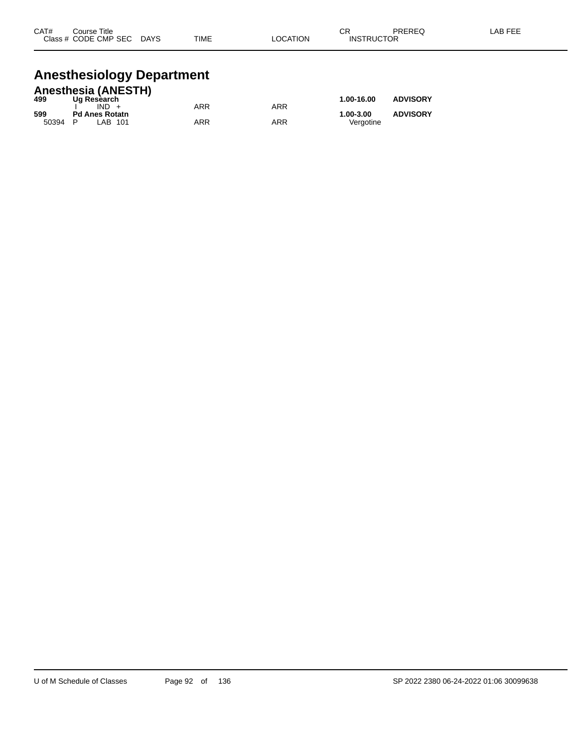| CAT# Class # | Course Title CODE CMP SEC | DAYS | TIME | LOCATION | CR INSTRUCTOR | PREREQ | LAB FEE |
|---|---|---|---|---|---|---|---|

# Anesthesiology Department

## Anesthesia (ANESTH)

| CAT# Class # | Course Title CODE CMP SEC | DAYS | TIME | LOCATION | CR INSTRUCTOR | PREREQ | LAB FEE |
|---|---|---|---|---|---|---|---|
| **499** | **Ug Research** | | | | **1.00-16.00** | **ADVISORY** | |
| | I IND + | | ARR | ARR | | | |
| **599** | **Pd Anes Rotatn** | | | | **1.00-3.00** | **ADVISORY** | |
| 50394 | P LAB 101 | | ARR | ARR | Vergotine | | |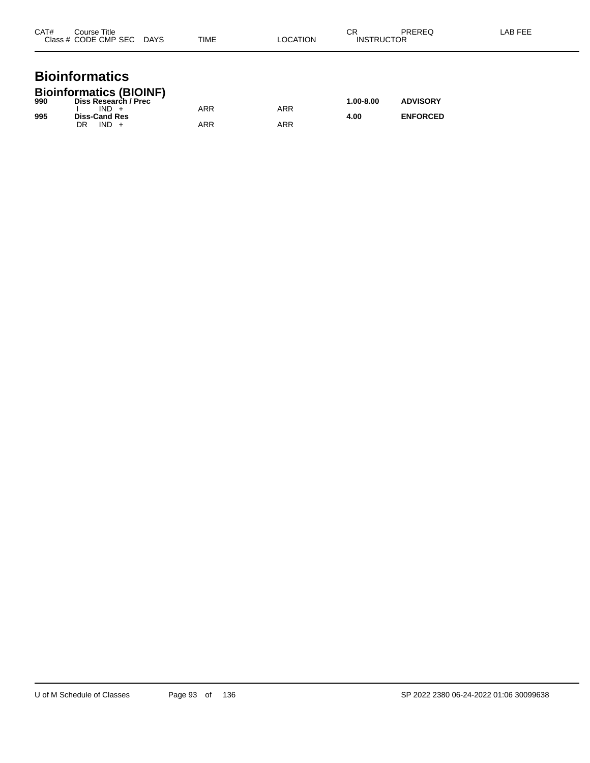| CAT# | Course Title<br>Class # CODE CMP SEC DAYS | TIME | LOCATION | CR<br>INSTRUCTOR | PREREQ | LAB FEE |
|---|---|---|---|---|---|---|

# Bioinformatics

## Bioinformatics (BIOINF)

| CAT# | Course Title<br>Class # CODE CMP SEC DAYS | TIME | LOCATION | CR<br>INSTRUCTOR | PREREQ | LAB FEE |
|---|---|---|---|---|---|---|
| **990** | **Diss Research / Prec** | | | **1.00-8.00** | **ADVISORY** | |
| | I IND + | ARR | ARR | | | |
| **995** | **Diss-Cand Res** | | | **4.00** | **ENFORCED** | |
| | DR IND + | ARR | ARR | | | |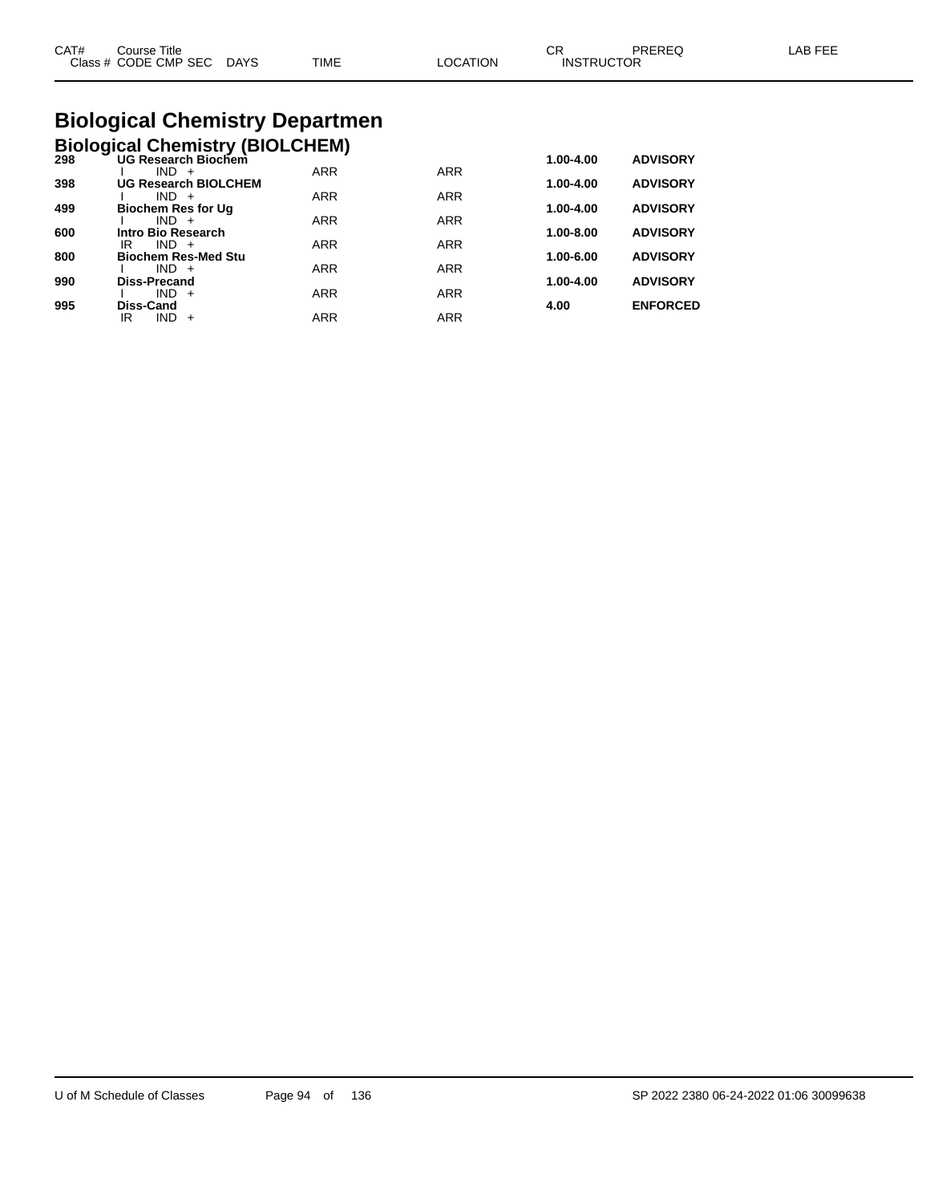| CAT# | Course Title<br>Class # CODE CMP SEC DAYS | TIME | LOCATION | CR<br>INSTRUCTOR | PREREQ | LAB FEE |
|---|---|---|---|---|---|---|

# Biological Chemistry Departmen

## Biological Chemistry (BIOLCHEM)

| CAT# | Course Title / Class # CODE CMP SEC DAYS | TIME | LOCATION | CR | PREREQ | LAB FEE |
|---|---|---|---|---|---|---|
| **298** | **UG Research Biochem** | | | **1.00-4.00** | **ADVISORY** | |
| | I IND + | ARR | ARR | | | |
| **398** | **UG Research BIOLCHEM** | | | **1.00-4.00** | **ADVISORY** | |
| | I IND + | ARR | ARR | | | |
| **499** | **Biochem Res for Ug** | | | **1.00-4.00** | **ADVISORY** | |
| | I IND + | ARR | ARR | | | |
| **600** | **Intro Bio Research** | | | **1.00-8.00** | **ADVISORY** | |
| | IR IND + | ARR | ARR | | | |
| **800** | **Biochem Res-Med Stu** | | | **1.00-6.00** | **ADVISORY** | |
| | I IND + | ARR | ARR | | | |
| **990** | **Diss-Precand** | | | **1.00-4.00** | **ADVISORY** | |
| | I IND + | ARR | ARR | | | |
| **995** | **Diss-Cand** | | | **4.00** | **ENFORCED** | |
| | IR IND + | ARR | ARR | | | |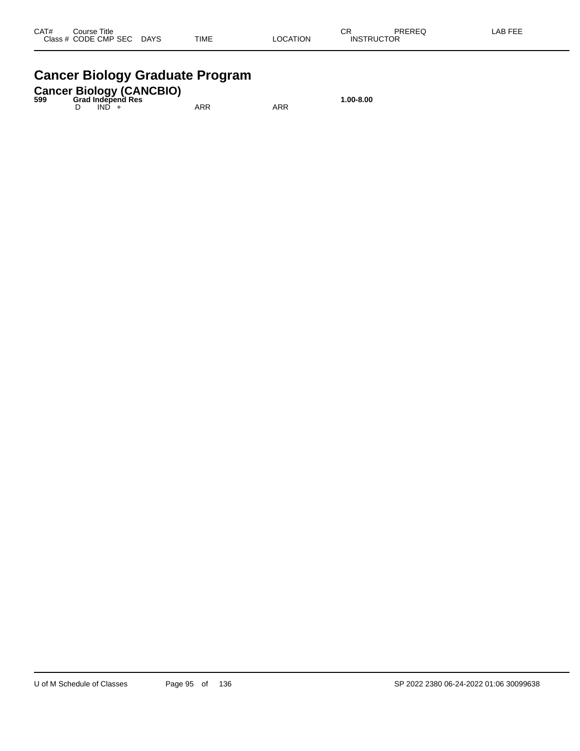| CAT# | Course Title | | | | | CR | PREREQ | LAB FEE |
|---|---|---|---|---|---|---|---|---|
| Class # | CODE CMP SEC | DAYS | TIME | LOCATION | | INSTRUCTOR | | |

# Cancer Biology Graduate Program

## Cancer Biology (CANCBIO)

| CAT# | Course Title | | | | | CR | PREREQ | LAB FEE |
|---|---|---|---|---|---|---|---|---|
| **599** | **Grad Independ Res** | | | | | **1.00-8.00** | | |
| | D IND + | | ARR | ARR | | | | |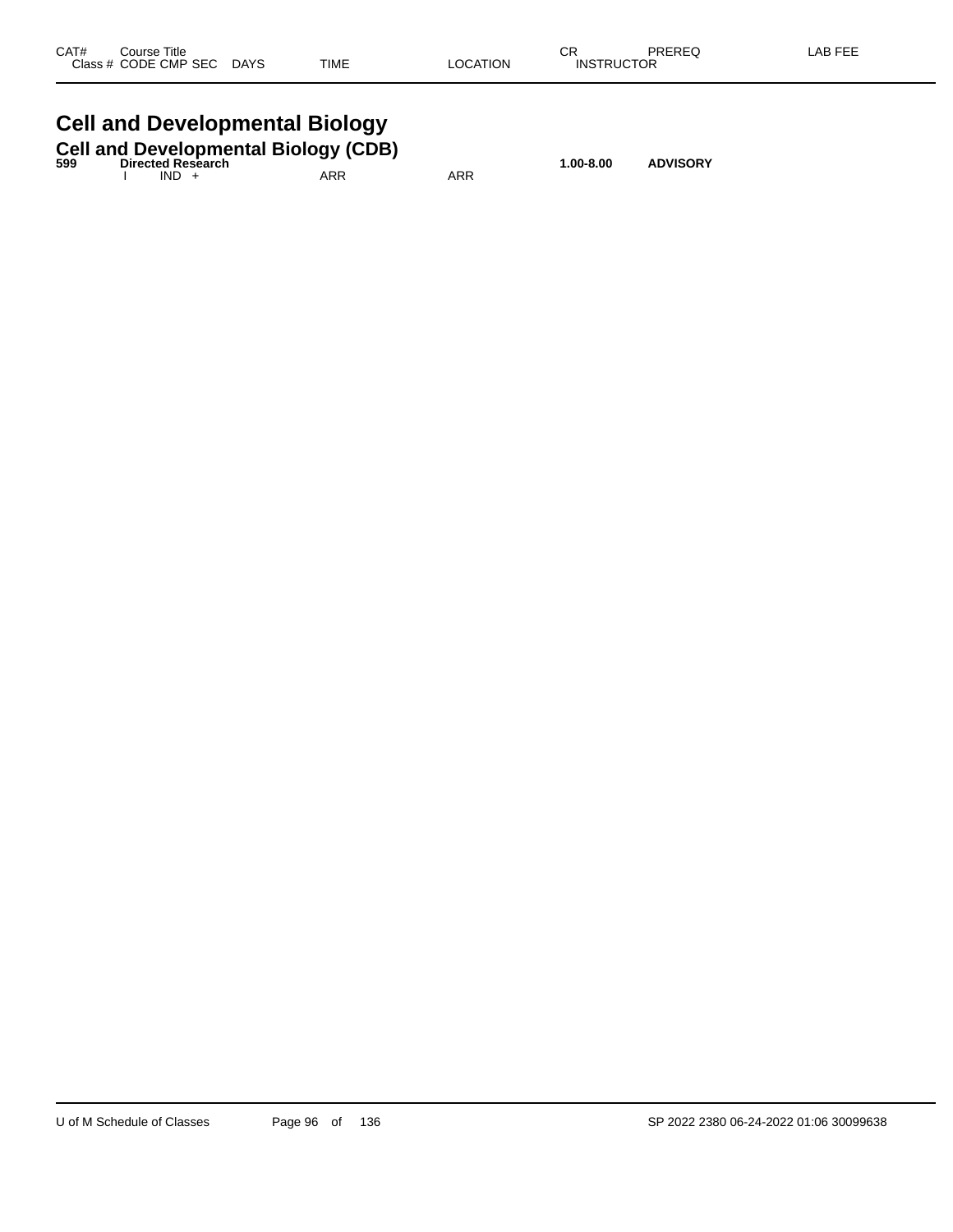| CAT# | Course Title | | | | | CR | PREREQ | LAB FEE |
|---|---|---|---|---|---|---|---|---|
| Class # | CODE CMP SEC | DAYS | TIME | LOCATION | INSTRUCTOR | | | |

# Cell and Developmental Biology

## Cell and Developmental Biology (CDB)

| CAT# | Course Title | | | | | CR | PREREQ | LAB FEE |
|---|---|---|---|---|---|---|---|---|
| **599** | **Directed Research** | | | | | **1.00-8.00** | **ADVISORY** | |
| | I IND + | | ARR | ARR | | | | |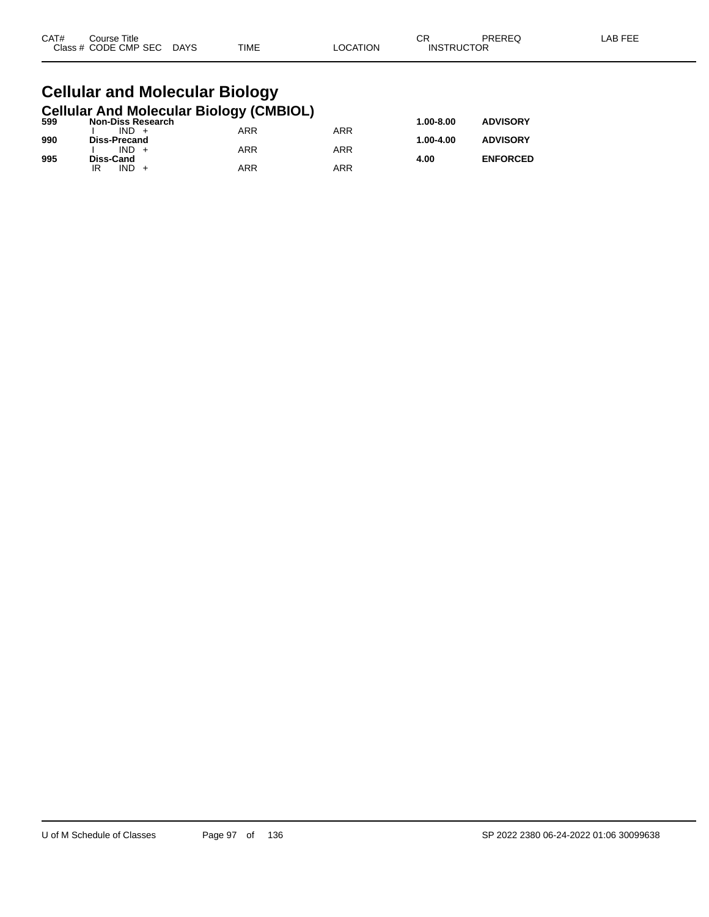| CAT# | Course Title<br>Class # CODE CMP SEC DAYS | TIME | LOCATION | CR<br>INSTRUCTOR | PREREQ | LAB FEE |
|---|---|---|---|---|---|---|

# Cellular and Molecular Biology

## Cellular And Molecular Biology (CMBIOL)

| CAT# | Course Title / Class # CODE CMP SEC DAYS | TIME | LOCATION | CR | PREREQ | LAB FEE |
|---|---|---|---|---|---|---|
| **599** | **Non-Diss Research** | | | **1.00-8.00** | **ADVISORY** | |
| | I IND + | ARR | ARR | | | |
| **990** | **Diss-Precand** | | | **1.00-4.00** | **ADVISORY** | |
| | I IND + | ARR | ARR | | | |
| **995** | **Diss-Cand** | | | **4.00** | **ENFORCED** | |
| | IR IND + | ARR | ARR | | | |

U of M Schedule of Classes SP 2022 2380 06-24-2022 01:06 30099638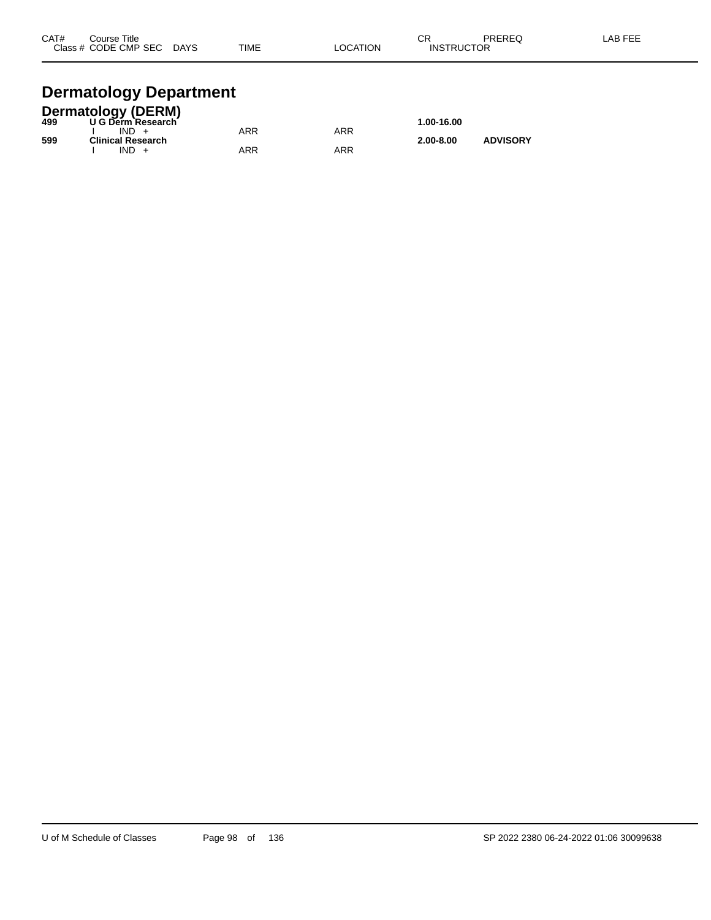| CAT# | Course Title<br>Class # CODE CMP SEC DAYS | TIME | LOCATION | CR<br>INSTRUCTOR | PREREQ | LAB FEE |
|---|---|---|---|---|---|---|

# Dermatology Department

## Dermatology (DERM)

| CAT# | Course Title<br>Class # CODE CMP SEC DAYS | TIME | LOCATION | CR<br>INSTRUCTOR | PREREQ | LAB FEE |
|---|---|---|---|---|---|---|
| **499** | **U G Derm Research** | | | **1.00-16.00** | | |
| | I IND + | ARR | ARR | | | |
| **599** | **Clinical Research** | | | **2.00-8.00** | **ADVISORY** | |
| | I IND + | ARR | ARR | | | |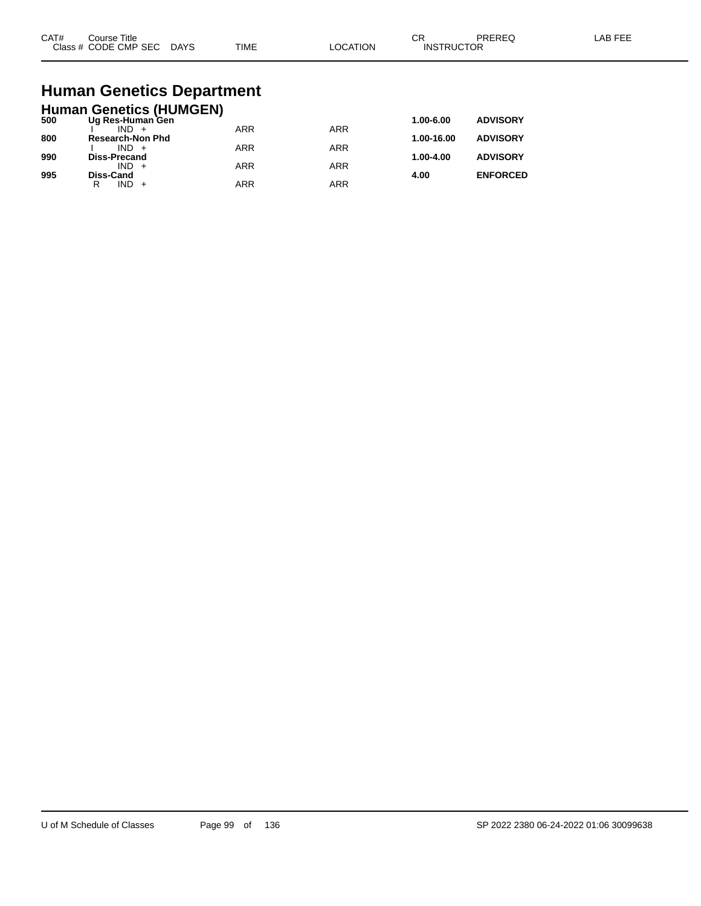# Human Genetics Department

## Human Genetics (HUMGEN)

| CAT# | Course Title / Class # CODE CMP SEC DAYS | TIME | LOCATION | CR / INSTRUCTOR | PREREQ | LAB FEE |
|---|---|---|---|---|---|---|
| **500** | **Ug Res-Human Gen** | | | **1.00-6.00** | **ADVISORY** | |
| | I IND + | ARR | ARR | | | |
| **800** | **Research-Non Phd** | | | **1.00-16.00** | **ADVISORY** | |
| | I IND + | ARR | ARR | | | |
| **990** | **Diss-Precand** | | | **1.00-4.00** | **ADVISORY** | |
| | IND + | ARR | ARR | | | |
| **995** | **Diss-Cand** | | | **4.00** | **ENFORCED** | |
| | R IND + | ARR | ARR | | | |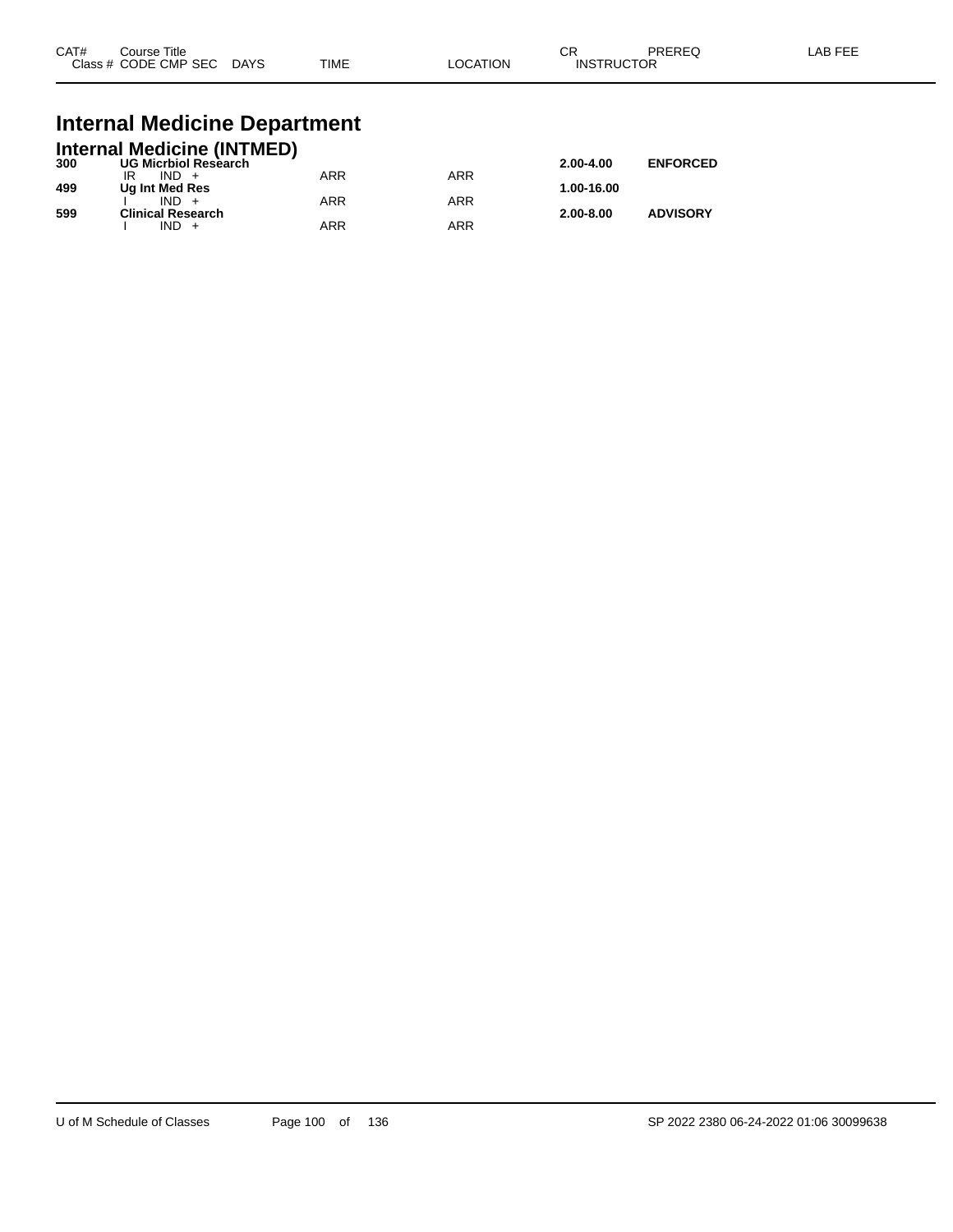| CAT# | Course Title<br>Class # CODE CMP SEC DAYS | TIME | LOCATION | CR<br>INSTRUCTOR | PREREQ | LAB FEE |
|---|---|---|---|---|---|---|

# Internal Medicine Department

## Internal Medicine (INTMED)

| CAT# | Course Title<br>Class # CODE CMP SEC DAYS | TIME | LOCATION | CR<br>INSTRUCTOR | PREREQ | LAB FEE |
|---|---|---|---|---|---|---|
| **300** | **UG Micrbiol Research** | | | **2.00-4.00** | **ENFORCED** | |
| | IR IND + | ARR | ARR | | | |
| **499** | **Ug Int Med Res** | | | **1.00-16.00** | | |
| | I IND + | ARR | ARR | | | |
| **599** | **Clinical Research** | | | **2.00-8.00** | **ADVISORY** | |
| | I IND + | ARR | ARR | | | |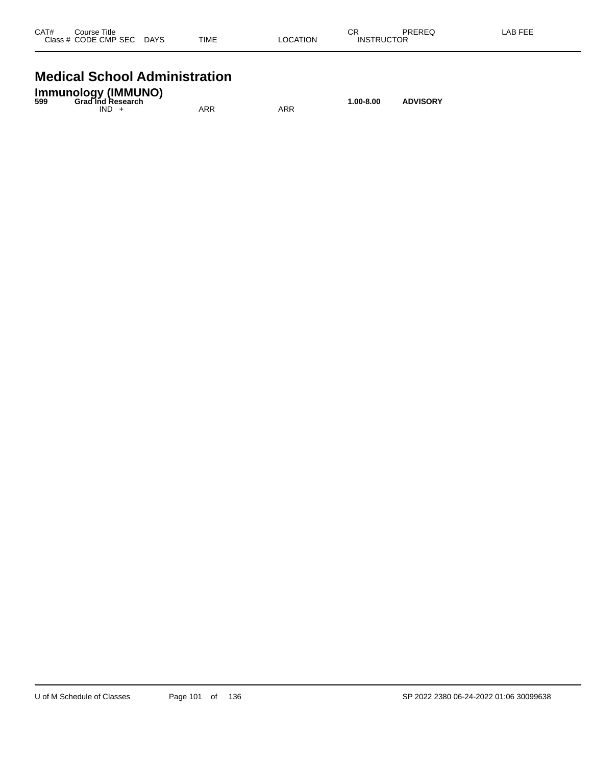| CAT# | Course Title<br>Class # CODE CMP SEC | DAYS | TIME | LOCATION | CR<br>INSTRUCTOR | PREREQ | LAB FEE |
|---|---|---|---|---|---|---|---|

# Medical School Administration

## Immunology (IMMUNO)

| CAT# | Course Title / Class # CODE CMP SEC | DAYS | TIME | LOCATION | CR / INSTRUCTOR | PREREQ | LAB FEE |
|---|---|---|---|---|---|---|---|
| **599** | **Grad Ind Research** | | | | **1.00-8.00** | **ADVISORY** | |
| | IND + | | ARR | ARR | | | |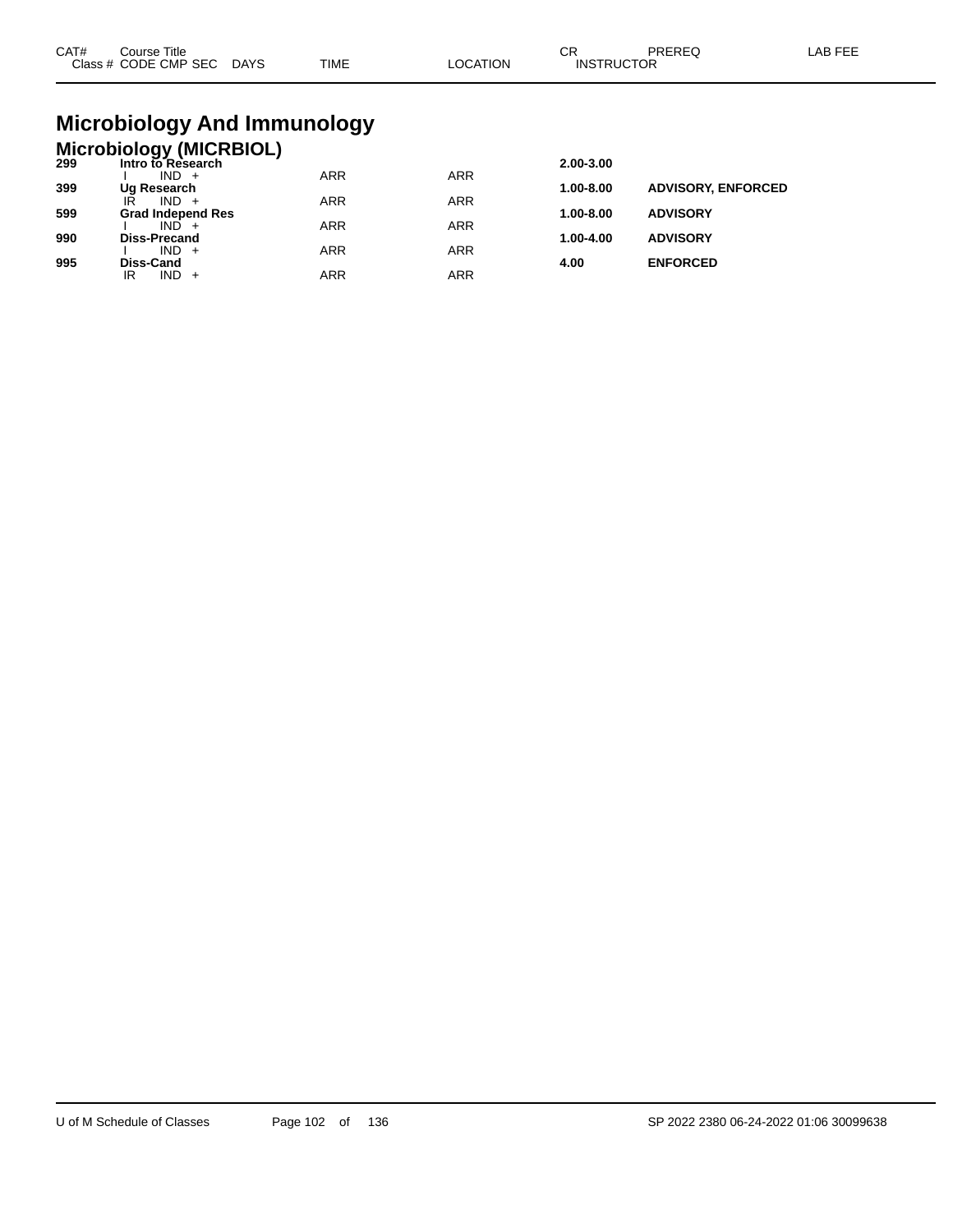| CAT# | Course Title | | | | | CR | PREREQ | LAB FEE |
|---|---|---|---|---|---|---|---|---|
| Class # | CODE CMP SEC | DAYS | TIME | LOCATION | INSTRUCTOR | | | |

# Microbiology And Immunology

## Microbiology (MICRBIOL)

| CAT# | Course Title | | | | | CR | PREREQ | LAB FEE |
|---|---|---|---|---|---|---|---|---|
| **299** | **Intro to Research** | | | | | **2.00-3.00** | | |
| | I IND + | | ARR | ARR | | | | |
| **399** | **Ug Research** | | | | | **1.00-8.00** | **ADVISORY, ENFORCED** | |
| | IR IND + | | ARR | ARR | | | | |
| **599** | **Grad Independ Res** | | | | | **1.00-8.00** | **ADVISORY** | |
| | I IND + | | ARR | ARR | | | | |
| **990** | **Diss-Precand** | | | | | **1.00-4.00** | **ADVISORY** | |
| | I IND + | | ARR | ARR | | | | |
| **995** | **Diss-Cand** | | | | | **4.00** | **ENFORCED** | |
| | IR IND + | | ARR | ARR | | | | |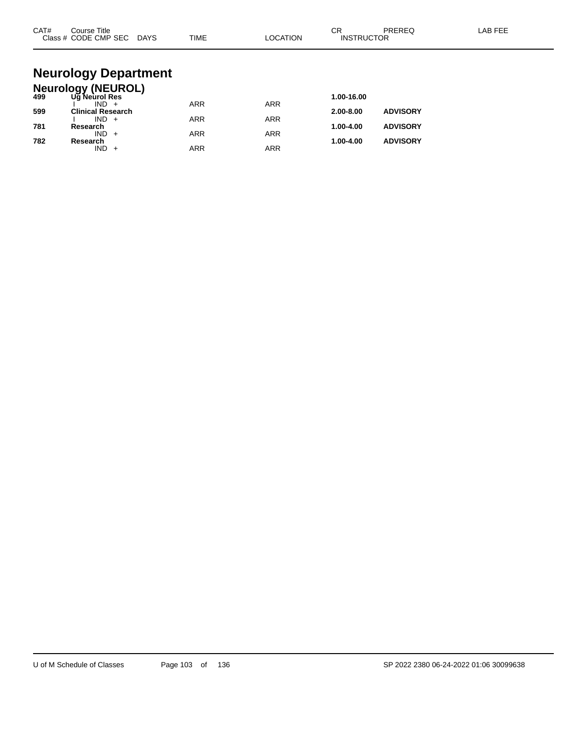| CAT# | Course Title<br>Class # CODE CMP SEC DAYS | TIME | LOCATION | CR<br>INSTRUCTOR | PREREQ | LAB FEE |
|---|---|---|---|---|---|---|

# Neurology Department

## Neurology (NEUROL)

| CAT# | Course Title / Class # CODE CMP SEC DAYS | TIME | LOCATION | CR / INSTRUCTOR | PREREQ | LAB FEE |
|---|---|---|---|---|---|---|
| **499** | **Ug Neurol Res** | | | **1.00-16.00** | | |
| | I IND + | ARR | ARR | | | |
| **599** | **Clinical Research** | | | **2.00-8.00** | **ADVISORY** | |
| | I IND + | ARR | ARR | | | |
| **781** | **Research** | | | **1.00-4.00** | **ADVISORY** | |
| | IND + | ARR | ARR | | | |
| **782** | **Research** | | | **1.00-4.00** | **ADVISORY** | |
| | IND + | ARR | ARR | | | |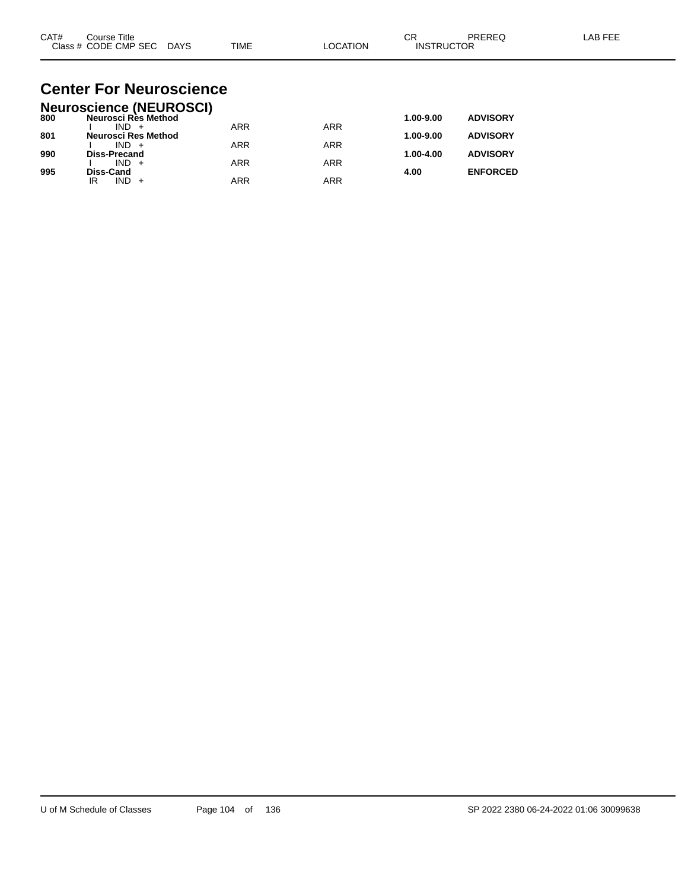| CAT# | Course Title / Class # CODE CMP SEC DAYS | TIME | LOCATION | CR / INSTRUCTOR | PREREQ | LAB FEE |
|---|---|---|---|---|---|---|

# Center For Neuroscience

## Neuroscience (NEUROSCI)

| CAT# | Course Title / Class # CODE CMP SEC DAYS | TIME | LOCATION | CR / INSTRUCTOR | PREREQ | LAB FEE |
|---|---|---|---|---|---|---|
| **800** | **Neurosci Res Method** | | | **1.00-9.00** | **ADVISORY** | |
| | I IND + | ARR | ARR | | | |
| **801** | **Neurosci Res Method** | | | **1.00-9.00** | **ADVISORY** | |
| | I IND + | ARR | ARR | | | |
| **990** | **Diss-Precand** | | | **1.00-4.00** | **ADVISORY** | |
| | I IND + | ARR | ARR | | | |
| **995** | **Diss-Cand** | | | **4.00** | **ENFORCED** | |
| | IR IND + | ARR | ARR | | | |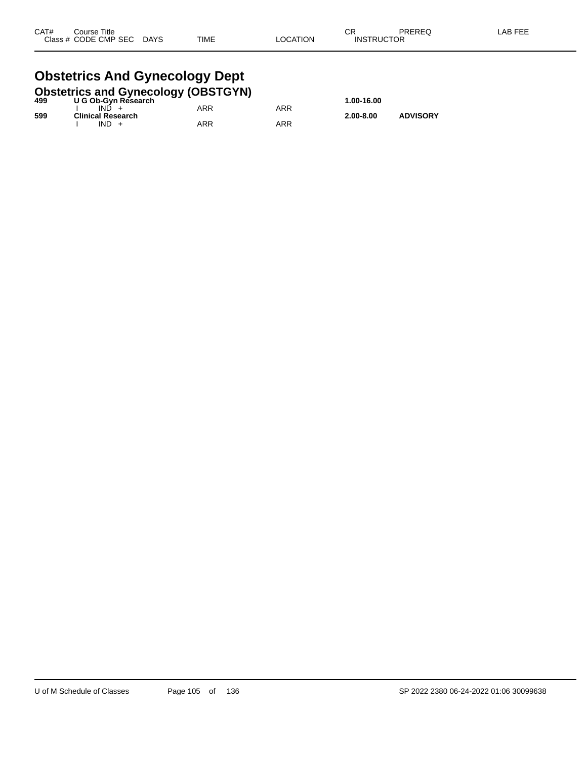| CAT# | Course Title<br>Class # CODE CMP SEC DAYS | TIME | LOCATION | CR<br>INSTRUCTOR | PREREQ | LAB FEE |
|---|---|---|---|---|---|---|

# Obstetrics And Gynecology Dept

## Obstetrics and Gynecology (OBSTGYN)

| CAT# | Course Title / Class # CODE CMP SEC DAYS | TIME | LOCATION | CR / INSTRUCTOR | PREREQ | LAB FEE |
|---|---|---|---|---|---|---|
| **499** | **U G Ob-Gyn Research** | | | **1.00-16.00** | | |
| | I IND + | ARR | ARR | | | |
| **599** | **Clinical Research** | | | **2.00-8.00** | **ADVISORY** | |
| | I IND + | ARR | ARR | | | |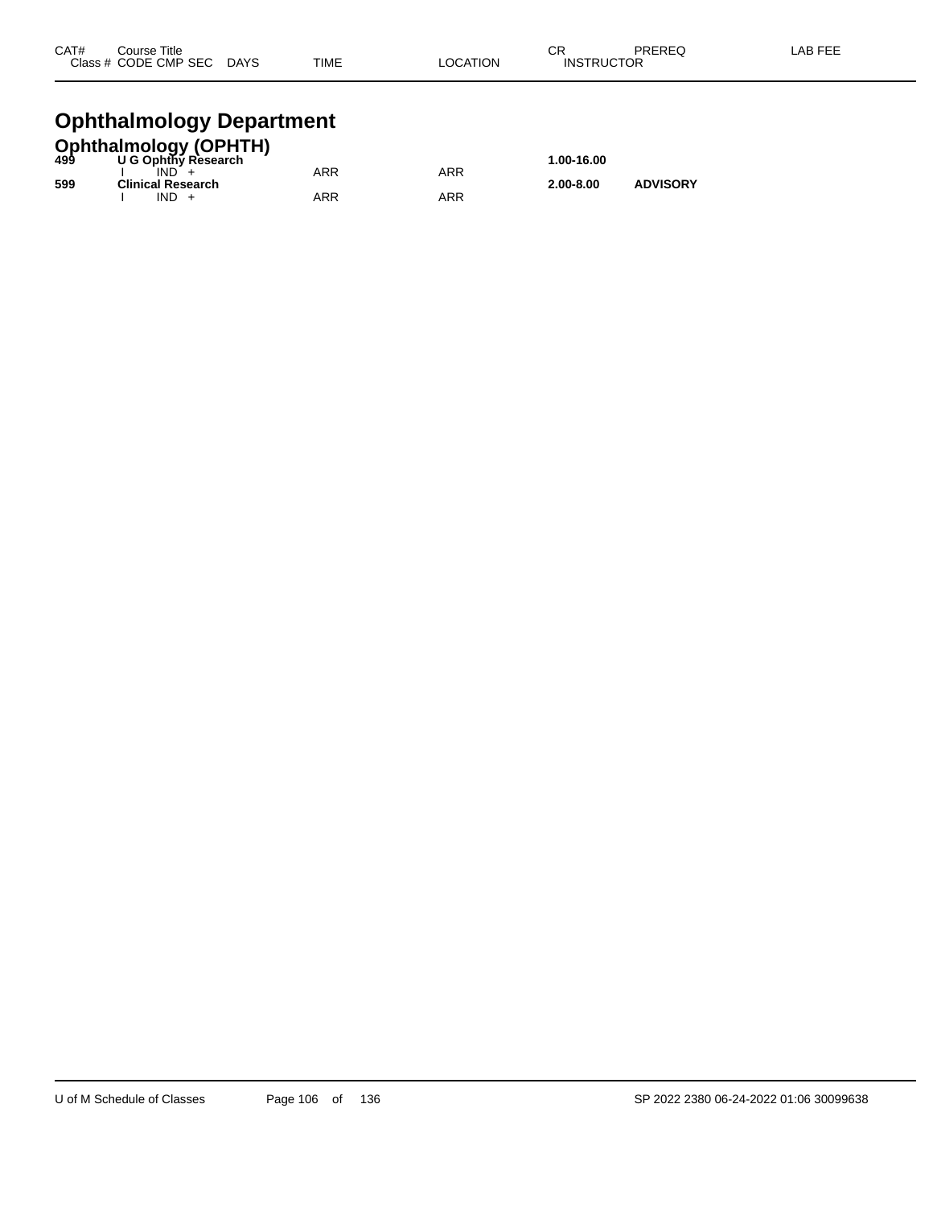| CAT# | Course Title<br>Class # CODE CMP SEC DAYS | TIME | LOCATION | CR<br>INSTRUCTOR | PREREQ | LAB FEE |
|---|---|---|---|---|---|---|

# Ophthalmology Department

## Ophthalmology (OPHTH)

| CAT# | Course Title / Class # CODE CMP SEC DAYS | TIME | LOCATION | CR / INSTRUCTOR | PREREQ | LAB FEE |
|---|---|---|---|---|---|---|
| **499** | **U G Ophthy Research** | | | **1.00-16.00** | | |
| | I IND + | ARR | ARR | | | |
| **599** | **Clinical Research** | | | **2.00-8.00** | **ADVISORY** | |
| | I IND + | ARR | ARR | | | |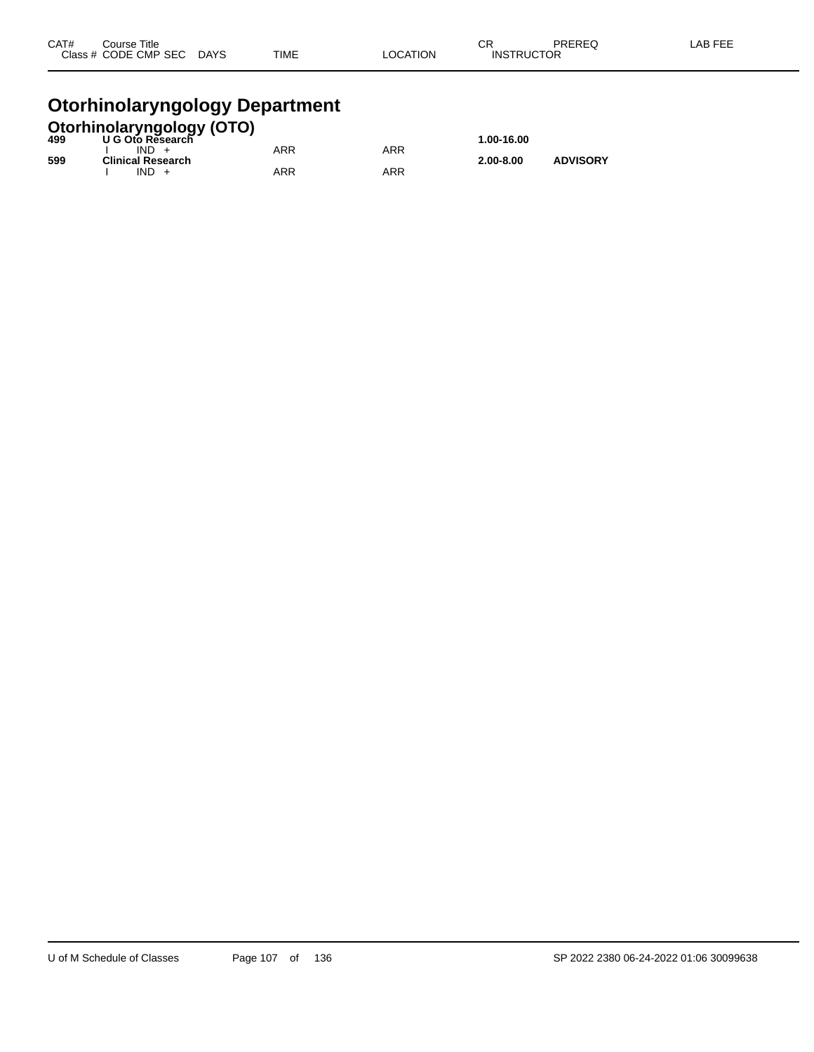| CAT# | Course Title | | | | | | CR | PREREQ | LAB FEE |
|---|---|---|---|---|---|---|---|---|---|
| Class # | CODE | CMP | SEC | DAYS | TIME | LOCATION | INSTRUCTOR | | |

# Otorhinolaryngology Department

## Otorhinolaryngology (OTO)

| CAT# | Course Title | | | | | | CR | PREREQ | LAB FEE |
|---|---|---|---|---|---|---|---|---|---|
| **499** | **U G Oto Research** | | | | | | **1.00-16.00** | | |
| | I | IND | + | | ARR | ARR | | | |
| **599** | **Clinical Research** | | | | | | **2.00-8.00** | **ADVISORY** | |
| | I | IND | + | | ARR | ARR | | | |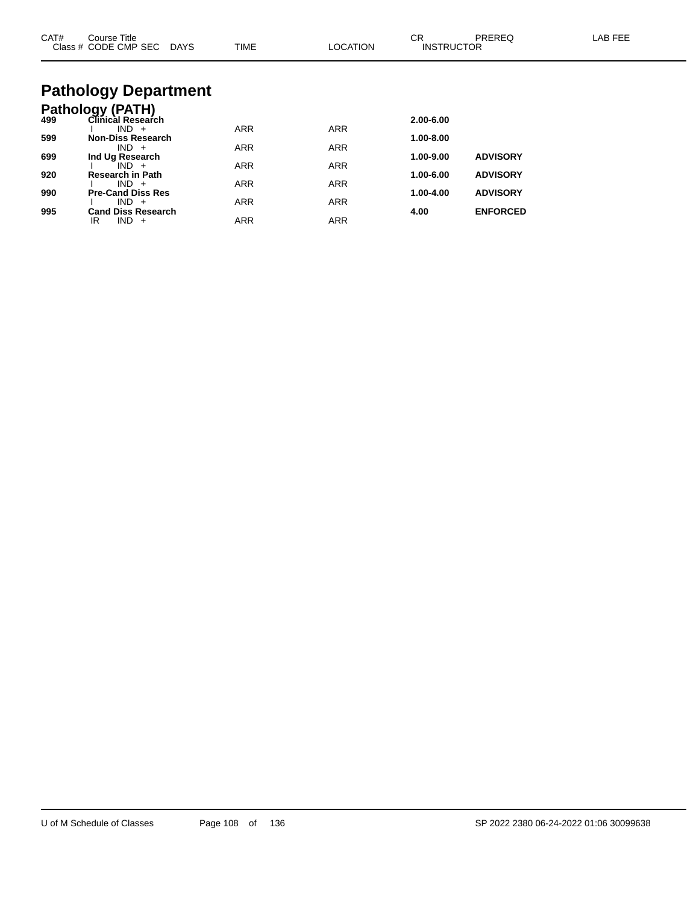| CAT# | Course Title | | | | CR | PREREQ | LAB FEE |
|---|---|---|---|---|---|---|---|
| Class # | CODE CMP SEC | DAYS | TIME | LOCATION | INSTRUCTOR | | |

# Pathology Department

## Pathology (PATH)

| CAT# | Course Title / Class # CODE CMP SEC DAYS | TIME | LOCATION | CR | PREREQ |
|---|---|---|---|---|---|
| **499** | **Clinical Research** | | | **2.00-6.00** | |
| | I IND + | ARR | ARR | | |
| **599** | **Non-Diss Research** | | | **1.00-8.00** | |
| | IND + | ARR | ARR | | |
| **699** | **Ind Ug Research** | | | **1.00-9.00** | **ADVISORY** |
| | I IND + | ARR | ARR | | |
| **920** | **Research in Path** | | | **1.00-6.00** | **ADVISORY** |
| | I IND + | ARR | ARR | | |
| **990** | **Pre-Cand Diss Res** | | | **1.00-4.00** | **ADVISORY** |
| | I IND + | ARR | ARR | | |
| **995** | **Cand Diss Research** | | | **4.00** | **ENFORCED** |
| | IR IND + | ARR | ARR | | |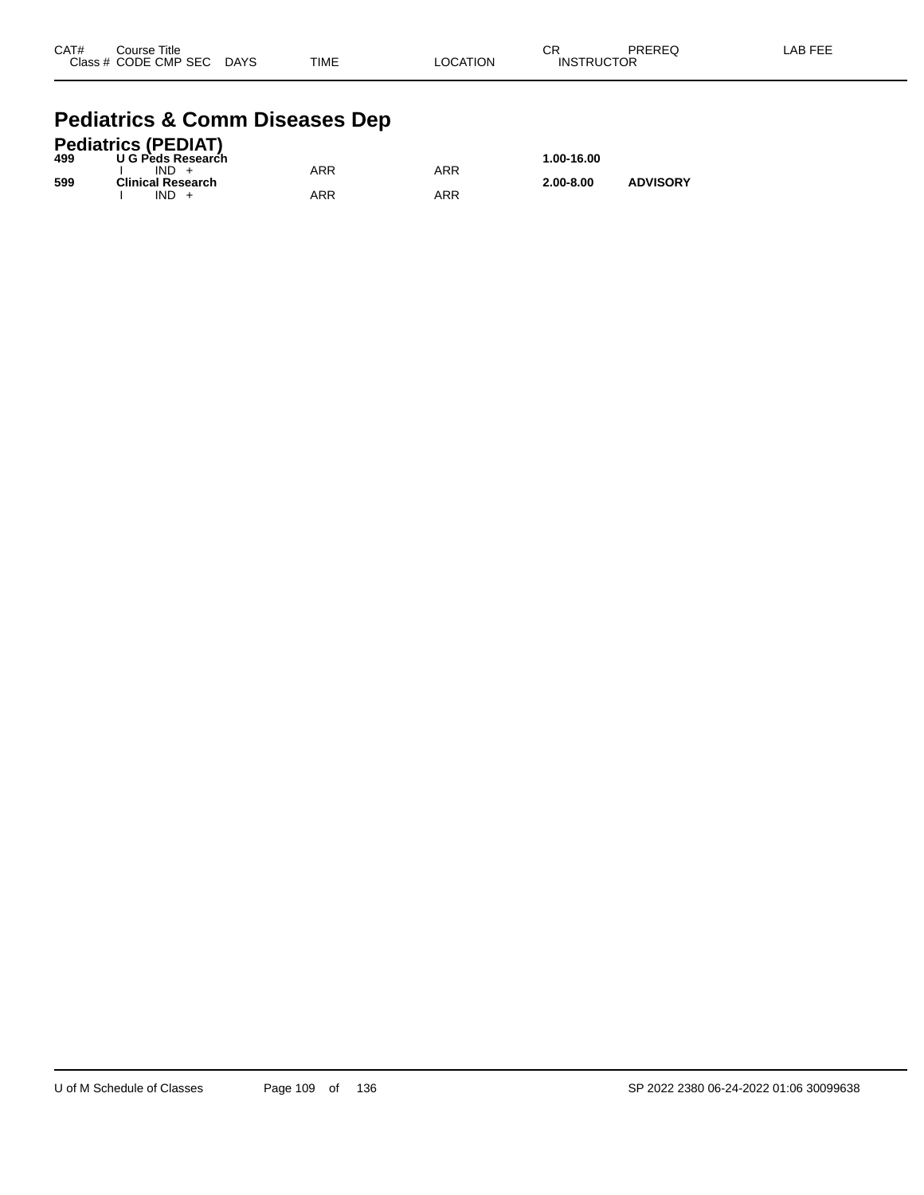| CAT# | Course Title Class # CODE CMP SEC | DAYS | TIME | LOCATION | CR INSTRUCTOR | PREREQ | LAB FEE |
|---|---|---|---|---|---|---|---|

## Pediatrics & Comm Diseases Dep

### Pediatrics (PEDIAT)

| CAT# | Course Title / Class # CODE CMP SEC | DAYS | TIME | LOCATION | CR / INSTRUCTOR | PREREQ | LAB FEE |
|---|---|---|---|---|---|---|---|
| **499** | **U G Peds Research** | | | | **1.00-16.00** | | |
| | I IND + | | ARR | ARR | | | |
| **599** | **Clinical Research** | | | | **2.00-8.00** | **ADVISORY** | |
| | I IND + | | ARR | ARR | | | |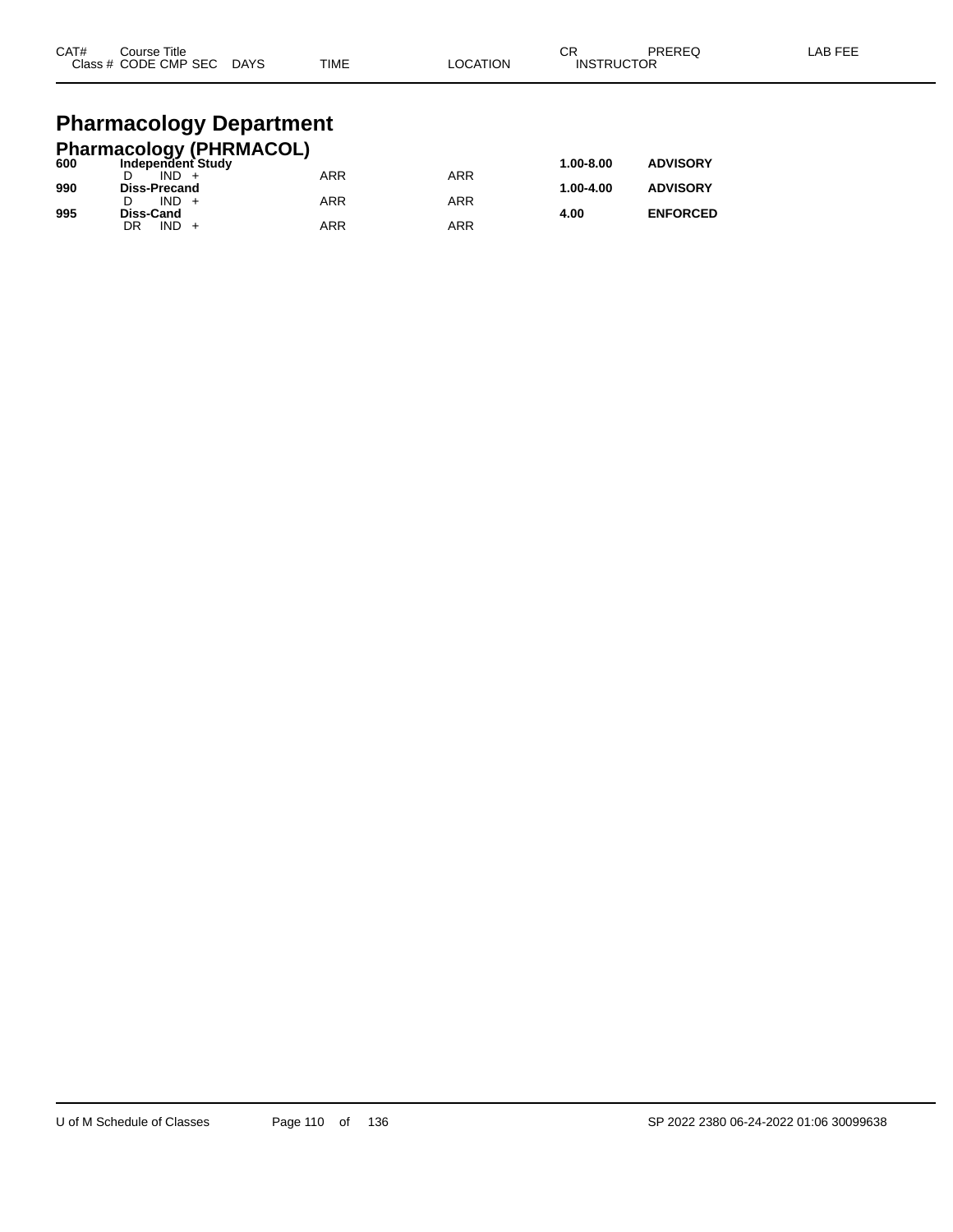| CAT# | Course Title<br>Class # CODE CMP SEC DAYS | TIME | LOCATION | CR<br>INSTRUCTOR | PREREQ | LAB FEE |
|---|---|---|---|---|---|---|

# Pharmacology Department

## Pharmacology (PHRMACOL)

| CAT# | Course Title / Class # CODE CMP SEC DAYS | TIME | LOCATION | CR / INSTRUCTOR | PREREQ | LAB FEE |
|---|---|---|---|---|---|---|
| **600** | **Independent Study** | | | **1.00-8.00** | **ADVISORY** | |
| | D IND + | ARR | ARR | | | |
| **990** | **Diss-Precand** | | | **1.00-4.00** | **ADVISORY** | |
| | D IND + | ARR | ARR | | | |
| **995** | **Diss-Cand** | | | **4.00** | **ENFORCED** | |
| | DR IND + | ARR | ARR | | | |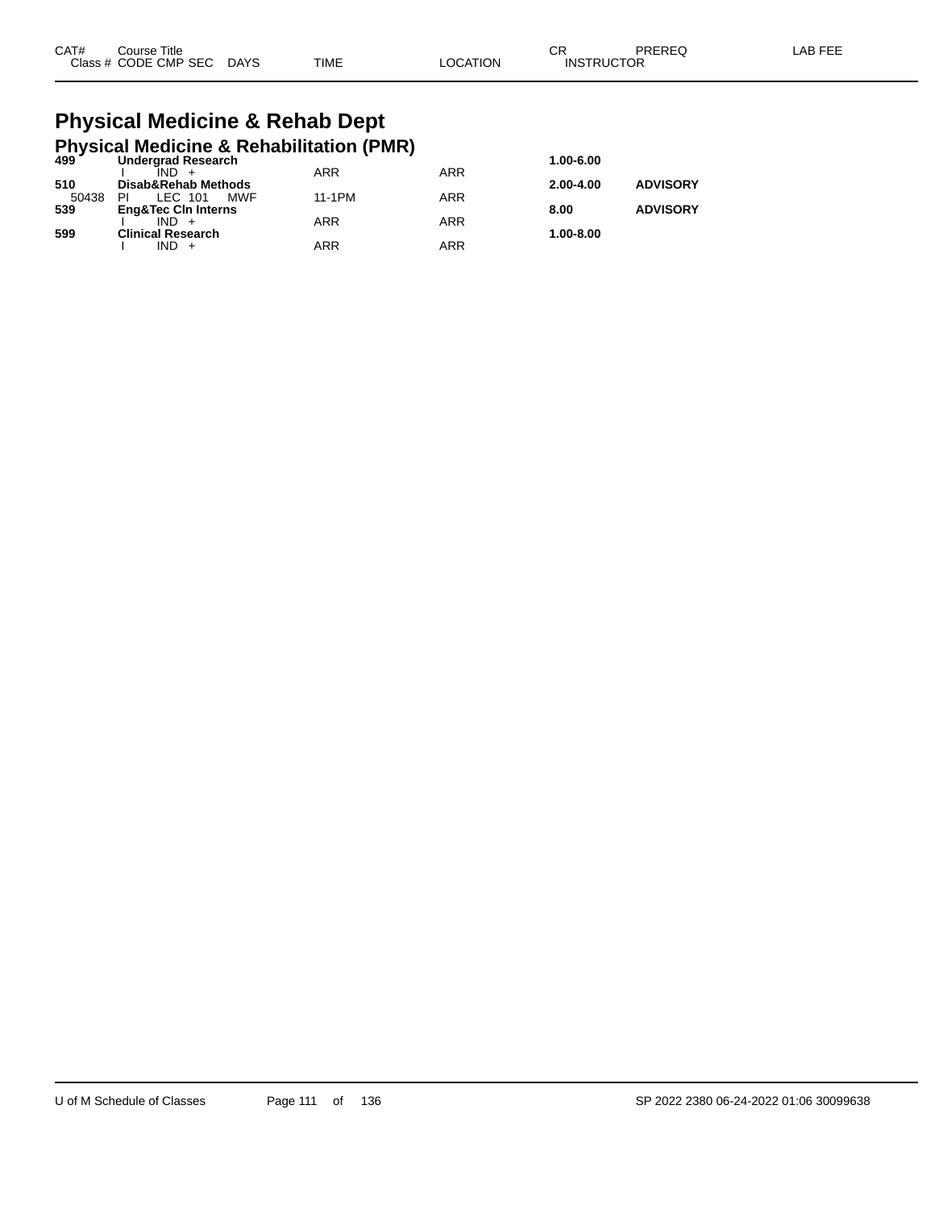# Physical Medicine & Rehab Dept

## Physical Medicine & Rehabilitation (PMR)

| CAT# Class # | Course Title CODE CMP SEC | DAYS | TIME | LOCATION | CR INSTRUCTOR | PREREQ | LAB FEE |
|---|---|---|---|---|---|---|---|
| **499** | **Undergrad Research** | | | | **1.00-6.00** | | |
| | I IND + | | ARR | ARR | | | |
| **510** | **Disab&Rehab Methods** | | | | **2.00-4.00** | **ADVISORY** | |
| 50438 | PI LEC 101 | MWF | 11-1PM | ARR | | | |
| **539** | **Eng&Tec Cln Interns** | | | | **8.00** | **ADVISORY** | |
| | I IND + | | ARR | ARR | | | |
| **599** | **Clinical Research** | | | | **1.00-8.00** | | |
| | I IND + | | ARR | ARR | | | |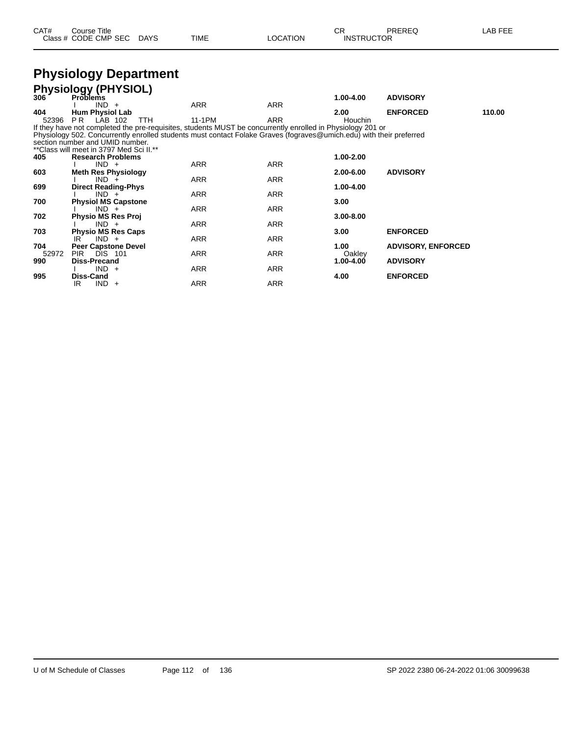# Physiology Department

## Physiology (PHYSIOL)

| CAT# / Class # | Course Title / CODE CMP SEC | DAYS | TIME | LOCATION | CR / INSTRUCTOR | PREREQ | LAB FEE |
|---|---|---|---|---|---|---|---|
| 306 | **Problems** | | | | 1.00-4.00 | ADVISORY | |
| | I IND + | | ARR | ARR | | | |
| 404 | **Hum Physiol Lab** | | | | 2.00 | ENFORCED | 110.00 |
| 52396 | P R LAB 102 | TTH | 11-1PM | ARR | Houchin | | |

If they have not completed the pre-requisites, students MUST be concurrently enrolled in Physiology 201 or Physiology 502. Concurrently enrolled students must contact Folake Graves (fograves@umich.edu) with their preferred section number and UMID number.
**Class will meet in 3797 Med Sci II.**

| CAT# / Class # | Course Title / CODE CMP SEC | DAYS | TIME | LOCATION | CR / INSTRUCTOR | PREREQ | LAB FEE |
|---|---|---|---|---|---|---|---|
| 405 | **Research Problems** | | | | 1.00-2.00 | | |
| | I IND + | | ARR | ARR | | | |
| 603 | **Meth Res Physiology** | | | | 2.00-6.00 | ADVISORY | |
| | I IND + | | ARR | ARR | | | |
| 699 | **Direct Reading-Phys** | | | | 1.00-4.00 | | |
| | I IND + | | ARR | ARR | | | |
| 700 | **Physiol MS Capstone** | | | | 3.00 | | |
| | I IND + | | ARR | ARR | | | |
| 702 | **Physio MS Res Proj** | | | | 3.00-8.00 | | |
| | I IND + | | ARR | ARR | | | |
| 703 | **Physio MS Res Caps** | | | | 3.00 | ENFORCED | |
| | IR IND + | | ARR | ARR | | | |
| 704 | **Peer Capstone Devel** | | | | 1.00 | ADVISORY, ENFORCED | |
| 52972 | PIR DIS 101 | | ARR | ARR | Oakley | | |
| 990 | **Diss-Precand** | | | | 1.00-4.00 | ADVISORY | |
| | I IND + | | ARR | ARR | | | |
| 995 | **Diss-Cand** | | | | 4.00 | ENFORCED | |
| | IR IND + | | ARR | ARR | | | |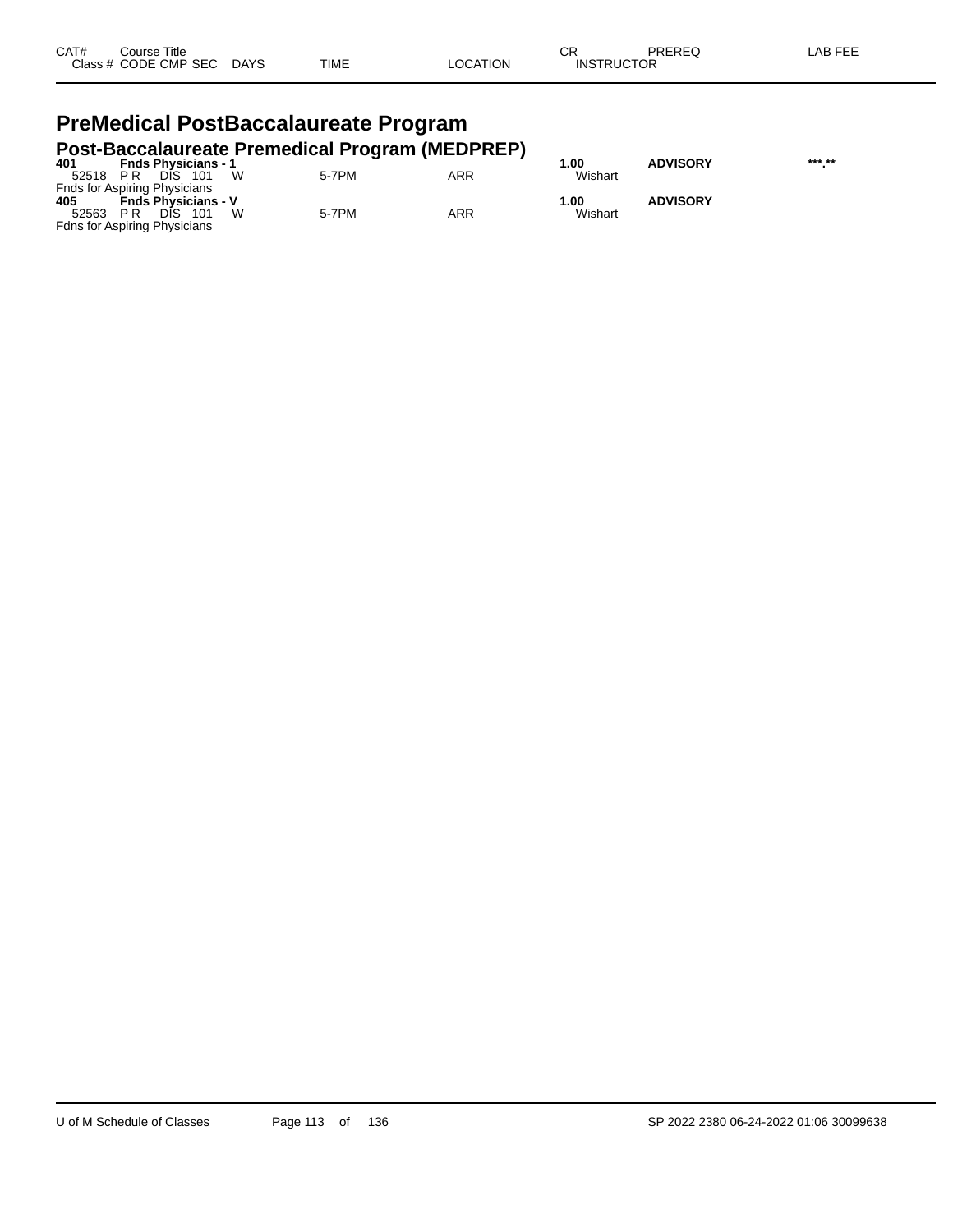| CAT# | Course Title | | | | | CR | PREREQ | LAB FEE |
|---|---|---|---|---|---|---|---|---|
| Class # | CODE CMP SEC | DAYS | TIME | LOCATION | | INSTRUCTOR | | |

# PreMedical PostBaccalaureate Program

## Post-Baccalaureate Premedical Program (MEDPREP)

| CAT# | Course Title | DAYS | TIME | LOCATION | CR / INSTRUCTOR | PREREQ | LAB FEE |
|---|---|---|---|---|---|---|---|
| **401** | **Fnds Physicians - 1** | | | | **1.00** | **ADVISORY** | ***.** |
| 52518 | P R DIS 101 | W | 5-7PM | ARR | Wishart | | |
| Fnds for Aspiring Physicians | | | | | | | |
| **405** | **Fnds Physicians - V** | | | | **1.00** | **ADVISORY** | |
| 52563 | P R DIS 101 | W | 5-7PM | ARR | Wishart | | |
| Fdns for Aspiring Physicians | | | | | | | |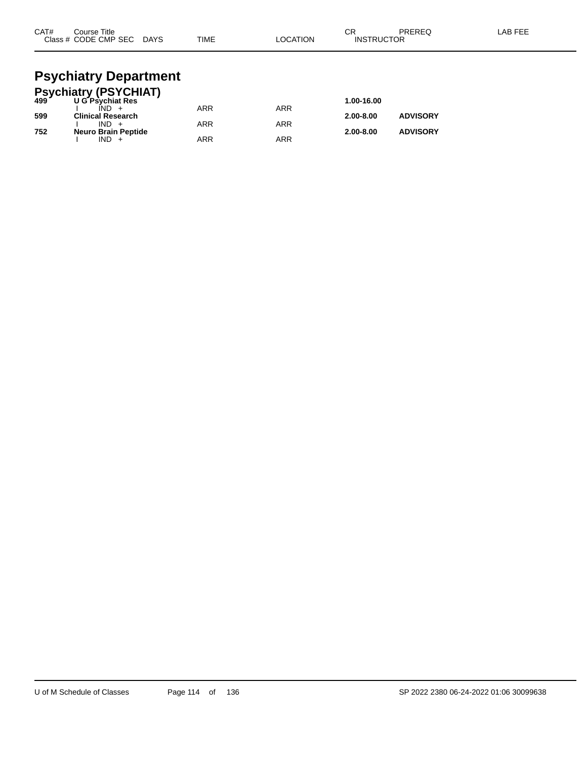| CAT# | Course Title<br>Class # CODE CMP SEC DAYS | TIME | LOCATION | CR<br>INSTRUCTOR | PREREQ | LAB FEE |
|---|---|---|---|---|---|---|

# Psychiatry Department

## Psychiatry (PSYCHIAT)

| CAT# | Course Title / Class # CODE CMP SEC DAYS | TIME | LOCATION | CR / INSTRUCTOR | PREREQ | LAB FEE |
|---|---|---|---|---|---|---|
| **499** | **U G Psychiat Res** | | | **1.00-16.00** | | |
| | I IND + | ARR | ARR | | | |
| **599** | **Clinical Research** | | | **2.00-8.00** | **ADVISORY** | |
| | I IND + | ARR | ARR | | | |
| **752** | **Neuro Brain Peptide** | | | **2.00-8.00** | **ADVISORY** | |
| | I IND + | ARR | ARR | | | |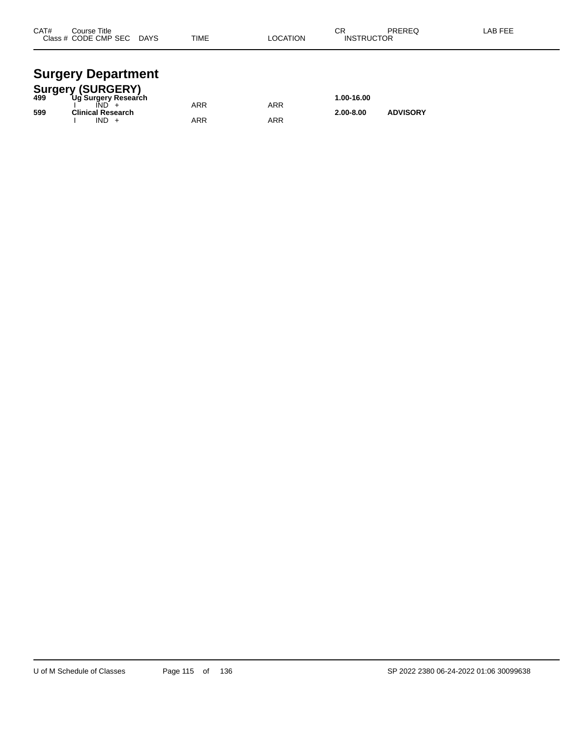| CAT# | Course Title<br>Class # CODE CMP SEC DAYS | TIME | LOCATION | CR<br>INSTRUCTOR | PREREQ | LAB FEE |
|---|---|---|---|---|---|---|

# Surgery Department

## Surgery (SURGERY)

| CAT# | Course Title / Class # CODE CMP SEC DAYS | TIME | LOCATION | CR / INSTRUCTOR | PREREQ | LAB FEE |
|---|---|---|---|---|---|---|
| **499** | **Ug Surgery Research** | | | **1.00-16.00** | | |
| | I IND + | ARR | ARR | | | |
| **599** | **Clinical Research** | | | **2.00-8.00** | **ADVISORY** | |
| | I IND + | ARR | ARR | | | |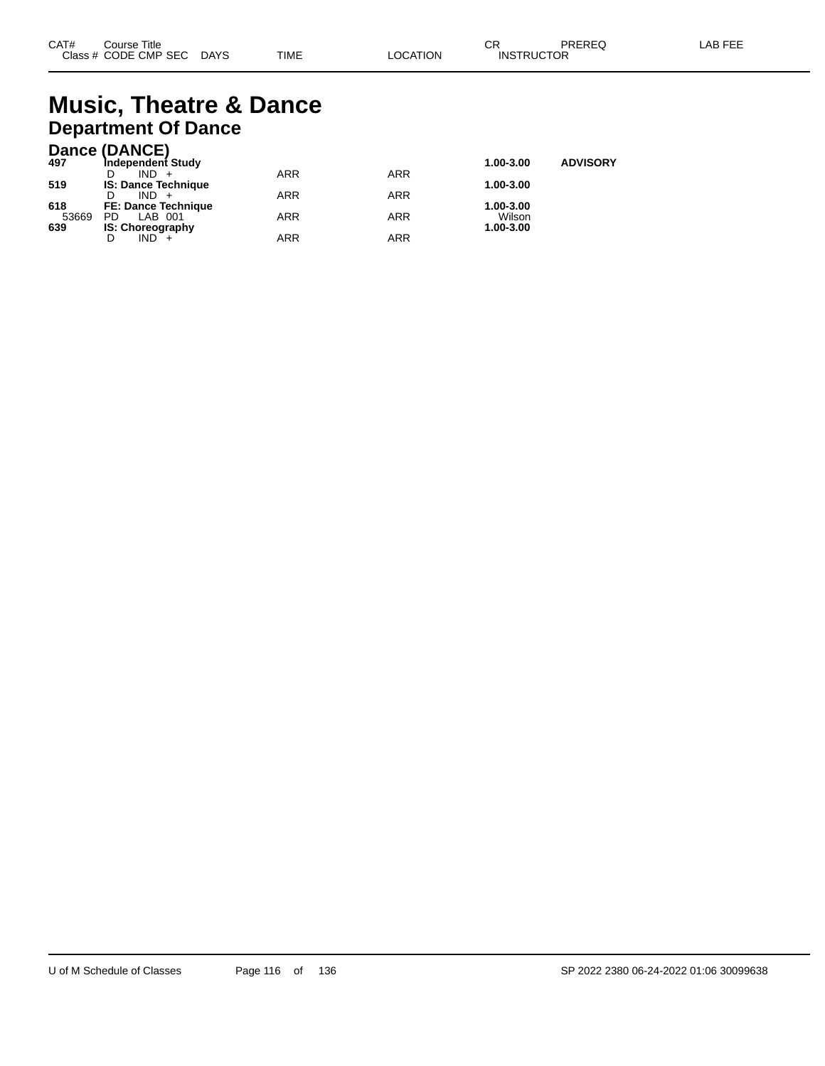# Music, Theatre & Dance

## Department Of Dance

### Dance (DANCE)

| CAT# Class # | Course Title CODE CMP SEC | DAYS | TIME | LOCATION | CR INSTRUCTOR | PREREQ | LAB FEE |
|---|---|---|---|---|---|---|---|
| **497** | **Independent Study** | | | | **1.00-3.00** | **ADVISORY** | |
| | D IND + | | ARR | ARR | | | |
| **519** | **IS: Dance Technique** | | | | **1.00-3.00** | | |
| | D IND + | | ARR | ARR | | | |
| **618** | **FE: Dance Technique** | | | | **1.00-3.00** | | |
| 53669 | PD LAB 001 | | ARR | ARR | Wilson | | |
| **639** | **IS: Choreography** | | | | **1.00-3.00** | | |
| | D IND + | | ARR | ARR | | | |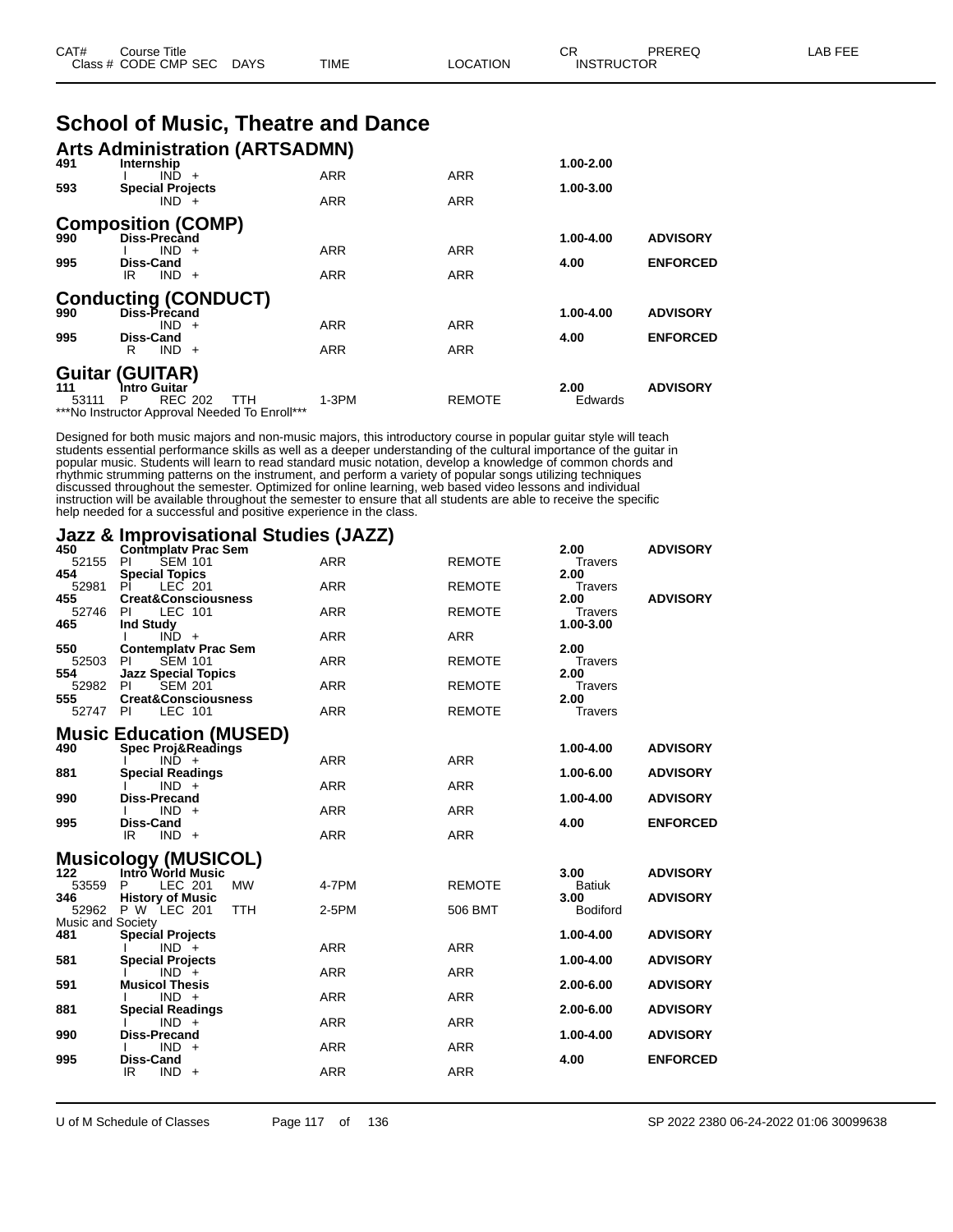| CAT# | Course Title | | | | | CR | PREREQ | LAB FEE |
|---|---|---|---|---|---|---|---|---|
| Class # | CODE CMP SEC | DAYS | TIME | LOCATION | INSTRUCTOR | | | |

# School of Music, Theatre and Dance

## Arts Administration (ARTSADMN)

| CAT# | Course Title / Class # CODE CMP SEC | DAYS | TIME | LOCATION | CR / INSTRUCTOR | PREREQ |
|---|---|---|---|---|---|---|
| 491 | Internship | | | | 1.00-2.00 | |
| | I IND + | | ARR | ARR | | |
| 593 | Special Projects | | | | 1.00-3.00 | |
| | IND + | | ARR | ARR | | |

## Composition (COMP)

| CAT# | Course Title / Class # CODE CMP SEC | DAYS | TIME | LOCATION | CR / INSTRUCTOR | PREREQ |
|---|---|---|---|---|---|---|
| 990 | Diss-Precand | | | | 1.00-4.00 | ADVISORY |
| | I IND + | | ARR | ARR | | |
| 995 | Diss-Cand | | | | 4.00 | ENFORCED |
| | IR IND + | | ARR | ARR | | |

## Conducting (CONDUCT)

| CAT# | Course Title / Class # CODE CMP SEC | DAYS | TIME | LOCATION | CR / INSTRUCTOR | PREREQ |
|---|---|---|---|---|---|---|
| 990 | Diss-Precand | | | | 1.00-4.00 | ADVISORY |
| | IND + | | ARR | ARR | | |
| 995 | Diss-Cand | | | | 4.00 | ENFORCED |
| | R IND + | | ARR | ARR | | |

## Guitar (GUITAR)

| CAT# | Course Title / Class # CODE CMP SEC | DAYS | TIME | LOCATION | CR / INSTRUCTOR | PREREQ |
|---|---|---|---|---|---|---|
| 111 | Intro Guitar | | | | 2.00 | ADVISORY |
| 53111 | P REC 202 | TTH | 1-3PM | REMOTE | Edwards | |

***No Instructor Approval Needed To Enroll***

Designed for both music majors and non-music majors, this introductory course in popular guitar style will teach students essential performance skills as well as a deeper understanding of the cultural importance of the guitar in popular music. Students will learn to read standard music notation, develop a knowledge of common chords and rhythmic strumming patterns on the instrument, and perform a variety of popular songs utilizing techniques discussed throughout the semester. Optimized for online learning, web based video lessons and individual instruction will be available throughout the semester to ensure that all students are able to receive the specific help needed for a successful and positive experience in the class.

## Jazz & Improvisational Studies (JAZZ)

| CAT# | Course Title / Class # CODE CMP SEC | DAYS | TIME | LOCATION | CR / INSTRUCTOR | PREREQ |
|---|---|---|---|---|---|---|
| 450 | Contmplatv Prac Sem | | | | 2.00 | ADVISORY |
| 52155 | PI SEM 101 | | ARR | REMOTE | Travers | |
| 454 | Special Topics | | | | 2.00 | |
| 52981 | PI LEC 201 | | ARR | REMOTE | Travers | |
| 455 | Creat&Consciousness | | | | 2.00 | ADVISORY |
| 52746 | PI LEC 101 | | ARR | REMOTE | Travers | |
| 465 | Ind Study | | | | 1.00-3.00 | |
| | I IND + | | ARR | ARR | | |
| 550 | Contemplatv Prac Sem | | | | 2.00 | |
| 52503 | PI SEM 101 | | ARR | REMOTE | Travers | |
| 554 | Jazz Special Topics | | | | 2.00 | |
| 52982 | PI SEM 201 | | ARR | REMOTE | Travers | |
| 555 | Creat&Consciousness | | | | 2.00 | |
| 52747 | PI LEC 101 | | ARR | REMOTE | Travers | |

## Music Education (MUSED)

| CAT# | Course Title / Class # CODE CMP SEC | DAYS | TIME | LOCATION | CR / INSTRUCTOR | PREREQ |
|---|---|---|---|---|---|---|
| 490 | Spec Proj&Readings | | | | 1.00-4.00 | ADVISORY |
| | I IND + | | ARR | ARR | | |
| 881 | Special Readings | | | | 1.00-6.00 | ADVISORY |
| | I IND + | | ARR | ARR | | |
| 990 | Diss-Precand | | | | 1.00-4.00 | ADVISORY |
| | I IND + | | ARR | ARR | | |
| 995 | Diss-Cand | | | | 4.00 | ENFORCED |
| | IR IND + | | ARR | ARR | | |

## Musicology (MUSICOL)

| CAT# | Course Title / Class # CODE CMP SEC | DAYS | TIME | LOCATION | CR / INSTRUCTOR | PREREQ |
|---|---|---|---|---|---|---|
| 122 | Intro World Music | | | | 3.00 | ADVISORY |
| 53559 | P LEC 201 | MW | 4-7PM | REMOTE | Batiuk | |
| 346 | History of Music | | | | 3.00 | ADVISORY |
| 52962 | P W LEC 201 | TTH | 2-5PM | 506 BMT | Bodiford | |
| Music and Society | | | | | | |
| 481 | Special Projects | | | | 1.00-4.00 | ADVISORY |
| | I IND + | | ARR | ARR | | |
| 581 | Special Projects | | | | 1.00-4.00 | ADVISORY |
| | I IND + | | ARR | ARR | | |
| 591 | Musicol Thesis | | | | 2.00-6.00 | ADVISORY |
| | I IND + | | ARR | ARR | | |
| 881 | Special Readings | | | | 2.00-6.00 | ADVISORY |
| | I IND + | | ARR | ARR | | |
| 990 | Diss-Precand | | | | 1.00-4.00 | ADVISORY |
| | I IND + | | ARR | ARR | | |
| 995 | Diss-Cand | | | | 4.00 | ENFORCED |
| | IR IND + | | ARR | ARR | | |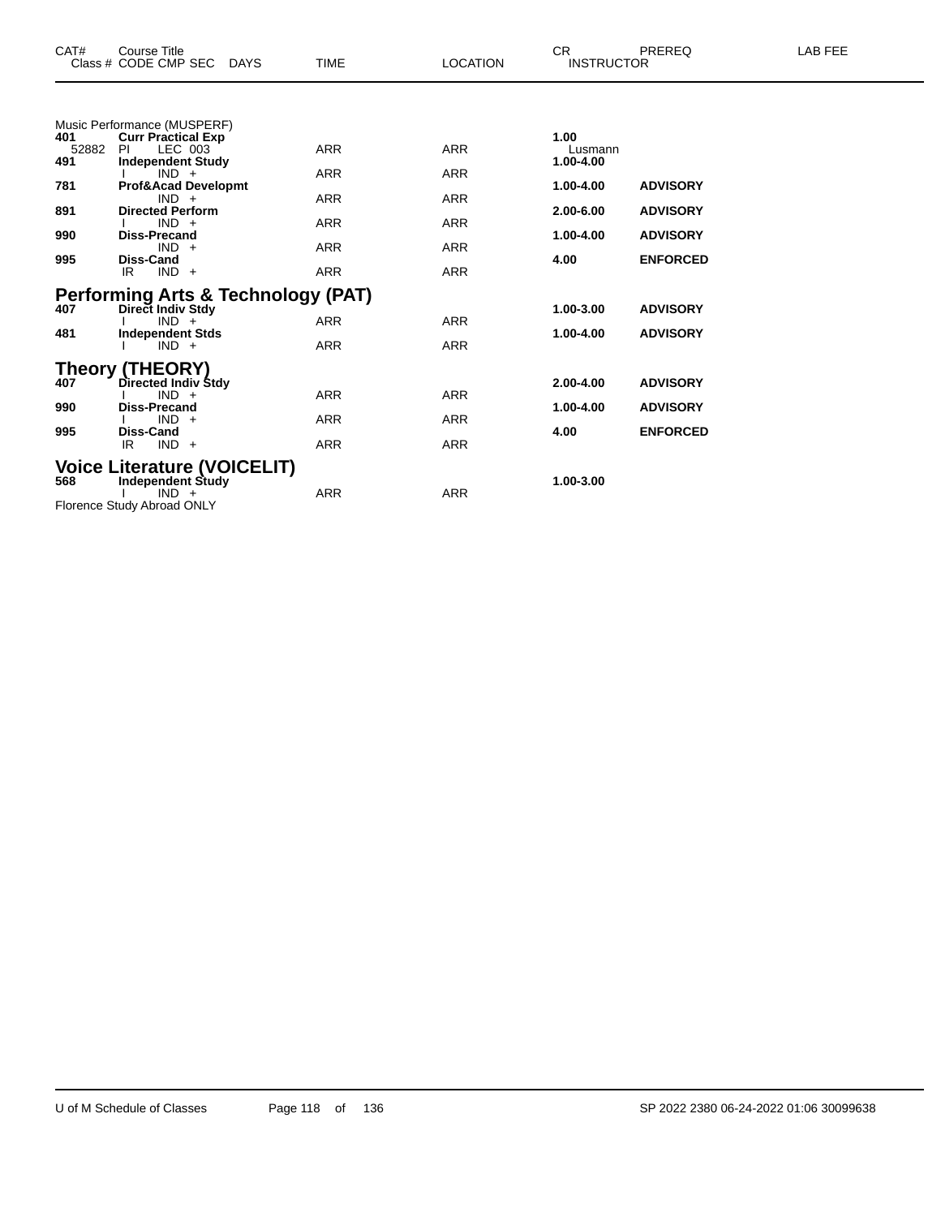| CAT# | Course Title / Class # CODE CMP SEC DAYS | TIME | LOCATION | CR / INSTRUCTOR | PREREQ | LAB FEE |
|---|---|---|---|---|---|---|

Music Performance (MUSPERF)

| CAT# | Course Title / Class # CODE CMP SEC DAYS | TIME | LOCATION | CR / INSTRUCTOR | PREREQ | LAB FEE |
|---|---|---|---|---|---|---|
| **401** | **Curr Practical Exp** | | | **1.00** | | |
| 52882 | PI LEC 003 | ARR | ARR | Lusmann | | |
| **491** | **Independent Study** | | | **1.00-4.00** | | |
| | I IND + | ARR | ARR | | | |
| **781** | **Prof&Acad Developmt** | | | **1.00-4.00** | **ADVISORY** | |
| | IND + | ARR | ARR | | | |
| **891** | **Directed Perform** | | | **2.00-6.00** | **ADVISORY** | |
| | I IND + | ARR | ARR | | | |
| **990** | **Diss-Precand** | | | **1.00-4.00** | **ADVISORY** | |
| | IND + | ARR | ARR | | | |
| **995** | **Diss-Cand** | | | **4.00** | **ENFORCED** | |
| | IR IND + | ARR | ARR | | | |

## Performing Arts & Technology (PAT)

| CAT# | Course Title / Class # CODE CMP SEC DAYS | TIME | LOCATION | CR / INSTRUCTOR | PREREQ | LAB FEE |
|---|---|---|---|---|---|---|
| **407** | **Direct Indiv Stdy** | | | **1.00-3.00** | **ADVISORY** | |
| | I IND + | ARR | ARR | | | |
| **481** | **Independent Stds** | | | **1.00-4.00** | **ADVISORY** | |
| | I IND + | ARR | ARR | | | |

## Theory (THEORY)

| CAT# | Course Title / Class # CODE CMP SEC DAYS | TIME | LOCATION | CR / INSTRUCTOR | PREREQ | LAB FEE |
|---|---|---|---|---|---|---|
| **407** | **Directed Indiv Stdy** | | | **2.00-4.00** | **ADVISORY** | |
| | I IND + | ARR | ARR | | | |
| **990** | **Diss-Precand** | | | **1.00-4.00** | **ADVISORY** | |
| | I IND + | ARR | ARR | | | |
| **995** | **Diss-Cand** | | | **4.00** | **ENFORCED** | |
| | IR IND + | ARR | ARR | | | |

## Voice Literature (VOICELIT)

| CAT# | Course Title / Class # CODE CMP SEC DAYS | TIME | LOCATION | CR / INSTRUCTOR | PREREQ | LAB FEE |
|---|---|---|---|---|---|---|
| **568** | **Independent Study** | | | **1.00-3.00** | | |
| | I IND + | ARR | ARR | | | |

Florence Study Abroad ONLY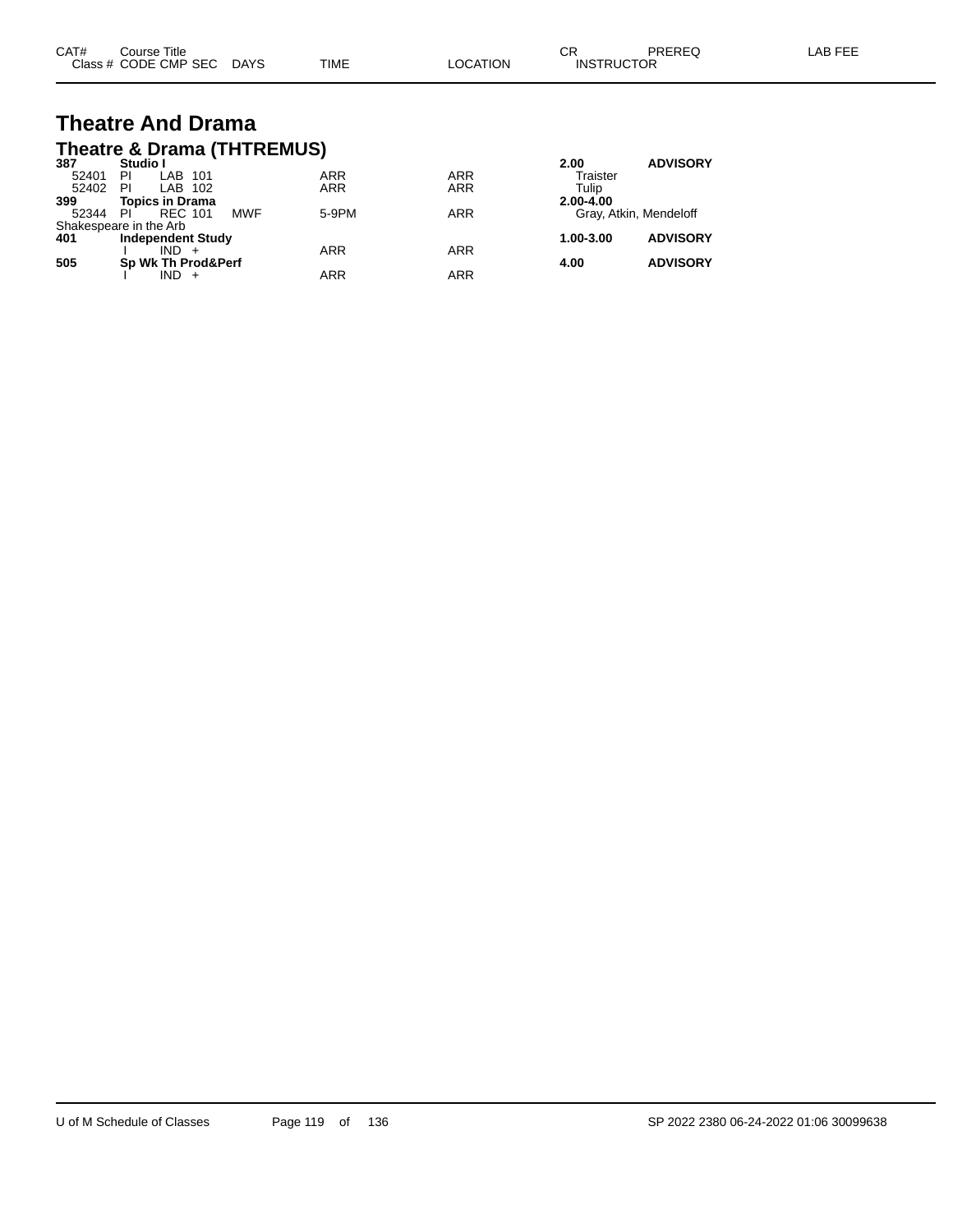| CAT# | Course Title | | | | | CR | PREREQ | LAB FEE |
|---|---|---|---|---|---|---|---|---|
| Class # | CODE | CMP SEC | DAYS | TIME | LOCATION | INSTRUCTOR | | |

# Theatre And Drama

## Theatre & Drama (THTREMUS)

| CAT# | Course Title | | | | | CR | PREREQ | LAB FEE |
|---|---|---|---|---|---|---|---|---|
| **387** | **Studio I** | | | | | **2.00** | **ADVISORY** | |
| 52401 | PI | LAB 101 | | ARR | ARR | Traister | | |
| 52402 | PI | LAB 102 | | ARR | ARR | Tulip | | |
| **399** | **Topics in Drama** | | | | | **2.00-4.00** | | |
| 52344 | PI | REC 101 | MWF | 5-9PM | ARR | Gray, Atkin, Mendeloff | | |
| Shakespeare in the Arb | | | | | | | | |
| **401** | **Independent Study** | | | | | **1.00-3.00** | **ADVISORY** | |
| | I | IND + | | ARR | ARR | | | |
| **505** | **Sp Wk Th Prod&Perf** | | | | | **4.00** | **ADVISORY** | |
| | I | IND + | | ARR | ARR | | | |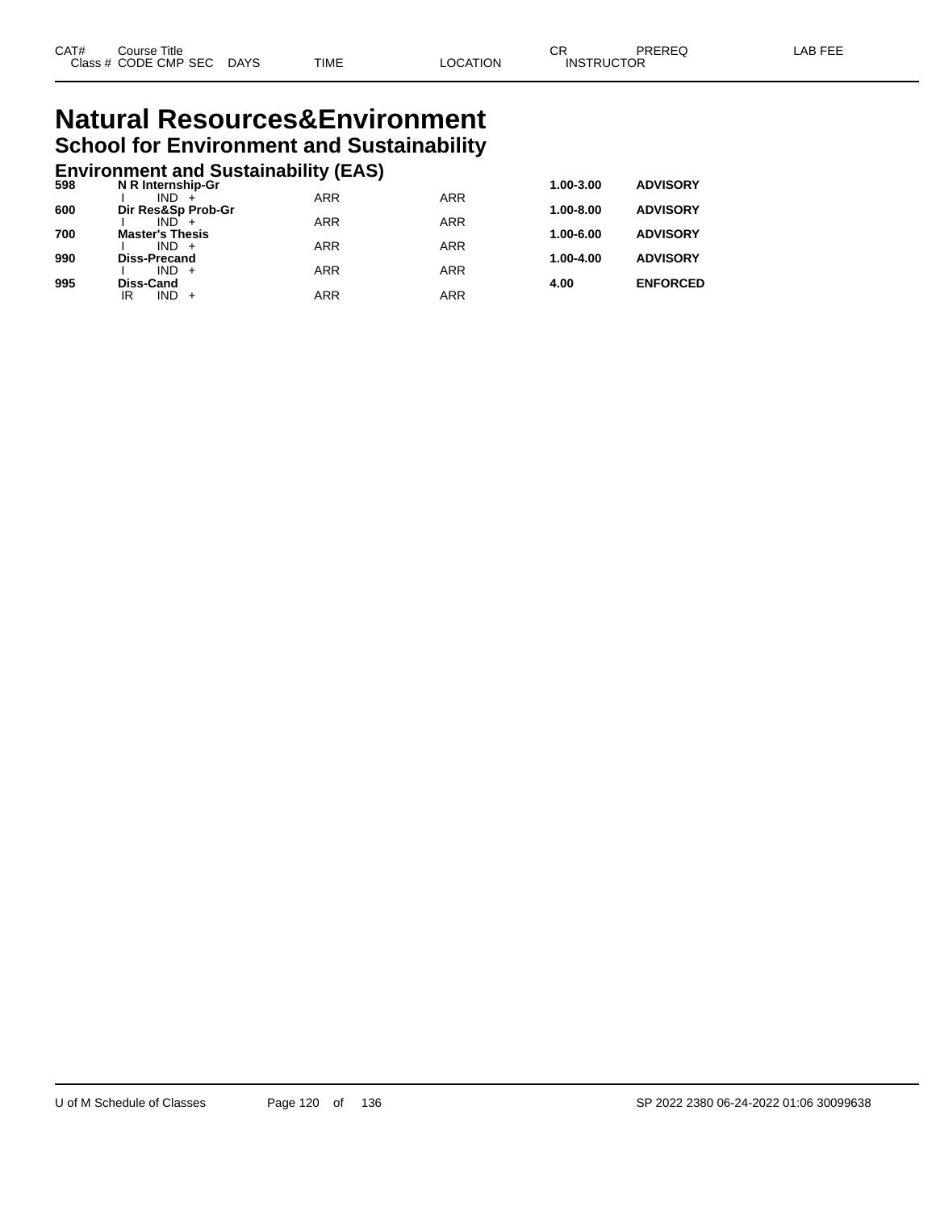# Natural Resources&Environment

## School for Environment and Sustainability

### Environment and Sustainability (EAS)

| CAT# | Course Title | | | | | CR | PREREQ | LAB FEE |
|---|---|---|---|---|---|---|---|---|
| Class # | CODE | CMP | SEC | DAYS | TIME | LOCATION | INSTRUCTOR | |
| **598** | **N R Internship-Gr** | | | | | **1.00-3.00** | **ADVISORY** | |
| | I | IND | + | | ARR | ARR | | |
| **600** | **Dir Res&Sp Prob-Gr** | | | | | **1.00-8.00** | **ADVISORY** | |
| | I | IND | + | | ARR | ARR | | |
| **700** | **Master's Thesis** | | | | | **1.00-6.00** | **ADVISORY** | |
| | I | IND | + | | ARR | ARR | | |
| **990** | **Diss-Precand** | | | | | **1.00-4.00** | **ADVISORY** | |
| | I | IND | + | | ARR | ARR | | |
| **995** | **Diss-Cand** | | | | | **4.00** | **ENFORCED** | |
| | IR | IND | + | | ARR | ARR | | |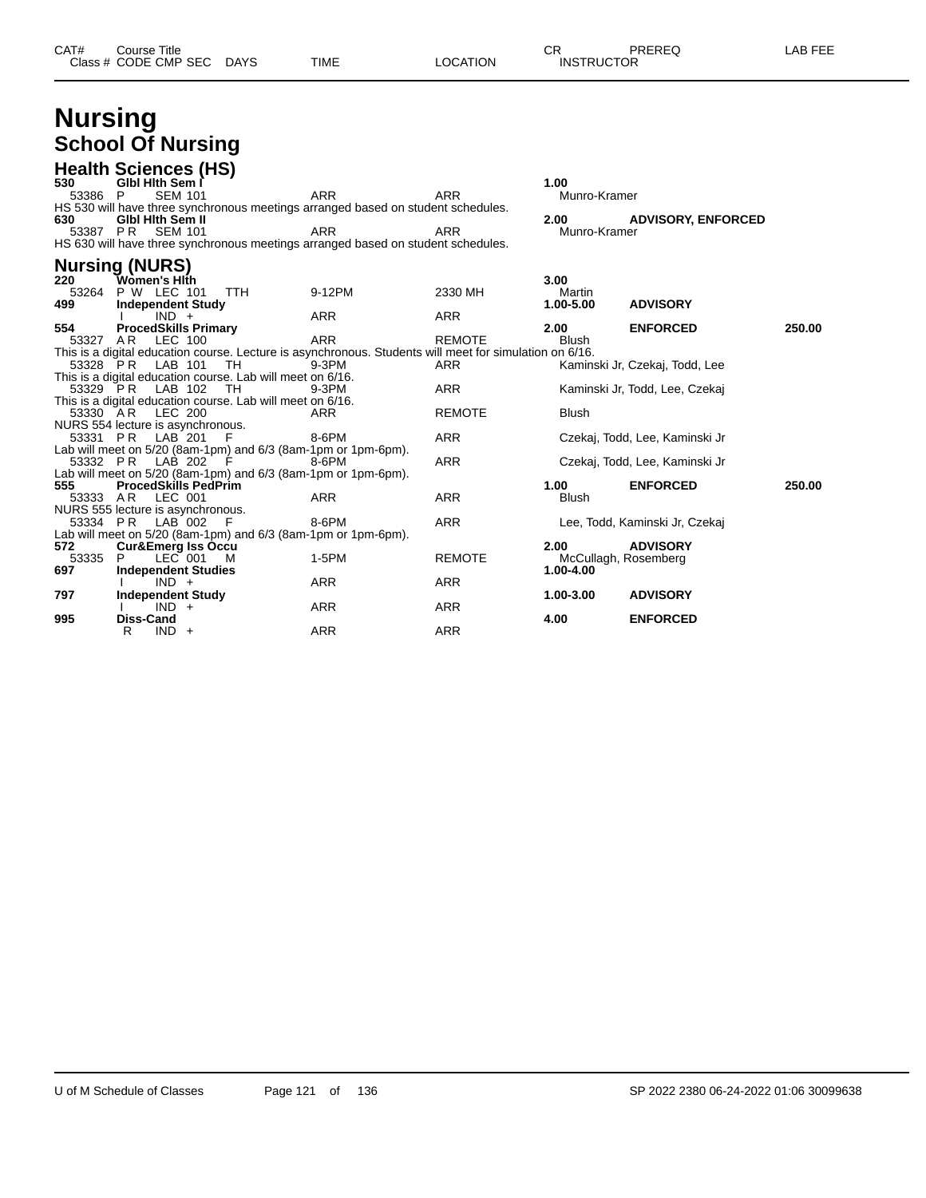| CAT# | Course Title | | | | CR | PREREQ | LAB FEE |
|---|---|---|---|---|---|---|---|
| Class # | CODE CMP SEC | DAYS | TIME | LOCATION | INSTRUCTOR | | |

# Nursing

## School Of Nursing

### Health Sciences (HS)

| CAT# | Course Title | | | | CR | PREREQ | LAB FEE |
|---|---|---|---|---|---|---|---|
| **530** | **Glbl Hlth Sem I** | | | | **1.00** | | |
| 53386 | P SEM 101 | | ARR | ARR | Munro-Kramer | | |
| HS 530 will have three synchronous meetings arranged based on student schedules. | | | | | | | |
| **630** | **Glbl Hlth Sem II** | | | | **2.00** | **ADVISORY, ENFORCED** | |
| 53387 | P R SEM 101 | | ARR | ARR | Munro-Kramer | | |
| HS 630 will have three synchronous meetings arranged based on student schedules. | | | | | | | |

### Nursing (NURS)

| CAT# | Course Title | | | | CR | PREREQ | LAB FEE |
|---|---|---|---|---|---|---|---|
| **220** | **Women's Hlth** | | | | **3.00** | | |
| 53264 | P W LEC 101 | TTH | 9-12PM | 2330 MH | Martin | | |
| **499** | **Independent Study** | | | | **1.00-5.00** | **ADVISORY** | |
| | I IND + | | ARR | ARR | | | |
| **554** | **ProcedSkills Primary** | | | | **2.00** | **ENFORCED** | **250.00** |
| 53327 | A R LEC 100 | | ARR | REMOTE | Blush | | |
| This is a digital education course. Lecture is asynchronous. Students will meet for simulation on 6/16. | | | | | | | |
| 53328 | P R LAB 101 | TH | 9-3PM | ARR | Kaminski Jr, Czekaj, Todd, Lee | | |
| This is a digital education course. Lab will meet on 6/16. | | | | | | | |
| 53329 | P R LAB 102 | TH | 9-3PM | ARR | Kaminski Jr, Todd, Lee, Czekaj | | |
| This is a digital education course. Lab will meet on 6/16. | | | | | | | |
| 53330 | A R LEC 200 | | ARR | REMOTE | Blush | | |
| NURS 554 lecture is asynchronous. | | | | | | | |
| 53331 | P R LAB 201 | F | 8-6PM | ARR | Czekaj, Todd, Lee, Kaminski Jr | | |
| Lab will meet on 5/20 (8am-1pm) and 6/3 (8am-1pm or 1pm-6pm). | | | | | | | |
| 53332 | P R LAB 202 | F | 8-6PM | ARR | Czekaj, Todd, Lee, Kaminski Jr | | |
| Lab will meet on 5/20 (8am-1pm) and 6/3 (8am-1pm or 1pm-6pm). | | | | | | | |
| **555** | **ProcedSkills PedPrim** | | | | **1.00** | **ENFORCED** | **250.00** |
| 53333 | A R LEC 001 | | ARR | ARR | Blush | | |
| NURS 555 lecture is asynchronous. | | | | | | | |
| 53334 | P R LAB 002 | F | 8-6PM | ARR | Lee, Todd, Kaminski Jr, Czekaj | | |
| Lab will meet on 5/20 (8am-1pm) and 6/3 (8am-1pm or 1pm-6pm). | | | | | | | |
| **572** | **Cur&Emerg Iss Occu** | | | | **2.00** | **ADVISORY** | |
| 53335 | P LEC 001 | M | 1-5PM | REMOTE | McCullagh, Rosemberg | | |
| **697** | **Independent Studies** | | | | **1.00-4.00** | | |
| | I IND + | | ARR | ARR | | | |
| **797** | **Independent Study** | | | | **1.00-3.00** | **ADVISORY** | |
| | I IND + | | ARR | ARR | | | |
| **995** | **Diss-Cand** | | | | **4.00** | **ENFORCED** | |
| | R IND + | | ARR | ARR | | | |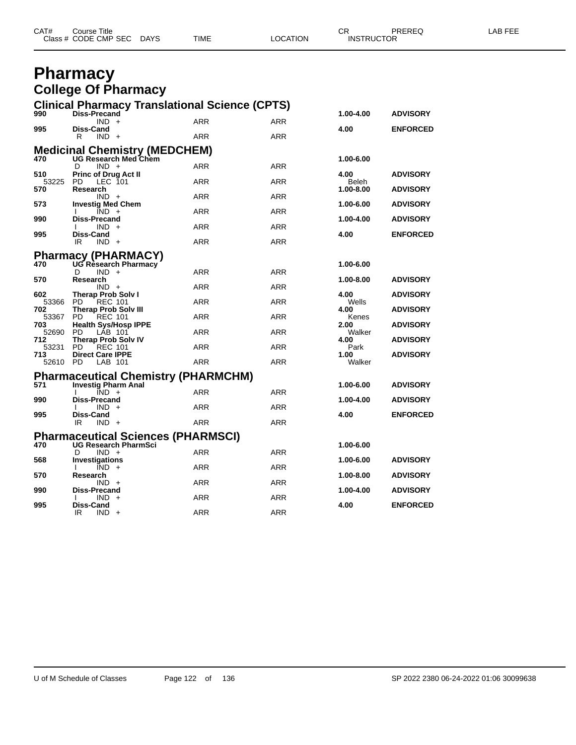# Pharmacy

## College Of Pharmacy

### Clinical Pharmacy Translational Science (CPTS)

| CAT# | Course Title / Class # CODE CMP SEC DAYS | TIME | LOCATION | CR / INSTRUCTOR | PREREQ | LAB FEE |
|---|---|---|---|---|---|---|
| 990 | Diss-Precand | | | 1.00-4.00 | ADVISORY | |
| | IND + | ARR | ARR | | | |
| 995 | Diss-Cand | | | 4.00 | ENFORCED | |
| | R IND + | ARR | ARR | | | |

### Medicinal Chemistry (MEDCHEM)

| CAT# | Course Title / Class # CODE CMP SEC DAYS | TIME | LOCATION | CR / INSTRUCTOR | PREREQ | LAB FEE |
|---|---|---|---|---|---|---|
| 470 | UG Research Med Chem | | | 1.00-6.00 | | |
| | D IND + | ARR | ARR | | | |
| 510 | Princ of Drug Act II | | | 4.00 | ADVISORY | |
| 53225 | PD LEC 101 | ARR | ARR | Beleh | | |
| 570 | Research | | | 1.00-8.00 | ADVISORY | |
| | IND + | ARR | ARR | | | |
| 573 | Investig Med Chem | | | 1.00-6.00 | ADVISORY | |
| | I IND + | ARR | ARR | | | |
| 990 | Diss-Precand | | | 1.00-4.00 | ADVISORY | |
| | I IND + | ARR | ARR | | | |
| 995 | Diss-Cand | | | 4.00 | ENFORCED | |
| | IR IND + | ARR | ARR | | | |

### Pharmacy (PHARMACY)

| CAT# | Course Title / Class # CODE CMP SEC DAYS | TIME | LOCATION | CR / INSTRUCTOR | PREREQ | LAB FEE |
|---|---|---|---|---|---|---|
| 470 | UG Research Pharmacy | | | 1.00-6.00 | | |
| | D IND + | ARR | ARR | | | |
| 570 | Research | | | 1.00-8.00 | ADVISORY | |
| | IND + | ARR | ARR | | | |
| 602 | Therap Prob Solv I | | | 4.00 | ADVISORY | |
| 53366 | PD REC 101 | ARR | ARR | Wells | | |
| 702 | Therap Prob Solv III | | | 4.00 | ADVISORY | |
| 53367 | PD REC 101 | ARR | ARR | Kenes | | |
| 703 | Health Sys/Hosp IPPE | | | 2.00 | ADVISORY | |
| 52690 | PD LAB 101 | ARR | ARR | Walker | | |
| 712 | Therap Prob Solv IV | | | 4.00 | ADVISORY | |
| 53231 | PD REC 101 | ARR | ARR | Park | | |
| 713 | Direct Care IPPE | | | 1.00 | ADVISORY | |
| 52610 | PD LAB 101 | ARR | ARR | Walker | | |

### Pharmaceutical Chemistry (PHARMCHM)

| CAT# | Course Title / Class # CODE CMP SEC DAYS | TIME | LOCATION | CR / INSTRUCTOR | PREREQ | LAB FEE |
|---|---|---|---|---|---|---|
| 571 | Investig Pharm Anal | | | 1.00-6.00 | ADVISORY | |
| | I IND + | ARR | ARR | | | |
| 990 | Diss-Precand | | | 1.00-4.00 | ADVISORY | |
| | I IND + | ARR | ARR | | | |
| 995 | Diss-Cand | | | 4.00 | ENFORCED | |
| | IR IND + | ARR | ARR | | | |

### Pharmaceutical Sciences (PHARMSCI)

| CAT# | Course Title / Class # CODE CMP SEC DAYS | TIME | LOCATION | CR / INSTRUCTOR | PREREQ | LAB FEE |
|---|---|---|---|---|---|---|
| 470 | UG Research PharmSci | | | 1.00-6.00 | | |
| | D IND + | ARR | ARR | | | |
| 568 | Investigations | | | 1.00-6.00 | ADVISORY | |
| | I IND + | ARR | ARR | | | |
| 570 | Research | | | 1.00-8.00 | ADVISORY | |
| | IND + | ARR | ARR | | | |
| 990 | Diss-Precand | | | 1.00-4.00 | ADVISORY | |
| | I IND + | ARR | ARR | | | |
| 995 | Diss-Cand | | | 4.00 | ENFORCED | |
| | IR IND + | ARR | ARR | | | |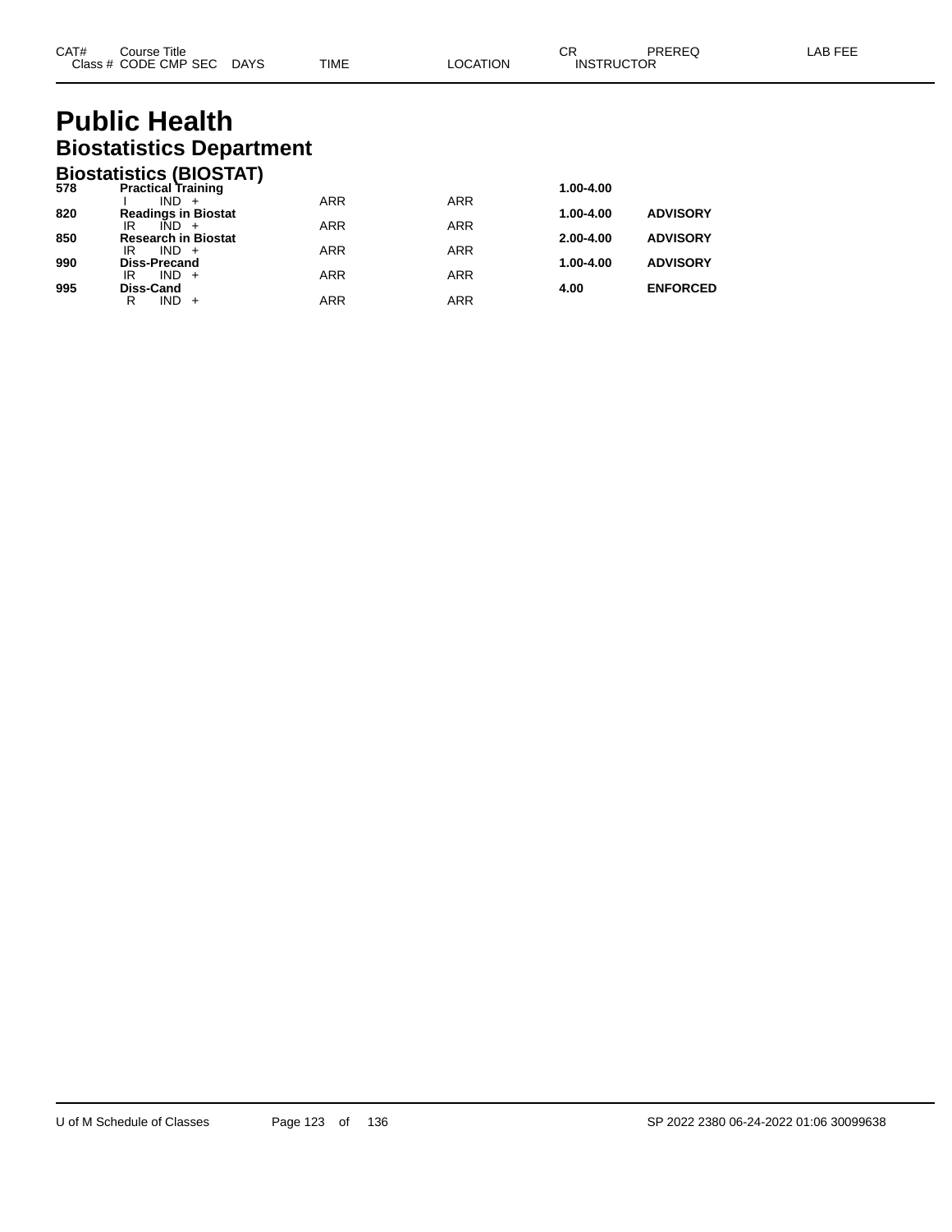| CAT# | Course Title | | | | | CR | PREREQ | LAB FEE |
|---|---|---|---|---|---|---|---|---|
| | Class # CODE CMP SEC | DAYS | TIME | LOCATION | INSTRUCTOR | | | |

# Public Health

## Biostatistics Department

### Biostatistics (BIOSTAT)

| CAT# | Course Title / Class # CODE CMP SEC | DAYS | TIME | LOCATION | CR | PREREQ |
|---|---|---|---|---|---|---|
| **578** | **Practical Training** | | | | **1.00-4.00** | |
| | I IND + | | ARR | ARR | | |
| **820** | **Readings in Biostat** | | | | **1.00-4.00** | **ADVISORY** |
| | IR IND + | | ARR | ARR | | |
| **850** | **Research in Biostat** | | | | **2.00-4.00** | **ADVISORY** |
| | IR IND + | | ARR | ARR | | |
| **990** | **Diss-Precand** | | | | **1.00-4.00** | **ADVISORY** |
| | IR IND + | | ARR | ARR | | |
| **995** | **Diss-Cand** | | | | **4.00** | **ENFORCED** |
| | R IND + | | ARR | ARR | | |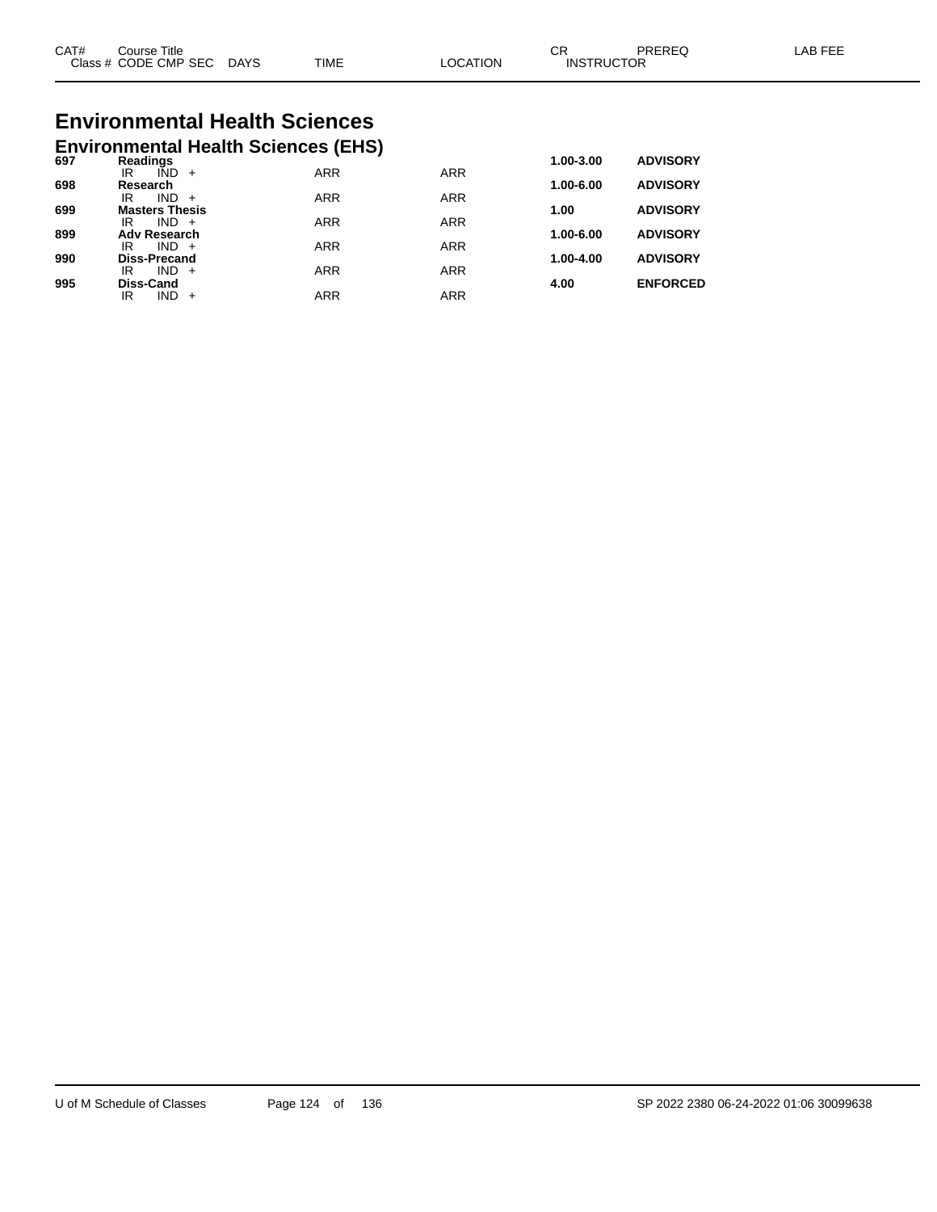| CAT# | Course Title<br>Class # CODE CMP SEC DAYS | TIME | LOCATION | CR<br>INSTRUCTOR | PREREQ | LAB FEE |
|---|---|---|---|---|---|---|

# Environmental Health Sciences

## Environmental Health Sciences (EHS)

| CAT# | Course Title / Class # CODE CMP SEC DAYS | TIME | LOCATION | CR / INSTRUCTOR | PREREQ | LAB FEE |
|---|---|---|---|---|---|---|
| **697** | **Readings** | | | **1.00-3.00** | **ADVISORY** | |
| | IR IND + | ARR | ARR | | | |
| **698** | **Research** | | | **1.00-6.00** | **ADVISORY** | |
| | IR IND + | ARR | ARR | | | |
| **699** | **Masters Thesis** | | | **1.00** | **ADVISORY** | |
| | IR IND + | ARR | ARR | | | |
| **899** | **Adv Research** | | | **1.00-6.00** | **ADVISORY** | |
| | IR IND + | ARR | ARR | | | |
| **990** | **Diss-Precand** | | | **1.00-4.00** | **ADVISORY** | |
| | IR IND + | ARR | ARR | | | |
| **995** | **Diss-Cand** | | | **4.00** | **ENFORCED** | |
| | IR IND + | ARR | ARR | | | |

U of M Schedule of Classes SP 2022 2380 06-24-2022 01:06 30099638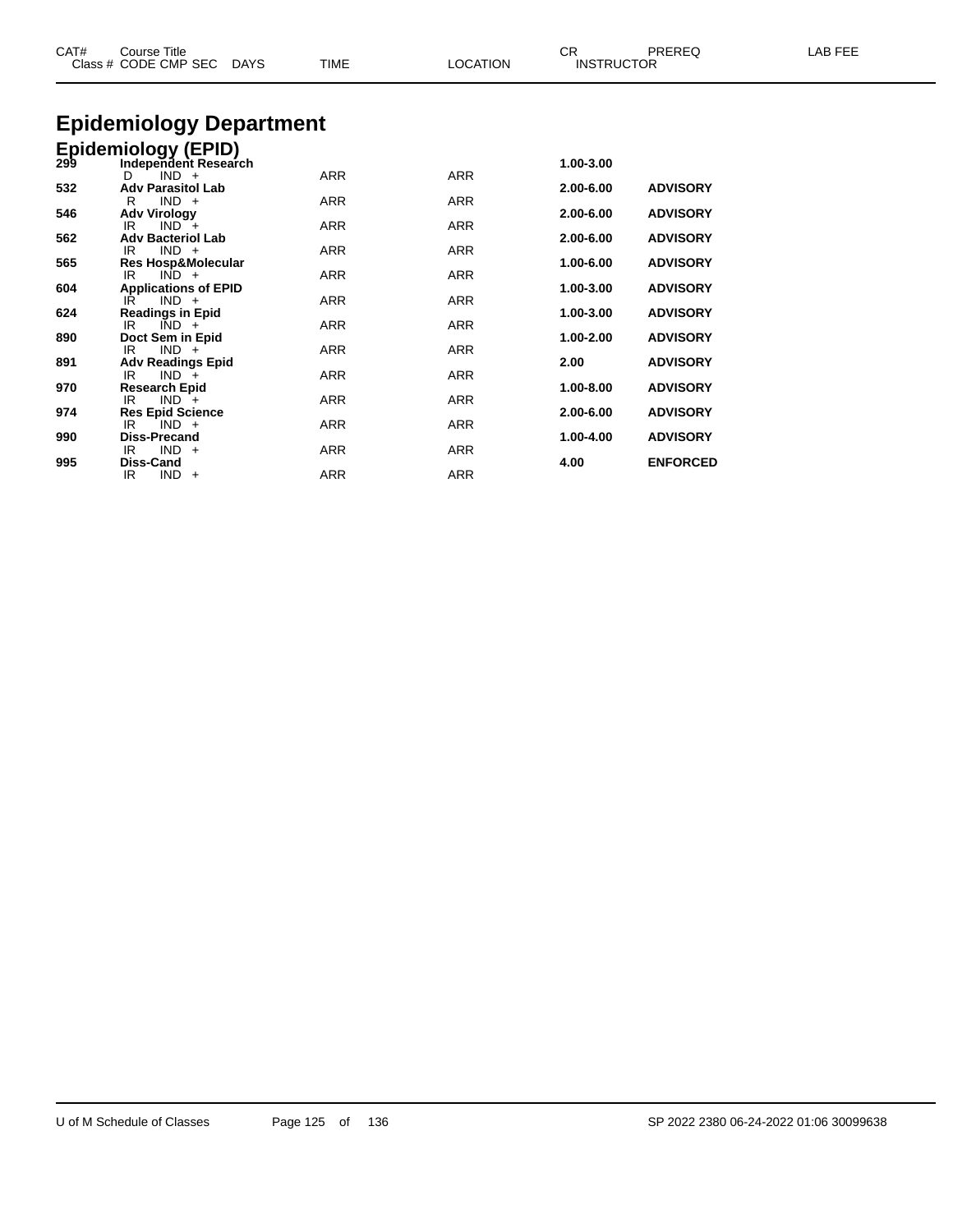| CAT# | Course Title<br>Class # CODE CMP SEC DAYS | TIME | LOCATION | CR<br>INSTRUCTOR | PREREQ | LAB FEE |
|---|---|---|---|---|---|---|

# Epidemiology Department

## Epidemiology (EPID)

| CAT# | Course Title / Class # CODE CMP SEC DAYS | TIME | LOCATION | CR / INSTRUCTOR | PREREQ | LAB FEE |
|---|---|---|---|---|---|---|
| **299** | **Independent Research** | | | **1.00-3.00** | | |
| | D IND + | ARR | ARR | | | |
| **532** | **Adv Parasitol Lab** | | | **2.00-6.00** | **ADVISORY** | |
| | R IND + | ARR | ARR | | | |
| **546** | **Adv Virology** | | | **2.00-6.00** | **ADVISORY** | |
| | IR IND + | ARR | ARR | | | |
| **562** | **Adv Bacteriol Lab** | | | **2.00-6.00** | **ADVISORY** | |
| | IR IND + | ARR | ARR | | | |
| **565** | **Res Hosp&Molecular** | | | **1.00-6.00** | **ADVISORY** | |
| | IR IND + | ARR | ARR | | | |
| **604** | **Applications of EPID** | | | **1.00-3.00** | **ADVISORY** | |
| | IR IND + | ARR | ARR | | | |
| **624** | **Readings in Epid** | | | **1.00-3.00** | **ADVISORY** | |
| | IR IND + | ARR | ARR | | | |
| **890** | **Doct Sem in Epid** | | | **1.00-2.00** | **ADVISORY** | |
| | IR IND + | ARR | ARR | | | |
| **891** | **Adv Readings Epid** | | | **2.00** | **ADVISORY** | |
| | IR IND + | ARR | ARR | | | |
| **970** | **Research Epid** | | | **1.00-8.00** | **ADVISORY** | |
| | IR IND + | ARR | ARR | | | |
| **974** | **Res Epid Science** | | | **2.00-6.00** | **ADVISORY** | |
| | IR IND + | ARR | ARR | | | |
| **990** | **Diss-Precand** | | | **1.00-4.00** | **ADVISORY** | |
| | IR IND + | ARR | ARR | | | |
| **995** | **Diss-Cand** | | | **4.00** | **ENFORCED** | |
| | IR IND + | ARR | ARR | | | |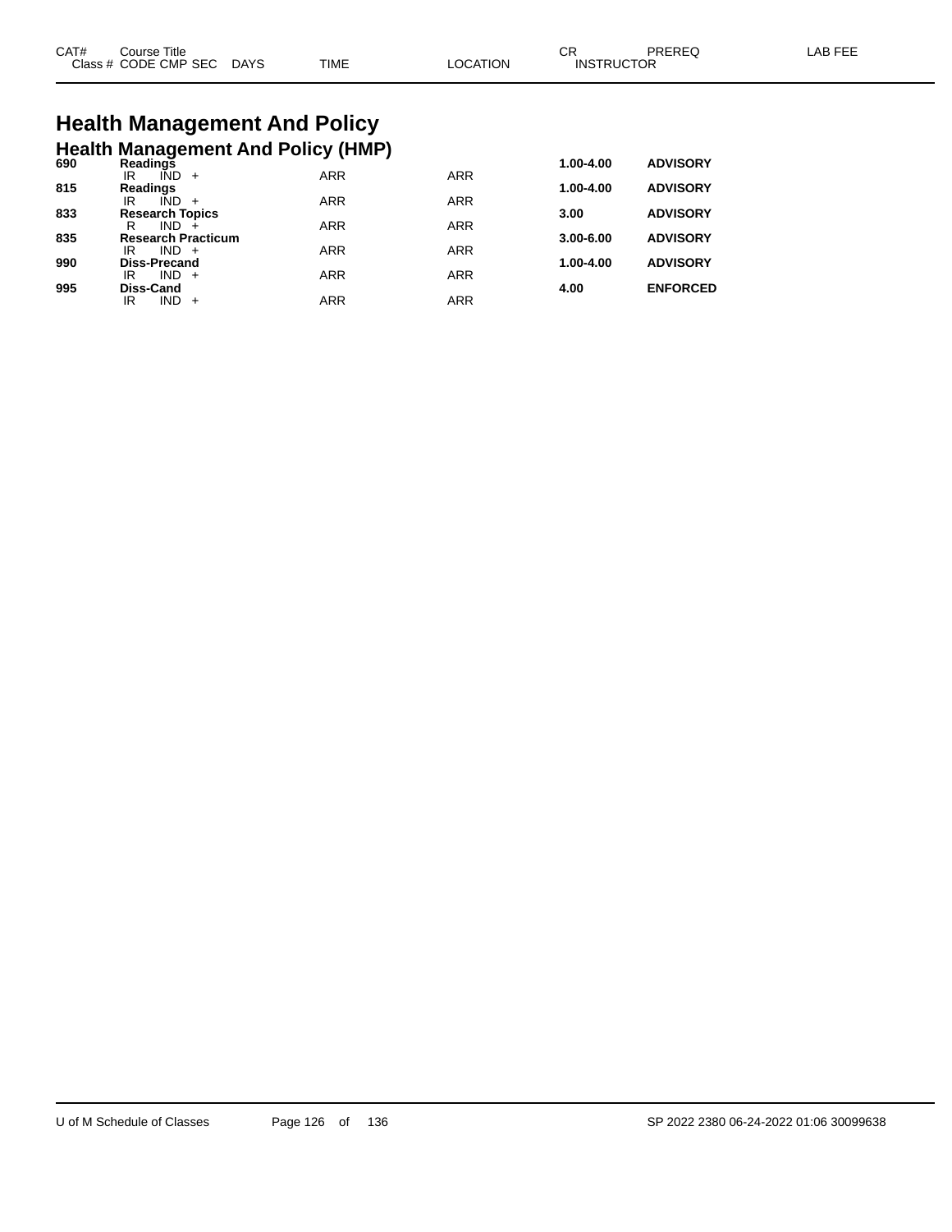| CAT# | Course Title | | | | | | CR | PREREQ | LAB FEE |
|---|---|---|---|---|---|---|---|---|---|
| Class # | CODE | CMP | SEC | DAYS | TIME | LOCATION | INSTRUCTOR | | |

# Health Management And Policy

## Health Management And Policy (HMP)

| CAT# | Course Title / Class # CODE CMP SEC DAYS | TIME | LOCATION | CR | PREREQ |
|---|---|---|---|---|---|
| **690** | **Readings** | | | **1.00-4.00** | **ADVISORY** |
| | IR IND + | ARR | ARR | | |
| **815** | **Readings** | | | **1.00-4.00** | **ADVISORY** |
| | IR IND + | ARR | ARR | | |
| **833** | **Research Topics** | | | **3.00** | **ADVISORY** |
| | R IND + | ARR | ARR | | |
| **835** | **Research Practicum** | | | **3.00-6.00** | **ADVISORY** |
| | IR IND + | ARR | ARR | | |
| **990** | **Diss-Precand** | | | **1.00-4.00** | **ADVISORY** |
| | IR IND + | ARR | ARR | | |
| **995** | **Diss-Cand** | | | **4.00** | **ENFORCED** |
| | IR IND + | ARR | ARR | | |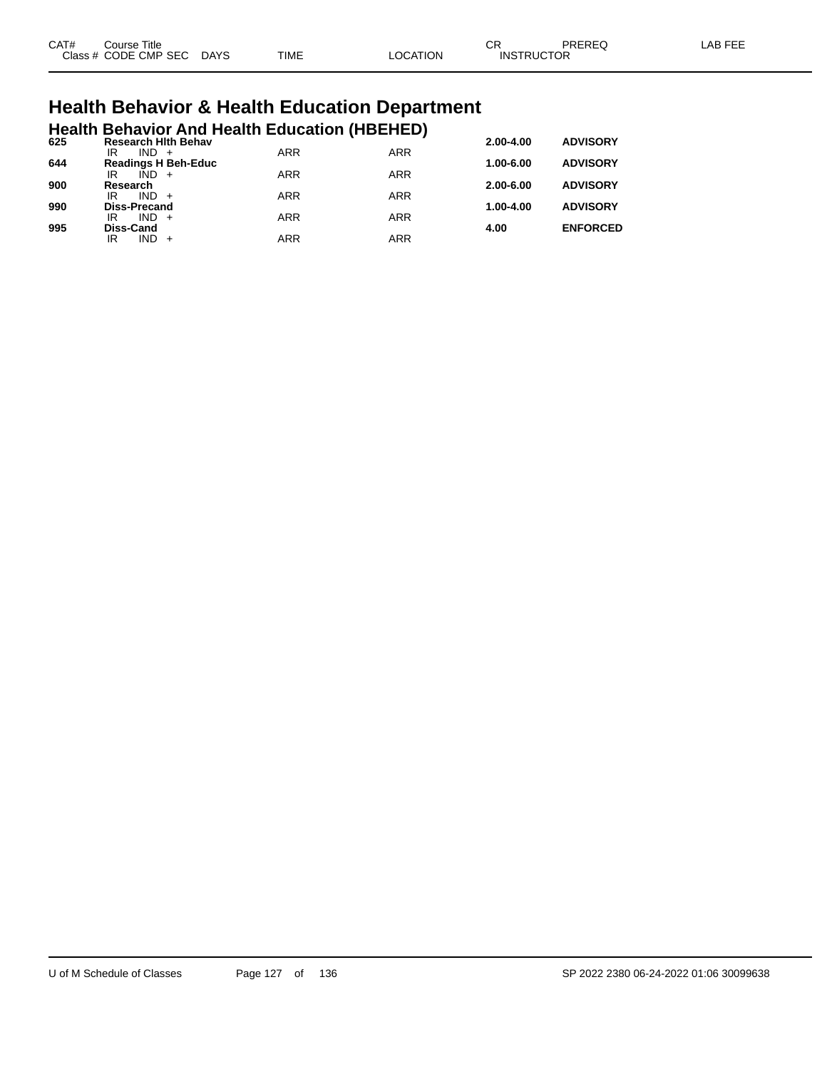# Health Behavior & Health Education Department

## Health Behavior And Health Education (HBEHED)

| CAT# | Course Title | | | | CR | PREREQ |
|---|---|---|---|---|---|---|
| Class # | CODE CMP SEC | DAYS | TIME | LOCATION | INSTRUCTOR | LAB FEE |
| **625** | **Research Hlth Behav** | | | | **2.00-4.00** | **ADVISORY** |
| | IR IND + | | ARR | ARR | | |
| **644** | **Readings H Beh-Educ** | | | | **1.00-6.00** | **ADVISORY** |
| | IR IND + | | ARR | ARR | | |
| **900** | **Research** | | | | **2.00-6.00** | **ADVISORY** |
| | IR IND + | | ARR | ARR | | |
| **990** | **Diss-Precand** | | | | **1.00-4.00** | **ADVISORY** |
| | IR IND + | | ARR | ARR | | |
| **995** | **Diss-Cand** | | | | **4.00** | **ENFORCED** |
| | IR IND + | | ARR | ARR | | |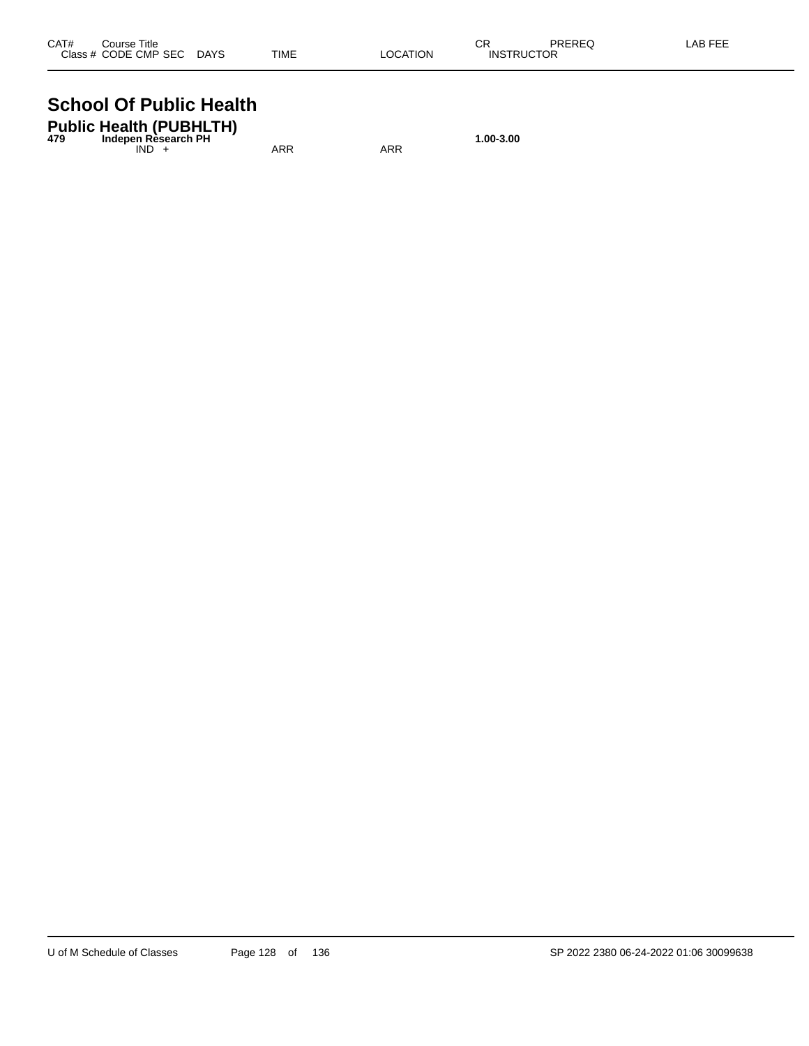| CAT# | Course Title |  |  |  | CR | PREREQ | LAB FEE |
|---|---|---|---|---|---|---|---|
| Class # | CODE CMP SEC | DAYS | TIME | LOCATION | INSTRUCTOR |  |  |

# School Of Public Health

## Public Health (PUBHLTH)

| CAT# | Course Title |  |  |  | CR | PREREQ | LAB FEE |
|---|---|---|---|---|---|---|---|
| **479** | **Indepen Research PH** |  |  |  | **1.00-3.00** |  |  |
|  | IND + |  | ARR | ARR |  |  |  |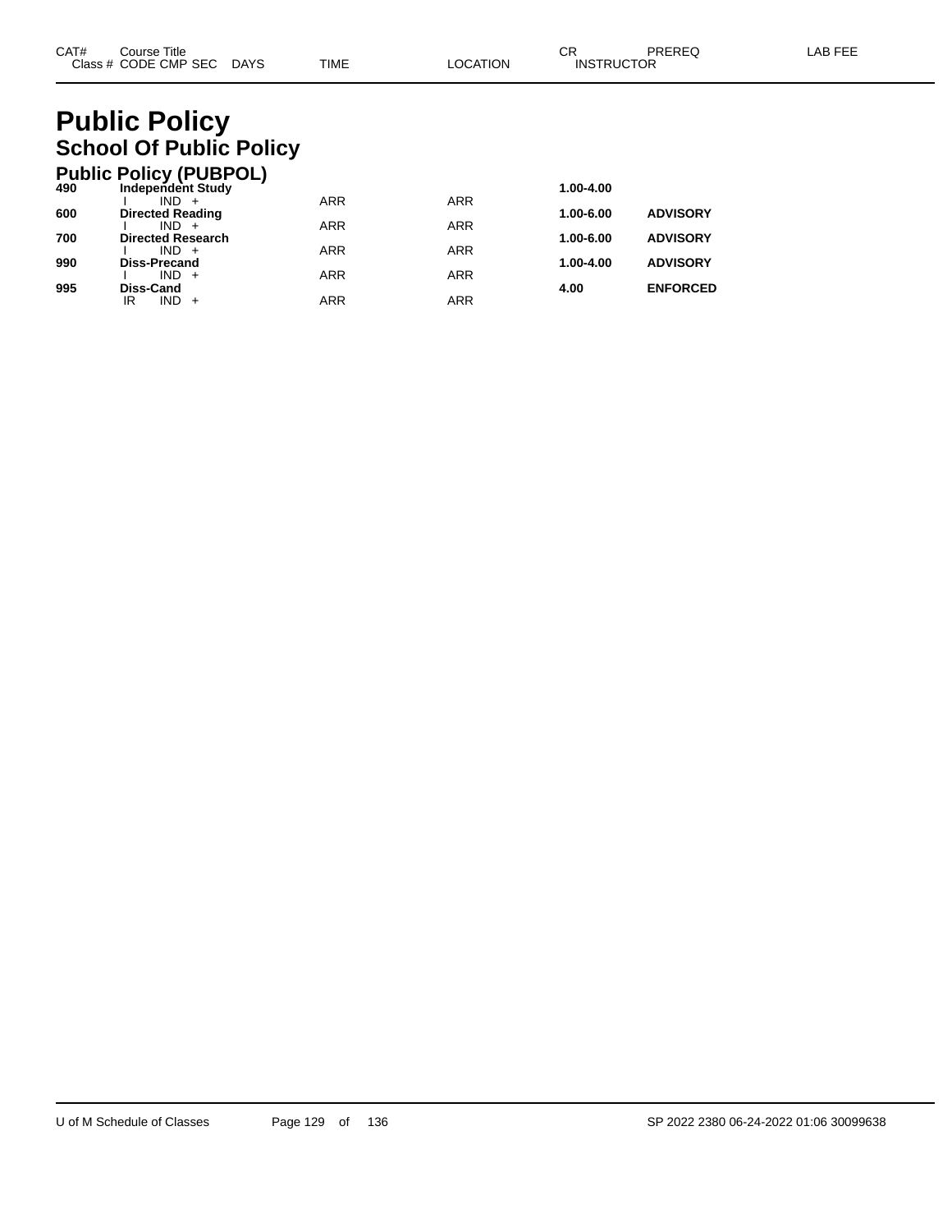| CAT# | Course Title<br>Class # CODE CMP SEC DAYS | TIME | LOCATION | CR<br>INSTRUCTOR | PREREQ | LAB FEE |
|---|---|---|---|---|---|---|

# Public Policy

## School Of Public Policy

### Public Policy (PUBPOL)

| CAT# | Course Title / Class # CODE CMP SEC DAYS | TIME | LOCATION | CR / INSTRUCTOR | PREREQ | LAB FEE |
|---|---|---|---|---|---|---|
| **490** | **Independent Study** | | | **1.00-4.00** | | |
| | I IND + | ARR | ARR | | | |
| **600** | **Directed Reading** | | | **1.00-6.00** | **ADVISORY** | |
| | I IND + | ARR | ARR | | | |
| **700** | **Directed Research** | | | **1.00-6.00** | **ADVISORY** | |
| | I IND + | ARR | ARR | | | |
| **990** | **Diss-Precand** | | | **1.00-4.00** | **ADVISORY** | |
| | I IND + | ARR | ARR | | | |
| **995** | **Diss-Cand** | | | **4.00** | **ENFORCED** | |
| | IR IND + | ARR | ARR | | | |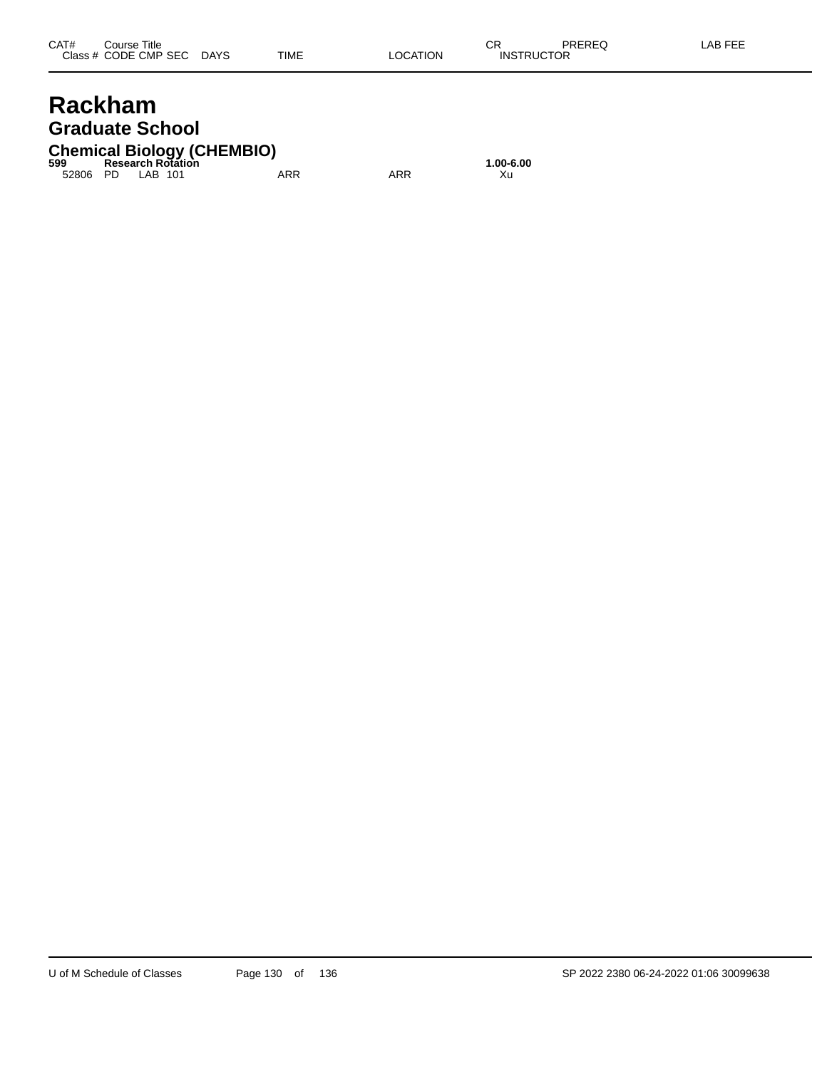| CAT# | Course Title | | | | | | | CR | PREREQ | LAB FEE |
|---|---|---|---|---|---|---|---|---|---|---|
| Class # | CODE | CMP | SEC | DAYS | TIME | LOCATION | INSTRUCTOR | | | |

# Rackham

## Graduate School

### Chemical Biology (CHEMBIO)

| CAT# | Course Title | | | | | | | CR | PREREQ | LAB FEE |
|---|---|---|---|---|---|---|---|---|---|---|
| **599** | **Research Rotation** | | | | | | | **1.00-6.00** | | |
| 52806 | PD | LAB | 101 | | ARR | ARR | Xu | | | |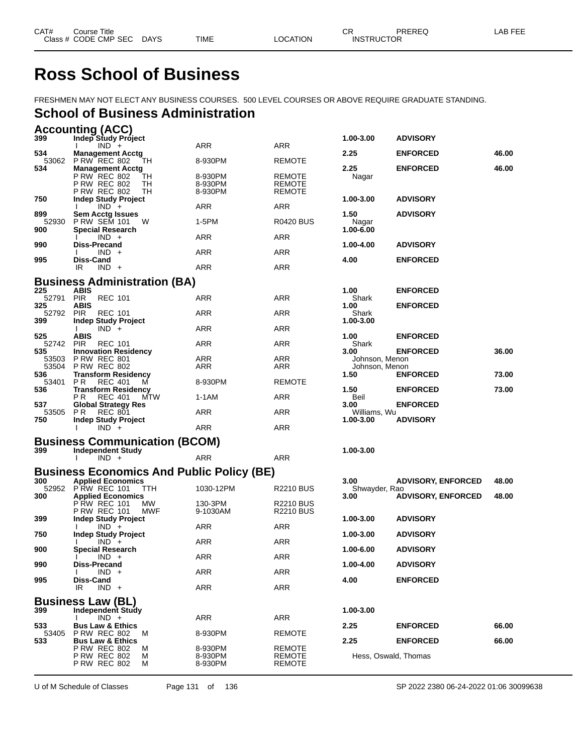# Ross School of Business

FRESHMEN MAY NOT ELECT ANY BUSINESS COURSES. 500 LEVEL COURSES OR ABOVE REQUIRE GRADUATE STANDING.

## School of Business Administration

### Accounting (ACC)

| CAT# / Class # | Course Title / CODE CMP SEC | DAYS | TIME | LOCATION | CR / INSTRUCTOR | PREREQ | LAB FEE |
|---|---|---|---|---|---|---|---|
| **399** | **Indep Study Project** | | | | **1.00-3.00** | **ADVISORY** | |
| | I IND + | | ARR | ARR | | | |
| **534** | **Management Acctg** | | | | **2.25** | **ENFORCED** | **46.00** |
| 53062 | P RW REC 802 | TH | 8-930PM | REMOTE | | | |
| **534** | **Management Acctg** | | | | **2.25** | **ENFORCED** | **46.00** |
| | P RW REC 802 | TH | 8-930PM | REMOTE | Nagar | | |
| | P RW REC 802 | TH | 8-930PM | REMOTE | | | |
| | P RW REC 802 | TH | 8-930PM | REMOTE | | | |
| **750** | **Indep Study Project** | | | | **1.00-3.00** | **ADVISORY** | |
| | I IND + | | ARR | ARR | | | |
| **899** | **Sem Acctg Issues** | | | | **1.50** | **ADVISORY** | |
| 52930 | P RW SEM 101 | W | 1-5PM | R0420 BUS | Nagar | | |
| **900** | **Special Research** | | | | **1.00-6.00** | | |
| | I IND + | | ARR | ARR | | | |
| **990** | **Diss-Precand** | | | | **1.00-4.00** | **ADVISORY** | |
| | I IND + | | ARR | ARR | | | |
| **995** | **Diss-Cand** | | | | **4.00** | **ENFORCED** | |
| | IR IND + | | ARR | ARR | | | |

### Business Administration (BA)

| CAT# / Class # | Course Title / CODE CMP SEC | DAYS | TIME | LOCATION | CR / INSTRUCTOR | PREREQ | LAB FEE |
|---|---|---|---|---|---|---|---|
| **225** | **ABIS** | | | | **1.00** | **ENFORCED** | |
| 52791 | PIR REC 101 | | ARR | ARR | Shark | | |
| **325** | **ABIS** | | | | **1.00** | **ENFORCED** | |
| 52792 | PIR REC 101 | | ARR | ARR | Shark | | |
| **399** | **Indep Study Project** | | | | **1.00-3.00** | | |
| | I IND + | | ARR | ARR | | | |
| **525** | **ABIS** | | | | **1.00** | **ENFORCED** | |
| 52742 | PIR REC 101 | | ARR | ARR | Shark | | |
| **535** | **Innovation Residency** | | | | **3.00** | **ENFORCED** | **36.00** |
| 53503 | P RW REC 801 | | ARR | ARR | Johnson, Menon | | |
| 53504 | P RW REC 802 | | ARR | ARR | Johnson, Menon | | |
| **536** | **Transform Residency** | | | | **1.50** | **ENFORCED** | **73.00** |
| 53401 | P R REC 401 | M | 8-930PM | REMOTE | | | |
| **536** | **Transform Residency** | | | | **1.50** | **ENFORCED** | **73.00** |
| | P R REC 401 | MTW | 1-1AM | ARR | Beil | | |
| **537** | **Global Strategy Res** | | | | **3.00** | **ENFORCED** | |
| 53505 | P R REC 801 | | ARR | ARR | Williams, Wu | | |
| **750** | **Indep Study Project** | | | | **1.00-3.00** | **ADVISORY** | |
| | I IND + | | ARR | ARR | | | |

### Business Communication (BCOM)

| CAT# / Class # | Course Title / CODE CMP SEC | DAYS | TIME | LOCATION | CR / INSTRUCTOR | PREREQ | LAB FEE |
|---|---|---|---|---|---|---|---|
| **399** | **Independent Study** | | | | **1.00-3.00** | | |
| | I IND + | | ARR | ARR | | | |

### Business Economics And Public Policy (BE)

| CAT# / Class # | Course Title / CODE CMP SEC | DAYS | TIME | LOCATION | CR / INSTRUCTOR | PREREQ | LAB FEE |
|---|---|---|---|---|---|---|---|
| **300** | **Applied Economics** | | | | **3.00** | **ADVISORY, ENFORCED** | **48.00** |
| 52952 | P RW REC 101 | TTH | 1030-12PM | R2210 BUS | Shwayder, Rao | | |
| **300** | **Applied Economics** | | | | **3.00** | **ADVISORY, ENFORCED** | **48.00** |
| | P RW REC 101 | MW | 130-3PM | R2210 BUS | | | |
| | P RW REC 101 | MWF | 9-1030AM | R2210 BUS | | | |
| **399** | **Indep Study Project** | | | | **1.00-3.00** | **ADVISORY** | |
| | I IND + | | ARR | ARR | | | |
| **750** | **Indep Study Project** | | | | **1.00-3.00** | **ADVISORY** | |
| | I IND + | | ARR | ARR | | | |
| **900** | **Special Research** | | | | **1.00-6.00** | **ADVISORY** | |
| | I IND + | | ARR | ARR | | | |
| **990** | **Diss-Precand** | | | | **1.00-4.00** | **ADVISORY** | |
| | I IND + | | ARR | ARR | | | |
| **995** | **Diss-Cand** | | | | **4.00** | **ENFORCED** | |
| | IR IND + | | ARR | ARR | | | |

### Business Law (BL)

| CAT# / Class # | Course Title / CODE CMP SEC | DAYS | TIME | LOCATION | CR / INSTRUCTOR | PREREQ | LAB FEE |
|---|---|---|---|---|---|---|---|
| **399** | **Independent Study** | | | | **1.00-3.00** | | |
| | I IND + | | ARR | ARR | | | |
| **533** | **Bus Law & Ethics** | | | | **2.25** | **ENFORCED** | **66.00** |
| 53405 | P RW REC 802 | M | 8-930PM | REMOTE | | | |
| **533** | **Bus Law & Ethics** | | | | **2.25** | **ENFORCED** | **66.00** |
| | P RW REC 802 | M | 8-930PM | REMOTE | | | |
| | P RW REC 802 | M | 8-930PM | REMOTE | Hess, Oswald, Thomas | | |
| | P RW REC 802 | M | 8-930PM | REMOTE | | | |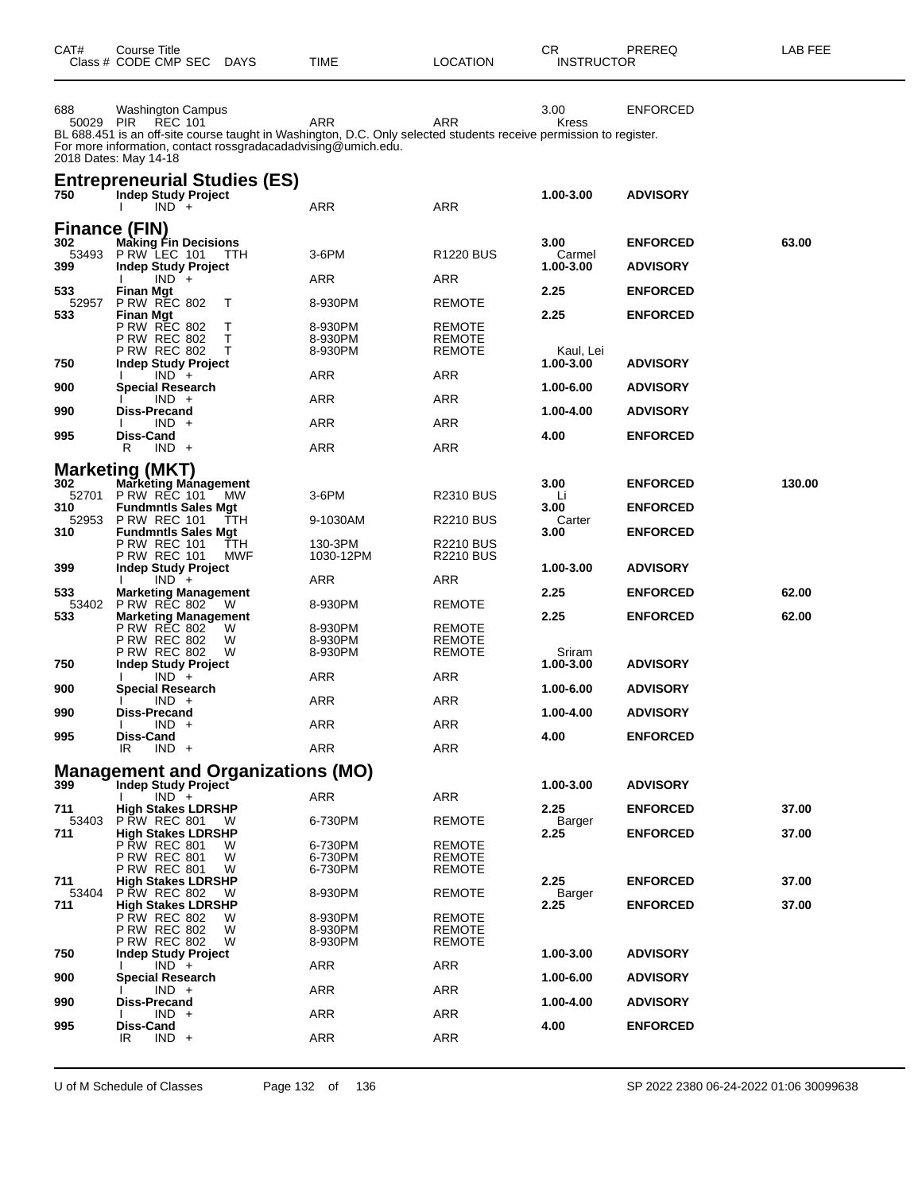| CAT# | Course Title<br>Class # CODE CMP SEC DAYS | TIME | LOCATION | CR<br>INSTRUCTOR | PREREQ | LAB FEE |
|---|---|---|---|---|---|---|
| 688 | Washington Campus | | | 3.00 | ENFORCED | |
| 50029 | PIR REC 101 | ARR | ARR | Kress | | |

BL 688.451 is an off-site course taught in Washington, D.C. Only selected students receive permission to register.
For more information, contact rossgradacadadvising@umich.edu.
2018 Dates: May 14-18

## Entrepreneurial Studies (ES)

| CAT# | Course Title<br>Class # CODE CMP SEC DAYS | TIME | LOCATION | CR<br>INSTRUCTOR | PREREQ | LAB FEE |
|---|---|---|---|---|---|---|
| **750** | **Indep Study Project** | | | **1.00-3.00** | **ADVISORY** | |
| | I IND + | ARR | ARR | | | |

## Finance (FIN)

| CAT# | Course Title<br>Class # CODE CMP SEC DAYS | TIME | LOCATION | CR<br>INSTRUCTOR | PREREQ | LAB FEE |
|---|---|---|---|---|---|---|
| **302** | **Making Fin Decisions** | | | **3.00** | **ENFORCED** | **63.00** |
| 53493 | P RW LEC 101 TTH | 3-6PM | R1220 BUS | Carmel | | |
| **399** | **Indep Study Project** | | | **1.00-3.00** | **ADVISORY** | |
| | I IND + | ARR | ARR | | | |
| **533** | **Finan Mgt** | | | **2.25** | **ENFORCED** | |
| 52957 | P RW REC 802 T | 8-930PM | REMOTE | | | |
| **533** | **Finan Mgt** | | | **2.25** | **ENFORCED** | |
| | P RW REC 802 T | 8-930PM | REMOTE | | | |
| | P RW REC 802 T | 8-930PM | REMOTE | | | |
| | P RW REC 802 T | 8-930PM | REMOTE | Kaul, Lei | | |
| **750** | **Indep Study Project** | | | **1.00-3.00** | **ADVISORY** | |
| | I IND + | ARR | ARR | | | |
| **900** | **Special Research** | | | **1.00-6.00** | **ADVISORY** | |
| | I IND + | ARR | ARR | | | |
| **990** | **Diss-Precand** | | | **1.00-4.00** | **ADVISORY** | |
| | I IND + | ARR | ARR | | | |
| **995** | **Diss-Cand** | | | **4.00** | **ENFORCED** | |
| | R IND + | ARR | ARR | | | |

## Marketing (MKT)

| CAT# | Course Title<br>Class # CODE CMP SEC DAYS | TIME | LOCATION | CR<br>INSTRUCTOR | PREREQ | LAB FEE |
|---|---|---|---|---|---|---|
| **302** | **Marketing Management** | | | **3.00** | **ENFORCED** | **130.00** |
| 52701 | P RW REC 101 MW | 3-6PM | R2310 BUS | Li | | |
| **310** | **Fundmntls Sales Mgt** | | | **3.00** | **ENFORCED** | |
| 52953 | P RW REC 101 TTH | 9-1030AM | R2210 BUS | Carter | | |
| **310** | **Fundmntls Sales Mgt** | | | **3.00** | **ENFORCED** | |
| | P RW REC 101 TTH | 130-3PM | R2210 BUS | | | |
| | P RW REC 101 MWF | 1030-12PM | R2210 BUS | | | |
| **399** | **Indep Study Project** | | | **1.00-3.00** | **ADVISORY** | |
| | I IND + | ARR | ARR | | | |
| **533** | **Marketing Management** | | | **2.25** | **ENFORCED** | **62.00** |
| 53402 | P RW REC 802 W | 8-930PM | REMOTE | | | |
| **533** | **Marketing Management** | | | **2.25** | **ENFORCED** | **62.00** |
| | P RW REC 802 W | 8-930PM | REMOTE | | | |
| | P RW REC 802 W | 8-930PM | REMOTE | | | |
| | P RW REC 802 W | 8-930PM | REMOTE | Sriram | | |
| **750** | **Indep Study Project** | | | **1.00-3.00** | **ADVISORY** | |
| | I IND + | ARR | ARR | | | |
| **900** | **Special Research** | | | **1.00-6.00** | **ADVISORY** | |
| | I IND + | ARR | ARR | | | |
| **990** | **Diss-Precand** | | | **1.00-4.00** | **ADVISORY** | |
| | I IND + | ARR | ARR | | | |
| **995** | **Diss-Cand** | | | **4.00** | **ENFORCED** | |
| | IR IND + | ARR | ARR | | | |

## Management and Organizations (MO)

| CAT# | Course Title<br>Class # CODE CMP SEC DAYS | TIME | LOCATION | CR<br>INSTRUCTOR | PREREQ | LAB FEE |
|---|---|---|---|---|---|---|
| **399** | **Indep Study Project** | | | **1.00-3.00** | **ADVISORY** | |
| | I IND + | ARR | ARR | | | |
| **711** | **High Stakes LDRSHP** | | | **2.25** | **ENFORCED** | **37.00** |
| 53403 | P RW REC 801 W | 6-730PM | REMOTE | Barger | | |
| **711** | **High Stakes LDRSHP** | | | **2.25** | **ENFORCED** | **37.00** |
| | P RW REC 801 W | 6-730PM | REMOTE | | | |
| | P RW REC 801 W | 6-730PM | REMOTE | | | |
| | P RW REC 801 W | 6-730PM | REMOTE | | | |
| **711** | **High Stakes LDRSHP** | | | **2.25** | **ENFORCED** | **37.00** |
| 53404 | P RW REC 802 W | 8-930PM | REMOTE | Barger | | |
| **711** | **High Stakes LDRSHP** | | | **2.25** | **ENFORCED** | **37.00** |
| | P RW REC 802 W | 8-930PM | REMOTE | | | |
| | P RW REC 802 W | 8-930PM | REMOTE | | | |
| | P RW REC 802 W | 8-930PM | REMOTE | | | |
| **750** | **Indep Study Project** | | | **1.00-3.00** | **ADVISORY** | |
| | I IND + | ARR | ARR | | | |
| **900** | **Special Research** | | | **1.00-6.00** | **ADVISORY** | |
| | I IND + | ARR | ARR | | | |
| **990** | **Diss-Precand** | | | **1.00-4.00** | **ADVISORY** | |
| | I IND + | ARR | ARR | | | |
| **995** | **Diss-Cand** | | | **4.00** | **ENFORCED** | |
| | IR IND + | ARR | ARR | | | |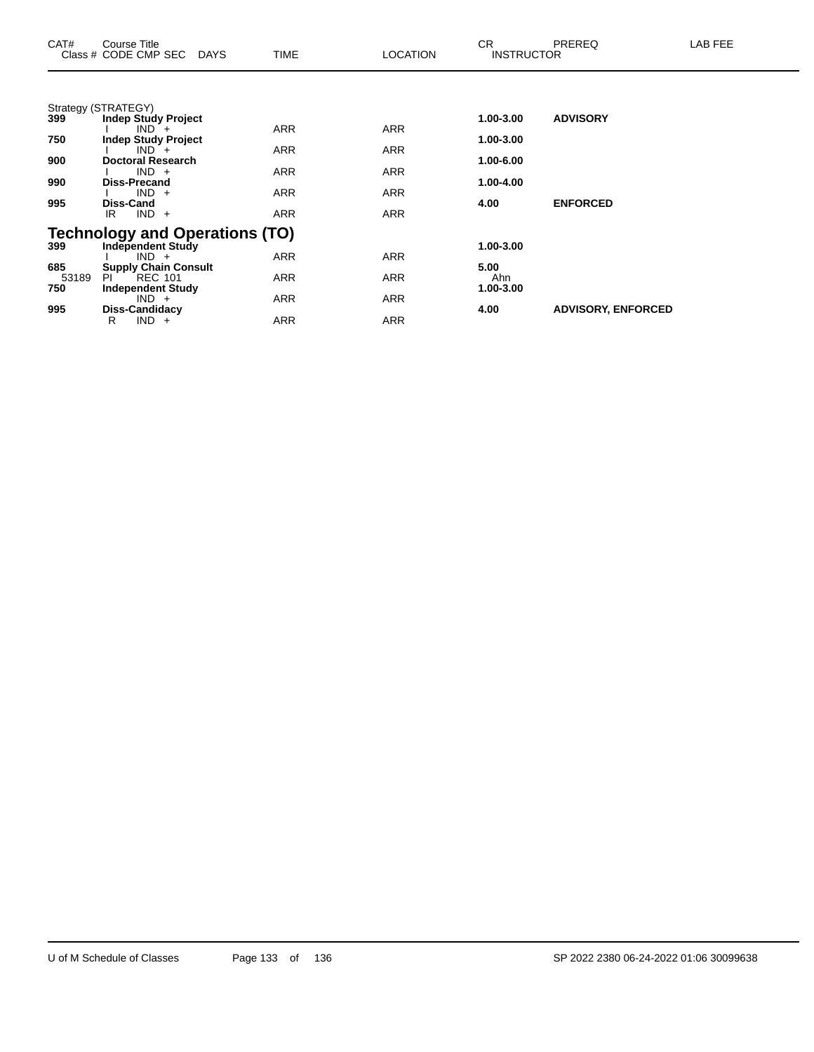| CAT# | Course Title<br>Class # CODE CMP SEC DAYS | TIME | LOCATION | CR<br>INSTRUCTOR | PREREQ | LAB FEE |
|---|---|---|---|---|---|---|

Strategy (STRATEGY)

| CAT# | Course Title / Class # CODE CMP SEC DAYS | TIME | LOCATION | CR / INSTRUCTOR | PREREQ | LAB FEE |
|---|---|---|---|---|---|---|
| **399** | **Indep Study Project** | | | **1.00-3.00** | **ADVISORY** | |
| | I IND + | ARR | ARR | | | |
| **750** | **Indep Study Project** | | | **1.00-3.00** | | |
| | I IND + | ARR | ARR | | | |
| **900** | **Doctoral Research** | | | **1.00-6.00** | | |
| | I IND + | ARR | ARR | | | |
| **990** | **Diss-Precand** | | | **1.00-4.00** | | |
| | I IND + | ARR | ARR | | | |
| **995** | **Diss-Cand** | | | **4.00** | **ENFORCED** | |
| | IR IND + | ARR | ARR | | | |

## Technology and Operations (TO)

| CAT# | Course Title / Class # CODE CMP SEC DAYS | TIME | LOCATION | CR / INSTRUCTOR | PREREQ | LAB FEE |
|---|---|---|---|---|---|---|
| **399** | **Independent Study** | | | **1.00-3.00** | | |
| | I IND + | ARR | ARR | | | |
| **685** | **Supply Chain Consult** | | | **5.00** | | |
| 53189 | PI REC 101 | ARR | ARR | Ahn | | |
| **750** | **Independent Study** | | | **1.00-3.00** | | |
| | IND + | ARR | ARR | | | |
| **995** | **Diss-Candidacy** | | | **4.00** | **ADVISORY, ENFORCED** | |
| | R IND + | ARR | ARR | | | |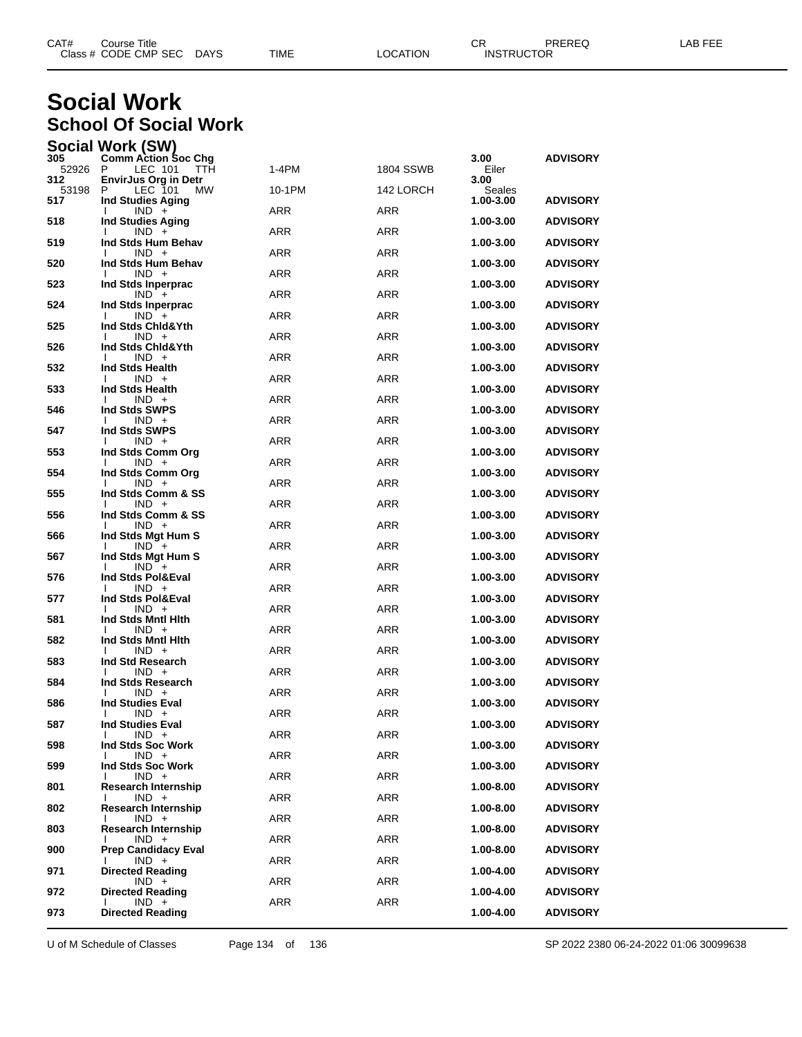# Social Work

## School Of Social Work

### Social Work (SW)

| CAT# Class # | Course Title CODE CMP SEC | DAYS | TIME | LOCATION | CR INSTRUCTOR | PREREQ | LAB FEE |
|---|---|---|---|---|---|---|---|
| 305 | Comm Action Soc Chg | | | | 3.00 | ADVISORY | |
| 52926 | P LEC 101 | TTH | 1-4PM | 1804 SSWB | Eiler | | |
| 312 | EnvirJus Org in Detr | | | | 3.00 | | |
| 53198 | P LEC 101 | MW | 10-1PM | 142 LORCH | Seales | | |
| 517 | Ind Studies Aging | | | | 1.00-3.00 | ADVISORY | |
| | I IND + | | ARR | ARR | | | |
| 518 | Ind Studies Aging | | | | 1.00-3.00 | ADVISORY | |
| | I IND + | | ARR | ARR | | | |
| 519 | Ind Stds Hum Behav | | | | 1.00-3.00 | ADVISORY | |
| | I IND + | | ARR | ARR | | | |
| 520 | Ind Stds Hum Behav | | | | 1.00-3.00 | ADVISORY | |
| | I IND + | | ARR | ARR | | | |
| 523 | Ind Stds Inperprac | | | | 1.00-3.00 | ADVISORY | |
| | IND + | | ARR | ARR | | | |
| 524 | Ind Stds Inperprac | | | | 1.00-3.00 | ADVISORY | |
| | I IND + | | ARR | ARR | | | |
| 525 | Ind Stds Chld&Yth | | | | 1.00-3.00 | ADVISORY | |
| | I IND + | | ARR | ARR | | | |
| 526 | Ind Stds Chld&Yth | | | | 1.00-3.00 | ADVISORY | |
| | I IND + | | ARR | ARR | | | |
| 532 | Ind Stds Health | | | | 1.00-3.00 | ADVISORY | |
| | I IND + | | ARR | ARR | | | |
| 533 | Ind Stds Health | | | | 1.00-3.00 | ADVISORY | |
| | I IND + | | ARR | ARR | | | |
| 546 | Ind Stds SWPS | | | | 1.00-3.00 | ADVISORY | |
| | I IND + | | ARR | ARR | | | |
| 547 | Ind Stds SWPS | | | | 1.00-3.00 | ADVISORY | |
| | I IND + | | ARR | ARR | | | |
| 553 | Ind Stds Comm Org | | | | 1.00-3.00 | ADVISORY | |
| | I IND + | | ARR | ARR | | | |
| 554 | Ind Stds Comm Org | | | | 1.00-3.00 | ADVISORY | |
| | I IND + | | ARR | ARR | | | |
| 555 | Ind Stds Comm & SS | | | | 1.00-3.00 | ADVISORY | |
| | I IND + | | ARR | ARR | | | |
| 556 | Ind Stds Comm & SS | | | | 1.00-3.00 | ADVISORY | |
| | I IND + | | ARR | ARR | | | |
| 566 | Ind Stds Mgt Hum S | | | | 1.00-3.00 | ADVISORY | |
| | I IND + | | ARR | ARR | | | |
| 567 | Ind Stds Mgt Hum S | | | | 1.00-3.00 | ADVISORY | |
| | I IND + | | ARR | ARR | | | |
| 576 | Ind Stds Pol&Eval | | | | 1.00-3.00 | ADVISORY | |
| | I IND + | | ARR | ARR | | | |
| 577 | Ind Stds Pol&Eval | | | | 1.00-3.00 | ADVISORY | |
| | I IND + | | ARR | ARR | | | |
| 581 | Ind Stds Mntl Hlth | | | | 1.00-3.00 | ADVISORY | |
| | I IND + | | ARR | ARR | | | |
| 582 | Ind Stds Mntl Hlth | | | | 1.00-3.00 | ADVISORY | |
| | I IND + | | ARR | ARR | | | |
| 583 | Ind Std Research | | | | 1.00-3.00 | ADVISORY | |
| | I IND + | | ARR | ARR | | | |
| 584 | Ind Stds Research | | | | 1.00-3.00 | ADVISORY | |
| | I IND + | | ARR | ARR | | | |
| 586 | Ind Studies Eval | | | | 1.00-3.00 | ADVISORY | |
| | I IND + | | ARR | ARR | | | |
| 587 | Ind Studies Eval | | | | 1.00-3.00 | ADVISORY | |
| | I IND + | | ARR | ARR | | | |
| 598 | Ind Stds Soc Work | | | | 1.00-3.00 | ADVISORY | |
| | I IND + | | ARR | ARR | | | |
| 599 | Ind Stds Soc Work | | | | 1.00-3.00 | ADVISORY | |
| | I IND + | | ARR | ARR | | | |
| 801 | Research Internship | | | | 1.00-8.00 | ADVISORY | |
| | I IND + | | ARR | ARR | | | |
| 802 | Research Internship | | | | 1.00-8.00 | ADVISORY | |
| | I IND + | | ARR | ARR | | | |
| 803 | Research Internship | | | | 1.00-8.00 | ADVISORY | |
| | I IND + | | ARR | ARR | | | |
| 900 | Prep Candidacy Eval | | | | 1.00-8.00 | ADVISORY | |
| | I IND + | | ARR | ARR | | | |
| 971 | Directed Reading | | | | 1.00-4.00 | ADVISORY | |
| | IND + | | ARR | ARR | | | |
| 972 | Directed Reading | | | | 1.00-4.00 | ADVISORY | |
| | I IND + | | ARR | ARR | | | |
| 973 | Directed Reading | | | | 1.00-4.00 | ADVISORY | |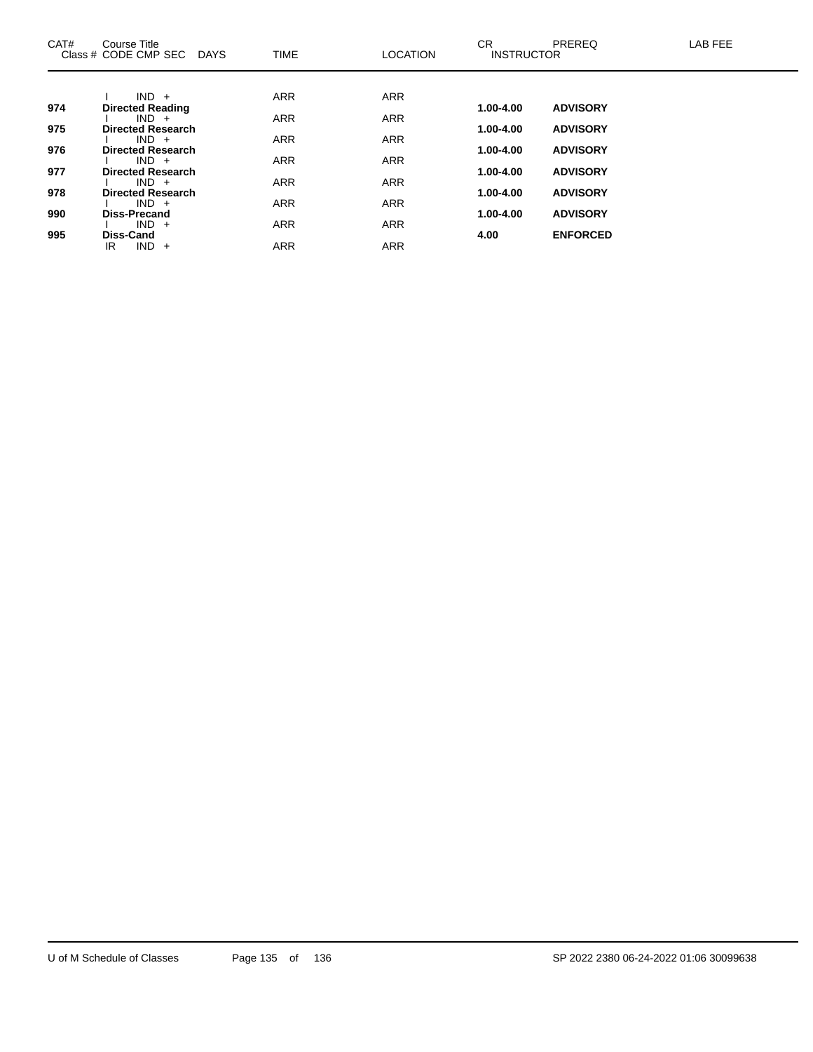| CAT# | Course Title<br>Class # CODE CMP SEC DAYS | TIME | LOCATION | CR INSTRUCTOR | PREREQ | LAB FEE |
|---|---|---|---|---|---|---|
| | I IND + | ARR | ARR | | | |
| **974** | **Directed Reading** | | | **1.00-4.00** | **ADVISORY** | |
| | I IND + | ARR | ARR | | | |
| **975** | **Directed Research** | | | **1.00-4.00** | **ADVISORY** | |
| | I IND + | ARR | ARR | | | |
| **976** | **Directed Research** | | | **1.00-4.00** | **ADVISORY** | |
| | I IND + | ARR | ARR | | | |
| **977** | **Directed Research** | | | **1.00-4.00** | **ADVISORY** | |
| | I IND + | ARR | ARR | | | |
| **978** | **Directed Research** | | | **1.00-4.00** | **ADVISORY** | |
| | I IND + | ARR | ARR | | | |
| **990** | **Diss-Precand** | | | **1.00-4.00** | **ADVISORY** | |
| | I IND + | ARR | ARR | | | |
| **995** | **Diss-Cand** | | | **4.00** | **ENFORCED** | |
| | IR IND + | ARR | ARR | | | |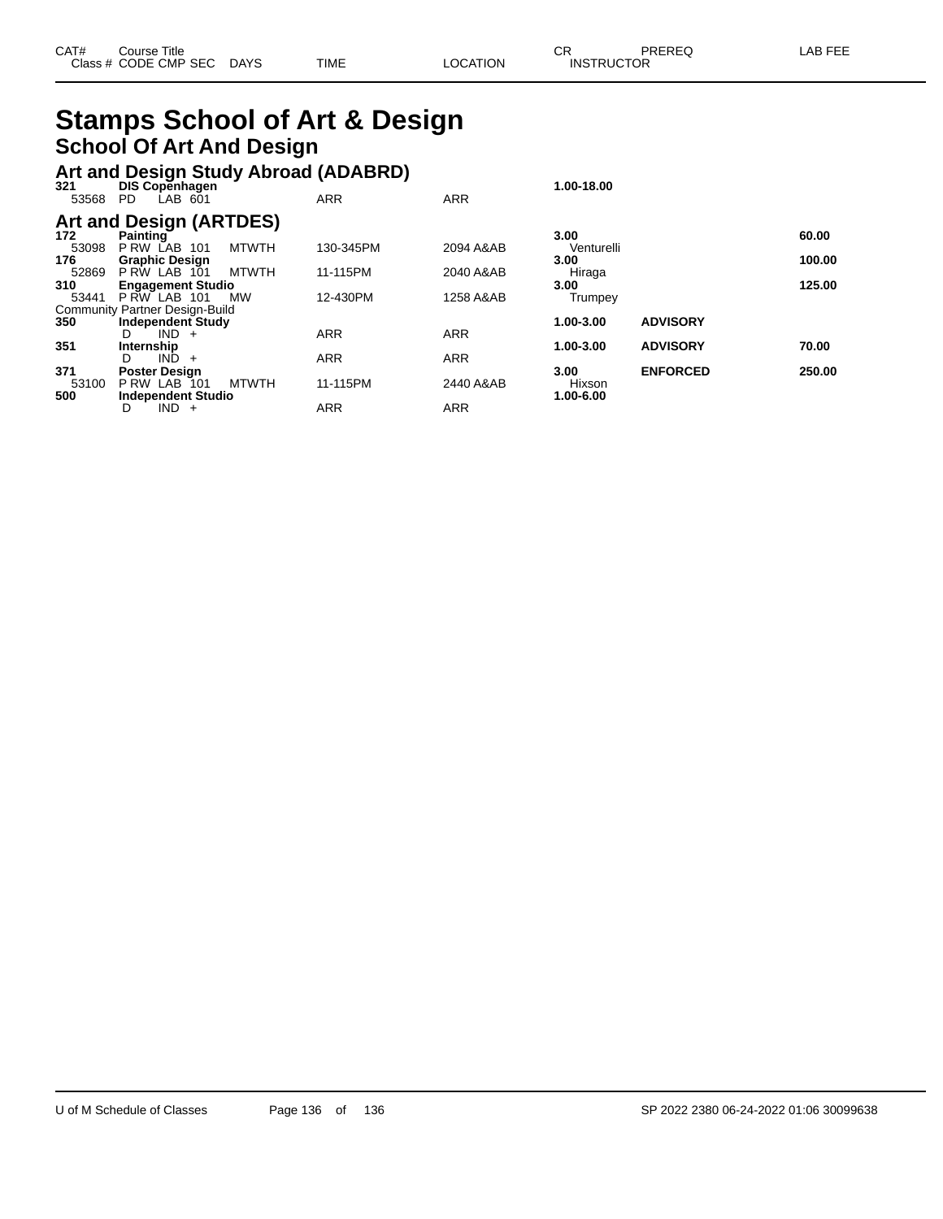| CAT# Class # | Course Title CODE CMP SEC | DAYS | TIME | LOCATION | CR INSTRUCTOR | PREREQ | LAB FEE |
|---|---|---|---|---|---|---|---|

# Stamps School of Art & Design

## School Of Art And Design

### Art and Design Study Abroad (ADABRD)

| CAT# Class # | Course Title CODE CMP SEC | DAYS | TIME | LOCATION | CR INSTRUCTOR | PREREQ | LAB FEE |
|---|---|---|---|---|---|---|---|
| **321** | **DIS Copenhagen** | | | | **1.00-18.00** | | |
| 53568 | PD LAB 601 | | ARR | ARR | | | |

### Art and Design (ARTDES)

| CAT# Class # | Course Title CODE CMP SEC | DAYS | TIME | LOCATION | CR INSTRUCTOR | PREREQ | LAB FEE |
|---|---|---|---|---|---|---|---|
| **172** | **Painting** | | | | **3.00** | | **60.00** |
| 53098 | P RW LAB 101 | MTWTH | 130-345PM | 2094 A&AB | Venturelli | | |
| **176** | **Graphic Design** | | | | **3.00** | | **100.00** |
| 52869 | P RW LAB 101 | MTWTH | 11-115PM | 2040 A&AB | Hiraga | | |
| **310** | **Engagement Studio** | | | | **3.00** | | **125.00** |
| 53441 | P RW LAB 101 | MW | 12-430PM | 1258 A&AB | Trumpey | | |
| Community Partner Design-Build | | | | | | | |
| **350** | **Independent Study** | | | | **1.00-3.00** | **ADVISORY** | |
| | D IND + | | ARR | ARR | | | |
| **351** | **Internship** | | | | **1.00-3.00** | **ADVISORY** | **70.00** |
| | D IND + | | ARR | ARR | | | |
| **371** | **Poster Design** | | | | **3.00** | **ENFORCED** | **250.00** |
| 53100 | P RW LAB 101 | MTWTH | 11-115PM | 2440 A&AB | Hixson | | |
| **500** | **Independent Studio** | | | | **1.00-6.00** | | |
| | D IND + | | ARR | ARR | | | |